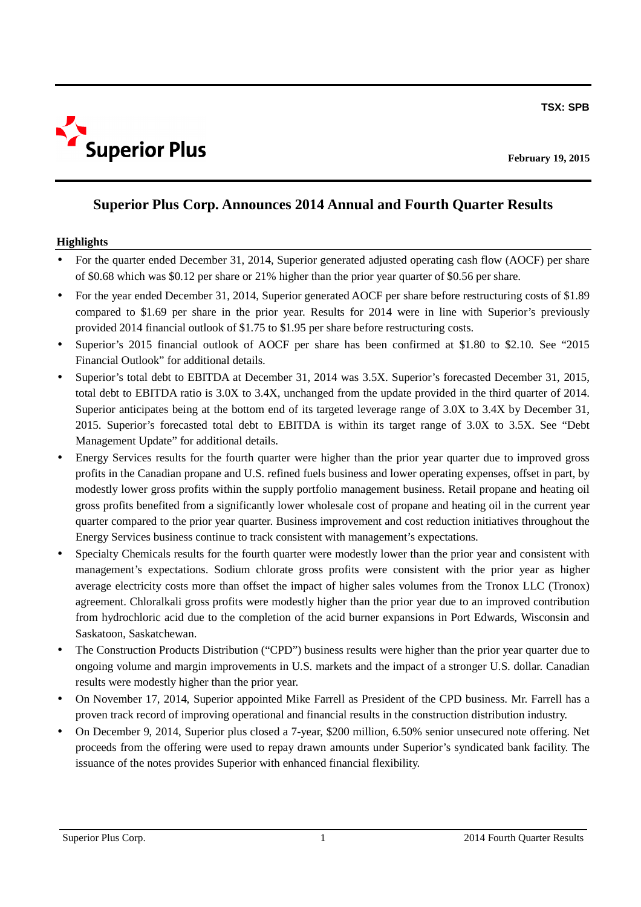TSX: SPB

Superior Plus

February 19, 2015

# Superior Plus Corp. Announces 2014 Annual and Fourth Quarter Results

## Highlights

- For the quarter ended December 31, 2014, Superior generated adjusted operating cash flow (AOCF) per share of $0.68 which was $0.12 per share or 21% higher than the prior year quarter of $0.56 per share.
- For the year ended December 31, 2014, Superior generated AOCF per share before restructuring costs of $1.89 compared to $1.69 per share in the prior year. Results for 2014 were in line with Superior's previously provided 2014 financial outlook of $1.75 to $1.95 per share before restructuring costs.
- Superior's 2015 financial outlook of AOCF per share has been confirmed at $1.80 to $2.10. See "2015 Financial Outlook" for additional details.
- Superior's total debt to EBITDA at December 31, 2014 was 3.5X. Superior's forecasted December 31, 2015, total debt to EBITDA ratio is 3.0X to 3.4X, unchanged from the update provided in the third quarter of 2014. Superior anticipates being at the bottom end of its targeted leverage range of 3.0X to 3.4X by December 31, 2015. Superior's forecasted total debt to EBITDA is within its target range of 3.0X to 3.5X. See "Debt Management Update" for additional details.
- Energy Services results for the fourth quarter were higher than the prior year quarter due to improved gross profits in the Canadian propane and U.S. refined fuels business and lower operating expenses, offset in part, by modestly lower gross profits within the supply portfolio management business. Retail propane and heating oil gross profits benefited from a significantly lower wholesale cost of propane and heating oil in the current year quarter compared to the prior year quarter. Business improvement and cost reduction initiatives throughout the Energy Services business continue to track consistent with management's expectations.
- Specialty Chemicals results for the fourth quarter were modestly lower than the prior year and consistent with management's expectations. Sodium chlorate gross profits were consistent with the prior year as higher average electricity costs more than offset the impact of higher sales volumes from the Tronox LLC (Tronox) agreement. Chloralkali gross profits were modestly higher than the prior year due to an improved contribution from hydrochloric acid due to the completion of the acid burner expansions in Port Edwards, Wisconsin and Saskatoon, Saskatchewan.
- The Construction Products Distribution ("CPD") business results were higher than the prior year quarter due to ongoing volume and margin improvements in U.S. markets and the impact of a stronger U.S. dollar. Canadian results were modestly higher than the prior year.
- On November 17, 2014, Superior appointed Mike Farrell as President of the CPD business. Mr. Farrell has a proven track record of improving operational and financial results in the construction distribution industry.
- On December 9, 2014, Superior plus closed a 7-year, $200 million, 6.50% senior unsecured note offering. Net proceeds from the offering were used to repay drawn amounts under Superior's syndicated bank facility. The issuance of the notes provides Superior with enhanced financial flexibility.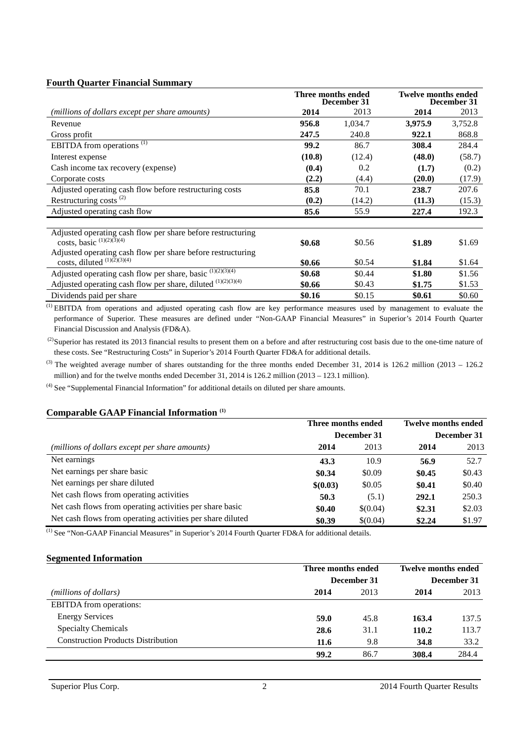**Fourth Quarter Financial Summary**

| | Three months ended December 31 | | Twelve months ended December 31 | |
|---|---|---|---|---|
| *(millions of dollars except per share amounts)* | **2014** | 2013 | **2014** | 2013 |
| Revenue | **956.8** | 1,034.7 | **3,975.9** | 3,752.8 |
| Gross profit | **247.5** | 240.8 | **922.1** | 868.8 |
| EBITDA from operations [(1)] | **99.2** | 86.7 | **308.4** | 284.4 |
| Interest expense | **(10.8)** | (12.4) | **(48.0)** | (58.7) |
| Cash income tax recovery (expense) | **(0.4)** | 0.2 | **(1.7)** | (0.2) |
| Corporate costs | **(2.2)** | (4.4) | **(20.0)** | (17.9) |
| Adjusted operating cash flow before restructuring costs | **85.8** | 70.1 | **238.7** | 207.6 |
| Restructuring costs [(2)] | **(0.2)** | (14.2) | **(11.3)** | (15.3) |
| Adjusted operating cash flow | **85.6** | 55.9 | **227.4** | 192.3 |
| Adjusted operating cash flow per share before restructuring costs, basic [(1)(2)(3)(4)] | **$0.68** | $0.56 | **$1.89** | $1.69 |
| Adjusted operating cash flow per share before restructuring costs, diluted [(1)(2)(3)(4)] | **$0.66** | $0.54 | **$1.84** | $1.64 |
| Adjusted operating cash flow per share, basic [(1)(2)(3)(4)] | **$0.68** | $0.44 | **$1.80** | $1.56 |
| Adjusted operating cash flow per share, diluted [(1)(2)(3)(4)] | **$0.66** | $0.43 | **$1.75** | $1.53 |
| Dividends paid per share | **$0.16** | $0.15 | **$0.61** | $0.60 |

[(1)] EBITDA from operations and adjusted operating cash flow are key performance measures used by management to evaluate the performance of Superior. These measures are defined under "Non-GAAP Financial Measures" in Superior's 2014 Fourth Quarter Financial Discussion and Analysis (FD&A).

[(2)] Superior has restated its 2013 financial results to present them on a before and after restructuring cost basis due to the one-time nature of these costs. See "Restructuring Costs" in Superior's 2014 Fourth Quarter FD&A for additional details.

[(3)] The weighted average number of shares outstanding for the three months ended December 31, 2014 is 126.2 million (2013 – 126.2 million) and for the twelve months ended December 31, 2014 is 126.2 million (2013 – 123.1 million).

[(4)] See "Supplemental Financial Information" for additional details on diluted per share amounts.

**Comparable GAAP Financial Information [(1)]**

| | Three months ended December 31 | | Twelve months ended December 31 | |
|---|---|---|---|---|
| *(millions of dollars except per share amounts)* | **2014** | 2013 | **2014** | 2013 |
| Net earnings | **43.3** | 10.9 | **56.9** | 52.7 |
| Net earnings per share basic | **$0.34** | $0.09 | **$0.45** | $0.43 |
| Net earnings per share diluted | **$(0.03)** | $0.05 | **$0.41** | $0.40 |
| Net cash flows from operating activities | **50.3** | (5.1) | **292.1** | 250.3 |
| Net cash flows from operating activities per share basic | **$0.40** | $(0.04) | **$2.31** | $2.03 |
| Net cash flows from operating activities per share diluted | **$0.39** | $(0.04) | **$2.24** | $1.97 |

[(1)] See "Non-GAAP Financial Measures" in Superior's 2014 Fourth Quarter FD&A for additional details.

**Segmented Information**

| | Three months ended December 31 | | Twelve months ended December 31 | |
|---|---|---|---|---|
| *(millions of dollars)* | **2014** | 2013 | **2014** | 2013 |
| EBITDA from operations: | | | | |
| Energy Services | **59.0** | 45.8 | **163.4** | 137.5 |
| Specialty Chemicals | **28.6** | 31.1 | **110.2** | 113.7 |
| Construction Products Distribution | **11.6** | 9.8 | **34.8** | 33.2 |
| | **99.2** | 86.7 | **308.4** | 284.4 |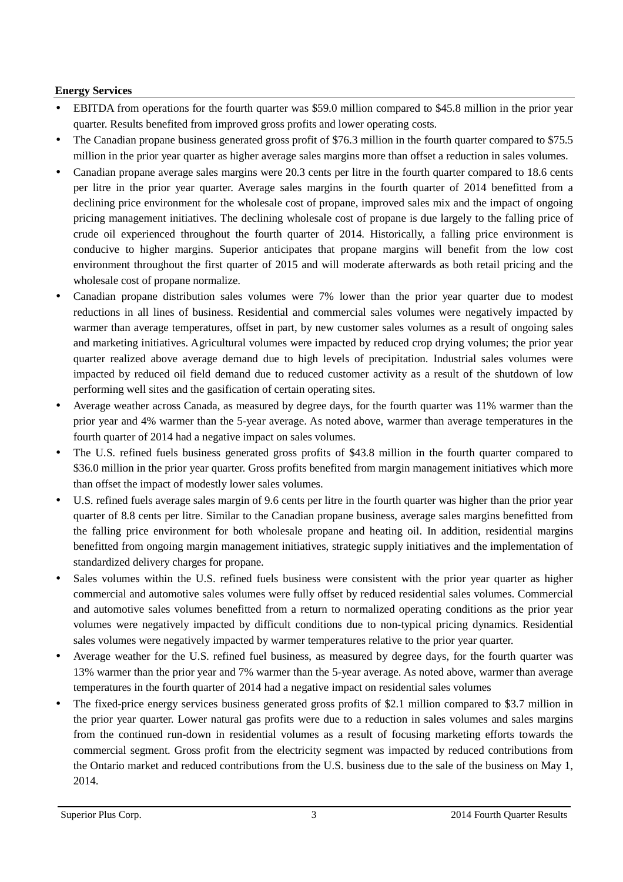**Energy Services**

- EBITDA from operations for the fourth quarter was $59.0 million compared to $45.8 million in the prior year quarter. Results benefited from improved gross profits and lower operating costs.
- The Canadian propane business generated gross profit of $76.3 million in the fourth quarter compared to $75.5 million in the prior year quarter as higher average sales margins more than offset a reduction in sales volumes.
- Canadian propane average sales margins were 20.3 cents per litre in the fourth quarter compared to 18.6 cents per litre in the prior year quarter. Average sales margins in the fourth quarter of 2014 benefitted from a declining price environment for the wholesale cost of propane, improved sales mix and the impact of ongoing pricing management initiatives. The declining wholesale cost of propane is due largely to the falling price of crude oil experienced throughout the fourth quarter of 2014. Historically, a falling price environment is conducive to higher margins. Superior anticipates that propane margins will benefit from the low cost environment throughout the first quarter of 2015 and will moderate afterwards as both retail pricing and the wholesale cost of propane normalize.
- Canadian propane distribution sales volumes were 7% lower than the prior year quarter due to modest reductions in all lines of business. Residential and commercial sales volumes were negatively impacted by warmer than average temperatures, offset in part, by new customer sales volumes as a result of ongoing sales and marketing initiatives. Agricultural volumes were impacted by reduced crop drying volumes; the prior year quarter realized above average demand due to high levels of precipitation. Industrial sales volumes were impacted by reduced oil field demand due to reduced customer activity as a result of the shutdown of low performing well sites and the gasification of certain operating sites.
- Average weather across Canada, as measured by degree days, for the fourth quarter was 11% warmer than the prior year and 4% warmer than the 5-year average. As noted above, warmer than average temperatures in the fourth quarter of 2014 had a negative impact on sales volumes.
- The U.S. refined fuels business generated gross profits of $43.8 million in the fourth quarter compared to $36.0 million in the prior year quarter. Gross profits benefited from margin management initiatives which more than offset the impact of modestly lower sales volumes.
- U.S. refined fuels average sales margin of 9.6 cents per litre in the fourth quarter was higher than the prior year quarter of 8.8 cents per litre. Similar to the Canadian propane business, average sales margins benefitted from the falling price environment for both wholesale propane and heating oil. In addition, residential margins benefitted from ongoing margin management initiatives, strategic supply initiatives and the implementation of standardized delivery charges for propane.
- Sales volumes within the U.S. refined fuels business were consistent with the prior year quarter as higher commercial and automotive sales volumes were fully offset by reduced residential sales volumes. Commercial and automotive sales volumes benefitted from a return to normalized operating conditions as the prior year volumes were negatively impacted by difficult conditions due to non-typical pricing dynamics. Residential sales volumes were negatively impacted by warmer temperatures relative to the prior year quarter.
- Average weather for the U.S. refined fuel business, as measured by degree days, for the fourth quarter was 13% warmer than the prior year and 7% warmer than the 5-year average. As noted above, warmer than average temperatures in the fourth quarter of 2014 had a negative impact on residential sales volumes
- The fixed-price energy services business generated gross profits of $2.1 million compared to $3.7 million in the prior year quarter. Lower natural gas profits were due to a reduction in sales volumes and sales margins from the continued run-down in residential volumes as a result of focusing marketing efforts towards the commercial segment. Gross profit from the electricity segment was impacted by reduced contributions from the Ontario market and reduced contributions from the U.S. business due to the sale of the business on May 1, 2014.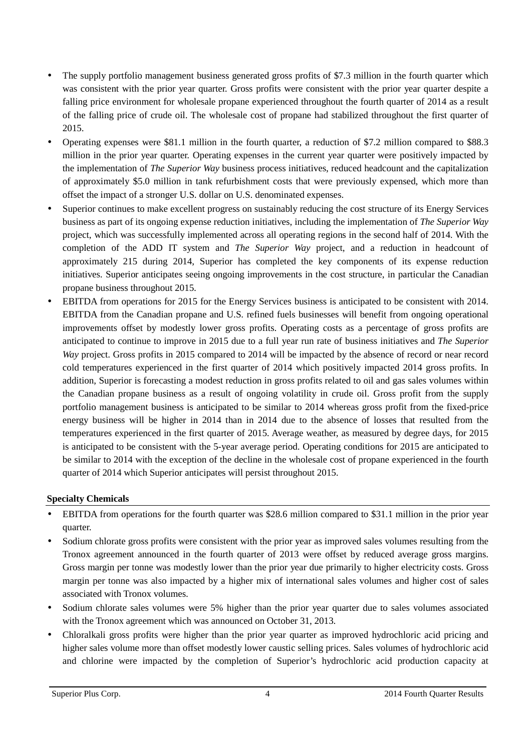- The supply portfolio management business generated gross profits of $7.3 million in the fourth quarter which was consistent with the prior year quarter. Gross profits were consistent with the prior year quarter despite a falling price environment for wholesale propane experienced throughout the fourth quarter of 2014 as a result of the falling price of crude oil. The wholesale cost of propane had stabilized throughout the first quarter of 2015.
- Operating expenses were $81.1 million in the fourth quarter, a reduction of $7.2 million compared to $88.3 million in the prior year quarter. Operating expenses in the current year quarter were positively impacted by the implementation of *The Superior Way* business process initiatives, reduced headcount and the capitalization of approximately $5.0 million in tank refurbishment costs that were previously expensed, which more than offset the impact of a stronger U.S. dollar on U.S. denominated expenses.
- Superior continues to make excellent progress on sustainably reducing the cost structure of its Energy Services business as part of its ongoing expense reduction initiatives, including the implementation of *The Superior Way* project, which was successfully implemented across all operating regions in the second half of 2014. With the completion of the ADD IT system and *The Superior Way* project, and a reduction in headcount of approximately 215 during 2014, Superior has completed the key components of its expense reduction initiatives. Superior anticipates seeing ongoing improvements in the cost structure, in particular the Canadian propane business throughout 2015.
- EBITDA from operations for 2015 for the Energy Services business is anticipated to be consistent with 2014. EBITDA from the Canadian propane and U.S. refined fuels businesses will benefit from ongoing operational improvements offset by modestly lower gross profits. Operating costs as a percentage of gross profits are anticipated to continue to improve in 2015 due to a full year run rate of business initiatives and *The Superior Way* project. Gross profits in 2015 compared to 2014 will be impacted by the absence of record or near record cold temperatures experienced in the first quarter of 2014 which positively impacted 2014 gross profits. In addition, Superior is forecasting a modest reduction in gross profits related to oil and gas sales volumes within the Canadian propane business as a result of ongoing volatility in crude oil. Gross profit from the supply portfolio management business is anticipated to be similar to 2014 whereas gross profit from the fixed-price energy business will be higher in 2014 than in 2014 due to the absence of losses that resulted from the temperatures experienced in the first quarter of 2015. Average weather, as measured by degree days, for 2015 is anticipated to be consistent with the 5-year average period. Operating conditions for 2015 are anticipated to be similar to 2014 with the exception of the decline in the wholesale cost of propane experienced in the fourth quarter of 2014 which Superior anticipates will persist throughout 2015.

**Specialty Chemicals**

- EBITDA from operations for the fourth quarter was $28.6 million compared to $31.1 million in the prior year quarter.
- Sodium chlorate gross profits were consistent with the prior year as improved sales volumes resulting from the Tronox agreement announced in the fourth quarter of 2013 were offset by reduced average gross margins. Gross margin per tonne was modestly lower than the prior year due primarily to higher electricity costs. Gross margin per tonne was also impacted by a higher mix of international sales volumes and higher cost of sales associated with Tronox volumes.
- Sodium chlorate sales volumes were 5% higher than the prior year quarter due to sales volumes associated with the Tronox agreement which was announced on October 31, 2013.
- Chloralkali gross profits were higher than the prior year quarter as improved hydrochloric acid pricing and higher sales volume more than offset modestly lower caustic selling prices. Sales volumes of hydrochloric acid and chlorine were impacted by the completion of Superior's hydrochloric acid production capacity at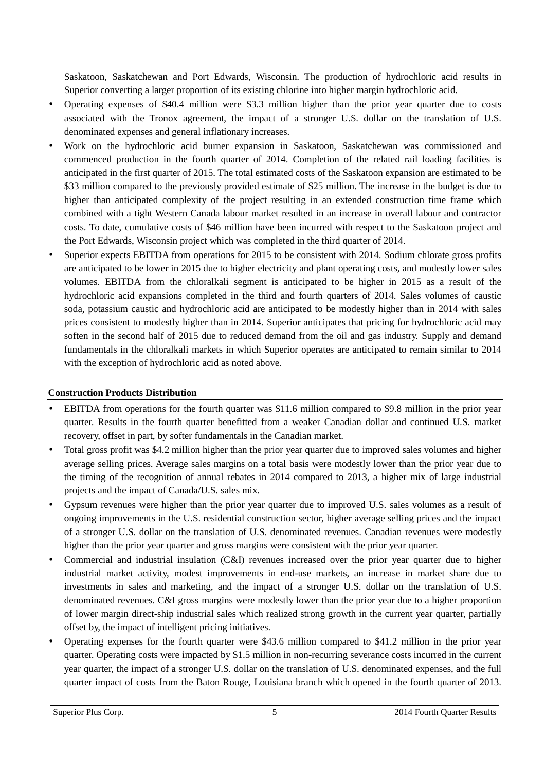Saskatoon, Saskatchewan and Port Edwards, Wisconsin. The production of hydrochloric acid results in Superior converting a larger proportion of its existing chlorine into higher margin hydrochloric acid.

- Operating expenses of $40.4 million were $3.3 million higher than the prior year quarter due to costs associated with the Tronox agreement, the impact of a stronger U.S. dollar on the translation of U.S. denominated expenses and general inflationary increases.
- Work on the hydrochloric acid burner expansion in Saskatoon, Saskatchewan was commissioned and commenced production in the fourth quarter of 2014. Completion of the related rail loading facilities is anticipated in the first quarter of 2015. The total estimated costs of the Saskatoon expansion are estimated to be $33 million compared to the previously provided estimate of $25 million. The increase in the budget is due to higher than anticipated complexity of the project resulting in an extended construction time frame which combined with a tight Western Canada labour market resulted in an increase in overall labour and contractor costs. To date, cumulative costs of $46 million have been incurred with respect to the Saskatoon project and the Port Edwards, Wisconsin project which was completed in the third quarter of 2014.
- Superior expects EBITDA from operations for 2015 to be consistent with 2014. Sodium chlorate gross profits are anticipated to be lower in 2015 due to higher electricity and plant operating costs, and modestly lower sales volumes. EBITDA from the chloralkali segment is anticipated to be higher in 2015 as a result of the hydrochloric acid expansions completed in the third and fourth quarters of 2014. Sales volumes of caustic soda, potassium caustic and hydrochloric acid are anticipated to be modestly higher than in 2014 with sales prices consistent to modestly higher than in 2014. Superior anticipates that pricing for hydrochloric acid may soften in the second half of 2015 due to reduced demand from the oil and gas industry. Supply and demand fundamentals in the chloralkali markets in which Superior operates are anticipated to remain similar to 2014 with the exception of hydrochloric acid as noted above.

**Construction Products Distribution**

- EBITDA from operations for the fourth quarter was $11.6 million compared to $9.8 million in the prior year quarter. Results in the fourth quarter benefitted from a weaker Canadian dollar and continued U.S. market recovery, offset in part, by softer fundamentals in the Canadian market.
- Total gross profit was $4.2 million higher than the prior year quarter due to improved sales volumes and higher average selling prices. Average sales margins on a total basis were modestly lower than the prior year due to the timing of the recognition of annual rebates in 2014 compared to 2013, a higher mix of large industrial projects and the impact of Canada/U.S. sales mix.
- Gypsum revenues were higher than the prior year quarter due to improved U.S. sales volumes as a result of ongoing improvements in the U.S. residential construction sector, higher average selling prices and the impact of a stronger U.S. dollar on the translation of U.S. denominated revenues. Canadian revenues were modestly higher than the prior year quarter and gross margins were consistent with the prior year quarter.
- Commercial and industrial insulation (C&I) revenues increased over the prior year quarter due to higher industrial market activity, modest improvements in end-use markets, an increase in market share due to investments in sales and marketing, and the impact of a stronger U.S. dollar on the translation of U.S. denominated revenues. C&I gross margins were modestly lower than the prior year due to a higher proportion of lower margin direct-ship industrial sales which realized strong growth in the current year quarter, partially offset by, the impact of intelligent pricing initiatives.
- Operating expenses for the fourth quarter were $43.6 million compared to $41.2 million in the prior year quarter. Operating costs were impacted by $1.5 million in non-recurring severance costs incurred in the current year quarter, the impact of a stronger U.S. dollar on the translation of U.S. denominated expenses, and the full quarter impact of costs from the Baton Rouge, Louisiana branch which opened in the fourth quarter of 2013.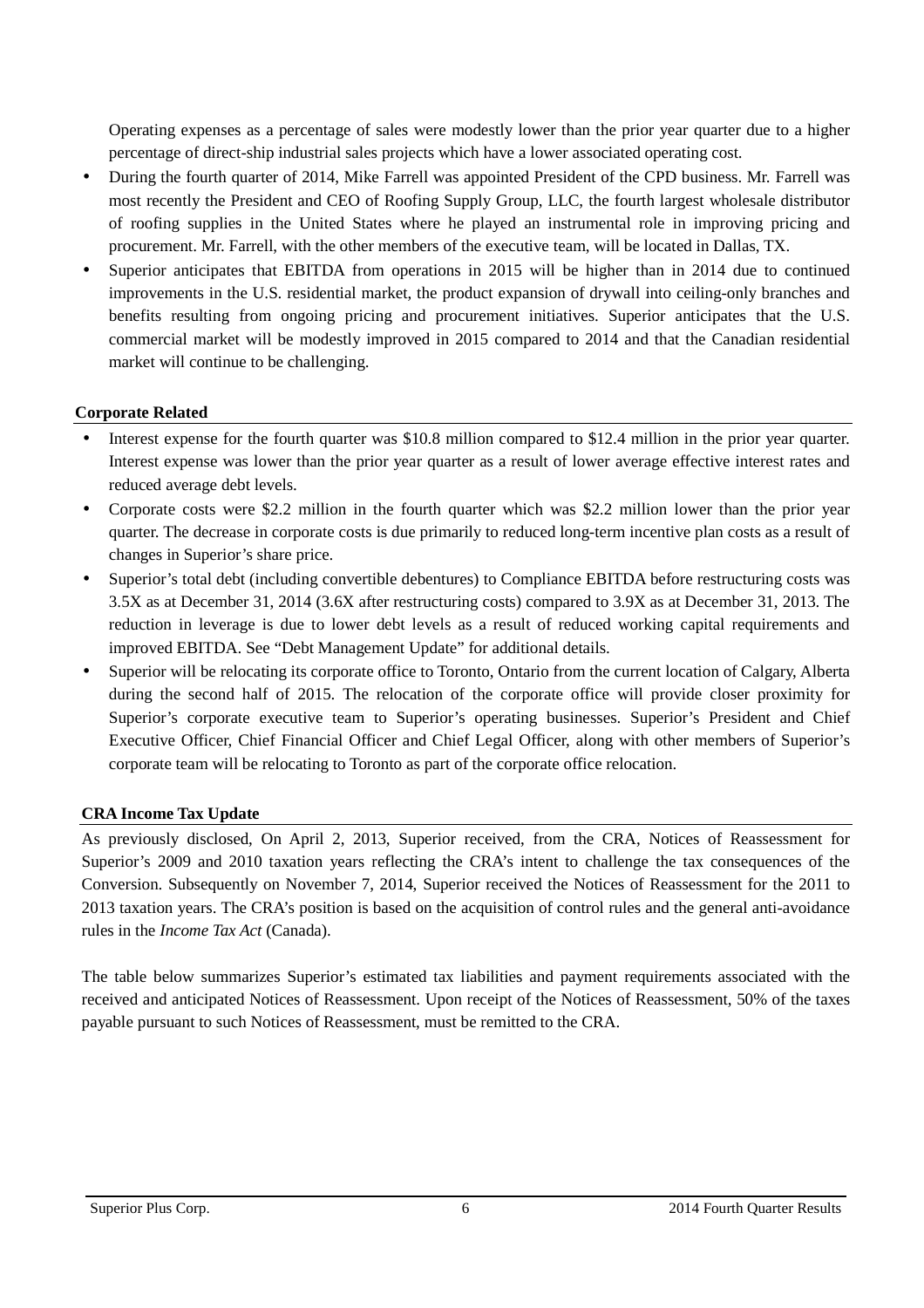Operating expenses as a percentage of sales were modestly lower than the prior year quarter due to a higher percentage of direct-ship industrial sales projects which have a lower associated operating cost.

- During the fourth quarter of 2014, Mike Farrell was appointed President of the CPD business. Mr. Farrell was most recently the President and CEO of Roofing Supply Group, LLC, the fourth largest wholesale distributor of roofing supplies in the United States where he played an instrumental role in improving pricing and procurement. Mr. Farrell, with the other members of the executive team, will be located in Dallas, TX.
- Superior anticipates that EBITDA from operations in 2015 will be higher than in 2014 due to continued improvements in the U.S. residential market, the product expansion of drywall into ceiling-only branches and benefits resulting from ongoing pricing and procurement initiatives. Superior anticipates that the U.S. commercial market will be modestly improved in 2015 compared to 2014 and that the Canadian residential market will continue to be challenging.

**Corporate Related**

- Interest expense for the fourth quarter was $10.8 million compared to $12.4 million in the prior year quarter. Interest expense was lower than the prior year quarter as a result of lower average effective interest rates and reduced average debt levels.
- Corporate costs were $2.2 million in the fourth quarter which was $2.2 million lower than the prior year quarter. The decrease in corporate costs is due primarily to reduced long-term incentive plan costs as a result of changes in Superior's share price.
- Superior's total debt (including convertible debentures) to Compliance EBITDA before restructuring costs was 3.5X as at December 31, 2014 (3.6X after restructuring costs) compared to 3.9X as at December 31, 2013. The reduction in leverage is due to lower debt levels as a result of reduced working capital requirements and improved EBITDA. See "Debt Management Update" for additional details.
- Superior will be relocating its corporate office to Toronto, Ontario from the current location of Calgary, Alberta during the second half of 2015. The relocation of the corporate office will provide closer proximity for Superior's corporate executive team to Superior's operating businesses. Superior's President and Chief Executive Officer, Chief Financial Officer and Chief Legal Officer, along with other members of Superior's corporate team will be relocating to Toronto as part of the corporate office relocation.

**CRA Income Tax Update**

As previously disclosed, On April 2, 2013, Superior received, from the CRA, Notices of Reassessment for Superior's 2009 and 2010 taxation years reflecting the CRA's intent to challenge the tax consequences of the Conversion. Subsequently on November 7, 2014, Superior received the Notices of Reassessment for the 2011 to 2013 taxation years. The CRA's position is based on the acquisition of control rules and the general anti-avoidance rules in the *Income Tax Act* (Canada).

The table below summarizes Superior's estimated tax liabilities and payment requirements associated with the received and anticipated Notices of Reassessment. Upon receipt of the Notices of Reassessment, 50% of the taxes payable pursuant to such Notices of Reassessment, must be remitted to the CRA.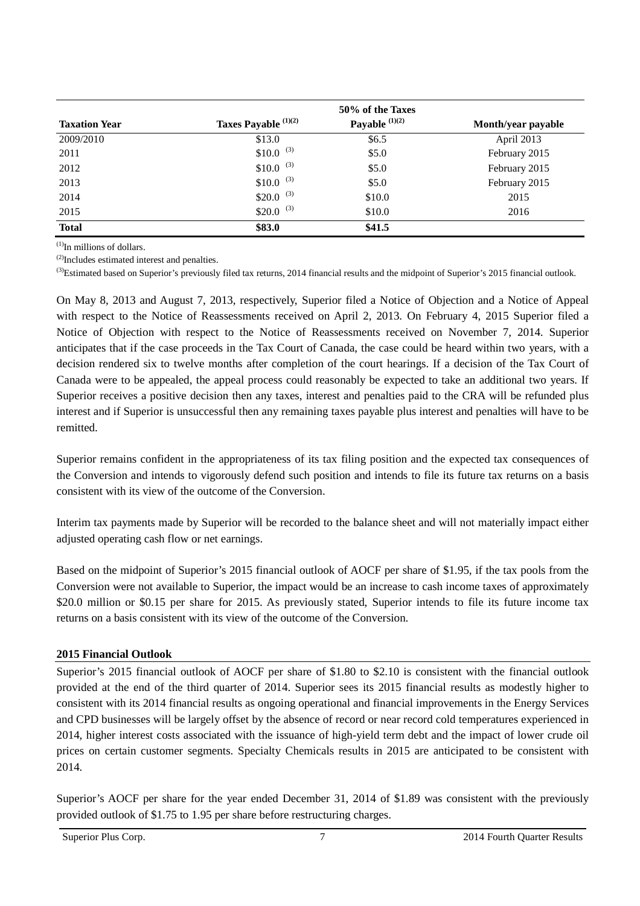| Taxation Year | Taxes Payable [(1)(2)] | 50% of the Taxes Payable [(1)(2)] | Month/year payable |
|---|---|---|---|
| 2009/2010 | \$13.0 | \$6.5 | April 2013 |
| 2011 | \$10.0 [(3)] | \$5.0 | February 2015 |
| 2012 | \$10.0 [(3)] | \$5.0 | February 2015 |
| 2013 | \$10.0 [(3)] | \$5.0 | February 2015 |
| 2014 | \$20.0 [(3)] | \$10.0 | 2015 |
| 2015 | \$20.0 [(3)] | \$10.0 | 2016 |
| **Total** | **\$83.0** | **\$41.5** | |

[(1)]In millions of dollars.

[(2)]Includes estimated interest and penalties.

[(3)]Estimated based on Superior's previously filed tax returns, 2014 financial results and the midpoint of Superior's 2015 financial outlook.

On May 8, 2013 and August 7, 2013, respectively, Superior filed a Notice of Objection and a Notice of Appeal with respect to the Notice of Reassessments received on April 2, 2013. On February 4, 2015 Superior filed a Notice of Objection with respect to the Notice of Reassessments received on November 7, 2014. Superior anticipates that if the case proceeds in the Tax Court of Canada, the case could be heard within two years, with a decision rendered six to twelve months after completion of the court hearings. If a decision of the Tax Court of Canada were to be appealed, the appeal process could reasonably be expected to take an additional two years. If Superior receives a positive decision then any taxes, interest and penalties paid to the CRA will be refunded plus interest and if Superior is unsuccessful then any remaining taxes payable plus interest and penalties will have to be remitted.

Superior remains confident in the appropriateness of its tax filing position and the expected tax consequences of the Conversion and intends to vigorously defend such position and intends to file its future tax returns on a basis consistent with its view of the outcome of the Conversion.

Interim tax payments made by Superior will be recorded to the balance sheet and will not materially impact either adjusted operating cash flow or net earnings.

Based on the midpoint of Superior's 2015 financial outlook of AOCF per share of \$1.95, if the tax pools from the Conversion were not available to Superior, the impact would be an increase to cash income taxes of approximately \$20.0 million or \$0.15 per share for 2015. As previously stated, Superior intends to file its future income tax returns on a basis consistent with its view of the outcome of the Conversion.

## 2015 Financial Outlook

Superior's 2015 financial outlook of AOCF per share of \$1.80 to \$2.10 is consistent with the financial outlook provided at the end of the third quarter of 2014. Superior sees its 2015 financial results as modestly higher to consistent with its 2014 financial results as ongoing operational and financial improvements in the Energy Services and CPD businesses will be largely offset by the absence of record or near record cold temperatures experienced in 2014, higher interest costs associated with the issuance of high-yield term debt and the impact of lower crude oil prices on certain customer segments. Specialty Chemicals results in 2015 are anticipated to be consistent with 2014.

Superior's AOCF per share for the year ended December 31, 2014 of \$1.89 was consistent with the previously provided outlook of \$1.75 to 1.95 per share before restructuring charges.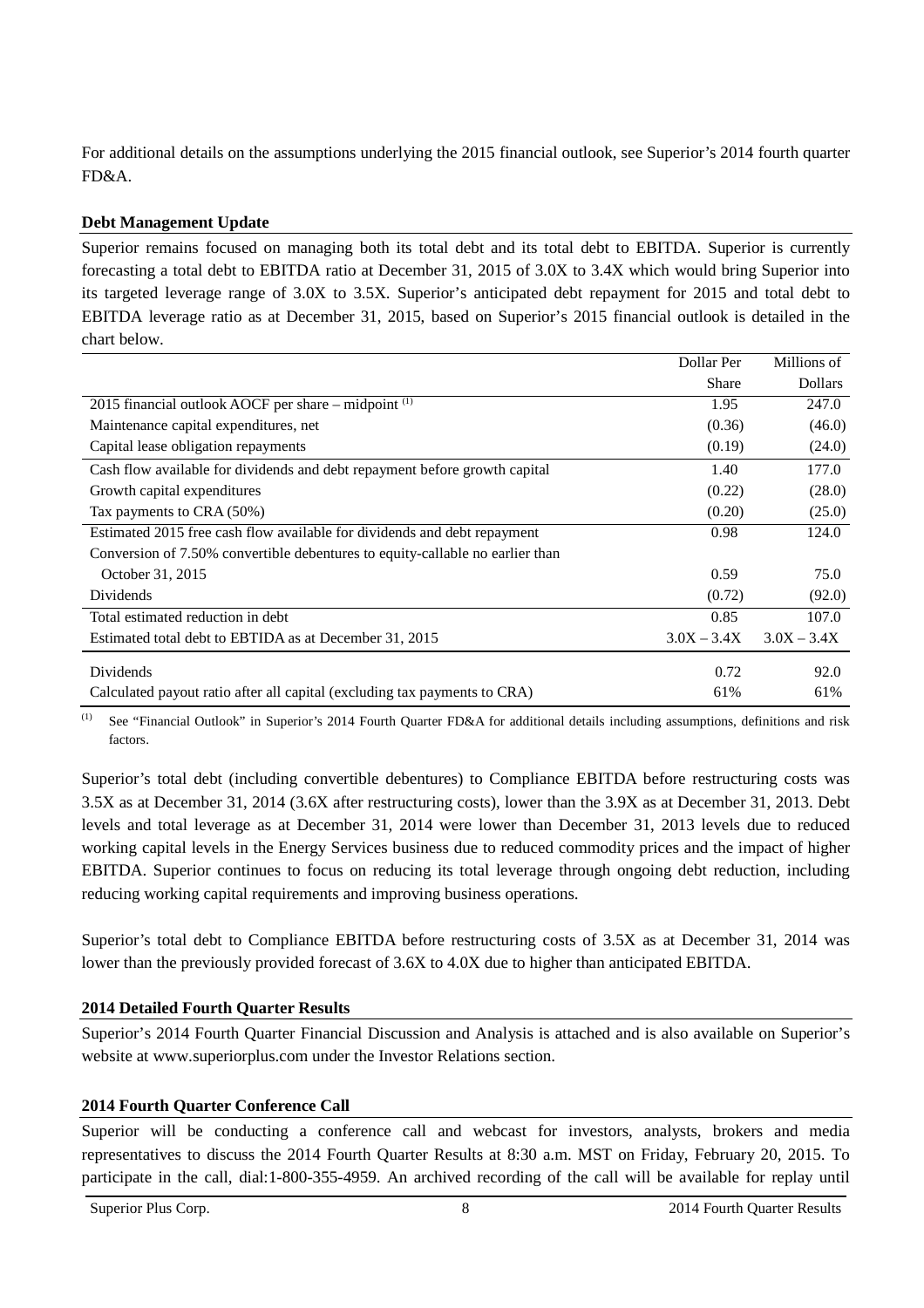For additional details on the assumptions underlying the 2015 financial outlook, see Superior's 2014 fourth quarter FD&A.

**Debt Management Update**

Superior remains focused on managing both its total debt and its total debt to EBITDA. Superior is currently forecasting a total debt to EBITDA ratio at December 31, 2015 of 3.0X to 3.4X which would bring Superior into its targeted leverage range of 3.0X to 3.5X. Superior's anticipated debt repayment for 2015 and total debt to EBITDA leverage ratio as at December 31, 2015, based on Superior's 2015 financial outlook is detailed in the chart below.

| | Dollar Per Share | Millions of Dollars |
|---|---|---|
| 2015 financial outlook AOCF per share – midpoint [1] | 1.95 | 247.0 |
| Maintenance capital expenditures, net | (0.36) | (46.0) |
| Capital lease obligation repayments | (0.19) | (24.0) |
| Cash flow available for dividends and debt repayment before growth capital | 1.40 | 177.0 |
| Growth capital expenditures | (0.22) | (28.0) |
| Tax payments to CRA (50%) | (0.20) | (25.0) |
| Estimated 2015 free cash flow available for dividends and debt repayment | 0.98 | 124.0 |
| Conversion of 7.50% convertible debentures to equity-callable no earlier than October 31, 2015 | 0.59 | 75.0 |
| Dividends | (0.72) | (92.0) |
| Total estimated reduction in debt | 0.85 | 107.0 |
| Estimated total debt to EBTIDA as at December 31, 2015 | 3.0X – 3.4X | 3.0X – 3.4X |
| Dividends | 0.72 | 92.0 |
| Calculated payout ratio after all capital (excluding tax payments to CRA) | 61% | 61% |

(1) See "Financial Outlook" in Superior's 2014 Fourth Quarter FD&A for additional details including assumptions, definitions and risk factors.

Superior's total debt (including convertible debentures) to Compliance EBITDA before restructuring costs was 3.5X as at December 31, 2014 (3.6X after restructuring costs), lower than the 3.9X as at December 31, 2013. Debt levels and total leverage as at December 31, 2014 were lower than December 31, 2013 levels due to reduced working capital levels in the Energy Services business due to reduced commodity prices and the impact of higher EBITDA. Superior continues to focus on reducing its total leverage through ongoing debt reduction, including reducing working capital requirements and improving business operations.

Superior's total debt to Compliance EBITDA before restructuring costs of 3.5X as at December 31, 2014 was lower than the previously provided forecast of 3.6X to 4.0X due to higher than anticipated EBITDA.

**2014 Detailed Fourth Quarter Results**

Superior's 2014 Fourth Quarter Financial Discussion and Analysis is attached and is also available on Superior's website at www.superiorplus.com under the Investor Relations section.

**2014 Fourth Quarter Conference Call**

Superior will be conducting a conference call and webcast for investors, analysts, brokers and media representatives to discuss the 2014 Fourth Quarter Results at 8:30 a.m. MST on Friday, February 20, 2015. To participate in the call, dial:1-800-355-4959. An archived recording of the call will be available for replay until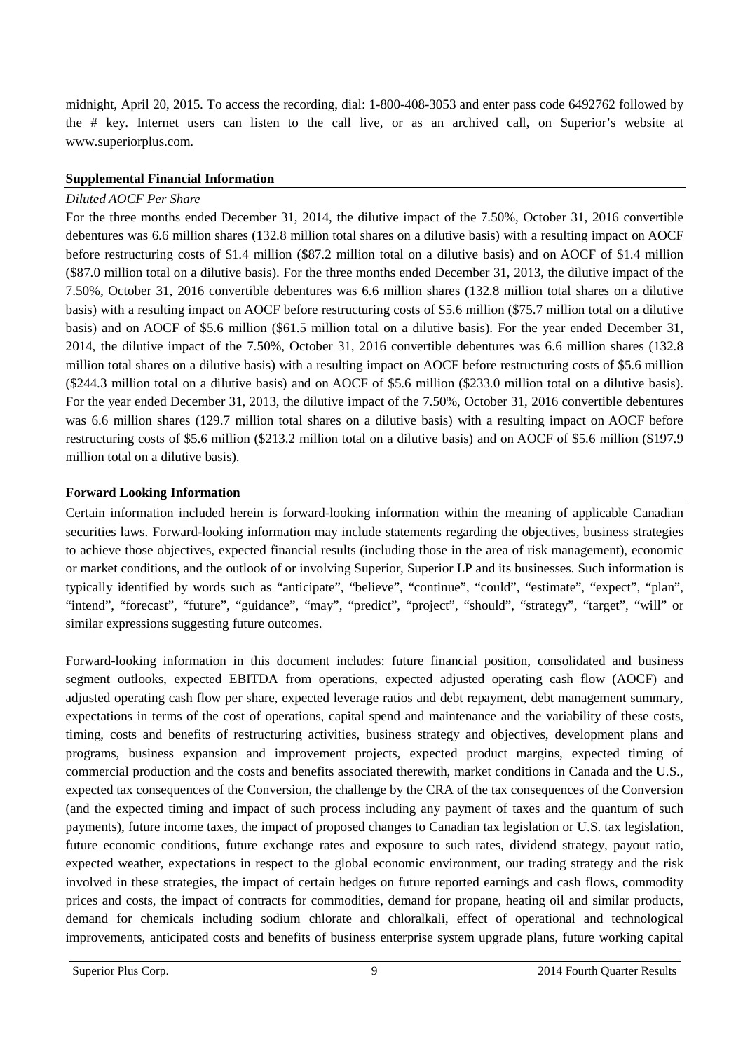midnight, April 20, 2015. To access the recording, dial: 1-800-408-3053 and enter pass code 6492762 followed by the # key. Internet users can listen to the call live, or as an archived call, on Superior's website at www.superiorplus.com.

## Supplemental Financial Information

*Diluted AOCF Per Share*

For the three months ended December 31, 2014, the dilutive impact of the 7.50%, October 31, 2016 convertible debentures was 6.6 million shares (132.8 million total shares on a dilutive basis) with a resulting impact on AOCF before restructuring costs of $1.4 million ($87.2 million total on a dilutive basis) and on AOCF of $1.4 million ($87.0 million total on a dilutive basis). For the three months ended December 31, 2013, the dilutive impact of the 7.50%, October 31, 2016 convertible debentures was 6.6 million shares (132.8 million total shares on a dilutive basis) with a resulting impact on AOCF before restructuring costs of $5.6 million ($75.7 million total on a dilutive basis) and on AOCF of $5.6 million ($61.5 million total on a dilutive basis). For the year ended December 31, 2014, the dilutive impact of the 7.50%, October 31, 2016 convertible debentures was 6.6 million shares (132.8 million total shares on a dilutive basis) with a resulting impact on AOCF before restructuring costs of $5.6 million ($244.3 million total on a dilutive basis) and on AOCF of $5.6 million ($233.0 million total on a dilutive basis). For the year ended December 31, 2013, the dilutive impact of the 7.50%, October 31, 2016 convertible debentures was 6.6 million shares (129.7 million total shares on a dilutive basis) with a resulting impact on AOCF before restructuring costs of $5.6 million ($213.2 million total on a dilutive basis) and on AOCF of $5.6 million ($197.9 million total on a dilutive basis).

## Forward Looking Information

Certain information included herein is forward-looking information within the meaning of applicable Canadian securities laws. Forward-looking information may include statements regarding the objectives, business strategies to achieve those objectives, expected financial results (including those in the area of risk management), economic or market conditions, and the outlook of or involving Superior, Superior LP and its businesses. Such information is typically identified by words such as "anticipate", "believe", "continue", "could", "estimate", "expect", "plan", "intend", "forecast", "future", "guidance", "may", "predict", "project", "should", "strategy", "target", "will" or similar expressions suggesting future outcomes.

Forward-looking information in this document includes: future financial position, consolidated and business segment outlooks, expected EBITDA from operations, expected adjusted operating cash flow (AOCF) and adjusted operating cash flow per share, expected leverage ratios and debt repayment, debt management summary, expectations in terms of the cost of operations, capital spend and maintenance and the variability of these costs, timing, costs and benefits of restructuring activities, business strategy and objectives, development plans and programs, business expansion and improvement projects, expected product margins, expected timing of commercial production and the costs and benefits associated therewith, market conditions in Canada and the U.S., expected tax consequences of the Conversion, the challenge by the CRA of the tax consequences of the Conversion (and the expected timing and impact of such process including any payment of taxes and the quantum of such payments), future income taxes, the impact of proposed changes to Canadian tax legislation or U.S. tax legislation, future economic conditions, future exchange rates and exposure to such rates, dividend strategy, payout ratio, expected weather, expectations in respect to the global economic environment, our trading strategy and the risk involved in these strategies, the impact of certain hedges on future reported earnings and cash flows, commodity prices and costs, the impact of contracts for commodities, demand for propane, heating oil and similar products, demand for chemicals including sodium chlorate and chloralkali, effect of operational and technological improvements, anticipated costs and benefits of business enterprise system upgrade plans, future working capital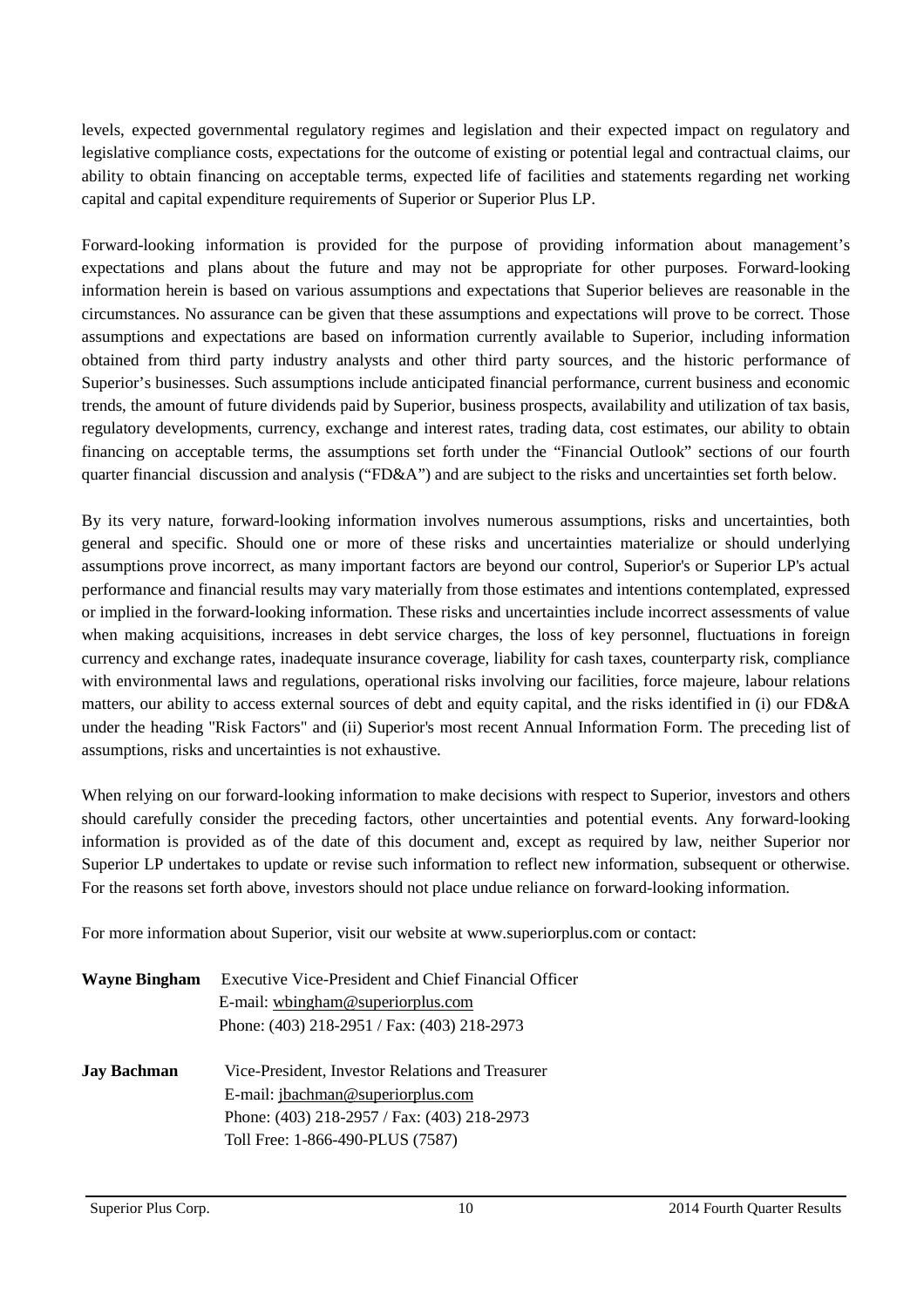levels, expected governmental regulatory regimes and legislation and their expected impact on regulatory and legislative compliance costs, expectations for the outcome of existing or potential legal and contractual claims, our ability to obtain financing on acceptable terms, expected life of facilities and statements regarding net working capital and capital expenditure requirements of Superior or Superior Plus LP.

Forward-looking information is provided for the purpose of providing information about management's expectations and plans about the future and may not be appropriate for other purposes. Forward-looking information herein is based on various assumptions and expectations that Superior believes are reasonable in the circumstances. No assurance can be given that these assumptions and expectations will prove to be correct. Those assumptions and expectations are based on information currently available to Superior, including information obtained from third party industry analysts and other third party sources, and the historic performance of Superior's businesses. Such assumptions include anticipated financial performance, current business and economic trends, the amount of future dividends paid by Superior, business prospects, availability and utilization of tax basis, regulatory developments, currency, exchange and interest rates, trading data, cost estimates, our ability to obtain financing on acceptable terms, the assumptions set forth under the "Financial Outlook" sections of our fourth quarter financial discussion and analysis ("FD&A") and are subject to the risks and uncertainties set forth below.

By its very nature, forward-looking information involves numerous assumptions, risks and uncertainties, both general and specific. Should one or more of these risks and uncertainties materialize or should underlying assumptions prove incorrect, as many important factors are beyond our control, Superior's or Superior LP's actual performance and financial results may vary materially from those estimates and intentions contemplated, expressed or implied in the forward-looking information. These risks and uncertainties include incorrect assessments of value when making acquisitions, increases in debt service charges, the loss of key personnel, fluctuations in foreign currency and exchange rates, inadequate insurance coverage, liability for cash taxes, counterparty risk, compliance with environmental laws and regulations, operational risks involving our facilities, force majeure, labour relations matters, our ability to access external sources of debt and equity capital, and the risks identified in (i) our FD&A under the heading "Risk Factors" and (ii) Superior's most recent Annual Information Form. The preceding list of assumptions, risks and uncertainties is not exhaustive.

When relying on our forward-looking information to make decisions with respect to Superior, investors and others should carefully consider the preceding factors, other uncertainties and potential events. Any forward-looking information is provided as of the date of this document and, except as required by law, neither Superior nor Superior LP undertakes to update or revise such information to reflect new information, subsequent or otherwise. For the reasons set forth above, investors should not place undue reliance on forward-looking information.

For more information about Superior, visit our website at www.superiorplus.com or contact:

**Wayne Bingham** Executive Vice-President and Chief Financial Officer
E-mail: wbingham@superiorplus.com
Phone: (403) 218-2951 / Fax: (403) 218-2973

**Jay Bachman** Vice-President, Investor Relations and Treasurer
E-mail: jbachman@superiorplus.com
Phone: (403) 218-2957 / Fax: (403) 218-2973
Toll Free: 1-866-490-PLUS (7587)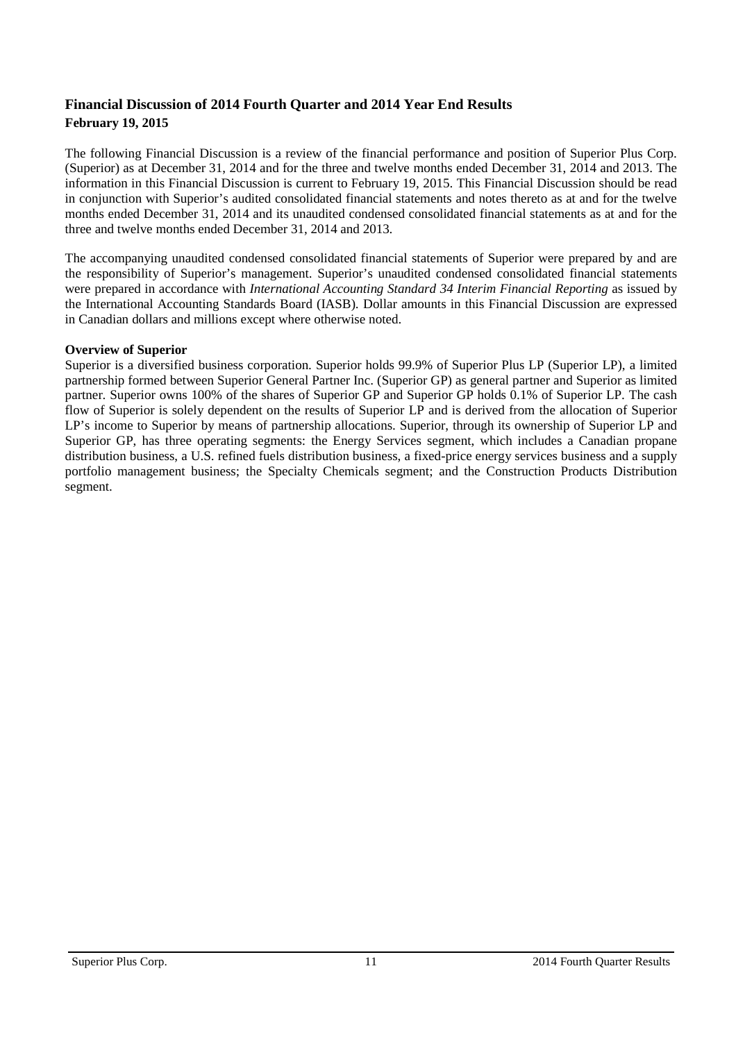## Financial Discussion of 2014 Fourth Quarter and 2014 Year End Results

**February 19, 2015**

The following Financial Discussion is a review of the financial performance and position of Superior Plus Corp. (Superior) as at December 31, 2014 and for the three and twelve months ended December 31, 2014 and 2013. The information in this Financial Discussion is current to February 19, 2015. This Financial Discussion should be read in conjunction with Superior's audited consolidated financial statements and notes thereto as at and for the twelve months ended December 31, 2014 and its unaudited condensed consolidated financial statements as at and for the three and twelve months ended December 31, 2014 and 2013.

The accompanying unaudited condensed consolidated financial statements of Superior were prepared by and are the responsibility of Superior's management. Superior's unaudited condensed consolidated financial statements were prepared in accordance with *International Accounting Standard 34 Interim Financial Reporting* as issued by the International Accounting Standards Board (IASB). Dollar amounts in this Financial Discussion are expressed in Canadian dollars and millions except where otherwise noted.

**Overview of Superior**

Superior is a diversified business corporation. Superior holds 99.9% of Superior Plus LP (Superior LP), a limited partnership formed between Superior General Partner Inc. (Superior GP) as general partner and Superior as limited partner. Superior owns 100% of the shares of Superior GP and Superior GP holds 0.1% of Superior LP. The cash flow of Superior is solely dependent on the results of Superior LP and is derived from the allocation of Superior LP's income to Superior by means of partnership allocations. Superior, through its ownership of Superior LP and Superior GP, has three operating segments: the Energy Services segment, which includes a Canadian propane distribution business, a U.S. refined fuels distribution business, a fixed-price energy services business and a supply portfolio management business; the Specialty Chemicals segment; and the Construction Products Distribution segment.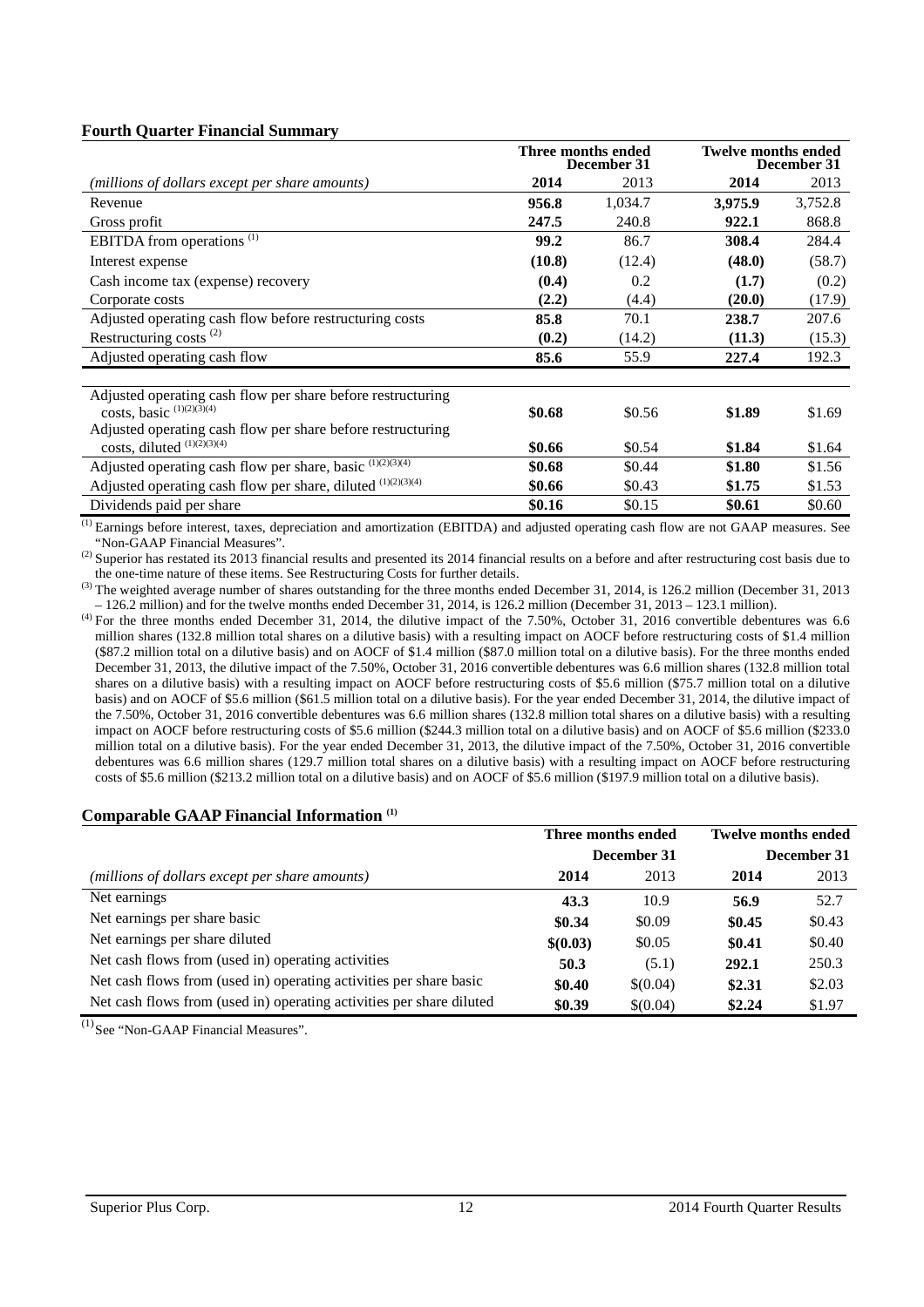**Fourth Quarter Financial Summary**

| *(millions of dollars except per share amounts)* | Three months ended December 31 | | Twelve months ended December 31 | |
|---|---|---|---|---|
| | **2014** | 2013 | **2014** | 2013 |
| Revenue | **956.8** | 1,034.7 | **3,975.9** | 3,752.8 |
| Gross profit | **247.5** | 240.8 | **922.1** | 868.8 |
| EBITDA from operations [1] | **99.2** | 86.7 | **308.4** | 284.4 |
| Interest expense | **(10.8)** | (12.4) | **(48.0)** | (58.7) |
| Cash income tax (expense) recovery | **(0.4)** | 0.2 | **(1.7)** | (0.2) |
| Corporate costs | **(2.2)** | (4.4) | **(20.0)** | (17.9) |
| Adjusted operating cash flow before restructuring costs | **85.8** | 70.1 | **238.7** | 207.6 |
| Restructuring costs [2] | **(0.2)** | (14.2) | **(11.3)** | (15.3) |
| Adjusted operating cash flow | **85.6** | 55.9 | **227.4** | 192.3 |
| Adjusted operating cash flow per share before restructuring costs, basic [1][2][3][4] | **$0.68** | $0.56 | **$1.89** | $1.69 |
| Adjusted operating cash flow per share before restructuring costs, diluted [1][2][3][4] | **$0.66** | $0.54 | **$1.84** | $1.64 |
| Adjusted operating cash flow per share, basic [1][2][3][4] | **$0.68** | $0.44 | **$1.80** | $1.56 |
| Adjusted operating cash flow per share, diluted [1][2][3][4] | **$0.66** | $0.43 | **$1.75** | $1.53 |
| Dividends paid per share | **$0.16** | $0.15 | **$0.61** | $0.60 |

[1] Earnings before interest, taxes, depreciation and amortization (EBITDA) and adjusted operating cash flow are not GAAP measures. See "Non-GAAP Financial Measures".

[2] Superior has restated its 2013 financial results and presented its 2014 financial results on a before and after restructuring cost basis due to the one-time nature of these items. See Restructuring Costs for further details.

[3] The weighted average number of shares outstanding for the three months ended December 31, 2014, is 126.2 million (December 31, 2013 – 126.2 million) and for the twelve months ended December 31, 2014, is 126.2 million (December 31, 2013 – 123.1 million).

[4] For the three months ended December 31, 2014, the dilutive impact of the 7.50%, October 31, 2016 convertible debentures was 6.6 million shares (132.8 million total shares on a dilutive basis) with a resulting impact on AOCF before restructuring costs of $1.4 million ($87.2 million total on a dilutive basis) and on AOCF of $1.4 million ($87.0 million total on a dilutive basis). For the three months ended December 31, 2013, the dilutive impact of the 7.50%, October 31, 2016 convertible debentures was 6.6 million shares (132.8 million total shares on a dilutive basis) with a resulting impact on AOCF before restructuring costs of $5.6 million ($75.7 million total on a dilutive basis) and on AOCF of $5.6 million ($61.5 million total on a dilutive basis). For the year ended December 31, 2014, the dilutive impact of the 7.50%, October 31, 2016 convertible debentures was 6.6 million shares (132.8 million total shares on a dilutive basis) with a resulting impact on AOCF before restructuring costs of $5.6 million ($244.3 million total on a dilutive basis) and on AOCF of $5.6 million ($233.0 million total on a dilutive basis). For the year ended December 31, 2013, the dilutive impact of the 7.50%, October 31, 2016 convertible debentures was 6.6 million shares (129.7 million total shares on a dilutive basis) with a resulting impact on AOCF before restructuring costs of $5.6 million ($213.2 million total on a dilutive basis) and on AOCF of $5.6 million ($197.9 million total on a dilutive basis).

**Comparable GAAP Financial Information [1]**

| *(millions of dollars except per share amounts)* | Three months ended December 31 | | Twelve months ended December 31 | |
|---|---|---|---|---|
| | **2014** | 2013 | **2014** | 2013 |
| Net earnings | **43.3** | 10.9 | **56.9** | 52.7 |
| Net earnings per share basic | **$0.34** | $0.09 | **$0.45** | $0.43 |
| Net earnings per share diluted | **$(0.03)** | $0.05 | **$0.41** | $0.40 |
| Net cash flows from (used in) operating activities | **50.3** | (5.1) | **292.1** | 250.3 |
| Net cash flows from (used in) operating activities per share basic | **$0.40** | $(0.04) | **$2.31** | $2.03 |
| Net cash flows from (used in) operating activities per share diluted | **$0.39** | $(0.04) | **$2.24** | $1.97 |

[1] See "Non-GAAP Financial Measures".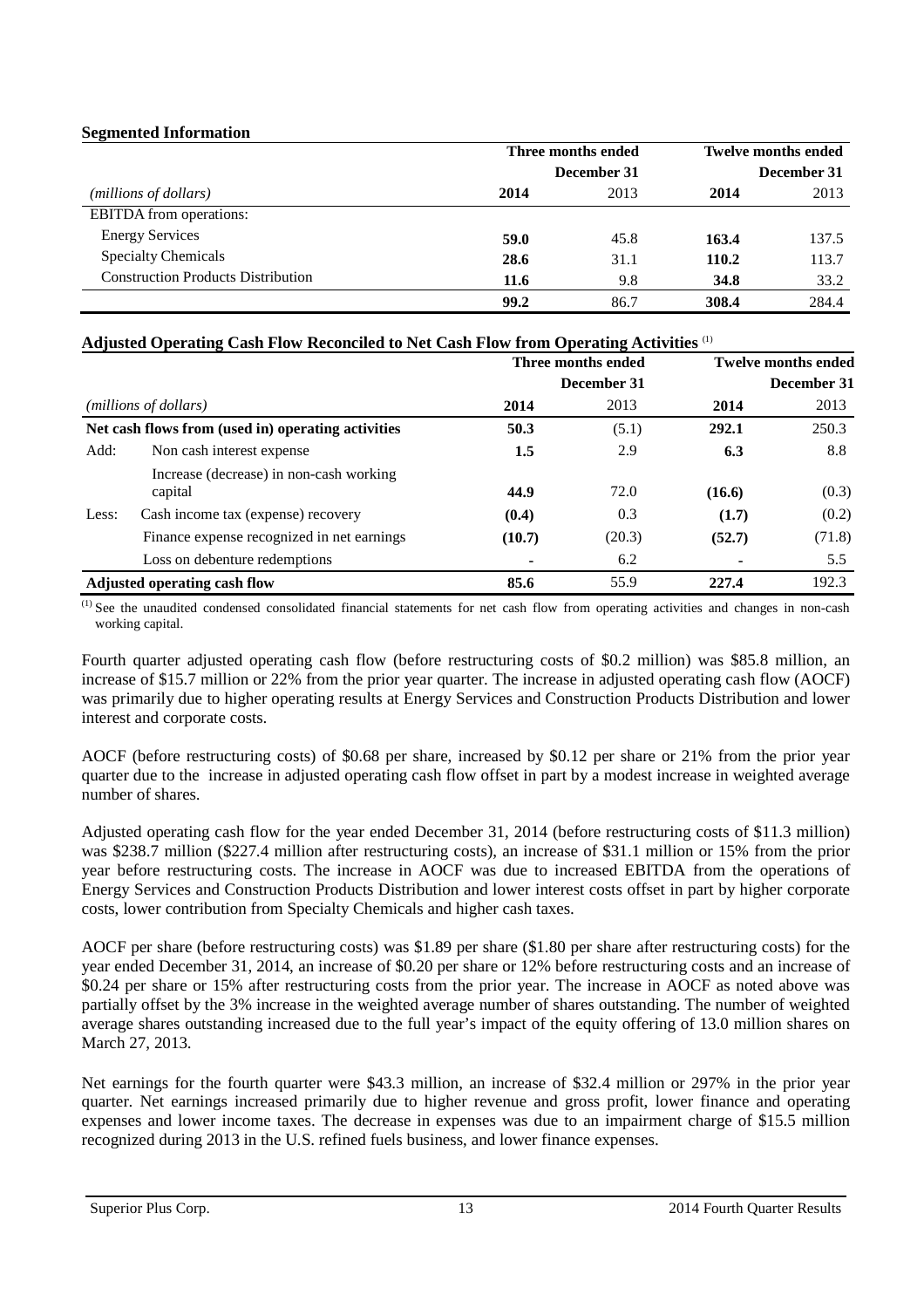**Segmented Information**

| *(millions of dollars)* | Three months ended December 31 2014 | 2013 | Twelve months ended December 31 2014 | 2013 |
|---|---|---|---|---|
| EBITDA from operations: | | | | |
| Energy Services | **59.0** | 45.8 | **163.4** | 137.5 |
| Specialty Chemicals | **28.6** | 31.1 | **110.2** | 113.7 |
| Construction Products Distribution | **11.6** | 9.8 | **34.8** | 33.2 |
| | **99.2** | 86.7 | **308.4** | 284.4 |

**Adjusted Operating Cash Flow Reconciled to Net Cash Flow from Operating Activities** [(1)]

| | *(millions of dollars)* | Three months ended December 31 2014 | 2013 | Twelve months ended December 31 2014 | 2013 |
|---|---|---|---|---|---|
| **Net cash flows from (used in) operating activities** | | **50.3** | (5.1) | **292.1** | 250.3 |
| Add: | Non cash interest expense | **1.5** | 2.9 | **6.3** | 8.8 |
| | Increase (decrease) in non-cash working capital | **44.9** | 72.0 | **(16.6)** | (0.3) |
| Less: | Cash income tax (expense) recovery | **(0.4)** | 0.3 | **(1.7)** | (0.2) |
| | Finance expense recognized in net earnings | **(10.7)** | (20.3) | **(52.7)** | (71.8) |
| | Loss on debenture redemptions | **-** | 6.2 | **-** | 5.5 |
| **Adjusted operating cash flow** | | **85.6** | 55.9 | **227.4** | 192.3 |

[(1)] See the unaudited condensed consolidated financial statements for net cash flow from operating activities and changes in non-cash working capital.

Fourth quarter adjusted operating cash flow (before restructuring costs of $0.2 million) was $85.8 million, an increase of $15.7 million or 22% from the prior year quarter. The increase in adjusted operating cash flow (AOCF) was primarily due to higher operating results at Energy Services and Construction Products Distribution and lower interest and corporate costs.

AOCF (before restructuring costs) of $0.68 per share, increased by $0.12 per share or 21% from the prior year quarter due to the increase in adjusted operating cash flow offset in part by a modest increase in weighted average number of shares.

Adjusted operating cash flow for the year ended December 31, 2014 (before restructuring costs of $11.3 million) was $238.7 million ($227.4 million after restructuring costs), an increase of $31.1 million or 15% from the prior year before restructuring costs. The increase in AOCF was due to increased EBITDA from the operations of Energy Services and Construction Products Distribution and lower interest costs offset in part by higher corporate costs, lower contribution from Specialty Chemicals and higher cash taxes.

AOCF per share (before restructuring costs) was $1.89 per share ($1.80 per share after restructuring costs) for the year ended December 31, 2014, an increase of $0.20 per share or 12% before restructuring costs and an increase of $0.24 per share or 15% after restructuring costs from the prior year. The increase in AOCF as noted above was partially offset by the 3% increase in the weighted average number of shares outstanding. The number of weighted average shares outstanding increased due to the full year's impact of the equity offering of 13.0 million shares on March 27, 2013.

Net earnings for the fourth quarter were $43.3 million, an increase of $32.4 million or 297% in the prior year quarter. Net earnings increased primarily due to higher revenue and gross profit, lower finance and operating expenses and lower income taxes. The decrease in expenses was due to an impairment charge of $15.5 million recognized during 2013 in the U.S. refined fuels business, and lower finance expenses.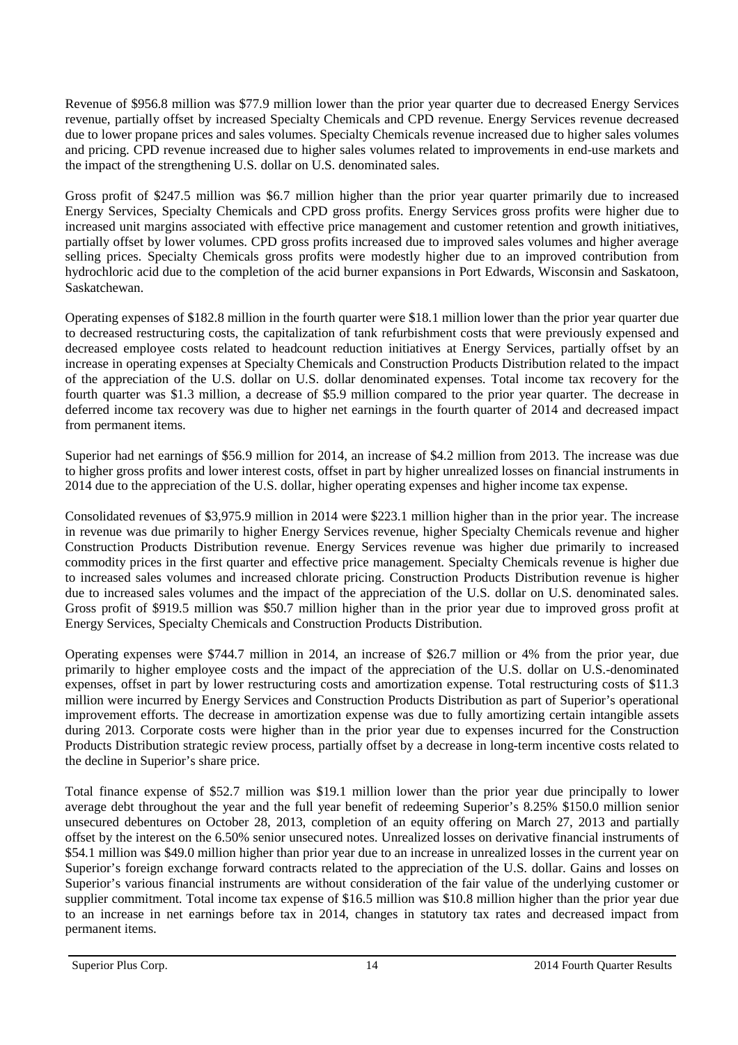Revenue of $956.8 million was $77.9 million lower than the prior year quarter due to decreased Energy Services revenue, partially offset by increased Specialty Chemicals and CPD revenue. Energy Services revenue decreased due to lower propane prices and sales volumes. Specialty Chemicals revenue increased due to higher sales volumes and pricing. CPD revenue increased due to higher sales volumes related to improvements in end-use markets and the impact of the strengthening U.S. dollar on U.S. denominated sales.

Gross profit of $247.5 million was $6.7 million higher than the prior year quarter primarily due to increased Energy Services, Specialty Chemicals and CPD gross profits. Energy Services gross profits were higher due to increased unit margins associated with effective price management and customer retention and growth initiatives, partially offset by lower volumes. CPD gross profits increased due to improved sales volumes and higher average selling prices. Specialty Chemicals gross profits were modestly higher due to an improved contribution from hydrochloric acid due to the completion of the acid burner expansions in Port Edwards, Wisconsin and Saskatoon, Saskatchewan.

Operating expenses of $182.8 million in the fourth quarter were $18.1 million lower than the prior year quarter due to decreased restructuring costs, the capitalization of tank refurbishment costs that were previously expensed and decreased employee costs related to headcount reduction initiatives at Energy Services, partially offset by an increase in operating expenses at Specialty Chemicals and Construction Products Distribution related to the impact of the appreciation of the U.S. dollar on U.S. dollar denominated expenses. Total income tax recovery for the fourth quarter was $1.3 million, a decrease of $5.9 million compared to the prior year quarter. The decrease in deferred income tax recovery was due to higher net earnings in the fourth quarter of 2014 and decreased impact from permanent items.

Superior had net earnings of $56.9 million for 2014, an increase of $4.2 million from 2013. The increase was due to higher gross profits and lower interest costs, offset in part by higher unrealized losses on financial instruments in 2014 due to the appreciation of the U.S. dollar, higher operating expenses and higher income tax expense.

Consolidated revenues of $3,975.9 million in 2014 were $223.1 million higher than in the prior year. The increase in revenue was due primarily to higher Energy Services revenue, higher Specialty Chemicals revenue and higher Construction Products Distribution revenue. Energy Services revenue was higher due primarily to increased commodity prices in the first quarter and effective price management. Specialty Chemicals revenue is higher due to increased sales volumes and increased chlorate pricing. Construction Products Distribution revenue is higher due to increased sales volumes and the impact of the appreciation of the U.S. dollar on U.S. denominated sales. Gross profit of $919.5 million was $50.7 million higher than in the prior year due to improved gross profit at Energy Services, Specialty Chemicals and Construction Products Distribution.

Operating expenses were $744.7 million in 2014, an increase of $26.7 million or 4% from the prior year, due primarily to higher employee costs and the impact of the appreciation of the U.S. dollar on U.S.-denominated expenses, offset in part by lower restructuring costs and amortization expense. Total restructuring costs of $11.3 million were incurred by Energy Services and Construction Products Distribution as part of Superior's operational improvement efforts. The decrease in amortization expense was due to fully amortizing certain intangible assets during 2013. Corporate costs were higher than in the prior year due to expenses incurred for the Construction Products Distribution strategic review process, partially offset by a decrease in long-term incentive costs related to the decline in Superior's share price.

Total finance expense of $52.7 million was $19.1 million lower than the prior year due principally to lower average debt throughout the year and the full year benefit of redeeming Superior's 8.25% $150.0 million senior unsecured debentures on October 28, 2013, completion of an equity offering on March 27, 2013 and partially offset by the interest on the 6.50% senior unsecured notes. Unrealized losses on derivative financial instruments of $54.1 million was $49.0 million higher than prior year due to an increase in unrealized losses in the current year on Superior's foreign exchange forward contracts related to the appreciation of the U.S. dollar. Gains and losses on Superior's various financial instruments are without consideration of the fair value of the underlying customer or supplier commitment. Total income tax expense of $16.5 million was $10.8 million higher than the prior year due to an increase in net earnings before tax in 2014, changes in statutory tax rates and decreased impact from permanent items.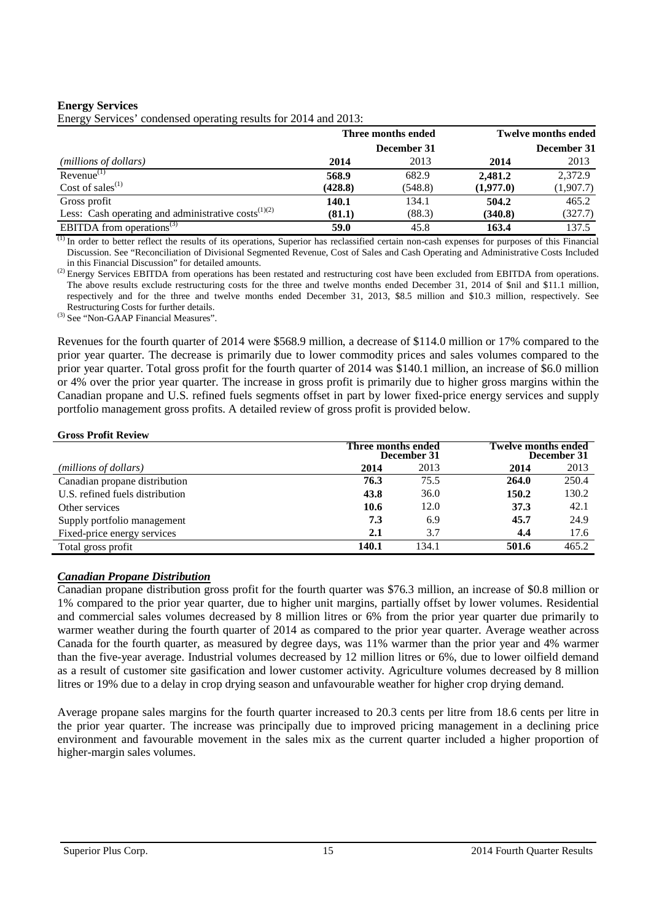**Energy Services**

Energy Services' condensed operating results for 2014 and 2013:

| | Three months ended | | Twelve months ended | |
|---|---|---|---|---|
| | December 31 | | December 31 | |
| *(millions of dollars)* | **2014** | 2013 | **2014** | 2013 |
| Revenue[(1)] | **568.9** | 682.9 | **2,481.2** | 2,372.9 |
| Cost of sales[(1)] | **(428.8)** | (548.8) | **(1,977.0)** | (1,907.7) |
| Gross profit | **140.1** | 134.1 | **504.2** | 465.2 |
| Less: Cash operating and administrative costs[(1)(2)] | **(81.1)** | (88.3) | **(340.8)** | (327.7) |
| EBITDA from operations[(3)] | **59.0** | 45.8 | **163.4** | 137.5 |

[(1)] In order to better reflect the results of its operations, Superior has reclassified certain non-cash expenses for purposes of this Financial Discussion. See "Reconciliation of Divisional Segmented Revenue, Cost of Sales and Cash Operating and Administrative Costs Included in this Financial Discussion" for detailed amounts.

[(2)] Energy Services EBITDA from operations has been restated and restructuring cost have been excluded from EBITDA from operations. The above results exclude restructuring costs for the three and twelve months ended December 31, 2014 of $nil and $11.1 million, respectively and for the three and twelve months ended December 31, 2013, $8.5 million and $10.3 million, respectively. See Restructuring Costs for further details.

[(3)] See "Non-GAAP Financial Measures".

Revenues for the fourth quarter of 2014 were $568.9 million, a decrease of $114.0 million or 17% compared to the prior year quarter. The decrease is primarily due to lower commodity prices and sales volumes compared to the prior year quarter. Total gross profit for the fourth quarter of 2014 was $140.1 million, an increase of $6.0 million or 4% over the prior year quarter. The increase in gross profit is primarily due to higher gross margins within the Canadian propane and U.S. refined fuels segments offset in part by lower fixed-price energy services and supply portfolio management gross profits. A detailed review of gross profit is provided below.

**Gross Profit Review**

| | Three months ended December 31 | | Twelve months ended December 31 | |
|---|---|---|---|---|
| *(millions of dollars)* | **2014** | 2013 | **2014** | 2013 |
| Canadian propane distribution | **76.3** | 75.5 | **264.0** | 250.4 |
| U.S. refined fuels distribution | **43.8** | 36.0 | **150.2** | 130.2 |
| Other services | **10.6** | 12.0 | **37.3** | 42.1 |
| Supply portfolio management | **7.3** | 6.9 | **45.7** | 24.9 |
| Fixed-price energy services | **2.1** | 3.7 | **4.4** | 17.6 |
| Total gross profit | **140.1** | 134.1 | **501.6** | 465.2 |

***Canadian Propane Distribution***

Canadian propane distribution gross profit for the fourth quarter was $76.3 million, an increase of $0.8 million or 1% compared to the prior year quarter, due to higher unit margins, partially offset by lower volumes. Residential and commercial sales volumes decreased by 8 million litres or 6% from the prior year quarter due primarily to warmer weather during the fourth quarter of 2014 as compared to the prior year quarter. Average weather across Canada for the fourth quarter, as measured by degree days, was 11% warmer than the prior year and 4% warmer than the five-year average. Industrial volumes decreased by 12 million litres or 6%, due to lower oilfield demand as a result of customer site gasification and lower customer activity. Agriculture volumes decreased by 8 million litres or 19% due to a delay in crop drying season and unfavourable weather for higher crop drying demand.

Average propane sales margins for the fourth quarter increased to 20.3 cents per litre from 18.6 cents per litre in the prior year quarter. The increase was principally due to improved pricing management in a declining price environment and favourable movement in the sales mix as the current quarter included a higher proportion of higher-margin sales volumes.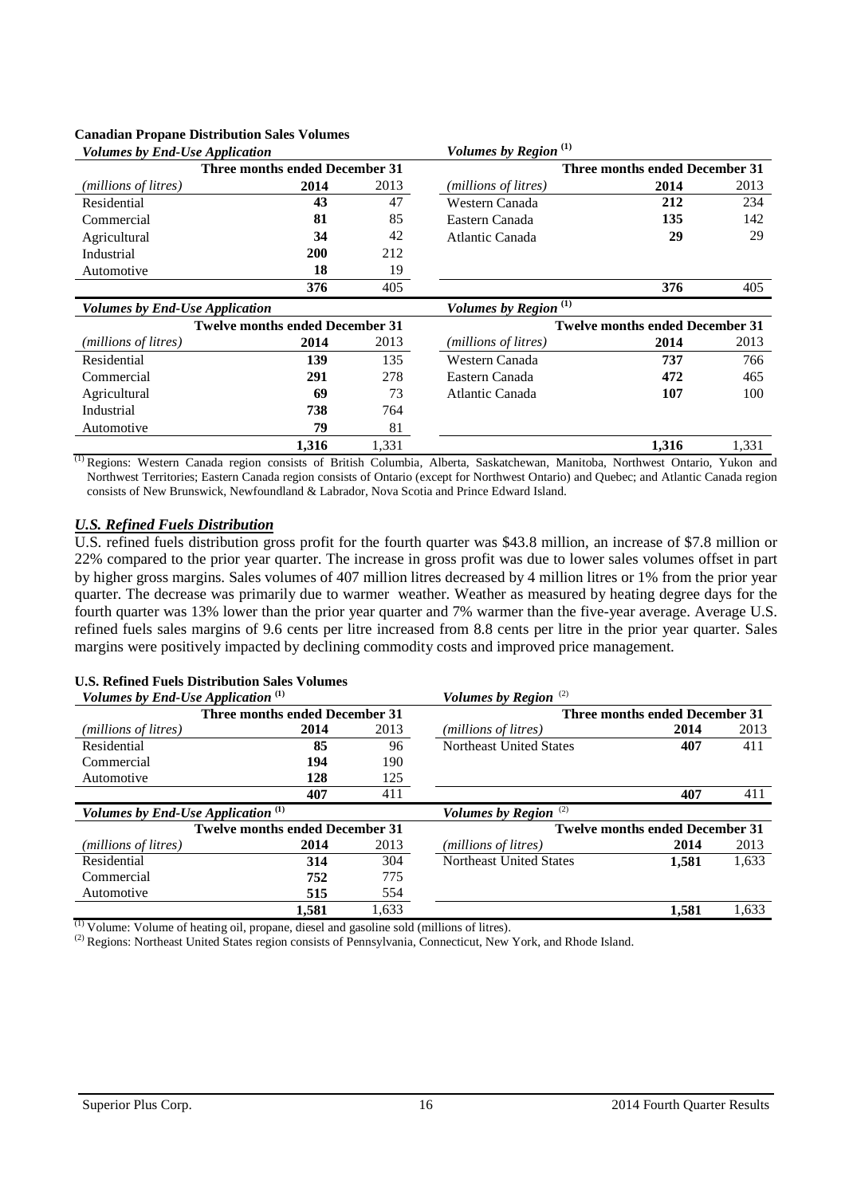**Canadian Propane Distribution Sales Volumes**

| *Volumes by End-Use Application* | | | *Volumes by Region* [(1)] | | |
|---|---|---|---|---|---|
| | **Three months ended December 31** | | | **Three months ended December 31** | |
| *(millions of litres)* | **2014** | 2013 | *(millions of litres)* | **2014** | 2013 |
| Residential | **43** | 47 | Western Canada | **212** | 234 |
| Commercial | **81** | 85 | Eastern Canada | **135** | 142 |
| Agricultural | **34** | 42 | Atlantic Canada | **29** | 29 |
| Industrial | **200** | 212 | | | |
| Automotive | **18** | 19 | | | |
| | **376** | 405 | | **376** | 405 |

| *Volumes by End-Use Application* | | | *Volumes by Region* [(1)] | | |
|---|---|---|---|---|---|
| | **Twelve months ended December 31** | | | **Twelve months ended December 31** | |
| *(millions of litres)* | **2014** | 2013 | *(millions of litres)* | **2014** | 2013 |
| Residential | **139** | 135 | Western Canada | **737** | 766 |
| Commercial | **291** | 278 | Eastern Canada | **472** | 465 |
| Agricultural | **69** | 73 | Atlantic Canada | **107** | 100 |
| Industrial | **738** | 764 | | | |
| Automotive | **79** | 81 | | | |
| | **1,316** | 1,331 | | **1,316** | 1,331 |

[(1)] Regions: Western Canada region consists of British Columbia, Alberta, Saskatchewan, Manitoba, Northwest Ontario, Yukon and Northwest Territories; Eastern Canada region consists of Ontario (except for Northwest Ontario) and Quebec; and Atlantic Canada region consists of New Brunswick, Newfoundland & Labrador, Nova Scotia and Prince Edward Island.

## ***U.S. Refined Fuels Distribution***

U.S. refined fuels distribution gross profit for the fourth quarter was $43.8 million, an increase of $7.8 million or 22% compared to the prior year quarter. The increase in gross profit was due to lower sales volumes offset in part by higher gross margins. Sales volumes of 407 million litres decreased by 4 million litres or 1% from the prior year quarter. The decrease was primarily due to warmer weather. Weather as measured by heating degree days for the fourth quarter was 13% lower than the prior year quarter and 7% warmer than the five-year average. Average U.S. refined fuels sales margins of 9.6 cents per litre increased from 8.8 cents per litre in the prior year quarter. Sales margins were positively impacted by declining commodity costs and improved price management.

**U.S. Refined Fuels Distribution Sales Volumes**

| *Volumes by End-Use Application* [(1)] | | | *Volumes by Region* [(2)] | | |
|---|---|---|---|---|---|
| | **Three months ended December 31** | | | **Three months ended December 31** | |
| *(millions of litres)* | **2014** | 2013 | *(millions of litres)* | **2014** | 2013 |
| Residential | **85** | 96 | Northeast United States | **407** | 411 |
| Commercial | **194** | 190 | | | |
| Automotive | **128** | 125 | | | |
| | **407** | 411 | | **407** | 411 |

| *Volumes by End-Use Application* [(1)] | | | *Volumes by Region* [(2)] | | |
|---|---|---|---|---|---|
| | **Twelve months ended December 31** | | | **Twelve months ended December 31** | |
| *(millions of litres)* | **2014** | 2013 | *(millions of litres)* | **2014** | 2013 |
| Residential | **314** | 304 | Northeast United States | **1,581** | 1,633 |
| Commercial | **752** | 775 | | | |
| Automotive | **515** | 554 | | | |
| | **1,581** | 1,633 | | **1,581** | 1,633 |

[(1)] Volume: Volume of heating oil, propane, diesel and gasoline sold (millions of litres).
[(2)] Regions: Northeast United States region consists of Pennsylvania, Connecticut, New York, and Rhode Island.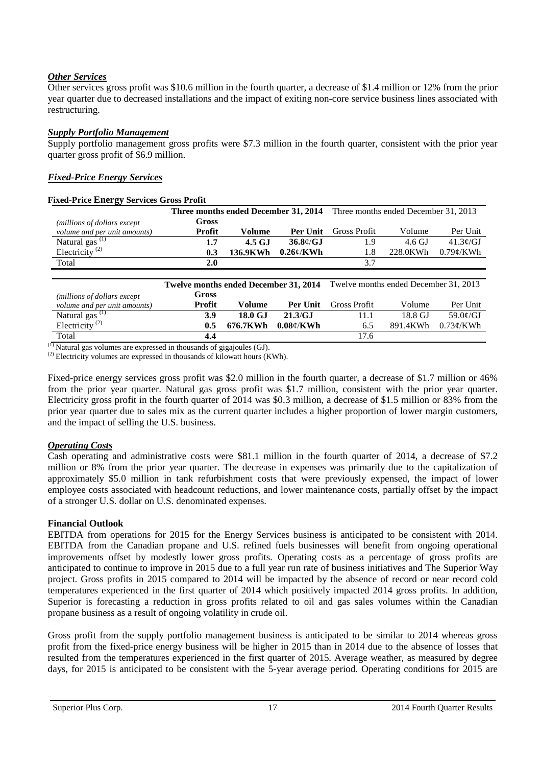### *Other Services*

Other services gross profit was $10.6 million in the fourth quarter, a decrease of $1.4 million or 12% from the prior year quarter due to decreased installations and the impact of exiting non-core service business lines associated with restructuring.

### *Supply Portfolio Management*

Supply portfolio management gross profits were $7.3 million in the fourth quarter, consistent with the prior year quarter gross profit of $6.9 million.

### *Fixed-Price Energy Services*

**Fixed-Price Energy Services Gross Profit**

| | **Three months ended December 31, 2014** | | | Three months ended December 31, 2013 | | |
|---|---|---|---|---|---|---|
| *(millions of dollars except volume and per unit amounts)* | **Gross Profit** | **Volume** | **Per Unit** | Gross Profit | Volume | Per Unit |
| Natural gas [(1)] | **1.7** | **4.5 GJ** | **36.8¢/GJ** | 1.9 | 4.6 GJ | 41.3¢/GJ |
| Electricity [(2)] | **0.3** | **136.9KWh** | **0.26¢/KWh** | 1.8 | 228.0KWh | 0.79¢/KWh |
| Total | **2.0** | | | 3.7 | | |

| | **Twelve months ended December 31, 2014** | | | Twelve months ended December 31, 2013 | | |
|---|---|---|---|---|---|---|
| *(millions of dollars except volume and per unit amounts)* | **Gross Profit** | **Volume** | **Per Unit** | Gross Profit | Volume | Per Unit |
| Natural gas [(1)] | **3.9** | **18.0 GJ** | **21.3/GJ** | 11.1 | 18.8 GJ | 59.0¢/GJ |
| Electricity [(2)] | **0.5** | **676.7KWh** | **0.08¢/KWh** | 6.5 | 891.4KWh | 0.73¢/KWh |
| Total | **4.4** | | | 17.6 | | |

[(1)] Natural gas volumes are expressed in thousands of gigajoules (GJ).
[(2)] Electricity volumes are expressed in thousands of kilowatt hours (KWh).

Fixed-price energy services gross profit was $2.0 million in the fourth quarter, a decrease of $1.7 million or 46% from the prior year quarter. Natural gas gross profit was $1.7 million, consistent with the prior year quarter. Electricity gross profit in the fourth quarter of 2014 was $0.3 million, a decrease of $1.5 million or 83% from the prior year quarter due to sales mix as the current quarter includes a higher proportion of lower margin customers, and the impact of selling the U.S. business.

### *Operating Costs*

Cash operating and administrative costs were $81.1 million in the fourth quarter of 2014, a decrease of $7.2 million or 8% from the prior year quarter. The decrease in expenses was primarily due to the capitalization of approximately $5.0 million in tank refurbishment costs that were previously expensed, the impact of lower employee costs associated with headcount reductions, and lower maintenance costs, partially offset by the impact of a stronger U.S. dollar on U.S. denominated expenses.

### Financial Outlook

EBITDA from operations for 2015 for the Energy Services business is anticipated to be consistent with 2014. EBITDA from the Canadian propane and U.S. refined fuels businesses will benefit from ongoing operational improvements offset by modestly lower gross profits. Operating costs as a percentage of gross profits are anticipated to continue to improve in 2015 due to a full year run rate of business initiatives and The Superior Way project. Gross profits in 2015 compared to 2014 will be impacted by the absence of record or near record cold temperatures experienced in the first quarter of 2014 which positively impacted 2014 gross profits. In addition, Superior is forecasting a reduction in gross profits related to oil and gas sales volumes within the Canadian propane business as a result of ongoing volatility in crude oil.

Gross profit from the supply portfolio management business is anticipated to be similar to 2014 whereas gross profit from the fixed-price energy business will be higher in 2015 than in 2014 due to the absence of losses that resulted from the temperatures experienced in the first quarter of 2015. Average weather, as measured by degree days, for 2015 is anticipated to be consistent with the 5-year average period. Operating conditions for 2015 are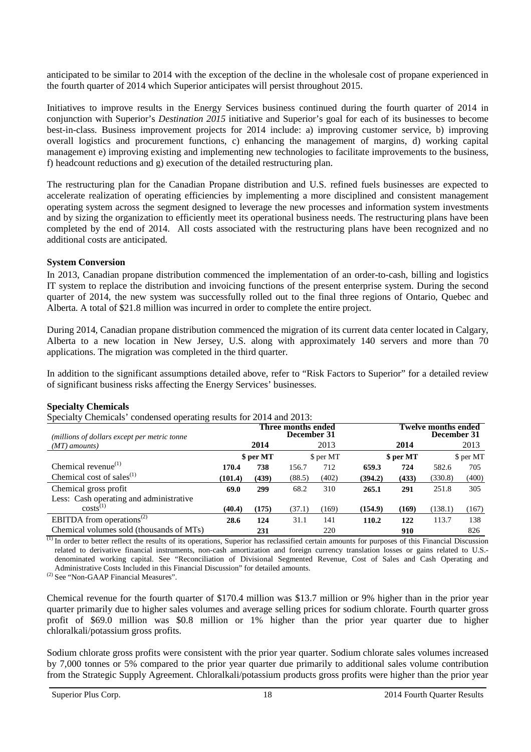anticipated to be similar to 2014 with the exception of the decline in the wholesale cost of propane experienced in the fourth quarter of 2014 which Superior anticipates will persist throughout 2015.

Initiatives to improve results in the Energy Services business continued during the fourth quarter of 2014 in conjunction with Superior's *Destination 2015* initiative and Superior's goal for each of its businesses to become best-in-class. Business improvement projects for 2014 include: a) improving customer service, b) improving overall logistics and procurement functions, c) enhancing the management of margins, d) working capital management e) improving existing and implementing new technologies to facilitate improvements to the business, f) headcount reductions and g) execution of the detailed restructuring plan.

The restructuring plan for the Canadian Propane distribution and U.S. refined fuels businesses are expected to accelerate realization of operating efficiencies by implementing a more disciplined and consistent management operating system across the segment designed to leverage the new processes and information system investments and by sizing the organization to efficiently meet its operational business needs. The restructuring plans have been completed by the end of 2014. All costs associated with the restructuring plans have been recognized and no additional costs are anticipated.

**System Conversion**

In 2013, Canadian propane distribution commenced the implementation of an order-to-cash, billing and logistics IT system to replace the distribution and invoicing functions of the present enterprise system. During the second quarter of 2014, the new system was successfully rolled out to the final three regions of Ontario, Quebec and Alberta. A total of $21.8 million was incurred in order to complete the entire project.

During 2014, Canadian propane distribution commenced the migration of its current data center located in Calgary, Alberta to a new location in New Jersey, U.S. along with approximately 140 servers and more than 70 applications. The migration was completed in the third quarter.

In addition to the significant assumptions detailed above, refer to "Risk Factors to Superior" for a detailed review of significant business risks affecting the Energy Services' businesses.

**Specialty Chemicals**

Specialty Chemicals' condensed operating results for 2014 and 2013:

| *(millions of dollars except per metric tonne (MT) amounts)* | Three months ended December 31 | | | | Twelve months ended December 31 | | | |
|---|---|---|---|---|---|---|---|---|
| | **2014** | | 2013 | | **2014** | | 2013 | |
| | | **$ per MT** | | $ per MT | | **$ per MT** | | $ per MT |
| Chemical revenue[(1)] | **170.4** | **738** | 156.7 | 712 | **659.3** | **724** | 582.6 | 705 |
| Chemical cost of sales[(1)] | **(101.4)** | **(439)** | (88.5) | (402) | **(394.2)** | **(433)** | (330.8) | (400) |
| Chemical gross profit | **69.0** | **299** | 68.2 | 310 | **265.1** | **291** | 251.8 | 305 |
| Less: Cash operating and administrative costs[(1)] | **(40.4)** | **(175)** | (37.1) | (169) | **(154.9)** | **(169)** | (138.1) | (167) |
| EBITDA from operations[(2)] | **28.6** | **124** | 31.1 | 141 | **110.2** | **122** | 113.7 | 138 |
| Chemical volumes sold (thousands of MTs) | | **231** | | 220 | | **910** | | 826 |

[(1)] In order to better reflect the results of its operations, Superior has reclassified certain amounts for purposes of this Financial Discussion related to derivative financial instruments, non-cash amortization and foreign currency translation losses or gains related to U.S.-denominated working capital. See "Reconciliation of Divisional Segmented Revenue, Cost of Sales and Cash Operating and Administrative Costs Included in this Financial Discussion" for detailed amounts.

[(2)] See "Non-GAAP Financial Measures".

Chemical revenue for the fourth quarter of $170.4 million was $13.7 million or 9% higher than in the prior year quarter primarily due to higher sales volumes and average selling prices for sodium chlorate. Fourth quarter gross profit of $69.0 million was $0.8 million or 1% higher than the prior year quarter due to higher chloralkali/potassium gross profits.

Sodium chlorate gross profits were consistent with the prior year quarter. Sodium chlorate sales volumes increased by 7,000 tonnes or 5% compared to the prior year quarter due primarily to additional sales volume contribution from the Strategic Supply Agreement. Chloralkali/potassium products gross profits were higher than the prior year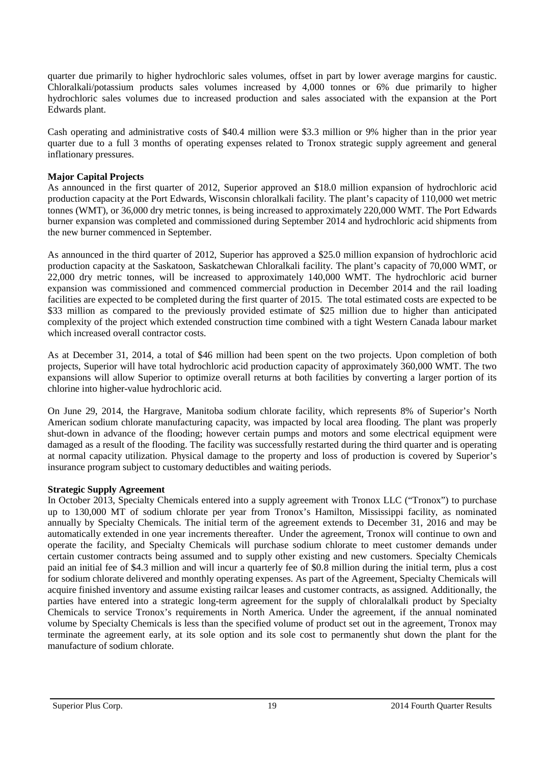quarter due primarily to higher hydrochloric sales volumes, offset in part by lower average margins for caustic. Chloralkali/potassium products sales volumes increased by 4,000 tonnes or 6% due primarily to higher hydrochloric sales volumes due to increased production and sales associated with the expansion at the Port Edwards plant.

Cash operating and administrative costs of $40.4 million were $3.3 million or 9% higher than in the prior year quarter due to a full 3 months of operating expenses related to Tronox strategic supply agreement and general inflationary pressures.

**Major Capital Projects**

As announced in the first quarter of 2012, Superior approved an $18.0 million expansion of hydrochloric acid production capacity at the Port Edwards, Wisconsin chloralkali facility. The plant's capacity of 110,000 wet metric tonnes (WMT), or 36,000 dry metric tonnes, is being increased to approximately 220,000 WMT. The Port Edwards burner expansion was completed and commissioned during September 2014 and hydrochloric acid shipments from the new burner commenced in September.

As announced in the third quarter of 2012, Superior has approved a $25.0 million expansion of hydrochloric acid production capacity at the Saskatoon, Saskatchewan Chloralkali facility. The plant's capacity of 70,000 WMT, or 22,000 dry metric tonnes, will be increased to approximately 140,000 WMT. The hydrochloric acid burner expansion was commissioned and commenced commercial production in December 2014 and the rail loading facilities are expected to be completed during the first quarter of 2015. The total estimated costs are expected to be $33 million as compared to the previously provided estimate of $25 million due to higher than anticipated complexity of the project which extended construction time combined with a tight Western Canada labour market which increased overall contractor costs.

As at December 31, 2014, a total of $46 million had been spent on the two projects. Upon completion of both projects, Superior will have total hydrochloric acid production capacity of approximately 360,000 WMT. The two expansions will allow Superior to optimize overall returns at both facilities by converting a larger portion of its chlorine into higher-value hydrochloric acid.

On June 29, 2014, the Hargrave, Manitoba sodium chlorate facility, which represents 8% of Superior's North American sodium chlorate manufacturing capacity, was impacted by local area flooding. The plant was properly shut-down in advance of the flooding; however certain pumps and motors and some electrical equipment were damaged as a result of the flooding. The facility was successfully restarted during the third quarter and is operating at normal capacity utilization. Physical damage to the property and loss of production is covered by Superior's insurance program subject to customary deductibles and waiting periods.

**Strategic Supply Agreement**

In October 2013, Specialty Chemicals entered into a supply agreement with Tronox LLC ("Tronox") to purchase up to 130,000 MT of sodium chlorate per year from Tronox's Hamilton, Mississippi facility, as nominated annually by Specialty Chemicals. The initial term of the agreement extends to December 31, 2016 and may be automatically extended in one year increments thereafter. Under the agreement, Tronox will continue to own and operate the facility, and Specialty Chemicals will purchase sodium chlorate to meet customer demands under certain customer contracts being assumed and to supply other existing and new customers. Specialty Chemicals paid an initial fee of $4.3 million and will incur a quarterly fee of $0.8 million during the initial term, plus a cost for sodium chlorate delivered and monthly operating expenses. As part of the Agreement, Specialty Chemicals will acquire finished inventory and assume existing railcar leases and customer contracts, as assigned. Additionally, the parties have entered into a strategic long-term agreement for the supply of chloralalkali product by Specialty Chemicals to service Tronox's requirements in North America. Under the agreement, if the annual nominated volume by Specialty Chemicals is less than the specified volume of product set out in the agreement, Tronox may terminate the agreement early, at its sole option and its sole cost to permanently shut down the plant for the manufacture of sodium chlorate.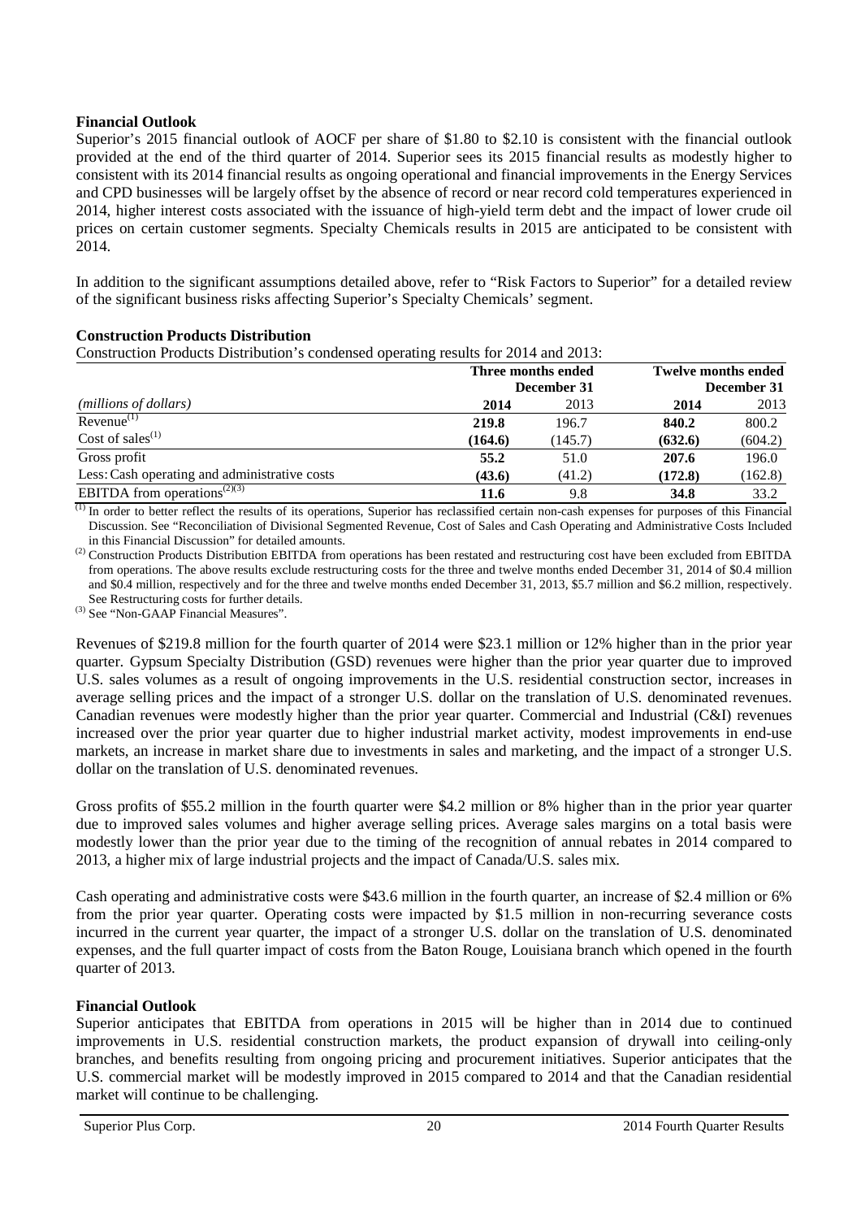**Financial Outlook**

Superior's 2015 financial outlook of AOCF per share of $1.80 to $2.10 is consistent with the financial outlook provided at the end of the third quarter of 2014. Superior sees its 2015 financial results as modestly higher to consistent with its 2014 financial results as ongoing operational and financial improvements in the Energy Services and CPD businesses will be largely offset by the absence of record or near record cold temperatures experienced in 2014, higher interest costs associated with the issuance of high-yield term debt and the impact of lower crude oil prices on certain customer segments. Specialty Chemicals results in 2015 are anticipated to be consistent with 2014.

In addition to the significant assumptions detailed above, refer to "Risk Factors to Superior" for a detailed review of the significant business risks affecting Superior's Specialty Chemicals' segment.

**Construction Products Distribution**

Construction Products Distribution's condensed operating results for 2014 and 2013:

| | Three months ended December 31 | | Twelve months ended December 31 | |
|---|---|---|---|---|
| *(millions of dollars)* | **2014** | 2013 | **2014** | 2013 |
| Revenue[(1)] | **219.8** | 196.7 | **840.2** | 800.2 |
| Cost of sales[(1)] | **(164.6)** | (145.7) | **(632.6)** | (604.2) |
| Gross profit | **55.2** | 51.0 | **207.6** | 196.0 |
| Less: Cash operating and administrative costs | **(43.6)** | (41.2) | **(172.8)** | (162.8) |
| EBITDA from operations[(2)(3)] | **11.6** | 9.8 | **34.8** | 33.2 |

(1) In order to better reflect the results of its operations, Superior has reclassified certain non-cash expenses for purposes of this Financial Discussion. See "Reconciliation of Divisional Segmented Revenue, Cost of Sales and Cash Operating and Administrative Costs Included in this Financial Discussion" for detailed amounts.

(2) Construction Products Distribution EBITDA from operations has been restated and restructuring cost have been excluded from EBITDA from operations. The above results exclude restructuring costs for the three and twelve months ended December 31, 2014 of $0.4 million and $0.4 million, respectively and for the three and twelve months ended December 31, 2013, $5.7 million and $6.2 million, respectively. See Restructuring costs for further details.

(3) See "Non-GAAP Financial Measures".

Revenues of $219.8 million for the fourth quarter of 2014 were $23.1 million or 12% higher than in the prior year quarter. Gypsum Specialty Distribution (GSD) revenues were higher than the prior year quarter due to improved U.S. sales volumes as a result of ongoing improvements in the U.S. residential construction sector, increases in average selling prices and the impact of a stronger U.S. dollar on the translation of U.S. denominated revenues. Canadian revenues were modestly higher than the prior year quarter. Commercial and Industrial (C&I) revenues increased over the prior year quarter due to higher industrial market activity, modest improvements in end-use markets, an increase in market share due to investments in sales and marketing, and the impact of a stronger U.S. dollar on the translation of U.S. denominated revenues.

Gross profits of $55.2 million in the fourth quarter were $4.2 million or 8% higher than in the prior year quarter due to improved sales volumes and higher average selling prices. Average sales margins on a total basis were modestly lower than the prior year due to the timing of the recognition of annual rebates in 2014 compared to 2013, a higher mix of large industrial projects and the impact of Canada/U.S. sales mix.

Cash operating and administrative costs were $43.6 million in the fourth quarter, an increase of $2.4 million or 6% from the prior year quarter. Operating costs were impacted by $1.5 million in non-recurring severance costs incurred in the current year quarter, the impact of a stronger U.S. dollar on the translation of U.S. denominated expenses, and the full quarter impact of costs from the Baton Rouge, Louisiana branch which opened in the fourth quarter of 2013.

**Financial Outlook**

Superior anticipates that EBITDA from operations in 2015 will be higher than in 2014 due to continued improvements in U.S. residential construction markets, the product expansion of drywall into ceiling-only branches, and benefits resulting from ongoing pricing and procurement initiatives. Superior anticipates that the U.S. commercial market will be modestly improved in 2015 compared to 2014 and that the Canadian residential market will continue to be challenging.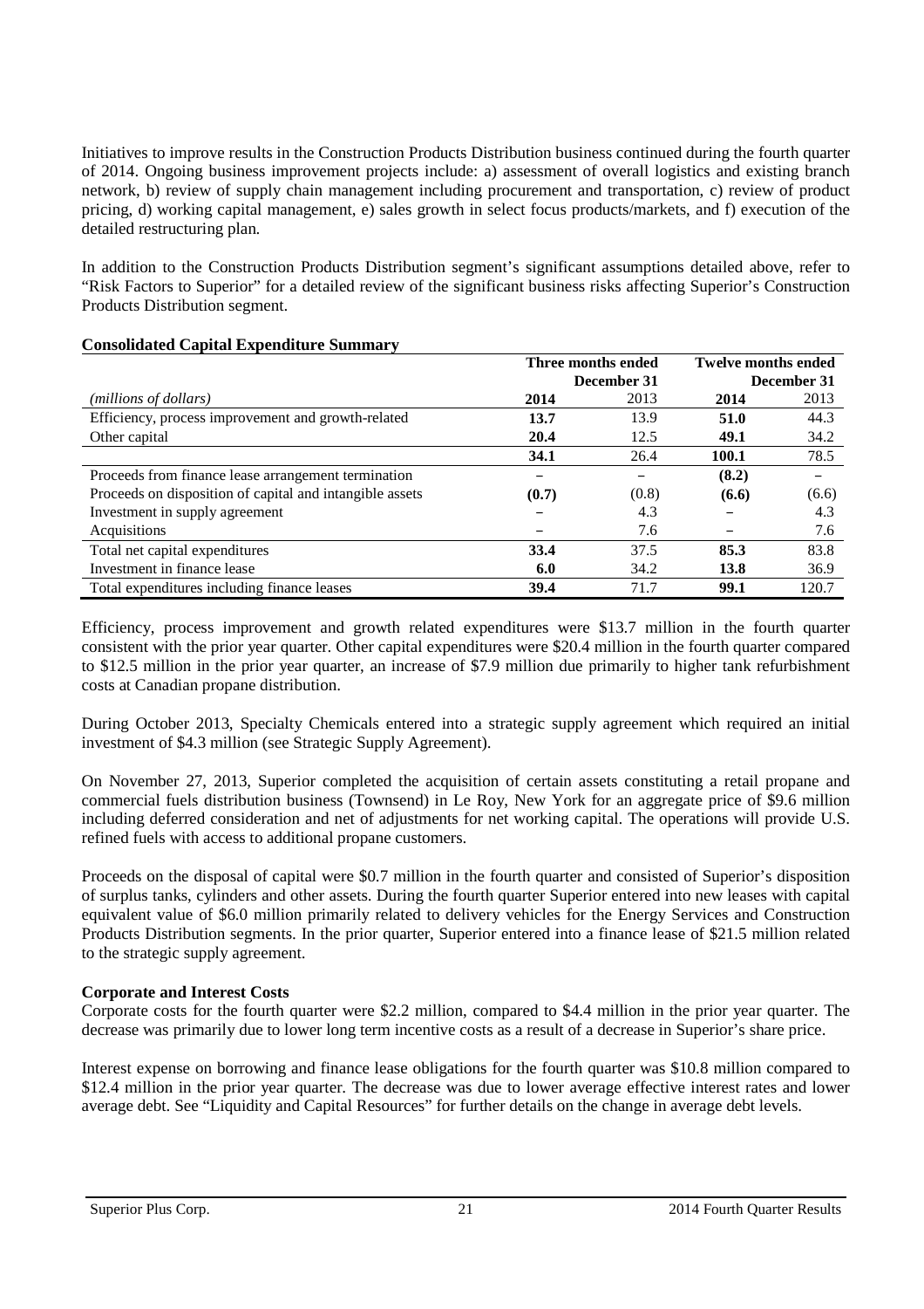Initiatives to improve results in the Construction Products Distribution business continued during the fourth quarter of 2014. Ongoing business improvement projects include: a) assessment of overall logistics and existing branch network, b) review of supply chain management including procurement and transportation, c) review of product pricing, d) working capital management, e) sales growth in select focus products/markets, and f) execution of the detailed restructuring plan.

In addition to the Construction Products Distribution segment's significant assumptions detailed above, refer to "Risk Factors to Superior" for a detailed review of the significant business risks affecting Superior's Construction Products Distribution segment.

**Consolidated Capital Expenditure Summary**

| | Three months ended December 31 | | Twelve months ended December 31 | |
|---|---|---|---|---|
| *(millions of dollars)* | **2014** | 2013 | **2014** | 2013 |
| Efficiency, process improvement and growth-related | **13.7** | 13.9 | **51.0** | 44.3 |
| Other capital | **20.4** | 12.5 | **49.1** | 34.2 |
| | **34.1** | 26.4 | **100.1** | 78.5 |
| Proceeds from finance lease arrangement termination | **–** | – | **(8.2)** | – |
| Proceeds on disposition of capital and intangible assets | **(0.7)** | (0.8) | **(6.6)** | (6.6) |
| Investment in supply agreement | **–** | 4.3 | **–** | 4.3 |
| Acquisitions | **–** | 7.6 | **–** | 7.6 |
| Total net capital expenditures | **33.4** | 37.5 | **85.3** | 83.8 |
| Investment in finance lease | **6.0** | 34.2 | **13.8** | 36.9 |
| Total expenditures including finance leases | **39.4** | 71.7 | **99.1** | 120.7 |

Efficiency, process improvement and growth related expenditures were $13.7 million in the fourth quarter consistent with the prior year quarter. Other capital expenditures were $20.4 million in the fourth quarter compared to $12.5 million in the prior year quarter, an increase of $7.9 million due primarily to higher tank refurbishment costs at Canadian propane distribution.

During October 2013, Specialty Chemicals entered into a strategic supply agreement which required an initial investment of $4.3 million (see Strategic Supply Agreement).

On November 27, 2013, Superior completed the acquisition of certain assets constituting a retail propane and commercial fuels distribution business (Townsend) in Le Roy, New York for an aggregate price of $9.6 million including deferred consideration and net of adjustments for net working capital. The operations will provide U.S. refined fuels with access to additional propane customers.

Proceeds on the disposal of capital were $0.7 million in the fourth quarter and consisted of Superior's disposition of surplus tanks, cylinders and other assets. During the fourth quarter Superior entered into new leases with capital equivalent value of $6.0 million primarily related to delivery vehicles for the Energy Services and Construction Products Distribution segments. In the prior quarter, Superior entered into a finance lease of $21.5 million related to the strategic supply agreement.

**Corporate and Interest Costs**

Corporate costs for the fourth quarter were $2.2 million, compared to $4.4 million in the prior year quarter. The decrease was primarily due to lower long term incentive costs as a result of a decrease in Superior's share price.

Interest expense on borrowing and finance lease obligations for the fourth quarter was $10.8 million compared to $12.4 million in the prior year quarter. The decrease was due to lower average effective interest rates and lower average debt. See "Liquidity and Capital Resources" for further details on the change in average debt levels.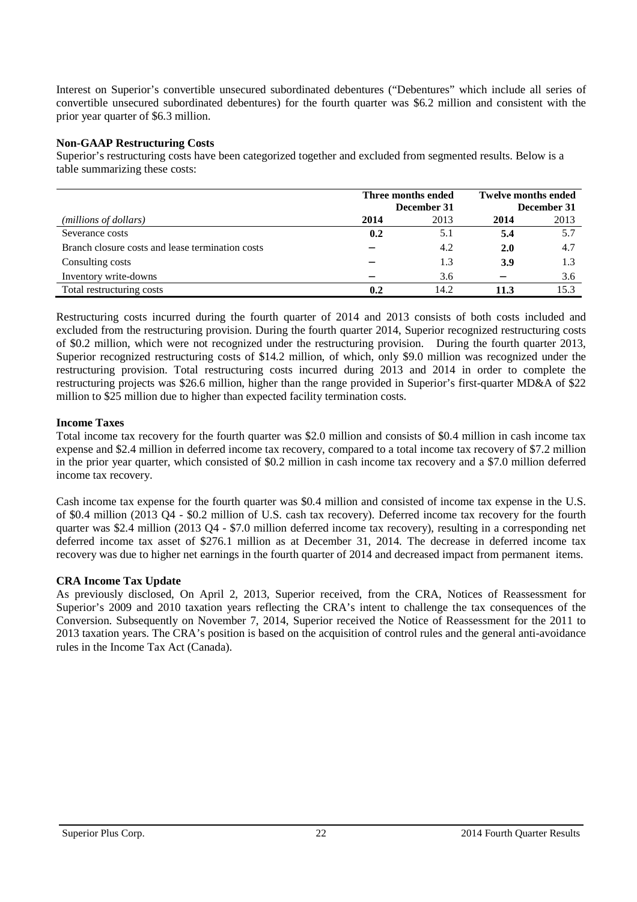Interest on Superior's convertible unsecured subordinated debentures ("Debentures" which include all series of convertible unsecured subordinated debentures) for the fourth quarter was $6.2 million and consistent with the prior year quarter of $6.3 million.

**Non-GAAP Restructuring Costs**

Superior's restructuring costs have been categorized together and excluded from segmented results. Below is a table summarizing these costs:

| | Three months ended December 31 | | Twelve months ended December 31 | |
|---|---|---|---|---|
| *(millions of dollars)* | **2014** | 2013 | **2014** | 2013 |
| Severance costs | **0.2** | 5.1 | **5.4** | 5.7 |
| Branch closure costs and lease termination costs | **–** | 4.2 | **2.0** | 4.7 |
| Consulting costs | **–** | 1.3 | **3.9** | 1.3 |
| Inventory write-downs | **–** | 3.6 | **–** | 3.6 |
| Total restructuring costs | **0.2** | 14.2 | **11.3** | 15.3 |

Restructuring costs incurred during the fourth quarter of 2014 and 2013 consists of both costs included and excluded from the restructuring provision. During the fourth quarter 2014, Superior recognized restructuring costs of $0.2 million, which were not recognized under the restructuring provision. During the fourth quarter 2013, Superior recognized restructuring costs of $14.2 million, of which, only $9.0 million was recognized under the restructuring provision. Total restructuring costs incurred during 2013 and 2014 in order to complete the restructuring projects was $26.6 million, higher than the range provided in Superior's first-quarter MD&A of $22 million to $25 million due to higher than expected facility termination costs.

**Income Taxes**

Total income tax recovery for the fourth quarter was $2.0 million and consists of $0.4 million in cash income tax expense and $2.4 million in deferred income tax recovery, compared to a total income tax recovery of $7.2 million in the prior year quarter, which consisted of $0.2 million in cash income tax recovery and a $7.0 million deferred income tax recovery.

Cash income tax expense for the fourth quarter was $0.4 million and consisted of income tax expense in the U.S. of $0.4 million (2013 Q4 - $0.2 million of U.S. cash tax recovery). Deferred income tax recovery for the fourth quarter was $2.4 million (2013 Q4 - $7.0 million deferred income tax recovery), resulting in a corresponding net deferred income tax asset of $276.1 million as at December 31, 2014. The decrease in deferred income tax recovery was due to higher net earnings in the fourth quarter of 2014 and decreased impact from permanent items.

**CRA Income Tax Update**

As previously disclosed, On April 2, 2013, Superior received, from the CRA, Notices of Reassessment for Superior's 2009 and 2010 taxation years reflecting the CRA's intent to challenge the tax consequences of the Conversion. Subsequently on November 7, 2014, Superior received the Notice of Reassessment for the 2011 to 2013 taxation years. The CRA's position is based on the acquisition of control rules and the general anti-avoidance rules in the Income Tax Act (Canada).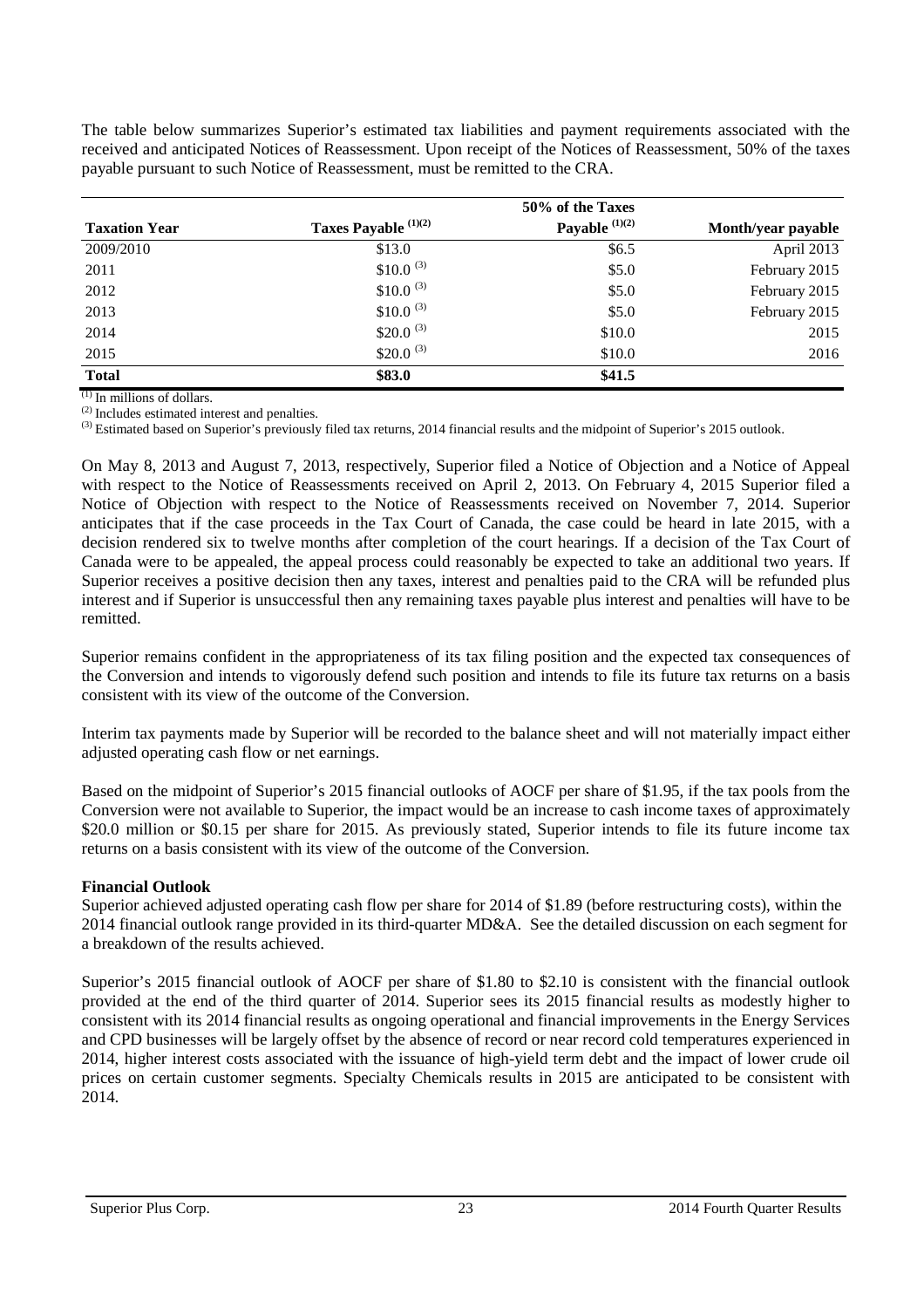The table below summarizes Superior's estimated tax liabilities and payment requirements associated with the received and anticipated Notices of Reassessment. Upon receipt of the Notices of Reassessment, 50% of the taxes payable pursuant to such Notice of Reassessment, must be remitted to the CRA.

| Taxation Year | Taxes Payable [(1)(2)] | 50% of the Taxes Payable [(1)(2)] | Month/year payable |
|---|---|---|---|
| 2009/2010 | $13.0 | $6.5 | April 2013 |
| 2011 | $10.0 [(3)] | $5.0 | February 2015 |
| 2012 | $10.0 [(3)] | $5.0 | February 2015 |
| 2013 | $10.0 [(3)] | $5.0 | February 2015 |
| 2014 | $20.0 [(3)] | $10.0 | 2015 |
| 2015 | $20.0 [(3)] | $10.0 | 2016 |
| **Total** | **$83.0** | **$41.5** | |

(1) In millions of dollars.
(2) Includes estimated interest and penalties.
(3) Estimated based on Superior's previously filed tax returns, 2014 financial results and the midpoint of Superior's 2015 outlook.

On May 8, 2013 and August 7, 2013, respectively, Superior filed a Notice of Objection and a Notice of Appeal with respect to the Notice of Reassessments received on April 2, 2013. On February 4, 2015 Superior filed a Notice of Objection with respect to the Notice of Reassessments received on November 7, 2014. Superior anticipates that if the case proceeds in the Tax Court of Canada, the case could be heard in late 2015, with a decision rendered six to twelve months after completion of the court hearings. If a decision of the Tax Court of Canada were to be appealed, the appeal process could reasonably be expected to take an additional two years. If Superior receives a positive decision then any taxes, interest and penalties paid to the CRA will be refunded plus interest and if Superior is unsuccessful then any remaining taxes payable plus interest and penalties will have to be remitted.

Superior remains confident in the appropriateness of its tax filing position and the expected tax consequences of the Conversion and intends to vigorously defend such position and intends to file its future tax returns on a basis consistent with its view of the outcome of the Conversion.

Interim tax payments made by Superior will be recorded to the balance sheet and will not materially impact either adjusted operating cash flow or net earnings.

Based on the midpoint of Superior's 2015 financial outlooks of AOCF per share of $1.95, if the tax pools from the Conversion were not available to Superior, the impact would be an increase to cash income taxes of approximately $20.0 million or $0.15 per share for 2015. As previously stated, Superior intends to file its future income tax returns on a basis consistent with its view of the outcome of the Conversion.

**Financial Outlook**

Superior achieved adjusted operating cash flow per share for 2014 of $1.89 (before restructuring costs), within the 2014 financial outlook range provided in its third-quarter MD&A. See the detailed discussion on each segment for a breakdown of the results achieved.

Superior's 2015 financial outlook of AOCF per share of $1.80 to $2.10 is consistent with the financial outlook provided at the end of the third quarter of 2014. Superior sees its 2015 financial results as modestly higher to consistent with its 2014 financial results as ongoing operational and financial improvements in the Energy Services and CPD businesses will be largely offset by the absence of record or near record cold temperatures experienced in 2014, higher interest costs associated with the issuance of high-yield term debt and the impact of lower crude oil prices on certain customer segments. Specialty Chemicals results in 2015 are anticipated to be consistent with 2014.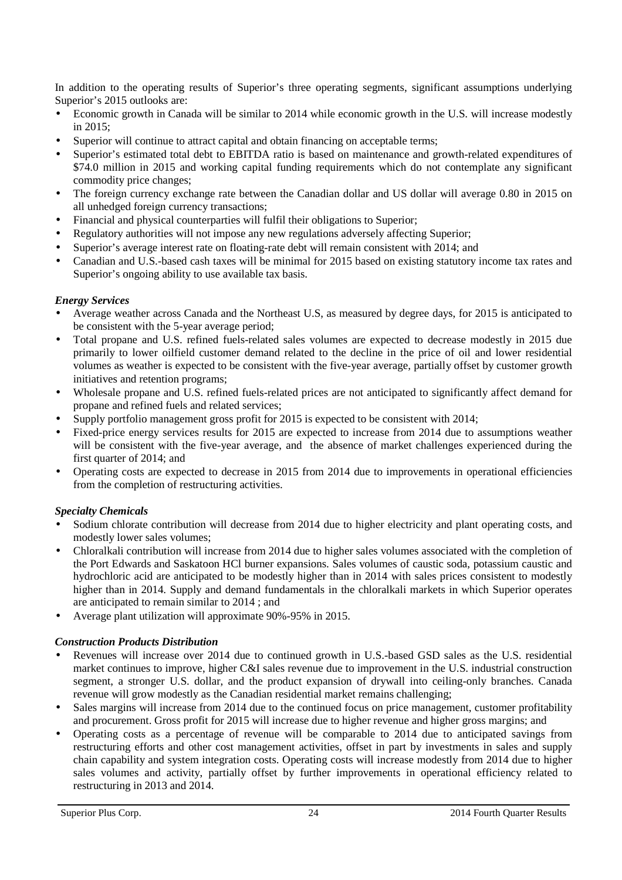In addition to the operating results of Superior's three operating segments, significant assumptions underlying Superior's 2015 outlooks are:

- Economic growth in Canada will be similar to 2014 while economic growth in the U.S. will increase modestly in 2015;
- Superior will continue to attract capital and obtain financing on acceptable terms;
- Superior's estimated total debt to EBITDA ratio is based on maintenance and growth-related expenditures of $74.0 million in 2015 and working capital funding requirements which do not contemplate any significant commodity price changes;
- The foreign currency exchange rate between the Canadian dollar and US dollar will average 0.80 in 2015 on all unhedged foreign currency transactions;
- Financial and physical counterparties will fulfil their obligations to Superior;
- Regulatory authorities will not impose any new regulations adversely affecting Superior;
- Superior's average interest rate on floating-rate debt will remain consistent with 2014; and
- Canadian and U.S.-based cash taxes will be minimal for 2015 based on existing statutory income tax rates and Superior's ongoing ability to use available tax basis.

***Energy Services***

- Average weather across Canada and the Northeast U.S, as measured by degree days, for 2015 is anticipated to be consistent with the 5-year average period;
- Total propane and U.S. refined fuels-related sales volumes are expected to decrease modestly in 2015 due primarily to lower oilfield customer demand related to the decline in the price of oil and lower residential volumes as weather is expected to be consistent with the five-year average, partially offset by customer growth initiatives and retention programs;
- Wholesale propane and U.S. refined fuels-related prices are not anticipated to significantly affect demand for propane and refined fuels and related services;
- Supply portfolio management gross profit for 2015 is expected to be consistent with 2014;
- Fixed-price energy services results for 2015 are expected to increase from 2014 due to assumptions weather will be consistent with the five-year average, and the absence of market challenges experienced during the first quarter of 2014; and
- Operating costs are expected to decrease in 2015 from 2014 due to improvements in operational efficiencies from the completion of restructuring activities.

***Specialty Chemicals***

- Sodium chlorate contribution will decrease from 2014 due to higher electricity and plant operating costs, and modestly lower sales volumes;
- Chloralkali contribution will increase from 2014 due to higher sales volumes associated with the completion of the Port Edwards and Saskatoon HCl burner expansions. Sales volumes of caustic soda, potassium caustic and hydrochloric acid are anticipated to be modestly higher than in 2014 with sales prices consistent to modestly higher than in 2014. Supply and demand fundamentals in the chloralkali markets in which Superior operates are anticipated to remain similar to 2014 ; and
- Average plant utilization will approximate 90%-95% in 2015.

***Construction Products Distribution***

- Revenues will increase over 2014 due to continued growth in U.S.-based GSD sales as the U.S. residential market continues to improve, higher C&I sales revenue due to improvement in the U.S. industrial construction segment, a stronger U.S. dollar, and the product expansion of drywall into ceiling-only branches. Canada revenue will grow modestly as the Canadian residential market remains challenging;
- Sales margins will increase from 2014 due to the continued focus on price management, customer profitability and procurement. Gross profit for 2015 will increase due to higher revenue and higher gross margins; and
- Operating costs as a percentage of revenue will be comparable to 2014 due to anticipated savings from restructuring efforts and other cost management activities, offset in part by investments in sales and supply chain capability and system integration costs. Operating costs will increase modestly from 2014 due to higher sales volumes and activity, partially offset by further improvements in operational efficiency related to restructuring in 2013 and 2014.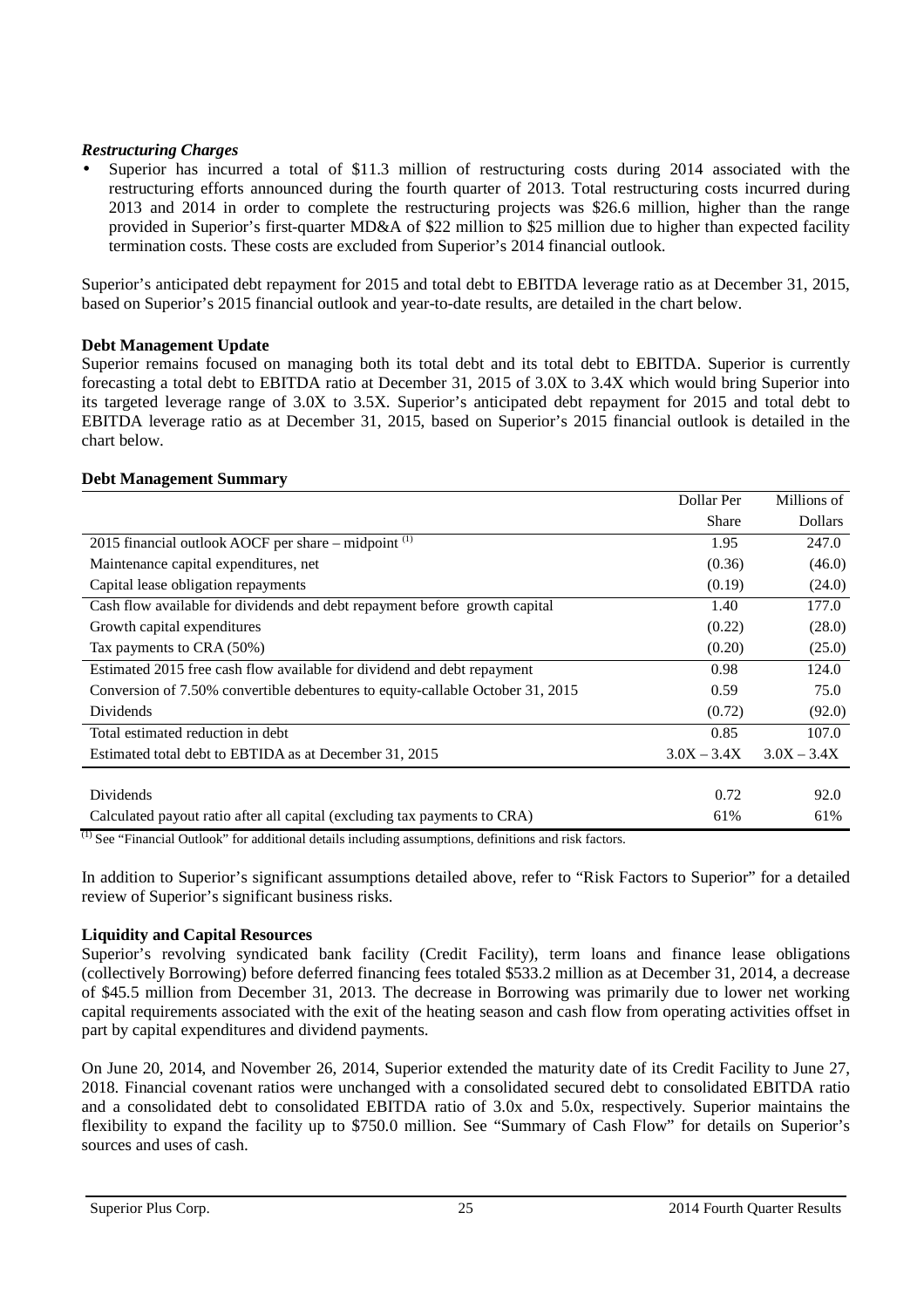***Restructuring Charges***

- Superior has incurred a total of \$11.3 million of restructuring costs during 2014 associated with the restructuring efforts announced during the fourth quarter of 2013. Total restructuring costs incurred during 2013 and 2014 in order to complete the restructuring projects was \$26.6 million, higher than the range provided in Superior's first-quarter MD&A of \$22 million to \$25 million due to higher than expected facility termination costs. These costs are excluded from Superior's 2014 financial outlook.

Superior's anticipated debt repayment for 2015 and total debt to EBITDA leverage ratio as at December 31, 2015, based on Superior's 2015 financial outlook and year-to-date results, are detailed in the chart below.

**Debt Management Update**

Superior remains focused on managing both its total debt and its total debt to EBITDA. Superior is currently forecasting a total debt to EBITDA ratio at December 31, 2015 of 3.0X to 3.4X which would bring Superior into its targeted leverage range of 3.0X to 3.5X. Superior's anticipated debt repayment for 2015 and total debt to EBITDA leverage ratio as at December 31, 2015, based on Superior's 2015 financial outlook is detailed in the chart below.

**Debt Management Summary**

| | Dollar Per Share | Millions of Dollars |
|---|---|---|
| 2015 financial outlook AOCF per share – midpoint [(1)] | 1.95 | 247.0 |
| Maintenance capital expenditures, net | (0.36) | (46.0) |
| Capital lease obligation repayments | (0.19) | (24.0) |
| Cash flow available for dividends and debt repayment before growth capital | 1.40 | 177.0 |
| Growth capital expenditures | (0.22) | (28.0) |
| Tax payments to CRA (50%) | (0.20) | (25.0) |
| Estimated 2015 free cash flow available for dividend and debt repayment | 0.98 | 124.0 |
| Conversion of 7.50% convertible debentures to equity-callable October 31, 2015 | 0.59 | 75.0 |
| Dividends | (0.72) | (92.0) |
| Total estimated reduction in debt | 0.85 | 107.0 |
| Estimated total debt to EBTIDA as at December 31, 2015 | 3.0X – 3.4X | 3.0X – 3.4X |
| Dividends | 0.72 | 92.0 |
| Calculated payout ratio after all capital (excluding tax payments to CRA) | 61% | 61% |

[(1)] See "Financial Outlook" for additional details including assumptions, definitions and risk factors.

In addition to Superior's significant assumptions detailed above, refer to "Risk Factors to Superior" for a detailed review of Superior's significant business risks.

**Liquidity and Capital Resources**

Superior's revolving syndicated bank facility (Credit Facility), term loans and finance lease obligations (collectively Borrowing) before deferred financing fees totaled \$533.2 million as at December 31, 2014, a decrease of \$45.5 million from December 31, 2013. The decrease in Borrowing was primarily due to lower net working capital requirements associated with the exit of the heating season and cash flow from operating activities offset in part by capital expenditures and dividend payments.

On June 20, 2014, and November 26, 2014, Superior extended the maturity date of its Credit Facility to June 27, 2018. Financial covenant ratios were unchanged with a consolidated secured debt to consolidated EBITDA ratio and a consolidated debt to consolidated EBITDA ratio of 3.0x and 5.0x, respectively. Superior maintains the flexibility to expand the facility up to \$750.0 million. See "Summary of Cash Flow" for details on Superior's sources and uses of cash.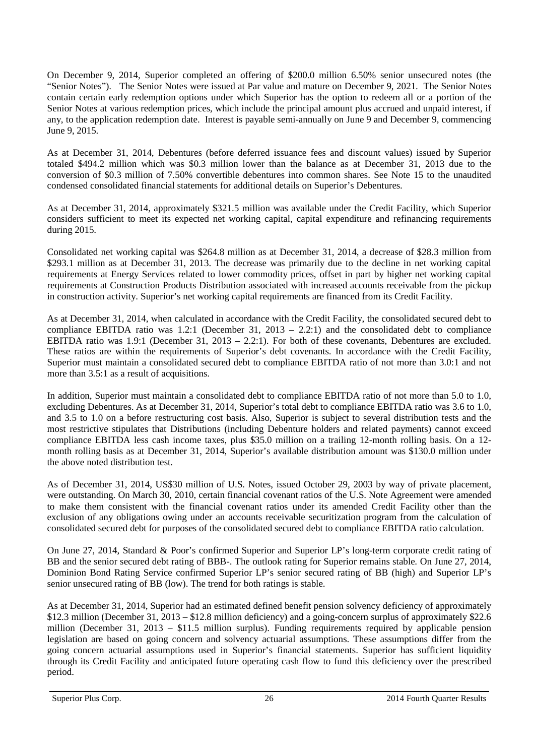On December 9, 2014, Superior completed an offering of $200.0 million 6.50% senior unsecured notes (the "Senior Notes"). The Senior Notes were issued at Par value and mature on December 9, 2021. The Senior Notes contain certain early redemption options under which Superior has the option to redeem all or a portion of the Senior Notes at various redemption prices, which include the principal amount plus accrued and unpaid interest, if any, to the application redemption date. Interest is payable semi-annually on June 9 and December 9, commencing June 9, 2015.

As at December 31, 2014, Debentures (before deferred issuance fees and discount values) issued by Superior totaled $494.2 million which was $0.3 million lower than the balance as at December 31, 2013 due to the conversion of $0.3 million of 7.50% convertible debentures into common shares. See Note 15 to the unaudited condensed consolidated financial statements for additional details on Superior's Debentures.

As at December 31, 2014, approximately $321.5 million was available under the Credit Facility, which Superior considers sufficient to meet its expected net working capital, capital expenditure and refinancing requirements during 2015.

Consolidated net working capital was $264.8 million as at December 31, 2014, a decrease of $28.3 million from $293.1 million as at December 31, 2013. The decrease was primarily due to the decline in net working capital requirements at Energy Services related to lower commodity prices, offset in part by higher net working capital requirements at Construction Products Distribution associated with increased accounts receivable from the pickup in construction activity. Superior's net working capital requirements are financed from its Credit Facility.

As at December 31, 2014, when calculated in accordance with the Credit Facility, the consolidated secured debt to compliance EBITDA ratio was 1.2:1 (December 31, 2013 – 2.2:1) and the consolidated debt to compliance EBITDA ratio was 1.9:1 (December 31, 2013 – 2.2:1). For both of these covenants, Debentures are excluded. These ratios are within the requirements of Superior's debt covenants. In accordance with the Credit Facility, Superior must maintain a consolidated secured debt to compliance EBITDA ratio of not more than 3.0:1 and not more than 3.5:1 as a result of acquisitions.

In addition, Superior must maintain a consolidated debt to compliance EBITDA ratio of not more than 5.0 to 1.0, excluding Debentures. As at December 31, 2014, Superior's total debt to compliance EBITDA ratio was 3.6 to 1.0, and 3.5 to 1.0 on a before restructuring cost basis. Also, Superior is subject to several distribution tests and the most restrictive stipulates that Distributions (including Debenture holders and related payments) cannot exceed compliance EBITDA less cash income taxes, plus $35.0 million on a trailing 12-month rolling basis. On a 12-month rolling basis as at December 31, 2014, Superior's available distribution amount was $130.0 million under the above noted distribution test.

As of December 31, 2014, US$30 million of U.S. Notes, issued October 29, 2003 by way of private placement, were outstanding. On March 30, 2010, certain financial covenant ratios of the U.S. Note Agreement were amended to make them consistent with the financial covenant ratios under its amended Credit Facility other than the exclusion of any obligations owing under an accounts receivable securitization program from the calculation of consolidated secured debt for purposes of the consolidated secured debt to compliance EBITDA ratio calculation.

On June 27, 2014, Standard & Poor's confirmed Superior and Superior LP's long-term corporate credit rating of BB and the senior secured debt rating of BBB-. The outlook rating for Superior remains stable. On June 27, 2014, Dominion Bond Rating Service confirmed Superior LP's senior secured rating of BB (high) and Superior LP's senior unsecured rating of BB (low). The trend for both ratings is stable.

As at December 31, 2014, Superior had an estimated defined benefit pension solvency deficiency of approximately $12.3 million (December 31, 2013 – $12.8 million deficiency) and a going-concern surplus of approximately $22.6 million (December 31, 2013 – $11.5 million surplus). Funding requirements required by applicable pension legislation are based on going concern and solvency actuarial assumptions. These assumptions differ from the going concern actuarial assumptions used in Superior's financial statements. Superior has sufficient liquidity through its Credit Facility and anticipated future operating cash flow to fund this deficiency over the prescribed period.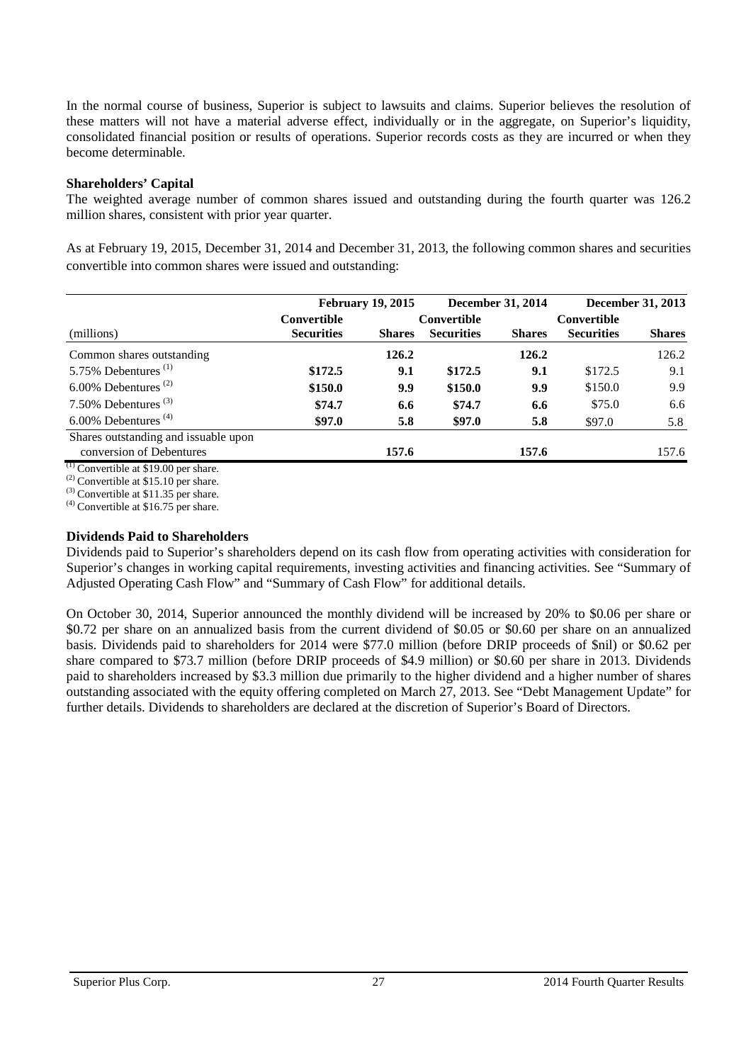In the normal course of business, Superior is subject to lawsuits and claims. Superior believes the resolution of these matters will not have a material adverse effect, individually or in the aggregate, on Superior's liquidity, consolidated financial position or results of operations. Superior records costs as they are incurred or when they become determinable.

**Shareholders' Capital**

The weighted average number of common shares issued and outstanding during the fourth quarter was 126.2 million shares, consistent with prior year quarter.

As at February 19, 2015, December 31, 2014 and December 31, 2013, the following common shares and securities convertible into common shares were issued and outstanding:

| | **February 19, 2015** | | **December 31, 2014** | | **December 31, 2013** | |
|---|---|---|---|---|---|---|
| (millions) | **Convertible Securities** | **Shares** | **Convertible Securities** | **Shares** | **Convertible Securities** | **Shares** |
| Common shares outstanding | | **126.2** | | **126.2** | | 126.2 |
| 5.75% Debentures [(1)] | **$172.5** | **9.1** | **$172.5** | **9.1** | $172.5 | 9.1 |
| 6.00% Debentures [(2)] | **$150.0** | **9.9** | **$150.0** | **9.9** | $150.0 | 9.9 |
| 7.50% Debentures [(3)] | **$74.7** | **6.6** | **$74.7** | **6.6** | $75.0 | 6.6 |
| 6.00% Debentures [(4)] | **$97.0** | **5.8** | **$97.0** | **5.8** | $97.0 | 5.8 |
| Shares outstanding and issuable upon conversion of Debentures | | **157.6** | | **157.6** | | 157.6 |

[(1)] Convertible at $19.00 per share.
[(2)] Convertible at $15.10 per share.
[(3)] Convertible at $11.35 per share.
[(4)] Convertible at $16.75 per share.

**Dividends Paid to Shareholders**

Dividends paid to Superior's shareholders depend on its cash flow from operating activities with consideration for Superior's changes in working capital requirements, investing activities and financing activities. See "Summary of Adjusted Operating Cash Flow" and "Summary of Cash Flow" for additional details.

On October 30, 2014, Superior announced the monthly dividend will be increased by 20% to $0.06 per share or $0.72 per share on an annualized basis from the current dividend of $0.05 or $0.60 per share on an annualized basis. Dividends paid to shareholders for 2014 were $77.0 million (before DRIP proceeds of $nil) or $0.62 per share compared to $73.7 million (before DRIP proceeds of $4.9 million) or $0.60 per share in 2013. Dividends paid to shareholders increased by $3.3 million due primarily to the higher dividend and a higher number of shares outstanding associated with the equity offering completed on March 27, 2013. See "Debt Management Update" for further details. Dividends to shareholders are declared at the discretion of Superior's Board of Directors.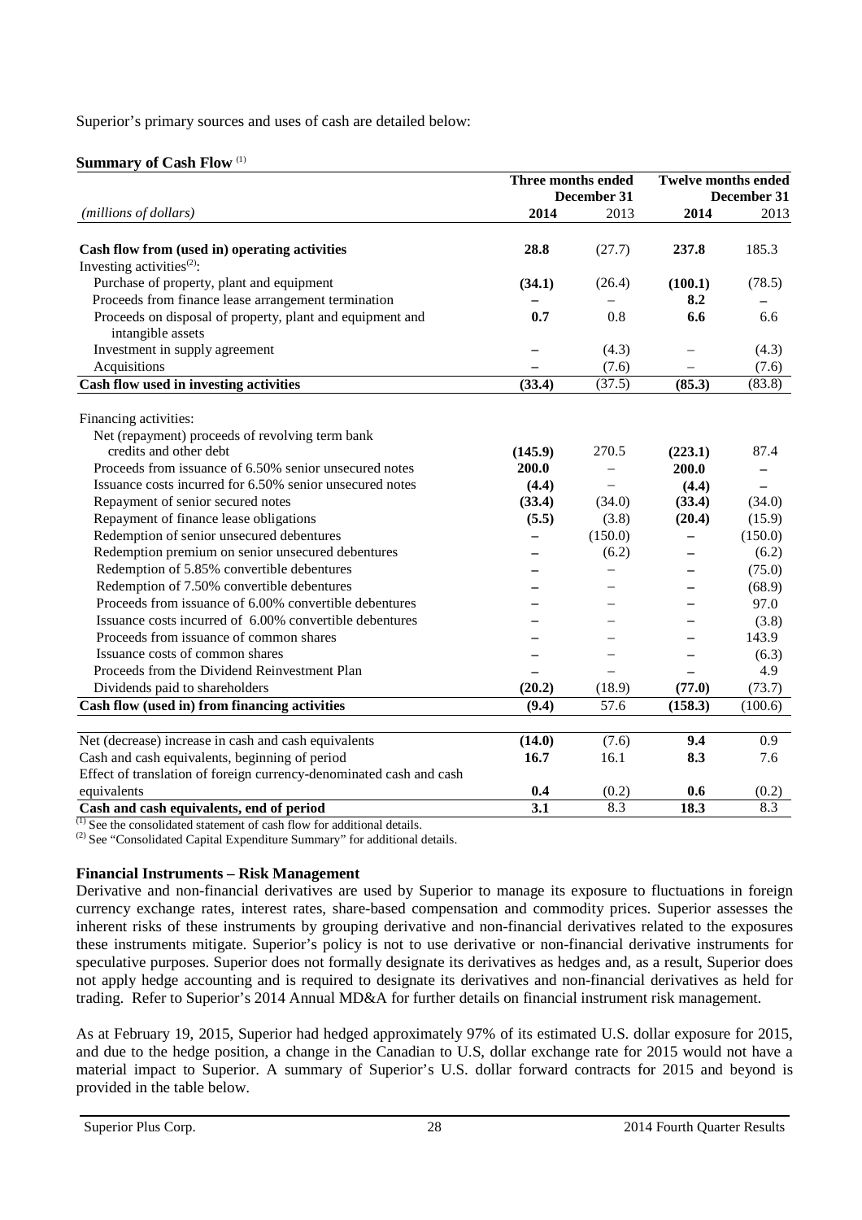Superior's primary sources and uses of cash are detailed below:

**Summary of Cash Flow** [(1)]

| | Three months ended December 31 | | Twelve months ended December 31 | |
|---|---|---|---|---|
| *(millions of dollars)* | **2014** | 2013 | **2014** | 2013 |
| **Cash flow from (used in) operating activities** | **28.8** | (27.7) | **237.8** | 185.3 |
| Investing activities[(2)]: | | | | |
| Purchase of property, plant and equipment | **(34.1)** | (26.4) | **(100.1)** | (78.5) |
| Proceeds from finance lease arrangement termination | **–** | – | **8.2** | **–** |
| Proceeds on disposal of property, plant and equipment and intangible assets | **0.7** | 0.8 | **6.6** | 6.6 |
| Investment in supply agreement | **–** | (4.3) | – | (4.3) |
| Acquisitions | **–** | (7.6) | – | (7.6) |
| **Cash flow used in investing activities** | **(33.4)** | (37.5) | **(85.3)** | (83.8) |
| Financing activities: | | | | |
| Net (repayment) proceeds of revolving term bank credits and other debt | **(145.9)** | 270.5 | **(223.1)** | 87.4 |
| Proceeds from issuance of 6.50% senior unsecured notes | **200.0** | – | **200.0** | **–** |
| Issuance costs incurred for 6.50% senior unsecured notes | **(4.4)** | – | **(4.4)** | **–** |
| Repayment of senior secured notes | **(33.4)** | (34.0) | **(33.4)** | (34.0) |
| Repayment of finance lease obligations | **(5.5)** | (3.8) | **(20.4)** | (15.9) |
| Redemption of senior unsecured debentures | **–** | (150.0) | **–** | (150.0) |
| Redemption premium on senior unsecured debentures | **–** | (6.2) | **–** | (6.2) |
| Redemption of 5.85% convertible debentures | **–** | – | **–** | (75.0) |
| Redemption of 7.50% convertible debentures | **–** | – | **–** | (68.9) |
| Proceeds from issuance of 6.00% convertible debentures | **–** | – | **–** | 97.0 |
| Issuance costs incurred of 6.00% convertible debentures | **–** | – | **–** | (3.8) |
| Proceeds from issuance of common shares | **–** | – | **–** | 143.9 |
| Issuance costs of common shares | **–** | – | **–** | (6.3) |
| Proceeds from the Dividend Reinvestment Plan | **–** | – | **–** | 4.9 |
| Dividends paid to shareholders | **(20.2)** | (18.9) | **(77.0)** | (73.7) |
| **Cash flow (used in) from financing activities** | **(9.4)** | 57.6 | **(158.3)** | (100.6) |
| Net (decrease) increase in cash and cash equivalents | **(14.0)** | (7.6) | **9.4** | 0.9 |
| Cash and cash equivalents, beginning of period | **16.7** | 16.1 | **8.3** | 7.6 |
| Effect of translation of foreign currency-denominated cash and cash equivalents | **0.4** | (0.2) | **0.6** | (0.2) |
| **Cash and cash equivalents, end of period** | **3.1** | 8.3 | **18.3** | 8.3 |

[(1)] See the consolidated statement of cash flow for additional details.
[(2)] See "Consolidated Capital Expenditure Summary" for additional details.

**Financial Instruments – Risk Management**

Derivative and non-financial derivatives are used by Superior to manage its exposure to fluctuations in foreign currency exchange rates, interest rates, share-based compensation and commodity prices. Superior assesses the inherent risks of these instruments by grouping derivative and non-financial derivatives related to the exposures these instruments mitigate. Superior's policy is not to use derivative or non-financial derivative instruments for speculative purposes. Superior does not formally designate its derivatives as hedges and, as a result, Superior does not apply hedge accounting and is required to designate its derivatives and non-financial derivatives as held for trading. Refer to Superior's 2014 Annual MD&A for further details on financial instrument risk management.

As at February 19, 2015, Superior had hedged approximately 97% of its estimated U.S. dollar exposure for 2015, and due to the hedge position, a change in the Canadian to U.S, dollar exchange rate for 2015 would not have a material impact to Superior. A summary of Superior's U.S. dollar forward contracts for 2015 and beyond is provided in the table below.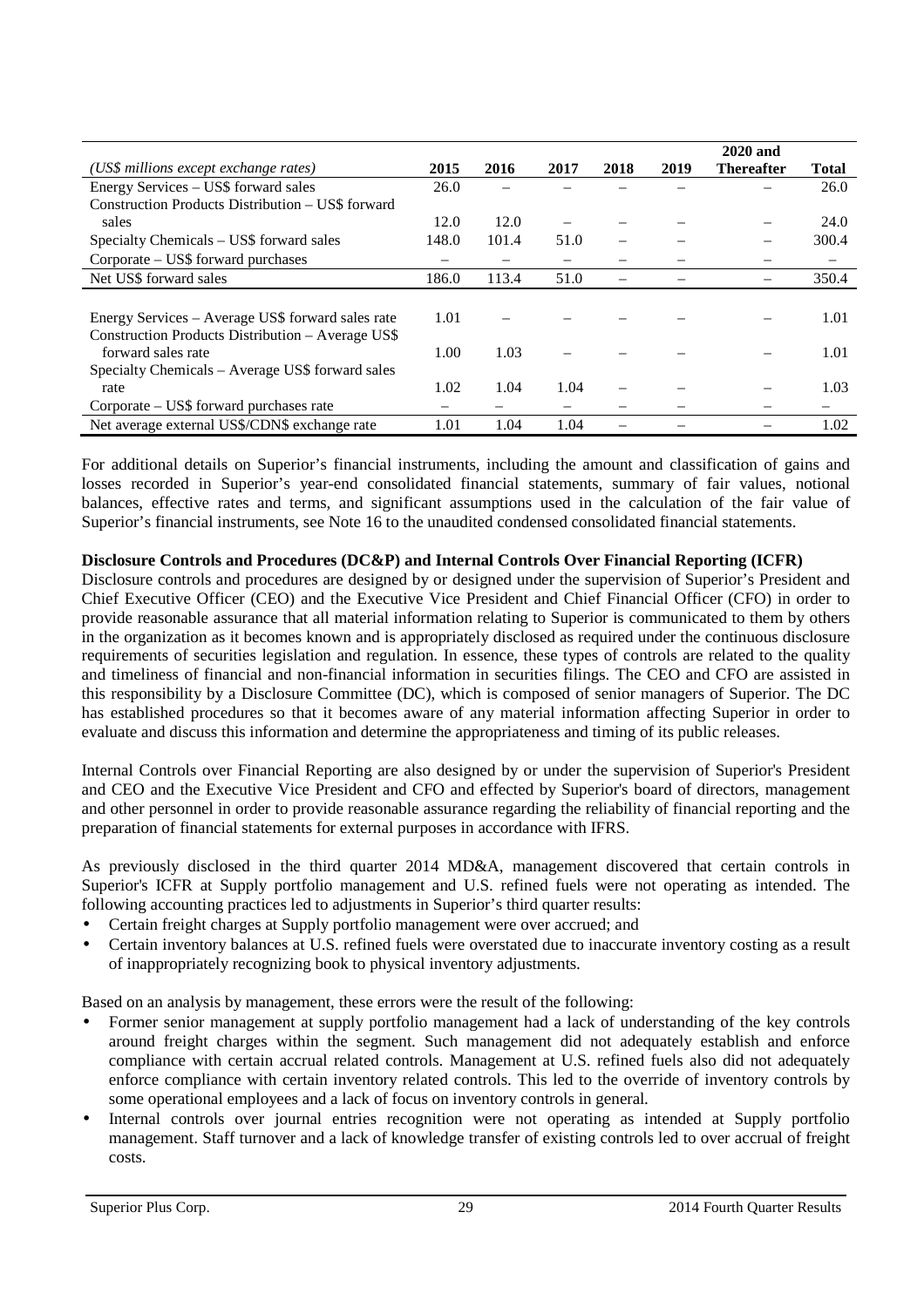| (US$ millions except exchange rates) | 2015 | 2016 | 2017 | 2018 | 2019 | 2020 and Thereafter | Total |
|---|---|---|---|---|---|---|---|
| Energy Services – US$ forward sales | 26.0 | – | – | – | – | – | 26.0 |
| Construction Products Distribution – US$ forward sales | 12.0 | 12.0 | – | – | – | – | 24.0 |
| Specialty Chemicals – US$ forward sales | 148.0 | 101.4 | 51.0 | – | – | – | 300.4 |
| Corporate – US$ forward purchases | – | – | – | – | – | – | – |
| Net US$ forward sales | 186.0 | 113.4 | 51.0 | – | – | – | 350.4 |
| | | | | | | | |
| Energy Services – Average US$ forward sales rate | 1.01 | – | – | – | – | – | 1.01 |
| Construction Products Distribution – Average US$ forward sales rate | 1.00 | 1.03 | – | – | – | – | 1.01 |
| Specialty Chemicals – Average US$ forward sales rate | 1.02 | 1.04 | 1.04 | – | – | – | 1.03 |
| Corporate – US$ forward purchases rate | – | – | – | – | – | – | – |
| Net average external US$/CDN$ exchange rate | 1.01 | 1.04 | 1.04 | – | – | – | 1.02 |

For additional details on Superior's financial instruments, including the amount and classification of gains and losses recorded in Superior's year-end consolidated financial statements, summary of fair values, notional balances, effective rates and terms, and significant assumptions used in the calculation of the fair value of Superior's financial instruments, see Note 16 to the unaudited condensed consolidated financial statements.

**Disclosure Controls and Procedures (DC&P) and Internal Controls Over Financial Reporting (ICFR)**

Disclosure controls and procedures are designed by or designed under the supervision of Superior's President and Chief Executive Officer (CEO) and the Executive Vice President and Chief Financial Officer (CFO) in order to provide reasonable assurance that all material information relating to Superior is communicated to them by others in the organization as it becomes known and is appropriately disclosed as required under the continuous disclosure requirements of securities legislation and regulation. In essence, these types of controls are related to the quality and timeliness of financial and non-financial information in securities filings. The CEO and CFO are assisted in this responsibility by a Disclosure Committee (DC), which is composed of senior managers of Superior. The DC has established procedures so that it becomes aware of any material information affecting Superior in order to evaluate and discuss this information and determine the appropriateness and timing of its public releases.

Internal Controls over Financial Reporting are also designed by or under the supervision of Superior's President and CEO and the Executive Vice President and CFO and effected by Superior's board of directors, management and other personnel in order to provide reasonable assurance regarding the reliability of financial reporting and the preparation of financial statements for external purposes in accordance with IFRS.

As previously disclosed in the third quarter 2014 MD&A, management discovered that certain controls in Superior's ICFR at Supply portfolio management and U.S. refined fuels were not operating as intended. The following accounting practices led to adjustments in Superior's third quarter results:

- Certain freight charges at Supply portfolio management were over accrued; and
- Certain inventory balances at U.S. refined fuels were overstated due to inaccurate inventory costing as a result of inappropriately recognizing book to physical inventory adjustments.

Based on an analysis by management, these errors were the result of the following:

- Former senior management at supply portfolio management had a lack of understanding of the key controls around freight charges within the segment. Such management did not adequately establish and enforce compliance with certain accrual related controls. Management at U.S. refined fuels also did not adequately enforce compliance with certain inventory related controls. This led to the override of inventory controls by some operational employees and a lack of focus on inventory controls in general.
- Internal controls over journal entries recognition were not operating as intended at Supply portfolio management. Staff turnover and a lack of knowledge transfer of existing controls led to over accrual of freight costs.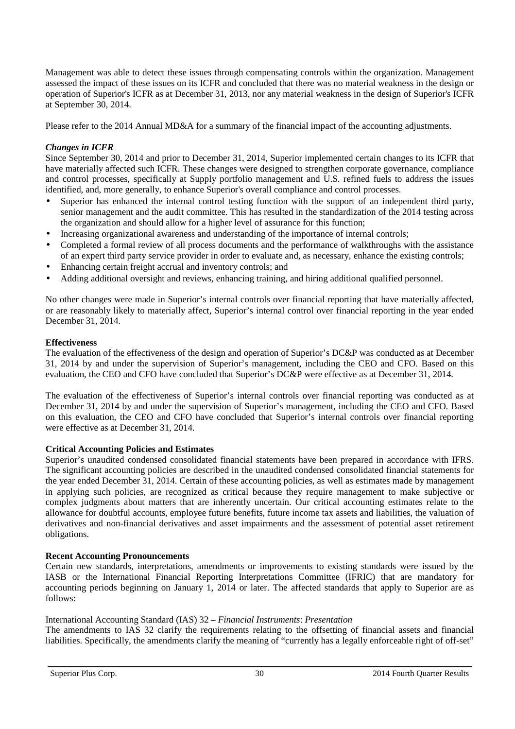Management was able to detect these issues through compensating controls within the organization. Management assessed the impact of these issues on its ICFR and concluded that there was no material weakness in the design or operation of Superior's ICFR as at December 31, 2013, nor any material weakness in the design of Superior's ICFR at September 30, 2014.

Please refer to the 2014 Annual MD&A for a summary of the financial impact of the accounting adjustments.

***Changes in ICFR***

Since September 30, 2014 and prior to December 31, 2014, Superior implemented certain changes to its ICFR that have materially affected such ICFR. These changes were designed to strengthen corporate governance, compliance and control processes, specifically at Supply portfolio management and U.S. refined fuels to address the issues identified, and, more generally, to enhance Superior's overall compliance and control processes.

- Superior has enhanced the internal control testing function with the support of an independent third party, senior management and the audit committee. This has resulted in the standardization of the 2014 testing across the organization and should allow for a higher level of assurance for this function;
- Increasing organizational awareness and understanding of the importance of internal controls;
- Completed a formal review of all process documents and the performance of walkthroughs with the assistance of an expert third party service provider in order to evaluate and, as necessary, enhance the existing controls;
- Enhancing certain freight accrual and inventory controls; and
- Adding additional oversight and reviews, enhancing training, and hiring additional qualified personnel.

No other changes were made in Superior's internal controls over financial reporting that have materially affected, or are reasonably likely to materially affect, Superior's internal control over financial reporting in the year ended December 31, 2014.

**Effectiveness**

The evaluation of the effectiveness of the design and operation of Superior's DC&P was conducted as at December 31, 2014 by and under the supervision of Superior's management, including the CEO and CFO. Based on this evaluation, the CEO and CFO have concluded that Superior's DC&P were effective as at December 31, 2014.

The evaluation of the effectiveness of Superior's internal controls over financial reporting was conducted as at December 31, 2014 by and under the supervision of Superior's management, including the CEO and CFO. Based on this evaluation, the CEO and CFO have concluded that Superior's internal controls over financial reporting were effective as at December 31, 2014.

**Critical Accounting Policies and Estimates**

Superior's unaudited condensed consolidated financial statements have been prepared in accordance with IFRS. The significant accounting policies are described in the unaudited condensed consolidated financial statements for the year ended December 31, 2014. Certain of these accounting policies, as well as estimates made by management in applying such policies, are recognized as critical because they require management to make subjective or complex judgments about matters that are inherently uncertain. Our critical accounting estimates relate to the allowance for doubtful accounts, employee future benefits, future income tax assets and liabilities, the valuation of derivatives and non-financial derivatives and asset impairments and the assessment of potential asset retirement obligations.

**Recent Accounting Pronouncements**

Certain new standards, interpretations, amendments or improvements to existing standards were issued by the IASB or the International Financial Reporting Interpretations Committee (IFRIC) that are mandatory for accounting periods beginning on January 1, 2014 or later. The affected standards that apply to Superior are as follows:

International Accounting Standard (IAS) 32 – *Financial Instruments*: *Presentation*

The amendments to IAS 32 clarify the requirements relating to the offsetting of financial assets and financial liabilities. Specifically, the amendments clarify the meaning of "currently has a legally enforceable right of off-set"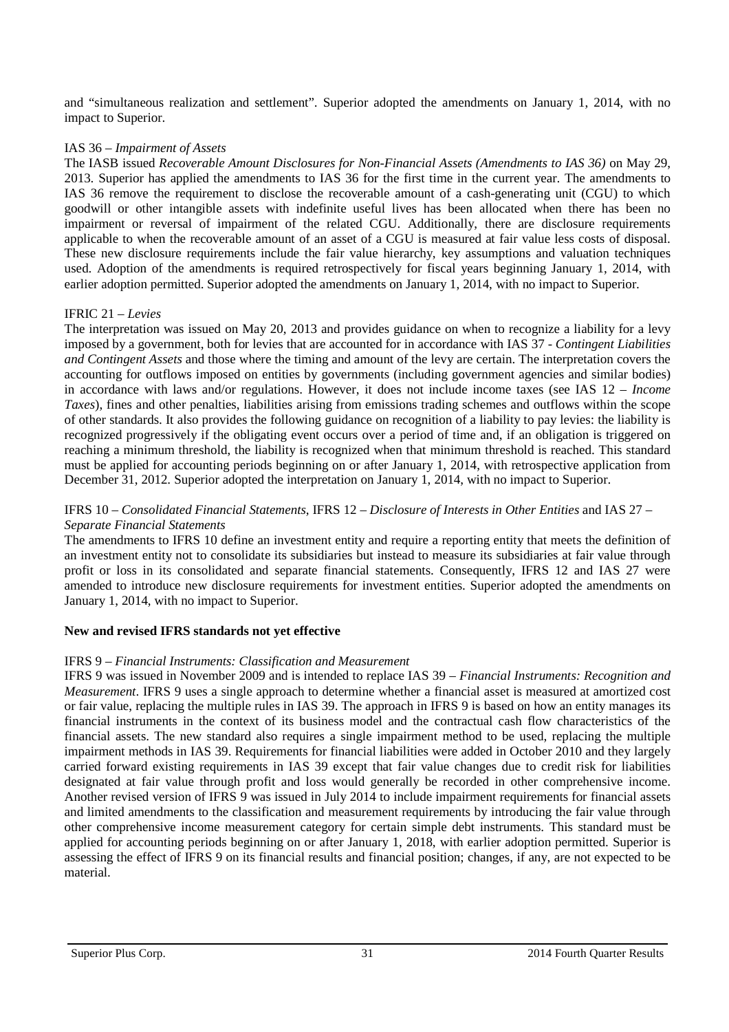and "simultaneous realization and settlement". Superior adopted the amendments on January 1, 2014, with no impact to Superior.

IAS 36 – *Impairment of Assets*

The IASB issued *Recoverable Amount Disclosures for Non-Financial Assets (Amendments to IAS 36)* on May 29, 2013. Superior has applied the amendments to IAS 36 for the first time in the current year. The amendments to IAS 36 remove the requirement to disclose the recoverable amount of a cash-generating unit (CGU) to which goodwill or other intangible assets with indefinite useful lives has been allocated when there has been no impairment or reversal of impairment of the related CGU. Additionally, there are disclosure requirements applicable to when the recoverable amount of an asset of a CGU is measured at fair value less costs of disposal. These new disclosure requirements include the fair value hierarchy, key assumptions and valuation techniques used. Adoption of the amendments is required retrospectively for fiscal years beginning January 1, 2014, with earlier adoption permitted. Superior adopted the amendments on January 1, 2014, with no impact to Superior.

IFRIC 21 – *Levies*

The interpretation was issued on May 20, 2013 and provides guidance on when to recognize a liability for a levy imposed by a government, both for levies that are accounted for in accordance with IAS 37 - *Contingent Liabilities and Contingent Assets* and those where the timing and amount of the levy are certain. The interpretation covers the accounting for outflows imposed on entities by governments (including government agencies and similar bodies) in accordance with laws and/or regulations. However, it does not include income taxes (see IAS 12 – *Income Taxes*), fines and other penalties, liabilities arising from emissions trading schemes and outflows within the scope of other standards. It also provides the following guidance on recognition of a liability to pay levies: the liability is recognized progressively if the obligating event occurs over a period of time and, if an obligation is triggered on reaching a minimum threshold, the liability is recognized when that minimum threshold is reached. This standard must be applied for accounting periods beginning on or after January 1, 2014, with retrospective application from December 31, 2012. Superior adopted the interpretation on January 1, 2014, with no impact to Superior.

IFRS 10 – *Consolidated Financial Statements*, IFRS 12 – *Disclosure of Interests in Other Entities* and IAS 27 – *Separate Financial Statements*

The amendments to IFRS 10 define an investment entity and require a reporting entity that meets the definition of an investment entity not to consolidate its subsidiaries but instead to measure its subsidiaries at fair value through profit or loss in its consolidated and separate financial statements. Consequently, IFRS 12 and IAS 27 were amended to introduce new disclosure requirements for investment entities. Superior adopted the amendments on January 1, 2014, with no impact to Superior.

**New and revised IFRS standards not yet effective**

IFRS 9 – *Financial Instruments: Classification and Measurement*

IFRS 9 was issued in November 2009 and is intended to replace IAS 39 – *Financial Instruments: Recognition and Measurement*. IFRS 9 uses a single approach to determine whether a financial asset is measured at amortized cost or fair value, replacing the multiple rules in IAS 39. The approach in IFRS 9 is based on how an entity manages its financial instruments in the context of its business model and the contractual cash flow characteristics of the financial assets. The new standard also requires a single impairment method to be used, replacing the multiple impairment methods in IAS 39. Requirements for financial liabilities were added in October 2010 and they largely carried forward existing requirements in IAS 39 except that fair value changes due to credit risk for liabilities designated at fair value through profit and loss would generally be recorded in other comprehensive income. Another revised version of IFRS 9 was issued in July 2014 to include impairment requirements for financial assets and limited amendments to the classification and measurement requirements by introducing the fair value through other comprehensive income measurement category for certain simple debt instruments. This standard must be applied for accounting periods beginning on or after January 1, 2018, with earlier adoption permitted. Superior is assessing the effect of IFRS 9 on its financial results and financial position; changes, if any, are not expected to be material.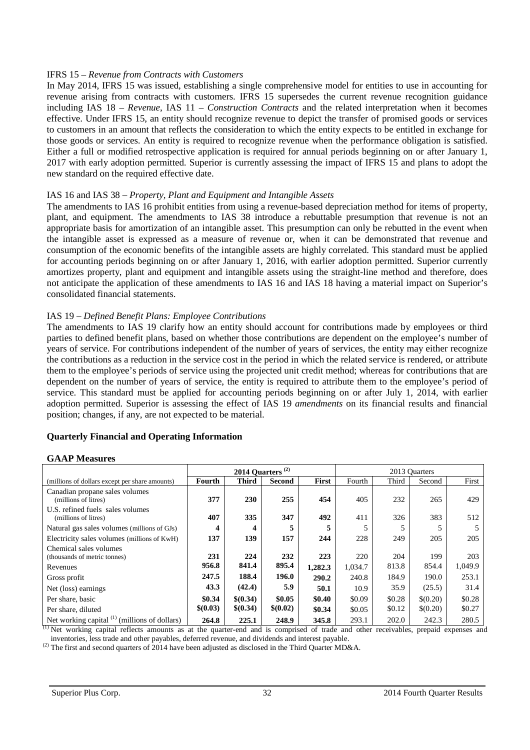IFRS 15 – *Revenue from Contracts with Customers*

In May 2014, IFRS 15 was issued, establishing a single comprehensive model for entities to use in accounting for revenue arising from contracts with customers. IFRS 15 supersedes the current revenue recognition guidance including IAS 18 – *Revenue*, IAS 11 – *Construction Contracts* and the related interpretation when it becomes effective. Under IFRS 15, an entity should recognize revenue to depict the transfer of promised goods or services to customers in an amount that reflects the consideration to which the entity expects to be entitled in exchange for those goods or services. An entity is required to recognize revenue when the performance obligation is satisfied. Either a full or modified retrospective application is required for annual periods beginning on or after January 1, 2017 with early adoption permitted. Superior is currently assessing the impact of IFRS 15 and plans to adopt the new standard on the required effective date.

IAS 16 and IAS 38 – *Property, Plant and Equipment and Intangible Assets*

The amendments to IAS 16 prohibit entities from using a revenue-based depreciation method for items of property, plant, and equipment. The amendments to IAS 38 introduce a rebuttable presumption that revenue is not an appropriate basis for amortization of an intangible asset. This presumption can only be rebutted in the event when the intangible asset is expressed as a measure of revenue or, when it can be demonstrated that revenue and consumption of the economic benefits of the intangible assets are highly correlated. This standard must be applied for accounting periods beginning on or after January 1, 2016, with earlier adoption permitted. Superior currently amortizes property, plant and equipment and intangible assets using the straight-line method and therefore, does not anticipate the application of these amendments to IAS 16 and IAS 18 having a material impact on Superior's consolidated financial statements.

IAS 19 – *Defined Benefit Plans: Employee Contributions*

The amendments to IAS 19 clarify how an entity should account for contributions made by employees or third parties to defined benefit plans, based on whether those contributions are dependent on the employee's number of years of service. For contributions independent of the number of years of services, the entity may either recognize the contributions as a reduction in the service cost in the period in which the related service is rendered, or attribute them to the employee's periods of service using the projected unit credit method; whereas for contributions that are dependent on the number of years of service, the entity is required to attribute them to the employee's period of service. This standard must be applied for accounting periods beginning on or after July 1, 2014, with earlier adoption permitted. Superior is assessing the effect of IAS 19 *amendments* on its financial results and financial position; changes, if any, are not expected to be material.

**Quarterly Financial and Operating Information**

**GAAP Measures**

| | 2014 Quarters [(2)] | | | | 2013 Quarters | | | |
|---|---|---|---|---|---|---|---|---|
| (millions of dollars except per share amounts) | **Fourth** | **Third** | **Second** | **First** | Fourth | Third | Second | First |
| Canadian propane sales volumes (millions of litres) | **377** | **230** | **255** | **454** | 405 | 232 | 265 | 429 |
| U.S. refined fuels sales volumes (millions of litres) | **407** | **335** | **347** | **492** | 411 | 326 | 383 | 512 |
| Natural gas sales volumes (millions of GJs) | **4** | **4** | **5** | **5** | 5 | 5 | 5 | 5 |
| Electricity sales volumes (millions of KwH) | **137** | **139** | **157** | **244** | 228 | 249 | 205 | 205 |
| Chemical sales volumes (thousands of metric tonnes) | **231** | **224** | **232** | **223** | 220 | 204 | 199 | 203 |
| Revenues | **956.8** | **841.4** | **895.4** | **1,282.3** | 1,034.7 | 813.8 | 854.4 | 1,049.9 |
| Gross profit | **247.5** | **188.4** | **196.0** | **290.2** | 240.8 | 184.9 | 190.0 | 253.1 |
| Net (loss) earnings | **43.3** | **(42.4)** | **5.9** | **50.1** | 10.9 | 35.9 | (25.5) | 31.4 |
| Per share, basic | **$0.34** | **$(0.34)** | **$0.05** | **$0.40** | $0.09 | $0.28 | $(0.20) | $0.28 |
| Per share, diluted | **$(0.03)** | **$(0.34)** | **$(0.02)** | **$0.34** | $0.05 | $0.12 | $(0.20) | $0.27 |
| Net working capital [(1)] (millions of dollars) | **264.8** | **225.1** | **248.9** | **345.8** | 293.1 | 202.0 | 242.3 | 280.5 |

[(1)] Net working capital reflects amounts as at the quarter-end and is comprised of trade and other receivables, prepaid expenses and inventories, less trade and other payables, deferred revenue, and dividends and interest payable.

[(2)] The first and second quarters of 2014 have been adjusted as disclosed in the Third Quarter MD&A.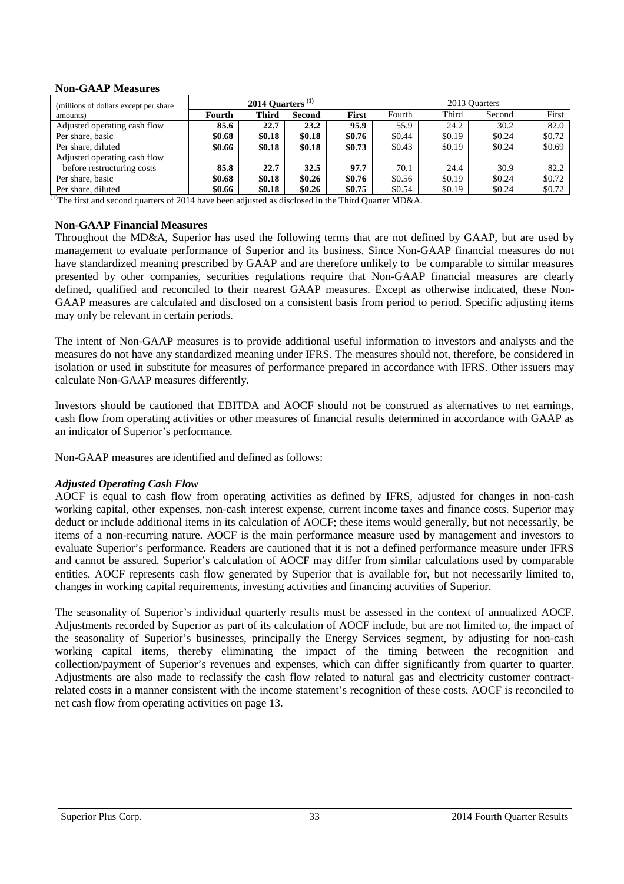**Non-GAAP Measures**

| (millions of dollars except per share amounts) | 2014 Quarters [(1)] | | | | 2013 Quarters | | | |
|---|---|---|---|---|---|---|---|---|
| | **Fourth** | **Third** | **Second** | **First** | Fourth | Third | Second | First |
| Adjusted operating cash flow | **85.6** | **22.7** | **23.2** | **95.9** | 55.9 | 24.2 | 30.2 | 82.0 |
| Per share, basic | **\$0.68** | **\$0.18** | **\$0.18** | **\$0.76** | \$0.44 | \$0.19 | \$0.24 | \$0.72 |
| Per share, diluted | **\$0.66** | **\$0.18** | **\$0.18** | **\$0.73** | \$0.43 | \$0.19 | \$0.24 | \$0.69 |
| Adjusted operating cash flow before restructuring costs | **85.8** | **22.7** | **32.5** | **97.7** | 70.1 | 24.4 | 30.9 | 82.2 |
| Per share, basic | **\$0.68** | **\$0.18** | **\$0.26** | **\$0.76** | \$0.56 | \$0.19 | \$0.24 | \$0.72 |
| Per share, diluted | **\$0.66** | **\$0.18** | **\$0.26** | **\$0.75** | \$0.54 | \$0.19 | \$0.24 | \$0.72 |

[(1)] The first and second quarters of 2014 have been adjusted as disclosed in the Third Quarter MD&A.

**Non-GAAP Financial Measures**

Throughout the MD&A, Superior has used the following terms that are not defined by GAAP, but are used by management to evaluate performance of Superior and its business. Since Non-GAAP financial measures do not have standardized meaning prescribed by GAAP and are therefore unlikely to be comparable to similar measures presented by other companies, securities regulations require that Non-GAAP financial measures are clearly defined, qualified and reconciled to their nearest GAAP measures. Except as otherwise indicated, these Non-GAAP measures are calculated and disclosed on a consistent basis from period to period. Specific adjusting items may only be relevant in certain periods.

The intent of Non-GAAP measures is to provide additional useful information to investors and analysts and the measures do not have any standardized meaning under IFRS. The measures should not, therefore, be considered in isolation or used in substitute for measures of performance prepared in accordance with IFRS. Other issuers may calculate Non-GAAP measures differently.

Investors should be cautioned that EBITDA and AOCF should not be construed as alternatives to net earnings, cash flow from operating activities or other measures of financial results determined in accordance with GAAP as an indicator of Superior's performance.

Non-GAAP measures are identified and defined as follows:

***Adjusted Operating Cash Flow***

AOCF is equal to cash flow from operating activities as defined by IFRS, adjusted for changes in non-cash working capital, other expenses, non-cash interest expense, current income taxes and finance costs. Superior may deduct or include additional items in its calculation of AOCF; these items would generally, but not necessarily, be items of a non-recurring nature. AOCF is the main performance measure used by management and investors to evaluate Superior's performance. Readers are cautioned that it is not a defined performance measure under IFRS and cannot be assured. Superior's calculation of AOCF may differ from similar calculations used by comparable entities. AOCF represents cash flow generated by Superior that is available for, but not necessarily limited to, changes in working capital requirements, investing activities and financing activities of Superior.

The seasonality of Superior's individual quarterly results must be assessed in the context of annualized AOCF. Adjustments recorded by Superior as part of its calculation of AOCF include, but are not limited to, the impact of the seasonality of Superior's businesses, principally the Energy Services segment, by adjusting for non-cash working capital items, thereby eliminating the impact of the timing between the recognition and collection/payment of Superior's revenues and expenses, which can differ significantly from quarter to quarter. Adjustments are also made to reclassify the cash flow related to natural gas and electricity customer contract-related costs in a manner consistent with the income statement's recognition of these costs. AOCF is reconciled to net cash flow from operating activities on page 13.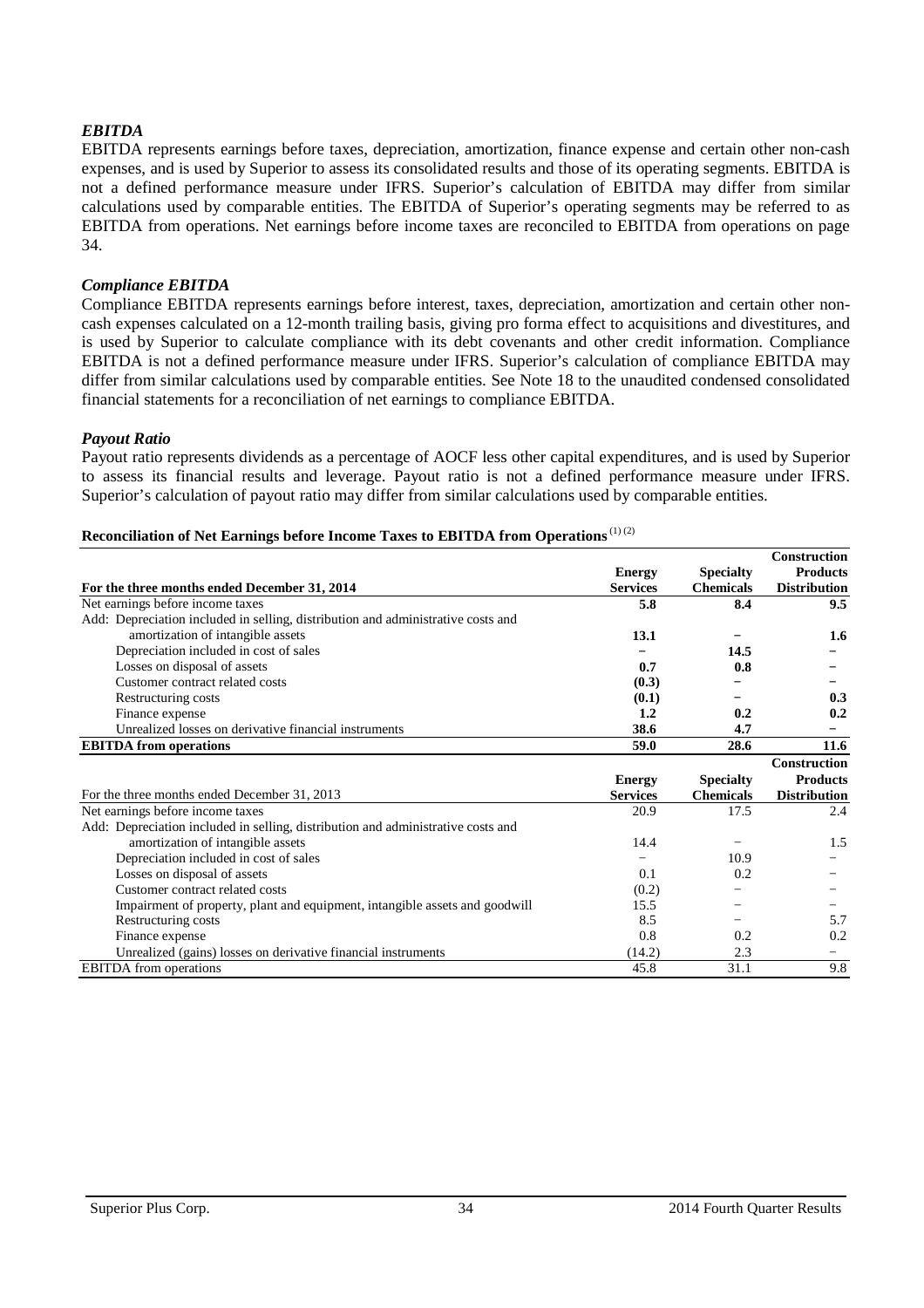### *EBITDA*

EBITDA represents earnings before taxes, depreciation, amortization, finance expense and certain other non-cash expenses, and is used by Superior to assess its consolidated results and those of its operating segments. EBITDA is not a defined performance measure under IFRS. Superior's calculation of EBITDA may differ from similar calculations used by comparable entities. The EBITDA of Superior's operating segments may be referred to as EBITDA from operations. Net earnings before income taxes are reconciled to EBITDA from operations on page 34.

### *Compliance EBITDA*

Compliance EBITDA represents earnings before interest, taxes, depreciation, amortization and certain other non-cash expenses calculated on a 12-month trailing basis, giving pro forma effect to acquisitions and divestitures, and is used by Superior to calculate compliance with its debt covenants and other credit information. Compliance EBITDA is not a defined performance measure under IFRS. Superior's calculation of compliance EBITDA may differ from similar calculations used by comparable entities. See Note 18 to the unaudited condensed consolidated financial statements for a reconciliation of net earnings to compliance EBITDA.

### *Payout Ratio*

Payout ratio represents dividends as a percentage of AOCF less other capital expenditures, and is used by Superior to assess its financial results and leverage. Payout ratio is not a defined performance measure under IFRS. Superior's calculation of payout ratio may differ from similar calculations used by comparable entities.

**Reconciliation of Net Earnings before Income Taxes to EBITDA from Operations** (1) (2)

| **For the three months ended December 31, 2014** | **Energy Services** | **Specialty Chemicals** | **Construction Products Distribution** |
|---|---|---|---|
| Net earnings before income taxes | **5.8** | **8.4** | **9.5** |
| Add: Depreciation included in selling, distribution and administrative costs and amortization of intangible assets | **13.1** | **–** | **1.6** |
| Depreciation included in cost of sales | **–** | **14.5** | **–** |
| Losses on disposal of assets | **0.7** | **0.8** | **–** |
| Customer contract related costs | **(0.3)** | **–** | **–** |
| Restructuring costs | **(0.1)** | **–** | **0.3** |
| Finance expense | **1.2** | **0.2** | **0.2** |
| Unrealized losses on derivative financial instruments | **38.6** | **4.7** | **–** |
| **EBITDA from operations** | **59.0** | **28.6** | **11.6** |

| For the three months ended December 31, 2013 | **Energy Services** | **Specialty Chemicals** | **Construction Products Distribution** |
|---|---|---|---|
| Net earnings before income taxes | 20.9 | 17.5 | 2.4 |
| Add: Depreciation included in selling, distribution and administrative costs and amortization of intangible assets | 14.4 | – | 1.5 |
| Depreciation included in cost of sales | – | 10.9 | – |
| Losses on disposal of assets | 0.1 | 0.2 | – |
| Customer contract related costs | (0.2) | – | – |
| Impairment of property, plant and equipment, intangible assets and goodwill | 15.5 | – | – |
| Restructuring costs | 8.5 | – | 5.7 |
| Finance expense | 0.8 | 0.2 | 0.2 |
| Unrealized (gains) losses on derivative financial instruments | (14.2) | 2.3 | – |
| EBITDA from operations | 45.8 | 31.1 | 9.8 |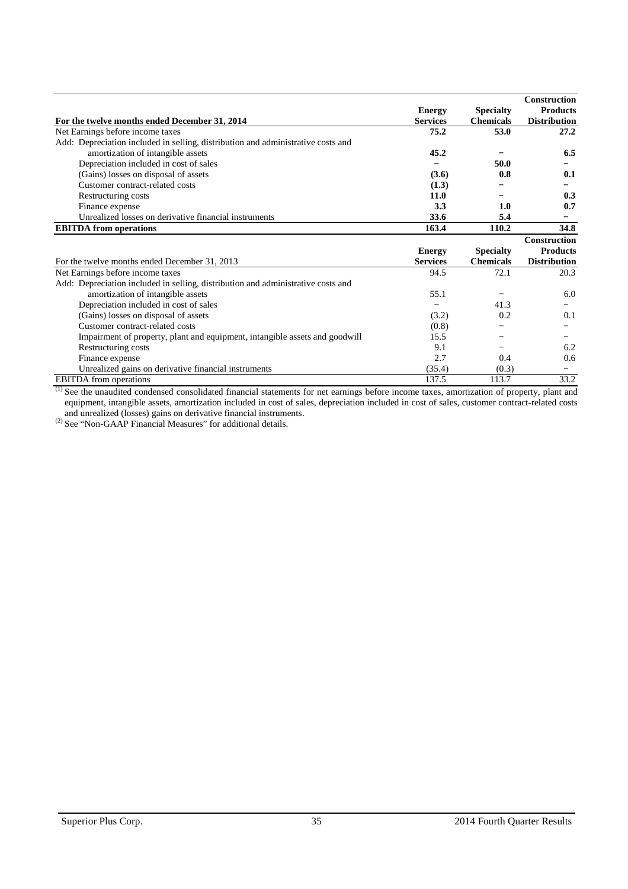| **For the twelve months ended December 31, 2014** | **Energy Services** | **Specialty Chemicals** | **Construction Products Distribution** |
|---|---|---|---|
| Net Earnings before income taxes | **75.2** | **53.0** | **27.2** |
| Add: Depreciation included in selling, distribution and administrative costs and amortization of intangible assets | **45.2** | **–** | **6.5** |
| Depreciation included in cost of sales | **–** | **50.0** | **–** |
| (Gains) losses on disposal of assets | **(3.6)** | **0.8** | **0.1** |
| Customer contract-related costs | **(1.3)** | **–** | **–** |
| Restructuring costs | **11.0** | **–** | **0.3** |
| Finance expense | **3.3** | **1.0** | **0.7** |
| Unrealized losses on derivative financial instruments | **33.6** | **5.4** | **–** |
| **EBITDA from operations** | **163.4** | **110.2** | **34.8** |

| For the twelve months ended December 31, 2013 | **Energy Services** | **Specialty Chemicals** | **Construction Products Distribution** |
|---|---|---|---|
| Net Earnings before income taxes | 94.5 | 72.1 | 20.3 |
| Add: Depreciation included in selling, distribution and administrative costs and amortization of intangible assets | 55.1 | – | 6.0 |
| Depreciation included in cost of sales | – | 41.3 | – |
| (Gains) losses on disposal of assets | (3.2) | 0.2 | 0.1 |
| Customer contract-related costs | (0.8) | – | – |
| Impairment of property, plant and equipment, intangible assets and goodwill | 15.5 | – | – |
| Restructuring costs | 9.1 | – | 6.2 |
| Finance expense | 2.7 | 0.4 | 0.6 |
| Unrealized gains on derivative financial instruments | (35.4) | (0.3) | – |
| EBITDA from operations | 137.5 | 113.7 | 33.2 |

(1) See the unaudited condensed consolidated financial statements for net earnings before income taxes, amortization of property, plant and equipment, intangible assets, amortization included in cost of sales, depreciation included in cost of sales, customer contract-related costs and unrealized (losses) gains on derivative financial instruments.

(2) See "Non-GAAP Financial Measures" for additional details.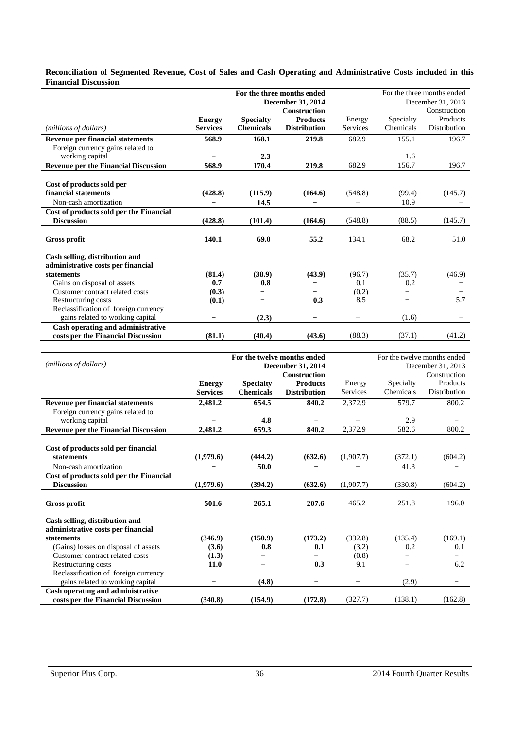**Reconciliation of Segmented Revenue, Cost of Sales and Cash Operating and Administrative Costs included in this Financial Discussion**

| *(millions of dollars)* | For the three months ended December 31, 2014 Energy Services | Specialty Chemicals | Construction Products Distribution | For the three months ended December 31, 2013 Energy Services | Specialty Chemicals | Construction Products Distribution |
|---|---|---|---|---|---|---|
| **Revenue per financial statements** | **568.9** | **168.1** | **219.8** | 682.9 | 155.1 | 196.7 |
| Foreign currency gains related to working capital | **–** | **2.3** | – | – | 1.6 | – |
| **Revenue per the Financial Discussion** | **568.9** | **170.4** | **219.8** | 682.9 | 156.7 | 196.7 |
| | | | | | | |
| **Cost of products sold per financial statements** | **(428.8)** | **(115.9)** | **(164.6)** | (548.8) | (99.4) | (145.7) |
| Non-cash amortization | **–** | **14.5** | **–** | – | 10.9 | – |
| **Cost of products sold per the Financial Discussion** | **(428.8)** | **(101.4)** | **(164.6)** | (548.8) | (88.5) | (145.7) |
| | | | | | | |
| **Gross profit** | **140.1** | **69.0** | **55.2** | 134.1 | 68.2 | 51.0 |
| | | | | | | |
| **Cash selling, distribution and administrative costs per financial statements** | **(81.4)** | **(38.9)** | **(43.9)** | (96.7) | (35.7) | (46.9) |
| Gains on disposal of assets | **0.7** | **0.8** | **–** | 0.1 | 0.2 | – |
| Customer contract related costs | **(0.3)** | **–** | **–** | (0.2) | – | – |
| Restructuring costs | **(0.1)** | – | **0.3** | 8.5 | – | 5.7 |
| Reclassification of foreign currency gains related to working capital | **–** | **(2.3)** | **–** | – | (1.6) | – |
| **Cash operating and administrative costs per the Financial Discussion** | **(81.1)** | **(40.4)** | **(43.6)** | (88.3) | (37.1) | (41.2) |

| *(millions of dollars)* | For the twelve months ended December 31, 2014 Energy Services | Specialty Chemicals | Construction Products Distribution | For the twelve months ended December 31, 2013 Energy Services | Specialty Chemicals | Construction Products Distribution |
|---|---|---|---|---|---|---|
| **Revenue per financial statements** | **2,481.2** | **654.5** | **840.2** | 2,372.9 | 579.7 | 800.2 |
| Foreign currency gains related to working capital | **–** | **4.8** | – | – | 2.9 | – |
| **Revenue per the Financial Discussion** | **2,481.2** | **659.3** | **840.2** | 2,372.9 | 582.6 | 800.2 |
| | | | | | | |
| **Cost of products sold per financial statements** | **(1,979.6)** | **(444.2)** | **(632.6)** | (1,907.7) | (372.1) | (604.2) |
| Non-cash amortization | **–** | **50.0** | **–** | – | 41.3 | – |
| **Cost of products sold per the Financial Discussion** | **(1,979.6)** | **(394.2)** | **(632.6)** | (1,907.7) | (330.8) | (604.2) |
| | | | | | | |
| **Gross profit** | **501.6** | **265.1** | **207.6** | 465.2 | 251.8 | 196.0 |
| | | | | | | |
| **Cash selling, distribution and administrative costs per financial statements** | **(346.9)** | **(150.9)** | **(173.2)** | (332.8) | (135.4) | (169.1) |
| (Gains) losses on disposal of assets | **(3.6)** | **0.8** | **0.1** | (3.2) | 0.2 | 0.1 |
| Customer contract related costs | **(1.3)** | **–** | **–** | (0.8) | – | – |
| Restructuring costs | **11.0** | **–** | **0.3** | 9.1 | – | 6.2 |
| Reclassification of foreign currency gains related to working capital | – | **(4.8)** | – | – | (2.9) | – |
| **Cash operating and administrative costs per the Financial Discussion** | **(340.8)** | **(154.9)** | **(172.8)** | (327.7) | (138.1) | (162.8) |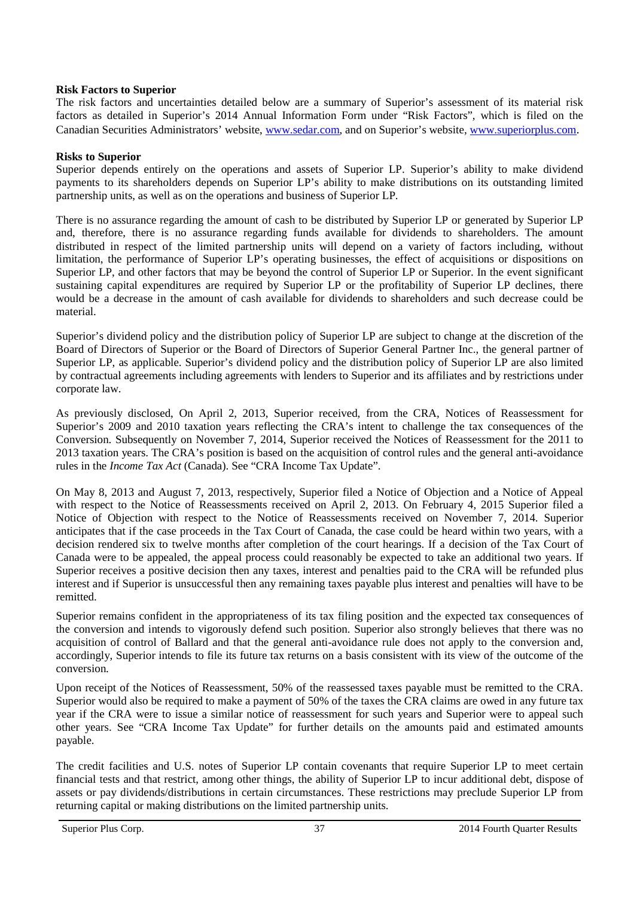**Risk Factors to Superior**

The risk factors and uncertainties detailed below are a summary of Superior's assessment of its material risk factors as detailed in Superior's 2014 Annual Information Form under "Risk Factors", which is filed on the Canadian Securities Administrators' website, www.sedar.com, and on Superior's website, www.superiorplus.com.

**Risks to Superior**

Superior depends entirely on the operations and assets of Superior LP. Superior's ability to make dividend payments to its shareholders depends on Superior LP's ability to make distributions on its outstanding limited partnership units, as well as on the operations and business of Superior LP.

There is no assurance regarding the amount of cash to be distributed by Superior LP or generated by Superior LP and, therefore, there is no assurance regarding funds available for dividends to shareholders. The amount distributed in respect of the limited partnership units will depend on a variety of factors including, without limitation, the performance of Superior LP's operating businesses, the effect of acquisitions or dispositions on Superior LP, and other factors that may be beyond the control of Superior LP or Superior. In the event significant sustaining capital expenditures are required by Superior LP or the profitability of Superior LP declines, there would be a decrease in the amount of cash available for dividends to shareholders and such decrease could be material.

Superior's dividend policy and the distribution policy of Superior LP are subject to change at the discretion of the Board of Directors of Superior or the Board of Directors of Superior General Partner Inc., the general partner of Superior LP, as applicable. Superior's dividend policy and the distribution policy of Superior LP are also limited by contractual agreements including agreements with lenders to Superior and its affiliates and by restrictions under corporate law.

As previously disclosed, On April 2, 2013, Superior received, from the CRA, Notices of Reassessment for Superior's 2009 and 2010 taxation years reflecting the CRA's intent to challenge the tax consequences of the Conversion. Subsequently on November 7, 2014, Superior received the Notices of Reassessment for the 2011 to 2013 taxation years. The CRA's position is based on the acquisition of control rules and the general anti-avoidance rules in the *Income Tax Act* (Canada). See "CRA Income Tax Update".

On May 8, 2013 and August 7, 2013, respectively, Superior filed a Notice of Objection and a Notice of Appeal with respect to the Notice of Reassessments received on April 2, 2013. On February 4, 2015 Superior filed a Notice of Objection with respect to the Notice of Reassessments received on November 7, 2014. Superior anticipates that if the case proceeds in the Tax Court of Canada, the case could be heard within two years, with a decision rendered six to twelve months after completion of the court hearings. If a decision of the Tax Court of Canada were to be appealed, the appeal process could reasonably be expected to take an additional two years. If Superior receives a positive decision then any taxes, interest and penalties paid to the CRA will be refunded plus interest and if Superior is unsuccessful then any remaining taxes payable plus interest and penalties will have to be remitted.

Superior remains confident in the appropriateness of its tax filing position and the expected tax consequences of the conversion and intends to vigorously defend such position. Superior also strongly believes that there was no acquisition of control of Ballard and that the general anti-avoidance rule does not apply to the conversion and, accordingly, Superior intends to file its future tax returns on a basis consistent with its view of the outcome of the conversion.

Upon receipt of the Notices of Reassessment, 50% of the reassessed taxes payable must be remitted to the CRA. Superior would also be required to make a payment of 50% of the taxes the CRA claims are owed in any future tax year if the CRA were to issue a similar notice of reassessment for such years and Superior were to appeal such other years. See "CRA Income Tax Update" for further details on the amounts paid and estimated amounts payable.

The credit facilities and U.S. notes of Superior LP contain covenants that require Superior LP to meet certain financial tests and that restrict, among other things, the ability of Superior LP to incur additional debt, dispose of assets or pay dividends/distributions in certain circumstances. These restrictions may preclude Superior LP from returning capital or making distributions on the limited partnership units.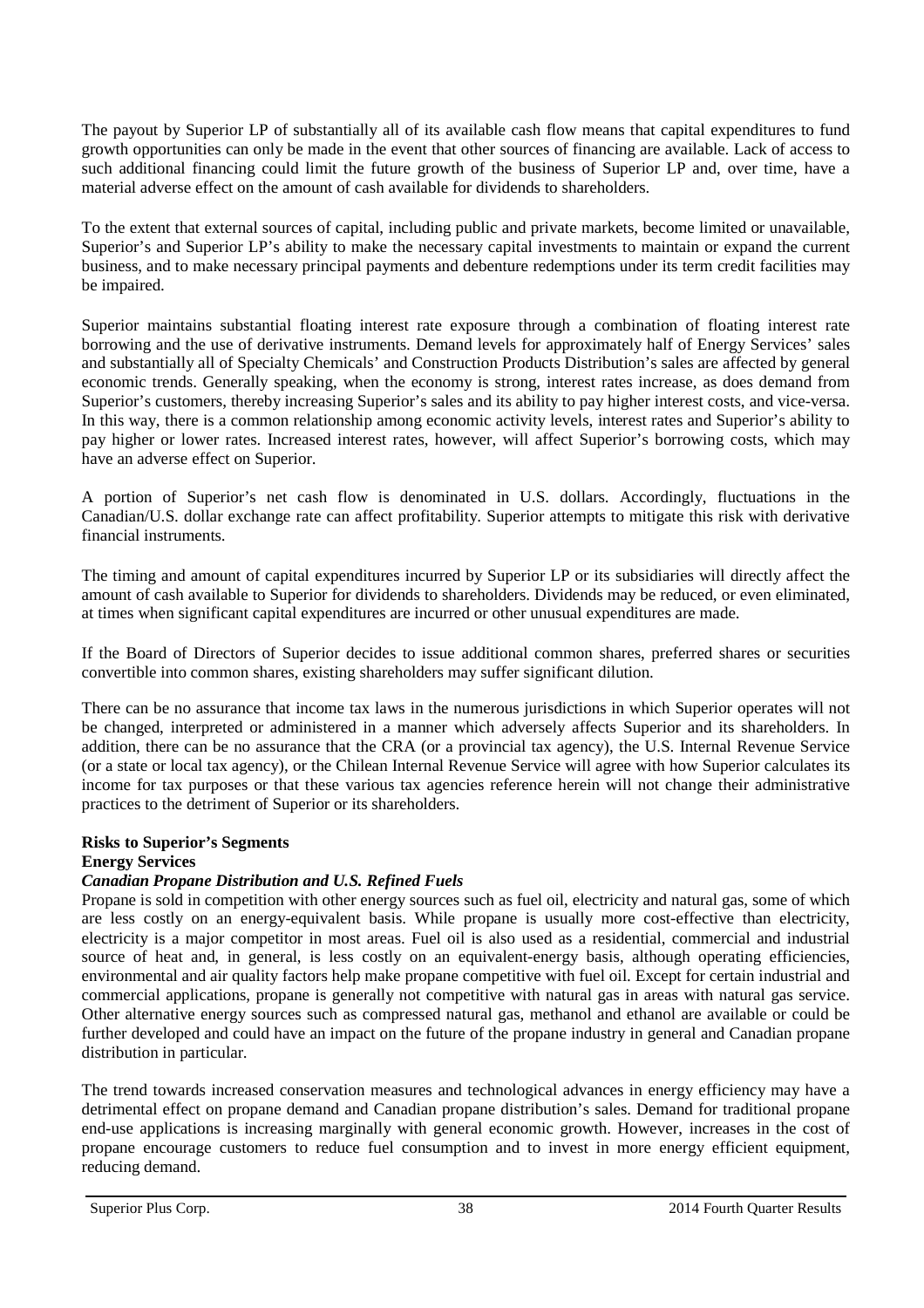The payout by Superior LP of substantially all of its available cash flow means that capital expenditures to fund growth opportunities can only be made in the event that other sources of financing are available. Lack of access to such additional financing could limit the future growth of the business of Superior LP and, over time, have a material adverse effect on the amount of cash available for dividends to shareholders.

To the extent that external sources of capital, including public and private markets, become limited or unavailable, Superior's and Superior LP's ability to make the necessary capital investments to maintain or expand the current business, and to make necessary principal payments and debenture redemptions under its term credit facilities may be impaired.

Superior maintains substantial floating interest rate exposure through a combination of floating interest rate borrowing and the use of derivative instruments. Demand levels for approximately half of Energy Services' sales and substantially all of Specialty Chemicals' and Construction Products Distribution's sales are affected by general economic trends. Generally speaking, when the economy is strong, interest rates increase, as does demand from Superior's customers, thereby increasing Superior's sales and its ability to pay higher interest costs, and vice-versa. In this way, there is a common relationship among economic activity levels, interest rates and Superior's ability to pay higher or lower rates. Increased interest rates, however, will affect Superior's borrowing costs, which may have an adverse effect on Superior.

A portion of Superior's net cash flow is denominated in U.S. dollars. Accordingly, fluctuations in the Canadian/U.S. dollar exchange rate can affect profitability. Superior attempts to mitigate this risk with derivative financial instruments.

The timing and amount of capital expenditures incurred by Superior LP or its subsidiaries will directly affect the amount of cash available to Superior for dividends to shareholders. Dividends may be reduced, or even eliminated, at times when significant capital expenditures are incurred or other unusual expenditures are made.

If the Board of Directors of Superior decides to issue additional common shares, preferred shares or securities convertible into common shares, existing shareholders may suffer significant dilution.

There can be no assurance that income tax laws in the numerous jurisdictions in which Superior operates will not be changed, interpreted or administered in a manner which adversely affects Superior and its shareholders. In addition, there can be no assurance that the CRA (or a provincial tax agency), the U.S. Internal Revenue Service (or a state or local tax agency), or the Chilean Internal Revenue Service will agree with how Superior calculates its income for tax purposes or that these various tax agencies reference herein will not change their administrative practices to the detriment of Superior or its shareholders.

**Risks to Superior's Segments**

**Energy Services**

***Canadian Propane Distribution and U.S. Refined Fuels***

Propane is sold in competition with other energy sources such as fuel oil, electricity and natural gas, some of which are less costly on an energy-equivalent basis. While propane is usually more cost-effective than electricity, electricity is a major competitor in most areas. Fuel oil is also used as a residential, commercial and industrial source of heat and, in general, is less costly on an equivalent-energy basis, although operating efficiencies, environmental and air quality factors help make propane competitive with fuel oil. Except for certain industrial and commercial applications, propane is generally not competitive with natural gas in areas with natural gas service. Other alternative energy sources such as compressed natural gas, methanol and ethanol are available or could be further developed and could have an impact on the future of the propane industry in general and Canadian propane distribution in particular.

The trend towards increased conservation measures and technological advances in energy efficiency may have a detrimental effect on propane demand and Canadian propane distribution's sales. Demand for traditional propane end-use applications is increasing marginally with general economic growth. However, increases in the cost of propane encourage customers to reduce fuel consumption and to invest in more energy efficient equipment, reducing demand.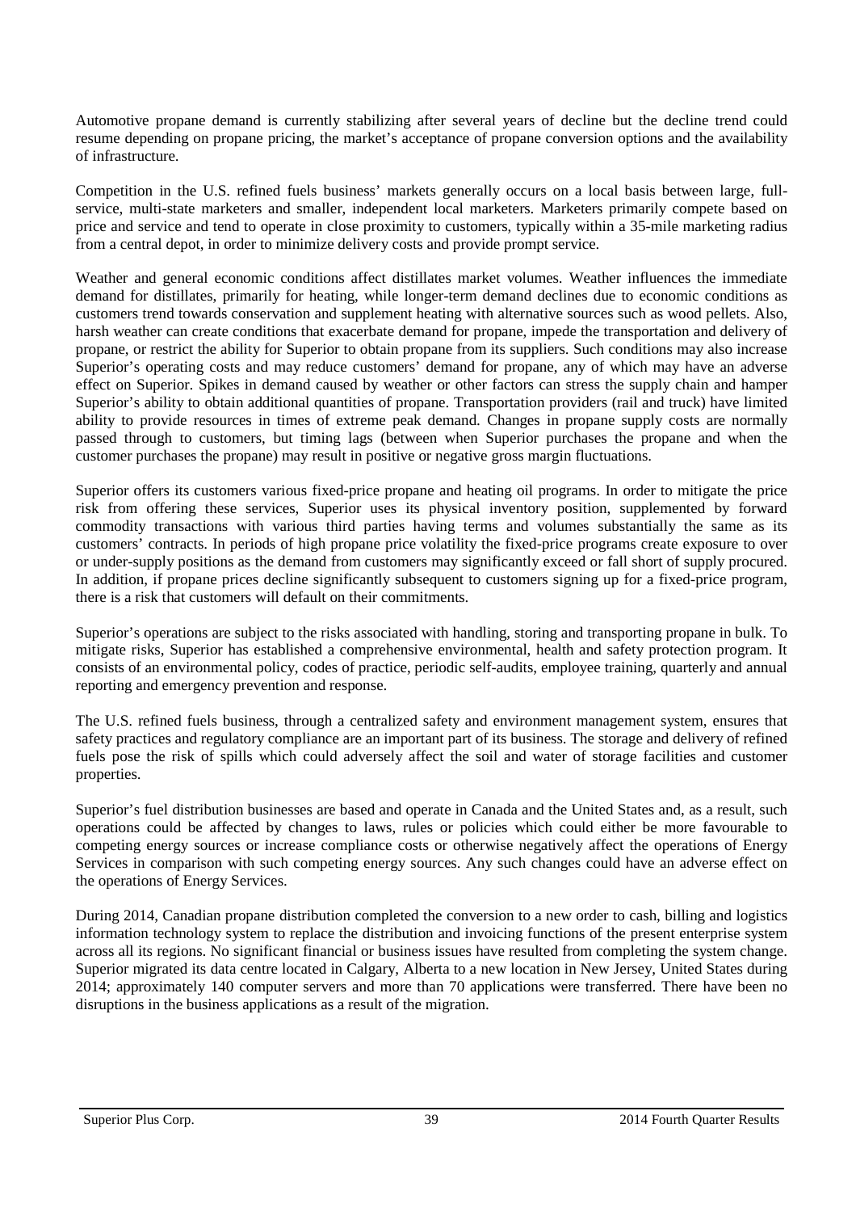Automotive propane demand is currently stabilizing after several years of decline but the decline trend could resume depending on propane pricing, the market's acceptance of propane conversion options and the availability of infrastructure.

Competition in the U.S. refined fuels business' markets generally occurs on a local basis between large, full-service, multi-state marketers and smaller, independent local marketers. Marketers primarily compete based on price and service and tend to operate in close proximity to customers, typically within a 35-mile marketing radius from a central depot, in order to minimize delivery costs and provide prompt service.

Weather and general economic conditions affect distillates market volumes. Weather influences the immediate demand for distillates, primarily for heating, while longer-term demand declines due to economic conditions as customers trend towards conservation and supplement heating with alternative sources such as wood pellets. Also, harsh weather can create conditions that exacerbate demand for propane, impede the transportation and delivery of propane, or restrict the ability for Superior to obtain propane from its suppliers. Such conditions may also increase Superior's operating costs and may reduce customers' demand for propane, any of which may have an adverse effect on Superior. Spikes in demand caused by weather or other factors can stress the supply chain and hamper Superior's ability to obtain additional quantities of propane. Transportation providers (rail and truck) have limited ability to provide resources in times of extreme peak demand. Changes in propane supply costs are normally passed through to customers, but timing lags (between when Superior purchases the propane and when the customer purchases the propane) may result in positive or negative gross margin fluctuations.

Superior offers its customers various fixed-price propane and heating oil programs. In order to mitigate the price risk from offering these services, Superior uses its physical inventory position, supplemented by forward commodity transactions with various third parties having terms and volumes substantially the same as its customers' contracts. In periods of high propane price volatility the fixed-price programs create exposure to over or under-supply positions as the demand from customers may significantly exceed or fall short of supply procured. In addition, if propane prices decline significantly subsequent to customers signing up for a fixed-price program, there is a risk that customers will default on their commitments.

Superior's operations are subject to the risks associated with handling, storing and transporting propane in bulk. To mitigate risks, Superior has established a comprehensive environmental, health and safety protection program. It consists of an environmental policy, codes of practice, periodic self-audits, employee training, quarterly and annual reporting and emergency prevention and response.

The U.S. refined fuels business, through a centralized safety and environment management system, ensures that safety practices and regulatory compliance are an important part of its business. The storage and delivery of refined fuels pose the risk of spills which could adversely affect the soil and water of storage facilities and customer properties.

Superior's fuel distribution businesses are based and operate in Canada and the United States and, as a result, such operations could be affected by changes to laws, rules or policies which could either be more favourable to competing energy sources or increase compliance costs or otherwise negatively affect the operations of Energy Services in comparison with such competing energy sources. Any such changes could have an adverse effect on the operations of Energy Services.

During 2014, Canadian propane distribution completed the conversion to a new order to cash, billing and logistics information technology system to replace the distribution and invoicing functions of the present enterprise system across all its regions. No significant financial or business issues have resulted from completing the system change. Superior migrated its data centre located in Calgary, Alberta to a new location in New Jersey, United States during 2014; approximately 140 computer servers and more than 70 applications were transferred. There have been no disruptions in the business applications as a result of the migration.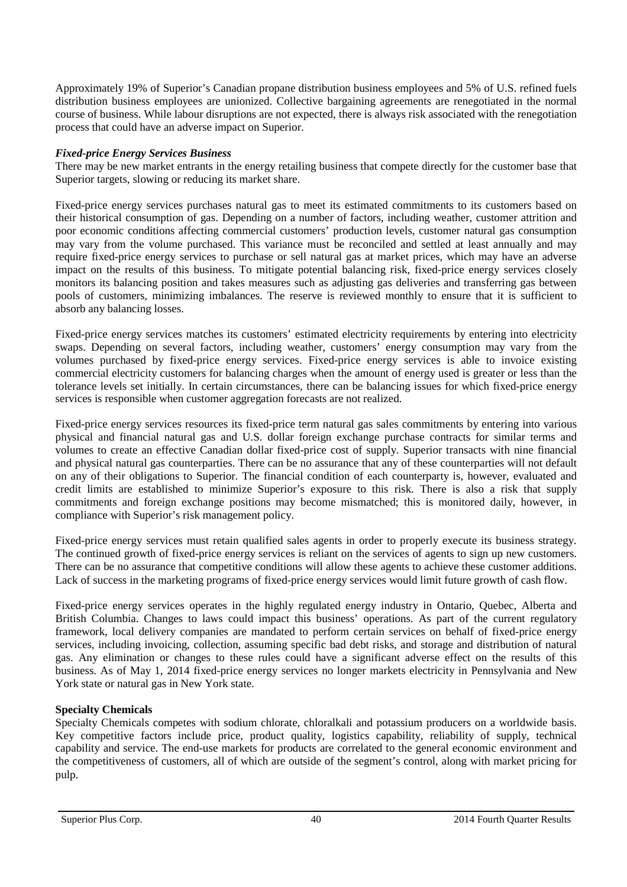Approximately 19% of Superior's Canadian propane distribution business employees and 5% of U.S. refined fuels distribution business employees are unionized. Collective bargaining agreements are renegotiated in the normal course of business. While labour disruptions are not expected, there is always risk associated with the renegotiation process that could have an adverse impact on Superior.

***Fixed-price Energy Services Business***

There may be new market entrants in the energy retailing business that compete directly for the customer base that Superior targets, slowing or reducing its market share.

Fixed-price energy services purchases natural gas to meet its estimated commitments to its customers based on their historical consumption of gas. Depending on a number of factors, including weather, customer attrition and poor economic conditions affecting commercial customers' production levels, customer natural gas consumption may vary from the volume purchased. This variance must be reconciled and settled at least annually and may require fixed-price energy services to purchase or sell natural gas at market prices, which may have an adverse impact on the results of this business. To mitigate potential balancing risk, fixed-price energy services closely monitors its balancing position and takes measures such as adjusting gas deliveries and transferring gas between pools of customers, minimizing imbalances. The reserve is reviewed monthly to ensure that it is sufficient to absorb any balancing losses.

Fixed-price energy services matches its customers' estimated electricity requirements by entering into electricity swaps. Depending on several factors, including weather, customers' energy consumption may vary from the volumes purchased by fixed-price energy services. Fixed-price energy services is able to invoice existing commercial electricity customers for balancing charges when the amount of energy used is greater or less than the tolerance levels set initially. In certain circumstances, there can be balancing issues for which fixed-price energy services is responsible when customer aggregation forecasts are not realized.

Fixed-price energy services resources its fixed-price term natural gas sales commitments by entering into various physical and financial natural gas and U.S. dollar foreign exchange purchase contracts for similar terms and volumes to create an effective Canadian dollar fixed-price cost of supply. Superior transacts with nine financial and physical natural gas counterparties. There can be no assurance that any of these counterparties will not default on any of their obligations to Superior. The financial condition of each counterparty is, however, evaluated and credit limits are established to minimize Superior's exposure to this risk. There is also a risk that supply commitments and foreign exchange positions may become mismatched; this is monitored daily, however, in compliance with Superior's risk management policy.

Fixed-price energy services must retain qualified sales agents in order to properly execute its business strategy. The continued growth of fixed-price energy services is reliant on the services of agents to sign up new customers. There can be no assurance that competitive conditions will allow these agents to achieve these customer additions. Lack of success in the marketing programs of fixed-price energy services would limit future growth of cash flow.

Fixed-price energy services operates in the highly regulated energy industry in Ontario, Quebec, Alberta and British Columbia. Changes to laws could impact this business' operations. As part of the current regulatory framework, local delivery companies are mandated to perform certain services on behalf of fixed-price energy services, including invoicing, collection, assuming specific bad debt risks, and storage and distribution of natural gas. Any elimination or changes to these rules could have a significant adverse effect on the results of this business. As of May 1, 2014 fixed-price energy services no longer markets electricity in Pennsylvania and New York state or natural gas in New York state.

**Specialty Chemicals**

Specialty Chemicals competes with sodium chlorate, chloralkali and potassium producers on a worldwide basis. Key competitive factors include price, product quality, logistics capability, reliability of supply, technical capability and service. The end-use markets for products are correlated to the general economic environment and the competitiveness of customers, all of which are outside of the segment's control, along with market pricing for pulp.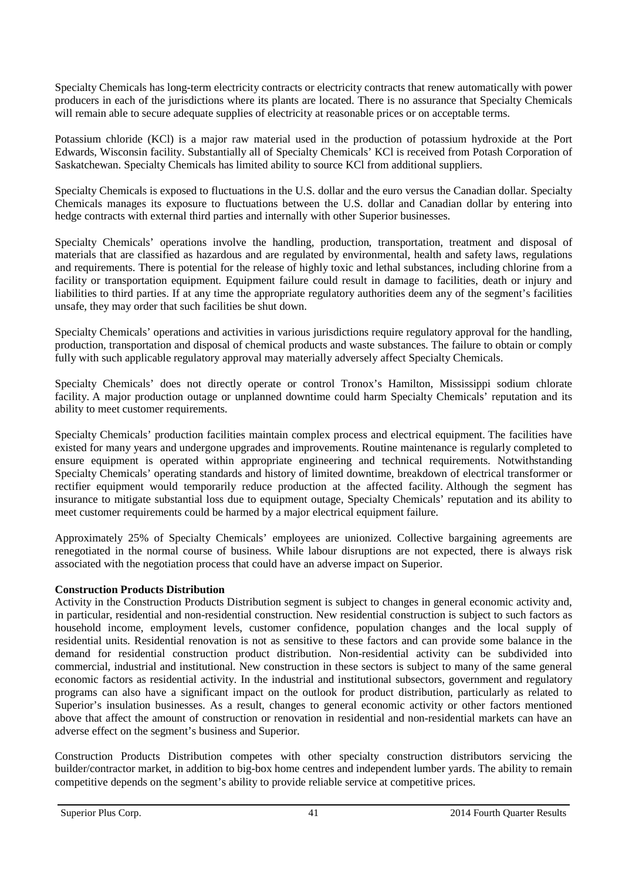Specialty Chemicals has long-term electricity contracts or electricity contracts that renew automatically with power producers in each of the jurisdictions where its plants are located. There is no assurance that Specialty Chemicals will remain able to secure adequate supplies of electricity at reasonable prices or on acceptable terms.

Potassium chloride (KCl) is a major raw material used in the production of potassium hydroxide at the Port Edwards, Wisconsin facility. Substantially all of Specialty Chemicals' KCl is received from Potash Corporation of Saskatchewan. Specialty Chemicals has limited ability to source KCl from additional suppliers.

Specialty Chemicals is exposed to fluctuations in the U.S. dollar and the euro versus the Canadian dollar. Specialty Chemicals manages its exposure to fluctuations between the U.S. dollar and Canadian dollar by entering into hedge contracts with external third parties and internally with other Superior businesses.

Specialty Chemicals' operations involve the handling, production, transportation, treatment and disposal of materials that are classified as hazardous and are regulated by environmental, health and safety laws, regulations and requirements. There is potential for the release of highly toxic and lethal substances, including chlorine from a facility or transportation equipment. Equipment failure could result in damage to facilities, death or injury and liabilities to third parties. If at any time the appropriate regulatory authorities deem any of the segment's facilities unsafe, they may order that such facilities be shut down.

Specialty Chemicals' operations and activities in various jurisdictions require regulatory approval for the handling, production, transportation and disposal of chemical products and waste substances. The failure to obtain or comply fully with such applicable regulatory approval may materially adversely affect Specialty Chemicals.

Specialty Chemicals' does not directly operate or control Tronox's Hamilton, Mississippi sodium chlorate facility. A major production outage or unplanned downtime could harm Specialty Chemicals' reputation and its ability to meet customer requirements.

Specialty Chemicals' production facilities maintain complex process and electrical equipment. The facilities have existed for many years and undergone upgrades and improvements. Routine maintenance is regularly completed to ensure equipment is operated within appropriate engineering and technical requirements. Notwithstanding Specialty Chemicals' operating standards and history of limited downtime, breakdown of electrical transformer or rectifier equipment would temporarily reduce production at the affected facility. Although the segment has insurance to mitigate substantial loss due to equipment outage, Specialty Chemicals' reputation and its ability to meet customer requirements could be harmed by a major electrical equipment failure.

Approximately 25% of Specialty Chemicals' employees are unionized. Collective bargaining agreements are renegotiated in the normal course of business. While labour disruptions are not expected, there is always risk associated with the negotiation process that could have an adverse impact on Superior.

**Construction Products Distribution**

Activity in the Construction Products Distribution segment is subject to changes in general economic activity and, in particular, residential and non-residential construction. New residential construction is subject to such factors as household income, employment levels, customer confidence, population changes and the local supply of residential units. Residential renovation is not as sensitive to these factors and can provide some balance in the demand for residential construction product distribution. Non-residential activity can be subdivided into commercial, industrial and institutional. New construction in these sectors is subject to many of the same general economic factors as residential activity. In the industrial and institutional subsectors, government and regulatory programs can also have a significant impact on the outlook for product distribution, particularly as related to Superior's insulation businesses. As a result, changes to general economic activity or other factors mentioned above that affect the amount of construction or renovation in residential and non-residential markets can have an adverse effect on the segment's business and Superior.

Construction Products Distribution competes with other specialty construction distributors servicing the builder/contractor market, in addition to big-box home centres and independent lumber yards. The ability to remain competitive depends on the segment's ability to provide reliable service at competitive prices.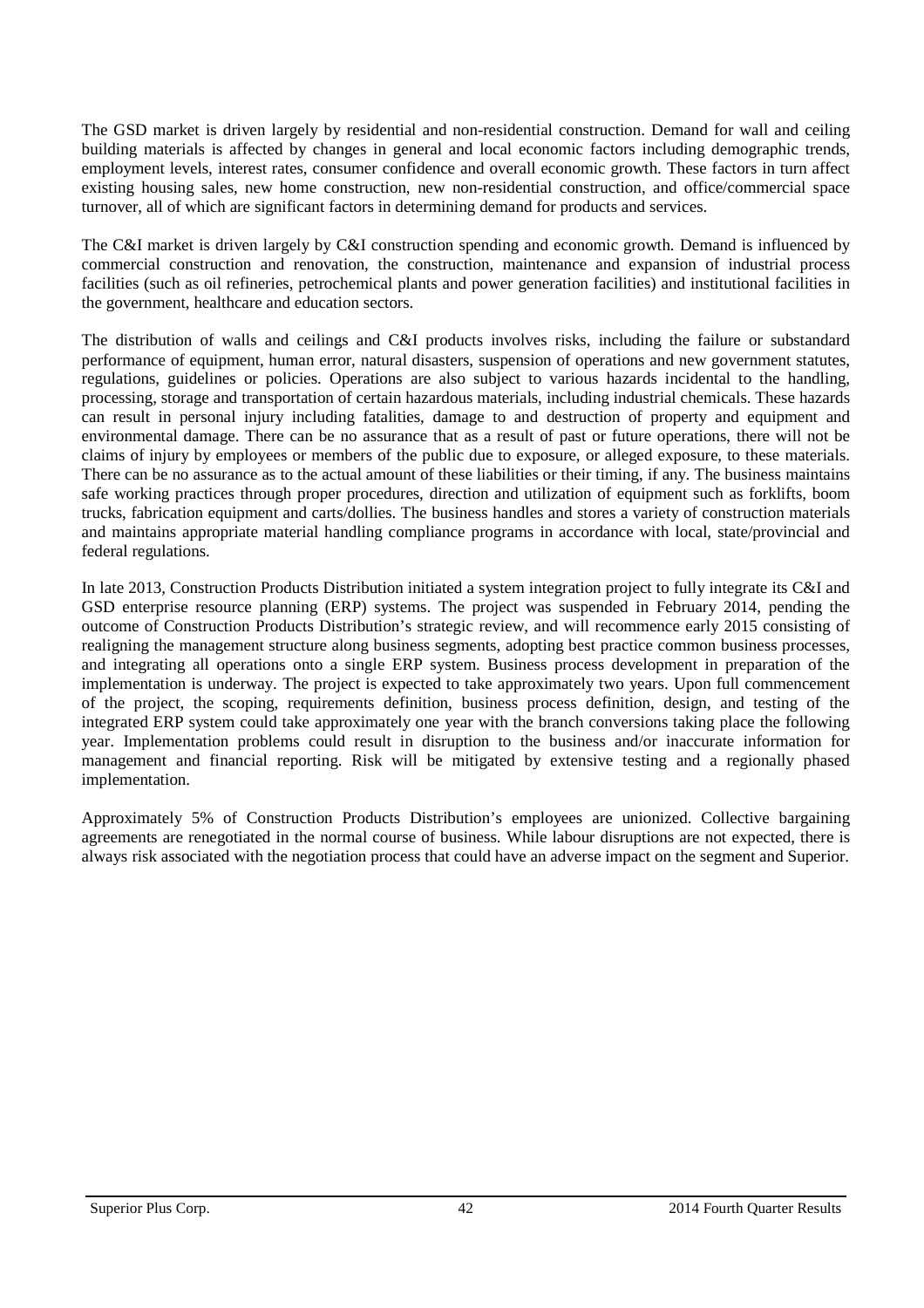The GSD market is driven largely by residential and non-residential construction. Demand for wall and ceiling building materials is affected by changes in general and local economic factors including demographic trends, employment levels, interest rates, consumer confidence and overall economic growth. These factors in turn affect existing housing sales, new home construction, new non-residential construction, and office/commercial space turnover, all of which are significant factors in determining demand for products and services.

The C&I market is driven largely by C&I construction spending and economic growth. Demand is influenced by commercial construction and renovation, the construction, maintenance and expansion of industrial process facilities (such as oil refineries, petrochemical plants and power generation facilities) and institutional facilities in the government, healthcare and education sectors.

The distribution of walls and ceilings and C&I products involves risks, including the failure or substandard performance of equipment, human error, natural disasters, suspension of operations and new government statutes, regulations, guidelines or policies. Operations are also subject to various hazards incidental to the handling, processing, storage and transportation of certain hazardous materials, including industrial chemicals. These hazards can result in personal injury including fatalities, damage to and destruction of property and equipment and environmental damage. There can be no assurance that as a result of past or future operations, there will not be claims of injury by employees or members of the public due to exposure, or alleged exposure, to these materials. There can be no assurance as to the actual amount of these liabilities or their timing, if any. The business maintains safe working practices through proper procedures, direction and utilization of equipment such as forklifts, boom trucks, fabrication equipment and carts/dollies. The business handles and stores a variety of construction materials and maintains appropriate material handling compliance programs in accordance with local, state/provincial and federal regulations.

In late 2013, Construction Products Distribution initiated a system integration project to fully integrate its C&I and GSD enterprise resource planning (ERP) systems. The project was suspended in February 2014, pending the outcome of Construction Products Distribution's strategic review, and will recommence early 2015 consisting of realigning the management structure along business segments, adopting best practice common business processes, and integrating all operations onto a single ERP system. Business process development in preparation of the implementation is underway. The project is expected to take approximately two years. Upon full commencement of the project, the scoping, requirements definition, business process definition, design, and testing of the integrated ERP system could take approximately one year with the branch conversions taking place the following year. Implementation problems could result in disruption to the business and/or inaccurate information for management and financial reporting. Risk will be mitigated by extensive testing and a regionally phased implementation.

Approximately 5% of Construction Products Distribution's employees are unionized. Collective bargaining agreements are renegotiated in the normal course of business. While labour disruptions are not expected, there is always risk associated with the negotiation process that could have an adverse impact on the segment and Superior.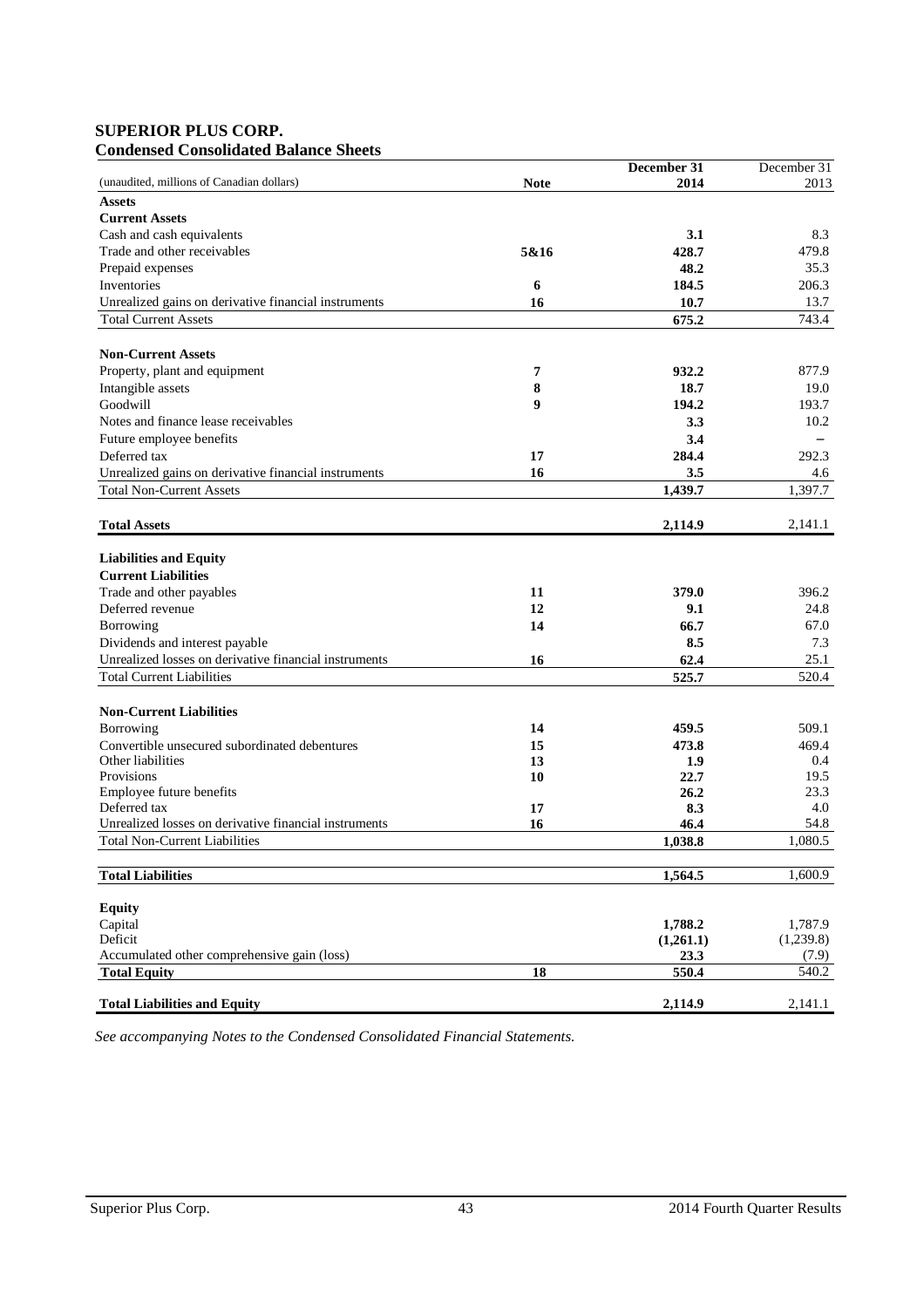**SUPERIOR PLUS CORP.**
**Condensed Consolidated Balance Sheets**

| (unaudited, millions of Canadian dollars) | **Note** | **December 31 2014** | December 31 2013 |
|---|---|---|---|
| **Assets** | | | |
| **Current Assets** | | | |
| Cash and cash equivalents | | **3.1** | 8.3 |
| Trade and other receivables | **5&16** | **428.7** | 479.8 |
| Prepaid expenses | | **48.2** | 35.3 |
| Inventories | **6** | **184.5** | 206.3 |
| Unrealized gains on derivative financial instruments | **16** | **10.7** | 13.7 |
| Total Current Assets | | **675.2** | 743.4 |
| | | | |
| **Non-Current Assets** | | | |
| Property, plant and equipment | **7** | **932.2** | 877.9 |
| Intangible assets | **8** | **18.7** | 19.0 |
| Goodwill | **9** | **194.2** | 193.7 |
| Notes and finance lease receivables | | **3.3** | 10.2 |
| Future employee benefits | | **3.4** | – |
| Deferred tax | **17** | **284.4** | 292.3 |
| Unrealized gains on derivative financial instruments | **16** | **3.5** | 4.6 |
| Total Non-Current Assets | | **1,439.7** | 1,397.7 |
| | | | |
| **Total Assets** | | **2,114.9** | 2,141.1 |
| | | | |
| **Liabilities and Equity** | | | |
| **Current Liabilities** | | | |
| Trade and other payables | **11** | **379.0** | 396.2 |
| Deferred revenue | **12** | **9.1** | 24.8 |
| Borrowing | **14** | **66.7** | 67.0 |
| Dividends and interest payable | | **8.5** | 7.3 |
| Unrealized losses on derivative financial instruments | **16** | **62.4** | 25.1 |
| Total Current Liabilities | | **525.7** | 520.4 |
| | | | |
| **Non-Current Liabilities** | | | |
| Borrowing | **14** | **459.5** | 509.1 |
| Convertible unsecured subordinated debentures | **15** | **473.8** | 469.4 |
| Other liabilities | **13** | **1.9** | 0.4 |
| Provisions | **10** | **22.7** | 19.5 |
| Employee future benefits | | **26.2** | 23.3 |
| Deferred tax | **17** | **8.3** | 4.0 |
| Unrealized losses on derivative financial instruments | **16** | **46.4** | 54.8 |
| Total Non-Current Liabilities | | **1,038.8** | 1,080.5 |
| | | | |
| **Total Liabilities** | | **1,564.5** | 1,600.9 |
| | | | |
| **Equity** | | | |
| Capital | | **1,788.2** | 1,787.9 |
| Deficit | | **(1,261.1)** | (1,239.8) |
| Accumulated other comprehensive gain (loss) | | **23.3** | (7.9) |
| **Total Equity** | **18** | **550.4** | 540.2 |
| | | | |
| **Total Liabilities and Equity** | | **2,114.9** | 2,141.1 |

*See accompanying Notes to the Condensed Consolidated Financial Statements.*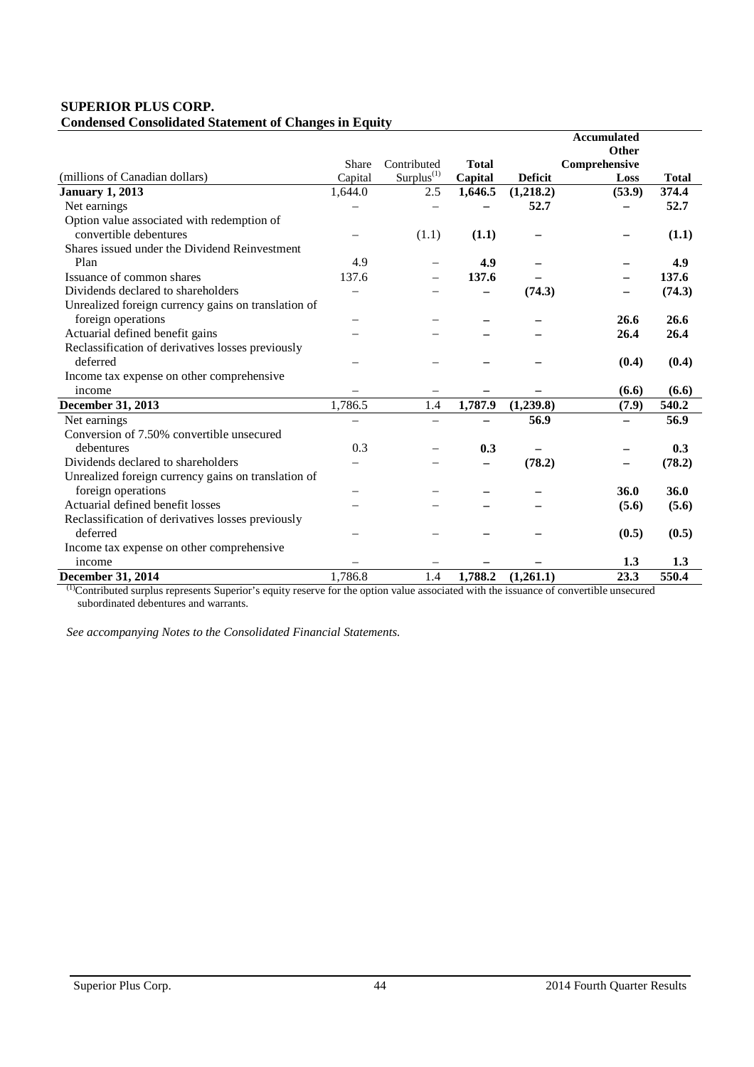**SUPERIOR PLUS CORP.**
**Condensed Consolidated Statement of Changes in Equity**

| (millions of Canadian dollars) | Share Capital | Contributed Surplus(1) | Total Capital | Deficit | Accumulated Other Comprehensive Loss | Total |
|---|---|---|---|---|---|---|
| **January 1, 2013** | 1,644.0 | 2.5 | **1,646.5** | **(1,218.2)** | **(53.9)** | **374.4** |
| Net earnings | – | – | **–** | **52.7** | **–** | **52.7** |
| Option value associated with redemption of convertible debentures | – | (1.1) | **(1.1)** | **–** | **–** | **(1.1)** |
| Shares issued under the Dividend Reinvestment Plan | 4.9 | – | **4.9** | **–** | **–** | **4.9** |
| Issuance of common shares | 137.6 | – | **137.6** | **–** | **–** | **137.6** |
| Dividends declared to shareholders | – | – | **–** | **(74.3)** | **–** | **(74.3)** |
| Unrealized foreign currency gains on translation of foreign operations | – | – | **–** | **–** | **26.6** | **26.6** |
| Actuarial defined benefit gains | – | – | **–** | **–** | **26.4** | **26.4** |
| Reclassification of derivatives losses previously deferred | – | – | **–** | **–** | **(0.4)** | **(0.4)** |
| Income tax expense on other comprehensive income | – | – | **–** | **–** | **(6.6)** | **(6.6)** |
| **December 31, 2013** | 1,786.5 | 1.4 | **1,787.9** | **(1,239.8)** | **(7.9)** | **540.2** |
| Net earnings | – | – | **–** | **56.9** | **–** | **56.9** |
| Conversion of 7.50% convertible unsecured debentures | 0.3 | – | **0.3** | **–** | **–** | **0.3** |
| Dividends declared to shareholders | – | – | **–** | **(78.2)** | **–** | **(78.2)** |
| Unrealized foreign currency gains on translation of foreign operations | – | – | **–** | **–** | **36.0** | **36.0** |
| Actuarial defined benefit losses | – | – | **–** | **–** | **(5.6)** | **(5.6)** |
| Reclassification of derivatives losses previously deferred | – | – | **–** | **–** | **(0.5)** | **(0.5)** |
| Income tax expense on other comprehensive income | – | – | **–** | **–** | **1.3** | **1.3** |
| **December 31, 2014** | 1,786.8 | 1.4 | **1,788.2** | **(1,261.1)** | **23.3** | **550.4** |

(1) Contributed surplus represents Superior's equity reserve for the option value associated with the issuance of convertible unsecured subordinated debentures and warrants.

*See accompanying Notes to the Consolidated Financial Statements.*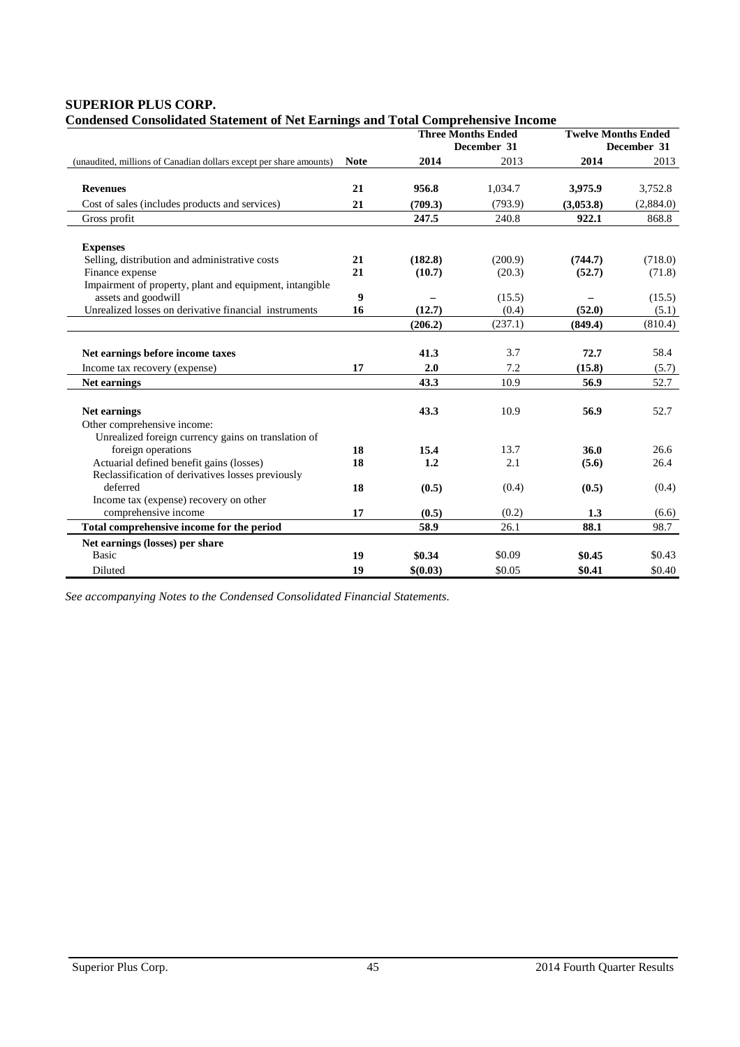**SUPERIOR PLUS CORP.**
**Condensed Consolidated Statement of Net Earnings and Total Comprehensive Income**

| (unaudited, millions of Canadian dollars except per share amounts) | Note | Three Months Ended December 31 | | Twelve Months Ended December 31 | |
|---|---|---|---|---|---|
| | | **2014** | 2013 | **2014** | 2013 |
| **Revenues** | **21** | **956.8** | 1,034.7 | **3,975.9** | 3,752.8 |
| Cost of sales (includes products and services) | **21** | **(709.3)** | (793.9) | **(3,053.8)** | (2,884.0) |
| Gross profit | | **247.5** | 240.8 | **922.1** | 868.8 |
| **Expenses** | | | | | |
| Selling, distribution and administrative costs | **21** | **(182.8)** | (200.9) | **(744.7)** | (718.0) |
| Finance expense | **21** | **(10.7)** | (20.3) | **(52.7)** | (71.8) |
| Impairment of property, plant and equipment, intangible assets and goodwill | **9** | **–** | (15.5) | **–** | (15.5) |
| Unrealized losses on derivative financial instruments | **16** | **(12.7)** | (0.4) | **(52.0)** | (5.1) |
| | | **(206.2)** | (237.1) | **(849.4)** | (810.4) |
| **Net earnings before income taxes** | | **41.3** | 3.7 | **72.7** | 58.4 |
| Income tax recovery (expense) | **17** | **2.0** | 7.2 | **(15.8)** | (5.7) |
| **Net earnings** | | **43.3** | 10.9 | **56.9** | 52.7 |
| **Net earnings** | | **43.3** | 10.9 | **56.9** | 52.7 |
| Other comprehensive income: | | | | | |
| Unrealized foreign currency gains on translation of foreign operations | **18** | **15.4** | 13.7 | **36.0** | 26.6 |
| Actuarial defined benefit gains (losses) | **18** | **1.2** | 2.1 | **(5.6)** | 26.4 |
| Reclassification of derivatives losses previously deferred | **18** | **(0.5)** | (0.4) | **(0.5)** | (0.4) |
| Income tax (expense) recovery on other comprehensive income | **17** | **(0.5)** | (0.2) | **1.3** | (6.6) |
| **Total comprehensive income for the period** | | **58.9** | 26.1 | **88.1** | 98.7 |
| **Net earnings (losses) per share** | | | | | |
| Basic | **19** | **$0.34** | $0.09 | **$0.45** | $0.43 |
| Diluted | **19** | **$(0.03)** | $0.05 | **$0.41** | $0.40 |

*See accompanying Notes to the Condensed Consolidated Financial Statements.*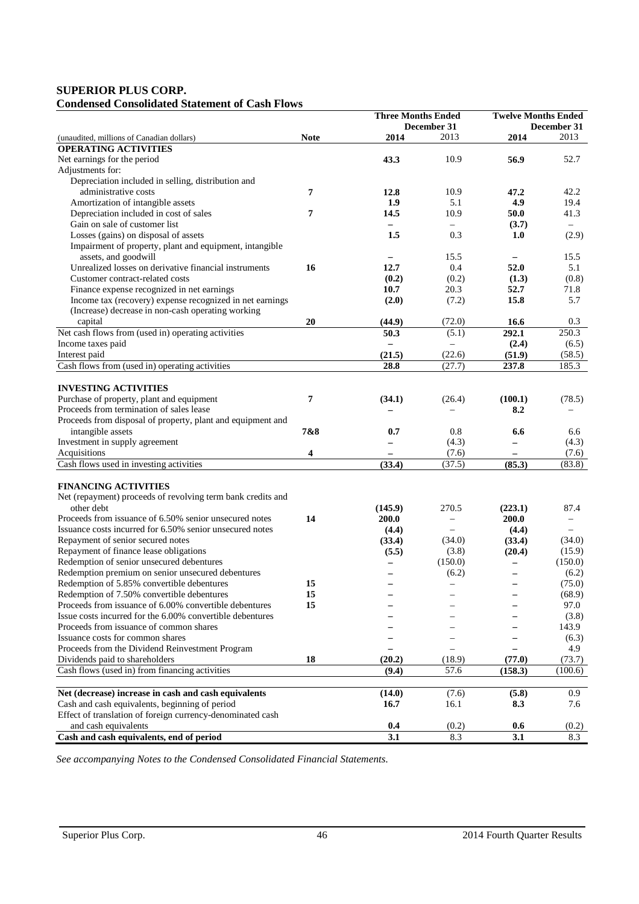**SUPERIOR PLUS CORP.**
**Condensed Consolidated Statement of Cash Flows**

| (unaudited, millions of Canadian dollars) | Note | Three Months Ended December 31 2014 | Three Months Ended December 31 2013 | Twelve Months Ended December 31 2014 | Twelve Months Ended December 31 2013 |
|---|---|---|---|---|---|
| **OPERATING ACTIVITIES** | | | | | |
| Net earnings for the period | | **43.3** | 10.9 | **56.9** | 52.7 |
| Adjustments for: | | | | | |
| Depreciation included in selling, distribution and administrative costs | 7 | **12.8** | 10.9 | **47.2** | 42.2 |
| Amortization of intangible assets | | **1.9** | 5.1 | **4.9** | 19.4 |
| Depreciation included in cost of sales | 7 | **14.5** | 10.9 | **50.0** | 41.3 |
| Gain on sale of customer list | | **–** | – | **(3.7)** | – |
| Losses (gains) on disposal of assets | | **1.5** | 0.3 | **1.0** | (2.9) |
| Impairment of property, plant and equipment, intangible assets, and goodwill | | **–** | 15.5 | **–** | 15.5 |
| Unrealized losses on derivative financial instruments | 16 | **12.7** | 0.4 | **52.0** | 5.1 |
| Customer contract-related costs | | **(0.2)** | (0.2) | **(1.3)** | (0.8) |
| Finance expense recognized in net earnings | | **10.7** | 20.3 | **52.7** | 71.8 |
| Income tax (recovery) expense recognized in net earnings | | **(2.0)** | (7.2) | **15.8** | 5.7 |
| (Increase) decrease in non-cash operating working capital | 20 | **(44.9)** | (72.0) | **16.6** | 0.3 |
| Net cash flows from (used in) operating activities | | **50.3** | (5.1) | **292.1** | 250.3 |
| Income taxes paid | | **–** | – | **(2.4)** | (6.5) |
| Interest paid | | **(21.5)** | (22.6) | **(51.9)** | (58.5) |
| Cash flows from (used in) operating activities | | **28.8** | (27.7) | **237.8** | 185.3 |
| **INVESTING ACTIVITIES** | | | | | |
| Purchase of property, plant and equipment | 7 | **(34.1)** | (26.4) | **(100.1)** | (78.5) |
| Proceeds from termination of sales lease | | **–** | – | **8.2** | – |
| Proceeds from disposal of property, plant and equipment and intangible assets | 7&8 | **0.7** | 0.8 | **6.6** | 6.6 |
| Investment in supply agreement | | **–** | (4.3) | **–** | (4.3) |
| Acquisitions | 4 | **–** | (7.6) | **–** | (7.6) |
| Cash flows used in investing activities | | **(33.4)** | (37.5) | **(85.3)** | (83.8) |
| **FINANCING ACTIVITIES** | | | | | |
| Net (repayment) proceeds of revolving term bank credits and other debt | | **(145.9)** | 270.5 | **(223.1)** | 87.4 |
| Proceeds from issuance of 6.50% senior unsecured notes | 14 | **200.0** | – | **200.0** | – |
| Issuance costs incurred for 6.50% senior unsecured notes | | **(4.4)** | – | **(4.4)** | – |
| Repayment of senior secured notes | | **(33.4)** | (34.0) | **(33.4)** | (34.0) |
| Repayment of finance lease obligations | | **(5.5)** | (3.8) | **(20.4)** | (15.9) |
| Redemption of senior unsecured debentures | | **–** | (150.0) | **–** | (150.0) |
| Redemption premium on senior unsecured debentures | | **–** | (6.2) | **–** | (6.2) |
| Redemption of 5.85% convertible debentures | 15 | **–** | – | **–** | (75.0) |
| Redemption of 7.50% convertible debentures | 15 | **–** | – | **–** | (68.9) |
| Proceeds from issuance of 6.00% convertible debentures | 15 | **–** | – | **–** | 97.0 |
| Issue costs incurred for the 6.00% convertible debentures | | **–** | – | **–** | (3.8) |
| Proceeds from issuance of common shares | | **–** | – | **–** | 143.9 |
| Issuance costs for common shares | | **–** | – | **–** | (6.3) |
| Proceeds from the Dividend Reinvestment Program | | **–** | – | **–** | 4.9 |
| Dividends paid to shareholders | 18 | **(20.2)** | (18.9) | **(77.0)** | (73.7) |
| Cash flows (used in) from financing activities | | **(9.4)** | 57.6 | **(158.3)** | (100.6) |
| **Net (decrease) increase in cash and cash equivalents** | | **(14.0)** | (7.6) | **(5.8)** | 0.9 |
| Cash and cash equivalents, beginning of period | | **16.7** | 16.1 | **8.3** | 7.6 |
| Effect of translation of foreign currency-denominated cash and cash equivalents | | **0.4** | (0.2) | **0.6** | (0.2) |
| **Cash and cash equivalents, end of period** | | **3.1** | 8.3 | **3.1** | 8.3 |

*See accompanying Notes to the Condensed Consolidated Financial Statements.*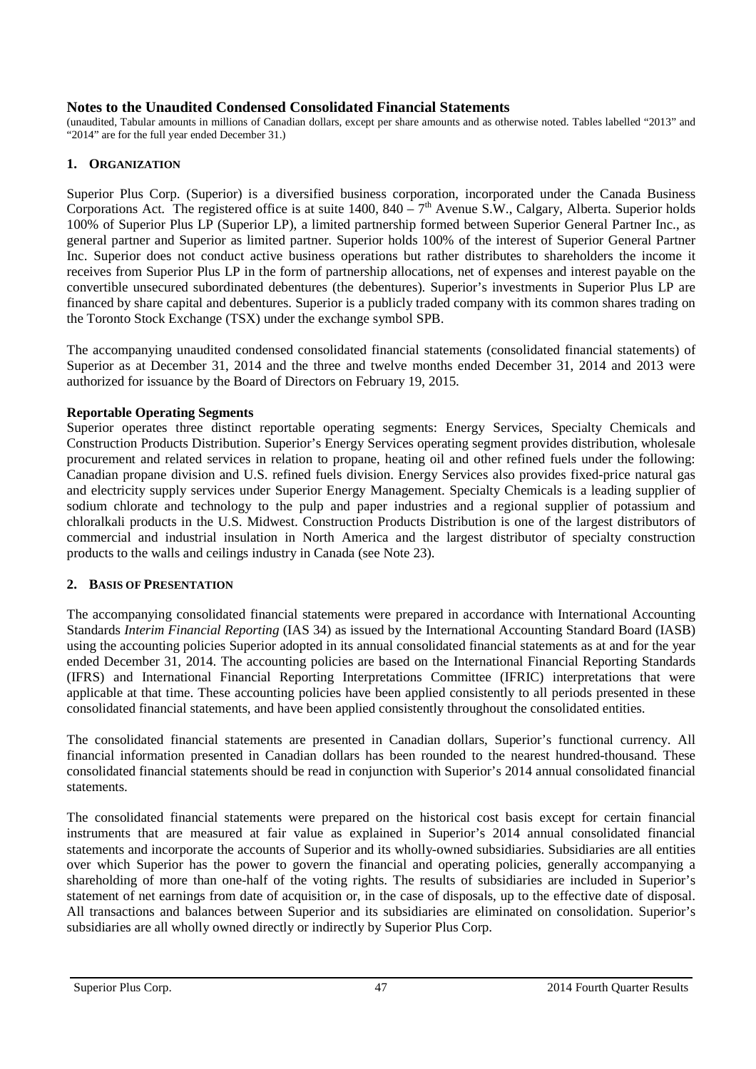# Notes to the Unaudited Condensed Consolidated Financial Statements

(unaudited, Tabular amounts in millions of Canadian dollars, except per share amounts and as otherwise noted. Tables labelled "2013" and "2014" are for the full year ended December 31.)

## 1. ORGANIZATION

Superior Plus Corp. (Superior) is a diversified business corporation, incorporated under the Canada Business Corporations Act. The registered office is at suite 1400, 840 – 7th Avenue S.W., Calgary, Alberta. Superior holds 100% of Superior Plus LP (Superior LP), a limited partnership formed between Superior General Partner Inc., as general partner and Superior as limited partner. Superior holds 100% of the interest of Superior General Partner Inc. Superior does not conduct active business operations but rather distributes to shareholders the income it receives from Superior Plus LP in the form of partnership allocations, net of expenses and interest payable on the convertible unsecured subordinated debentures (the debentures). Superior's investments in Superior Plus LP are financed by share capital and debentures. Superior is a publicly traded company with its common shares trading on the Toronto Stock Exchange (TSX) under the exchange symbol SPB.

The accompanying unaudited condensed consolidated financial statements (consolidated financial statements) of Superior as at December 31, 2014 and the three and twelve months ended December 31, 2014 and 2013 were authorized for issuance by the Board of Directors on February 19, 2015.

### Reportable Operating Segments

Superior operates three distinct reportable operating segments: Energy Services, Specialty Chemicals and Construction Products Distribution. Superior's Energy Services operating segment provides distribution, wholesale procurement and related services in relation to propane, heating oil and other refined fuels under the following: Canadian propane division and U.S. refined fuels division. Energy Services also provides fixed-price natural gas and electricity supply services under Superior Energy Management. Specialty Chemicals is a leading supplier of sodium chlorate and technology to the pulp and paper industries and a regional supplier of potassium and chloralkali products in the U.S. Midwest. Construction Products Distribution is one of the largest distributors of commercial and industrial insulation in North America and the largest distributor of specialty construction products to the walls and ceilings industry in Canada (see Note 23).

## 2. BASIS OF PRESENTATION

The accompanying consolidated financial statements were prepared in accordance with International Accounting Standards *Interim Financial Reporting* (IAS 34) as issued by the International Accounting Standard Board (IASB) using the accounting policies Superior adopted in its annual consolidated financial statements as at and for the year ended December 31, 2014. The accounting policies are based on the International Financial Reporting Standards (IFRS) and International Financial Reporting Interpretations Committee (IFRIC) interpretations that were applicable at that time. These accounting policies have been applied consistently to all periods presented in these consolidated financial statements, and have been applied consistently throughout the consolidated entities.

The consolidated financial statements are presented in Canadian dollars, Superior's functional currency. All financial information presented in Canadian dollars has been rounded to the nearest hundred-thousand. These consolidated financial statements should be read in conjunction with Superior's 2014 annual consolidated financial statements.

The consolidated financial statements were prepared on the historical cost basis except for certain financial instruments that are measured at fair value as explained in Superior's 2014 annual consolidated financial statements and incorporate the accounts of Superior and its wholly-owned subsidiaries. Subsidiaries are all entities over which Superior has the power to govern the financial and operating policies, generally accompanying a shareholding of more than one-half of the voting rights. The results of subsidiaries are included in Superior's statement of net earnings from date of acquisition or, in the case of disposals, up to the effective date of disposal. All transactions and balances between Superior and its subsidiaries are eliminated on consolidation. Superior's subsidiaries are all wholly owned directly or indirectly by Superior Plus Corp.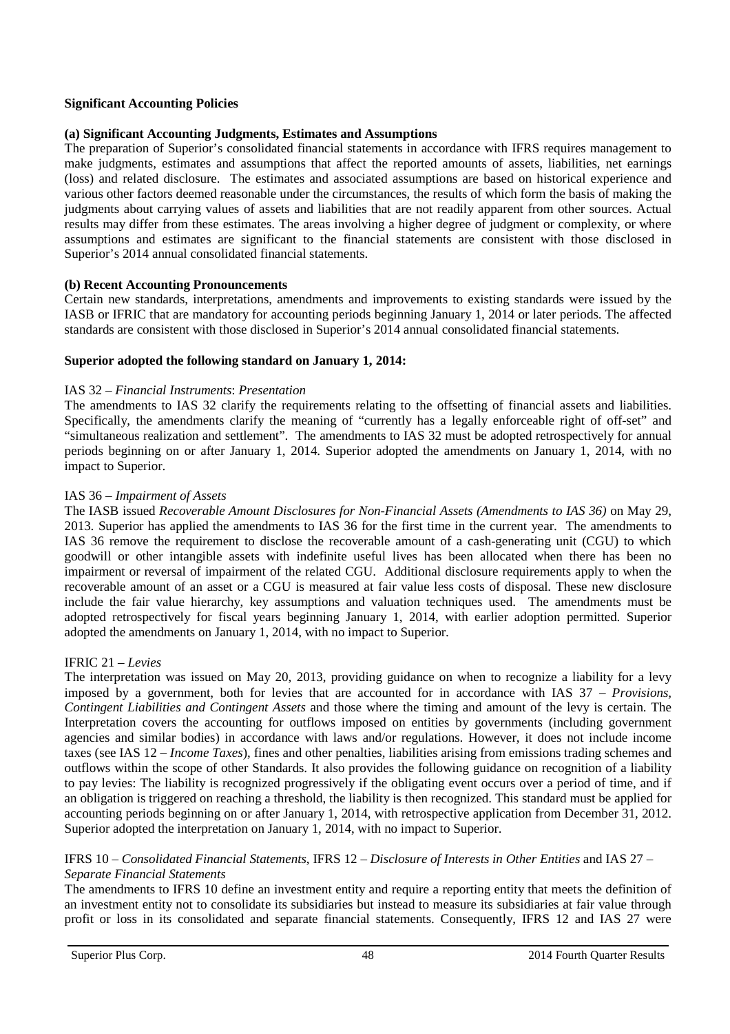**Significant Accounting Policies**

**(a) Significant Accounting Judgments, Estimates and Assumptions**

The preparation of Superior's consolidated financial statements in accordance with IFRS requires management to make judgments, estimates and assumptions that affect the reported amounts of assets, liabilities, net earnings (loss) and related disclosure. The estimates and associated assumptions are based on historical experience and various other factors deemed reasonable under the circumstances, the results of which form the basis of making the judgments about carrying values of assets and liabilities that are not readily apparent from other sources. Actual results may differ from these estimates. The areas involving a higher degree of judgment or complexity, or where assumptions and estimates are significant to the financial statements are consistent with those disclosed in Superior's 2014 annual consolidated financial statements.

**(b) Recent Accounting Pronouncements**

Certain new standards, interpretations, amendments and improvements to existing standards were issued by the IASB or IFRIC that are mandatory for accounting periods beginning January 1, 2014 or later periods. The affected standards are consistent with those disclosed in Superior's 2014 annual consolidated financial statements.

**Superior adopted the following standard on January 1, 2014:**

IAS 32 – *Financial Instruments*: *Presentation*

The amendments to IAS 32 clarify the requirements relating to the offsetting of financial assets and liabilities. Specifically, the amendments clarify the meaning of "currently has a legally enforceable right of off-set" and "simultaneous realization and settlement". The amendments to IAS 32 must be adopted retrospectively for annual periods beginning on or after January 1, 2014. Superior adopted the amendments on January 1, 2014, with no impact to Superior.

IAS 36 – *Impairment of Assets*

The IASB issued *Recoverable Amount Disclosures for Non-Financial Assets (Amendments to IAS 36)* on May 29, 2013. Superior has applied the amendments to IAS 36 for the first time in the current year. The amendments to IAS 36 remove the requirement to disclose the recoverable amount of a cash-generating unit (CGU) to which goodwill or other intangible assets with indefinite useful lives has been allocated when there has been no impairment or reversal of impairment of the related CGU. Additional disclosure requirements apply to when the recoverable amount of an asset or a CGU is measured at fair value less costs of disposal. These new disclosure include the fair value hierarchy, key assumptions and valuation techniques used. The amendments must be adopted retrospectively for fiscal years beginning January 1, 2014, with earlier adoption permitted. Superior adopted the amendments on January 1, 2014, with no impact to Superior.

IFRIC 21 – *Levies*

The interpretation was issued on May 20, 2013, providing guidance on when to recognize a liability for a levy imposed by a government, both for levies that are accounted for in accordance with IAS 37 – *Provisions, Contingent Liabilities and Contingent Assets* and those where the timing and amount of the levy is certain. The Interpretation covers the accounting for outflows imposed on entities by governments (including government agencies and similar bodies) in accordance with laws and/or regulations. However, it does not include income taxes (see IAS 12 – *Income Taxes*), fines and other penalties, liabilities arising from emissions trading schemes and outflows within the scope of other Standards. It also provides the following guidance on recognition of a liability to pay levies: The liability is recognized progressively if the obligating event occurs over a period of time, and if an obligation is triggered on reaching a threshold, the liability is then recognized. This standard must be applied for accounting periods beginning on or after January 1, 2014, with retrospective application from December 31, 2012. Superior adopted the interpretation on January 1, 2014, with no impact to Superior.

IFRS 10 – *Consolidated Financial Statements*, IFRS 12 – *Disclosure of Interests in Other Entities* and IAS 27 – *Separate Financial Statements*

The amendments to IFRS 10 define an investment entity and require a reporting entity that meets the definition of an investment entity not to consolidate its subsidiaries but instead to measure its subsidiaries at fair value through profit or loss in its consolidated and separate financial statements. Consequently, IFRS 12 and IAS 27 were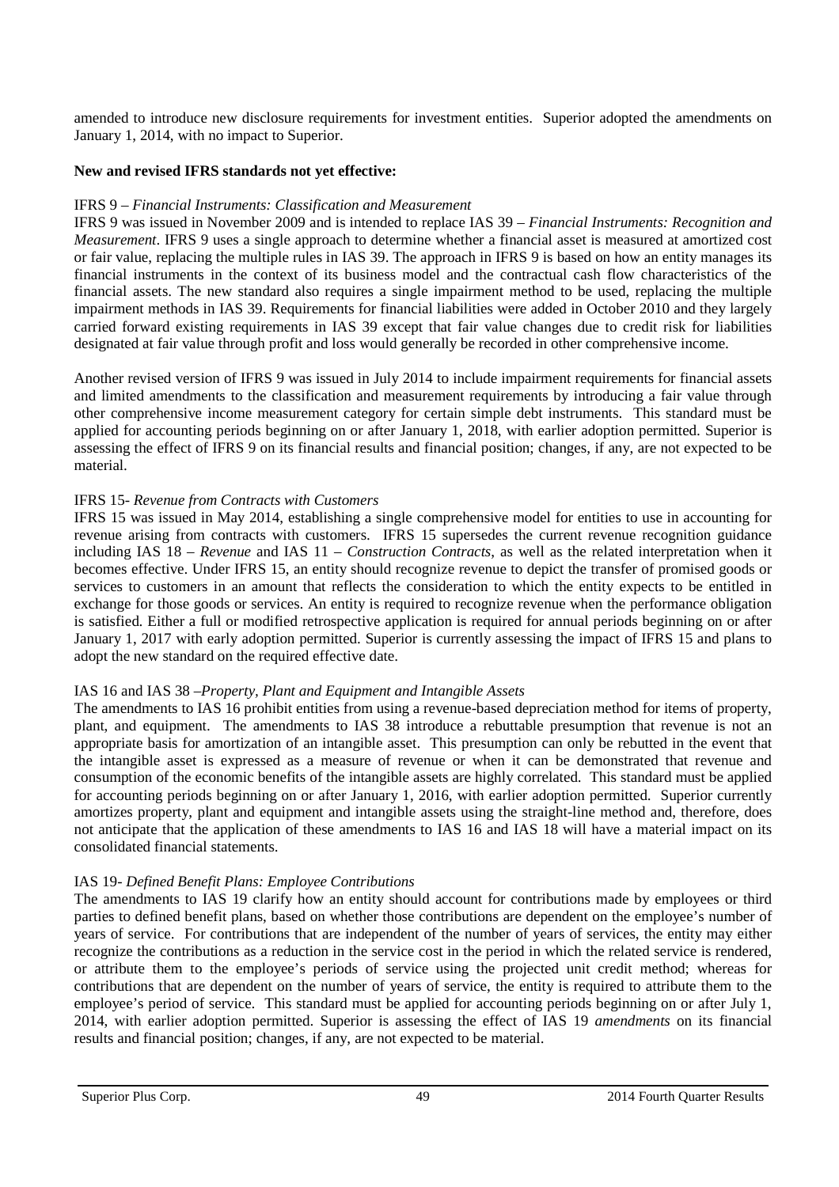amended to introduce new disclosure requirements for investment entities. Superior adopted the amendments on January 1, 2014, with no impact to Superior.

**New and revised IFRS standards not yet effective:**

IFRS 9 – *Financial Instruments: Classification and Measurement*
IFRS 9 was issued in November 2009 and is intended to replace IAS 39 – *Financial Instruments: Recognition and Measurement*. IFRS 9 uses a single approach to determine whether a financial asset is measured at amortized cost or fair value, replacing the multiple rules in IAS 39. The approach in IFRS 9 is based on how an entity manages its financial instruments in the context of its business model and the contractual cash flow characteristics of the financial assets. The new standard also requires a single impairment method to be used, replacing the multiple impairment methods in IAS 39. Requirements for financial liabilities were added in October 2010 and they largely carried forward existing requirements in IAS 39 except that fair value changes due to credit risk for liabilities designated at fair value through profit and loss would generally be recorded in other comprehensive income.

Another revised version of IFRS 9 was issued in July 2014 to include impairment requirements for financial assets and limited amendments to the classification and measurement requirements by introducing a fair value through other comprehensive income measurement category for certain simple debt instruments. This standard must be applied for accounting periods beginning on or after January 1, 2018, with earlier adoption permitted. Superior is assessing the effect of IFRS 9 on its financial results and financial position; changes, if any, are not expected to be material.

IFRS 15- *Revenue from Contracts with Customers*
IFRS 15 was issued in May 2014, establishing a single comprehensive model for entities to use in accounting for revenue arising from contracts with customers. IFRS 15 supersedes the current revenue recognition guidance including IAS 18 – *Revenue* and IAS 11 – *Construction Contracts*, as well as the related interpretation when it becomes effective. Under IFRS 15, an entity should recognize revenue to depict the transfer of promised goods or services to customers in an amount that reflects the consideration to which the entity expects to be entitled in exchange for those goods or services. An entity is required to recognize revenue when the performance obligation is satisfied. Either a full or modified retrospective application is required for annual periods beginning on or after January 1, 2017 with early adoption permitted. Superior is currently assessing the impact of IFRS 15 and plans to adopt the new standard on the required effective date.

IAS 16 and IAS 38 –*Property, Plant and Equipment and Intangible Assets*
The amendments to IAS 16 prohibit entities from using a revenue-based depreciation method for items of property, plant, and equipment. The amendments to IAS 38 introduce a rebuttable presumption that revenue is not an appropriate basis for amortization of an intangible asset. This presumption can only be rebutted in the event that the intangible asset is expressed as a measure of revenue or when it can be demonstrated that revenue and consumption of the economic benefits of the intangible assets are highly correlated. This standard must be applied for accounting periods beginning on or after January 1, 2016, with earlier adoption permitted. Superior currently amortizes property, plant and equipment and intangible assets using the straight-line method and, therefore, does not anticipate that the application of these amendments to IAS 16 and IAS 18 will have a material impact on its consolidated financial statements.

IAS 19- *Defined Benefit Plans: Employee Contributions*
The amendments to IAS 19 clarify how an entity should account for contributions made by employees or third parties to defined benefit plans, based on whether those contributions are dependent on the employee's number of years of service. For contributions that are independent of the number of years of services, the entity may either recognize the contributions as a reduction in the service cost in the period in which the related service is rendered, or attribute them to the employee's periods of service using the projected unit credit method; whereas for contributions that are dependent on the number of years of service, the entity is required to attribute them to the employee's period of service. This standard must be applied for accounting periods beginning on or after July 1, 2014, with earlier adoption permitted. Superior is assessing the effect of IAS 19 *amendments* on its financial results and financial position; changes, if any, are not expected to be material.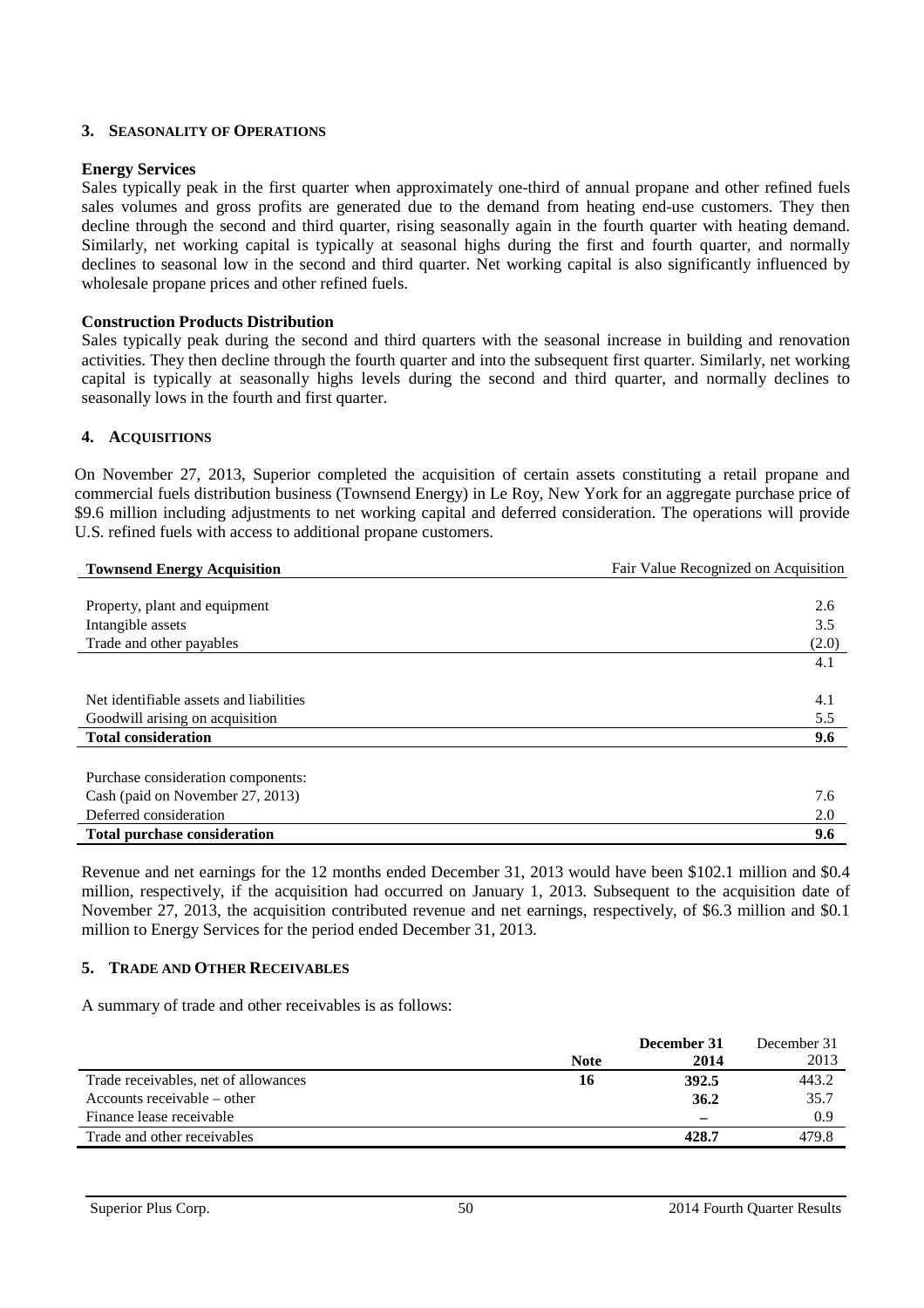### 3. SEASONALITY OF OPERATIONS

**Energy Services**

Sales typically peak in the first quarter when approximately one-third of annual propane and other refined fuels sales volumes and gross profits are generated due to the demand from heating end-use customers. They then decline through the second and third quarter, rising seasonally again in the fourth quarter with heating demand. Similarly, net working capital is typically at seasonal highs during the first and fourth quarter, and normally declines to seasonal low in the second and third quarter. Net working capital is also significantly influenced by wholesale propane prices and other refined fuels.

**Construction Products Distribution**

Sales typically peak during the second and third quarters with the seasonal increase in building and renovation activities. They then decline through the fourth quarter and into the subsequent first quarter. Similarly, net working capital is typically at seasonally highs levels during the second and third quarter, and normally declines to seasonally lows in the fourth and first quarter.

### 4. ACQUISITIONS

On November 27, 2013, Superior completed the acquisition of certain assets constituting a retail propane and commercial fuels distribution business (Townsend Energy) in Le Roy, New York for an aggregate purchase price of $9.6 million including adjustments to net working capital and deferred consideration. The operations will provide U.S. refined fuels with access to additional propane customers.

| **Townsend Energy Acquisition** | Fair Value Recognized on Acquisition |
|---|---|
| Property, plant and equipment | 2.6 |
| Intangible assets | 3.5 |
| Trade and other payables | (2.0) |
| | 4.1 |
| Net identifiable assets and liabilities | 4.1 |
| Goodwill arising on acquisition | 5.5 |
| **Total consideration** | **9.6** |
| Purchase consideration components: | |
| Cash (paid on November 27, 2013) | 7.6 |
| Deferred consideration | 2.0 |
| **Total purchase consideration** | **9.6** |

Revenue and net earnings for the 12 months ended December 31, 2013 would have been $102.1 million and $0.4 million, respectively, if the acquisition had occurred on January 1, 2013. Subsequent to the acquisition date of November 27, 2013, the acquisition contributed revenue and net earnings, respectively, of $6.3 million and $0.1 million to Energy Services for the period ended December 31, 2013.

### 5. TRADE AND OTHER RECEIVABLES

A summary of trade and other receivables is as follows:

| | Note | **December 31 2014** | December 31 2013 |
|---|---|---|---|
| Trade receivables, net of allowances | **16** | **392.5** | 443.2 |
| Accounts receivable – other | | **36.2** | 35.7 |
| Finance lease receivable | | **–** | 0.9 |
| Trade and other receivables | | **428.7** | 479.8 |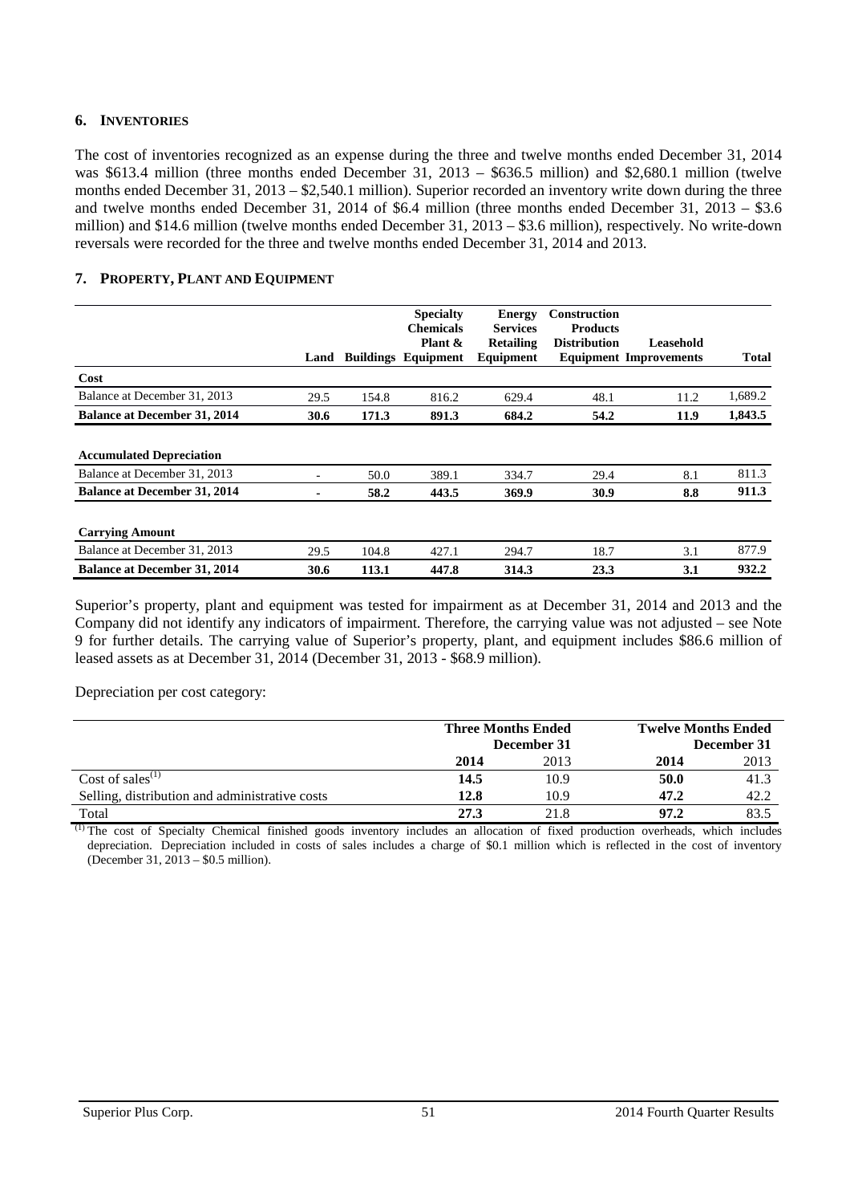## 6. INVENTORIES

The cost of inventories recognized as an expense during the three and twelve months ended December 31, 2014 was $613.4 million (three months ended December 31, 2013 – $636.5 million) and $2,680.1 million (twelve months ended December 31, 2013 – $2,540.1 million). Superior recorded an inventory write down during the three and twelve months ended December 31, 2014 of $6.4 million (three months ended December 31, 2013 – $3.6 million) and $14.6 million (twelve months ended December 31, 2013 – $3.6 million), respectively. No write-down reversals were recorded for the three and twelve months ended December 31, 2014 and 2013.

## 7. PROPERTY, PLANT AND EQUIPMENT

| | Land | Buildings | Specialty Chemicals Plant & Equipment | Energy Services Retailing Equipment | Construction Products Distribution Equipment | Leasehold Improvements | Total |
|---|---|---|---|---|---|---|---|
| **Cost** | | | | | | | |
| Balance at December 31, 2013 | 29.5 | 154.8 | 816.2 | 629.4 | 48.1 | 11.2 | 1,689.2 |
| **Balance at December 31, 2014** | **30.6** | **171.3** | **891.3** | **684.2** | **54.2** | **11.9** | **1,843.5** |
| **Accumulated Depreciation** | | | | | | | |
| Balance at December 31, 2013 | - | 50.0 | 389.1 | 334.7 | 29.4 | 8.1 | 811.3 |
| **Balance at December 31, 2014** | **-** | **58.2** | **443.5** | **369.9** | **30.9** | **8.8** | **911.3** |
| **Carrying Amount** | | | | | | | |
| Balance at December 31, 2013 | 29.5 | 104.8 | 427.1 | 294.7 | 18.7 | 3.1 | 877.9 |
| **Balance at December 31, 2014** | **30.6** | **113.1** | **447.8** | **314.3** | **23.3** | **3.1** | **932.2** |

Superior's property, plant and equipment was tested for impairment as at December 31, 2014 and 2013 and the Company did not identify any indicators of impairment. Therefore, the carrying value was not adjusted – see Note 9 for further details. The carrying value of Superior's property, plant, and equipment includes $86.6 million of leased assets as at December 31, 2014 (December 31, 2013 - $68.9 million).

Depreciation per cost category:

| | Three Months Ended December 31 | | Twelve Months Ended December 31 | |
|---|---|---|---|---|
| | **2014** | 2013 | **2014** | 2013 |
| Cost of sales[(1)] | **14.5** | 10.9 | **50.0** | 41.3 |
| Selling, distribution and administrative costs | **12.8** | 10.9 | **47.2** | 42.2 |
| Total | **27.3** | 21.8 | **97.2** | 83.5 |

[(1)] The cost of Specialty Chemical finished goods inventory includes an allocation of fixed production overheads, which includes depreciation. Depreciation included in costs of sales includes a charge of $0.1 million which is reflected in the cost of inventory (December 31, 2013 – $0.5 million).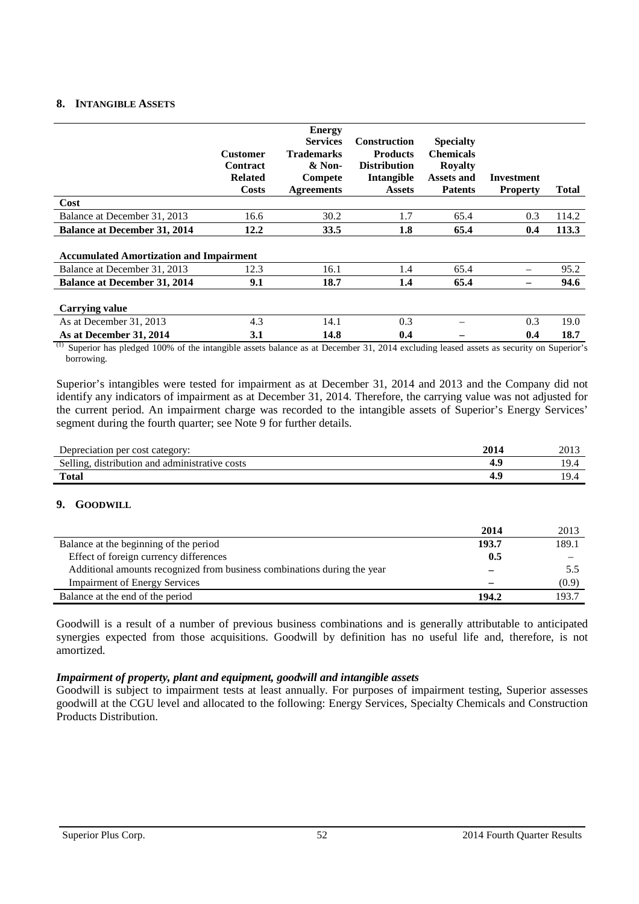## 8. Intangible Assets

| | Customer Contract Related Costs | Energy Services Trademarks & Non-Compete Agreements | Construction Products Distribution Intangible Assets | Specialty Chemicals Royalty Assets and Patents | Investment Property | Total |
|---|---|---|---|---|---|---|
| **Cost** | | | | | | |
| Balance at December 31, 2013 | 16.6 | 30.2 | 1.7 | 65.4 | 0.3 | 114.2 |
| **Balance at December 31, 2014** | **12.2** | **33.5** | **1.8** | **65.4** | **0.4** | **113.3** |
| | | | | | | |
| **Accumulated Amortization and Impairment** | | | | | | |
| Balance at December 31, 2013 | 12.3 | 16.1 | 1.4 | 65.4 | – | 95.2 |
| **Balance at December 31, 2014** | **9.1** | **18.7** | **1.4** | **65.4** | **–** | **94.6** |
| | | | | | | |
| **Carrying value** | | | | | | |
| As at December 31, 2013 | 4.3 | 14.1 | 0.3 | – | 0.3 | 19.0 |
| **As at December 31, 2014** | **3.1** | **14.8** | **0.4** | **–** | **0.4** | **18.7** |

[(1)] Superior has pledged 100% of the intangible assets balance as at December 31, 2014 excluding leased assets as security on Superior's borrowing.

Superior's intangibles were tested for impairment as at December 31, 2014 and 2013 and the Company did not identify any indicators of impairment as at December 31, 2014. Therefore, the carrying value was not adjusted for the current period. An impairment charge was recorded to the intangible assets of Superior's Energy Services' segment during the fourth quarter; see Note 9 for further details.

| Depreciation per cost category: | 2014 | 2013 |
|---|---|---|
| Selling, distribution and administrative costs | **4.9** | 19.4 |
| **Total** | **4.9** | 19.4 |

## 9. Goodwill

| | 2014 | 2013 |
|---|---|---|
| Balance at the beginning of the period | **193.7** | 189.1 |
| Effect of foreign currency differences | **0.5** | – |
| Additional amounts recognized from business combinations during the year | **–** | 5.5 |
| Impairment of Energy Services | **–** | (0.9) |
| Balance at the end of the period | **194.2** | 193.7 |

Goodwill is a result of a number of previous business combinations and is generally attributable to anticipated synergies expected from those acquisitions. Goodwill by definition has no useful life and, therefore, is not amortized.

***Impairment of property, plant and equipment, goodwill and intangible assets***

Goodwill is subject to impairment tests at least annually. For purposes of impairment testing, Superior assesses goodwill at the CGU level and allocated to the following: Energy Services, Specialty Chemicals and Construction Products Distribution.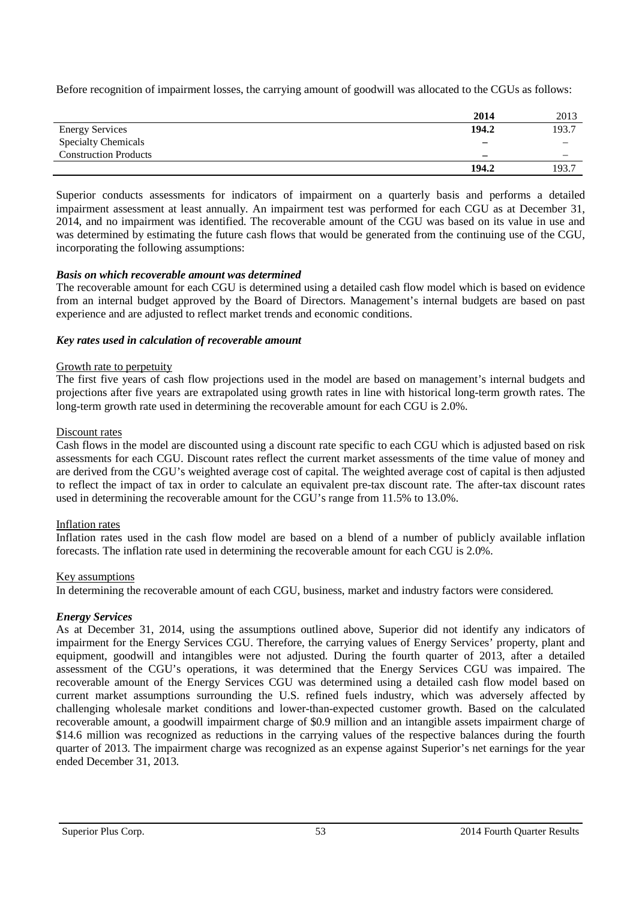Before recognition of impairment losses, the carrying amount of goodwill was allocated to the CGUs as follows:

| | 2014 | 2013 |
|---|---|---|
| Energy Services | **194.2** | 193.7 |
| Specialty Chemicals | **–** | – |
| Construction Products | **–** | – |
| | **194.2** | 193.7 |

Superior conducts assessments for indicators of impairment on a quarterly basis and performs a detailed impairment assessment at least annually. An impairment test was performed for each CGU as at December 31, 2014, and no impairment was identified. The recoverable amount of the CGU was based on its value in use and was determined by estimating the future cash flows that would be generated from the continuing use of the CGU, incorporating the following assumptions:

***Basis on which recoverable amount was determined***

The recoverable amount for each CGU is determined using a detailed cash flow model which is based on evidence from an internal budget approved by the Board of Directors. Management's internal budgets are based on past experience and are adjusted to reflect market trends and economic conditions.

***Key rates used in calculation of recoverable amount***

Growth rate to perpetuity

The first five years of cash flow projections used in the model are based on management's internal budgets and projections after five years are extrapolated using growth rates in line with historical long-term growth rates. The long-term growth rate used in determining the recoverable amount for each CGU is 2.0%.

Discount rates

Cash flows in the model are discounted using a discount rate specific to each CGU which is adjusted based on risk assessments for each CGU. Discount rates reflect the current market assessments of the time value of money and are derived from the CGU's weighted average cost of capital. The weighted average cost of capital is then adjusted to reflect the impact of tax in order to calculate an equivalent pre-tax discount rate. The after-tax discount rates used in determining the recoverable amount for the CGU's range from 11.5% to 13.0%.

Inflation rates

Inflation rates used in the cash flow model are based on a blend of a number of publicly available inflation forecasts. The inflation rate used in determining the recoverable amount for each CGU is 2.0%.

Key assumptions

In determining the recoverable amount of each CGU, business, market and industry factors were considered.

***Energy Services***

As at December 31, 2014, using the assumptions outlined above, Superior did not identify any indicators of impairment for the Energy Services CGU. Therefore, the carrying values of Energy Services' property, plant and equipment, goodwill and intangibles were not adjusted. During the fourth quarter of 2013, after a detailed assessment of the CGU's operations, it was determined that the Energy Services CGU was impaired. The recoverable amount of the Energy Services CGU was determined using a detailed cash flow model based on current market assumptions surrounding the U.S. refined fuels industry, which was adversely affected by challenging wholesale market conditions and lower-than-expected customer growth. Based on the calculated recoverable amount, a goodwill impairment charge of $0.9 million and an intangible assets impairment charge of $14.6 million was recognized as reductions in the carrying values of the respective balances during the fourth quarter of 2013. The impairment charge was recognized as an expense against Superior's net earnings for the year ended December 31, 2013.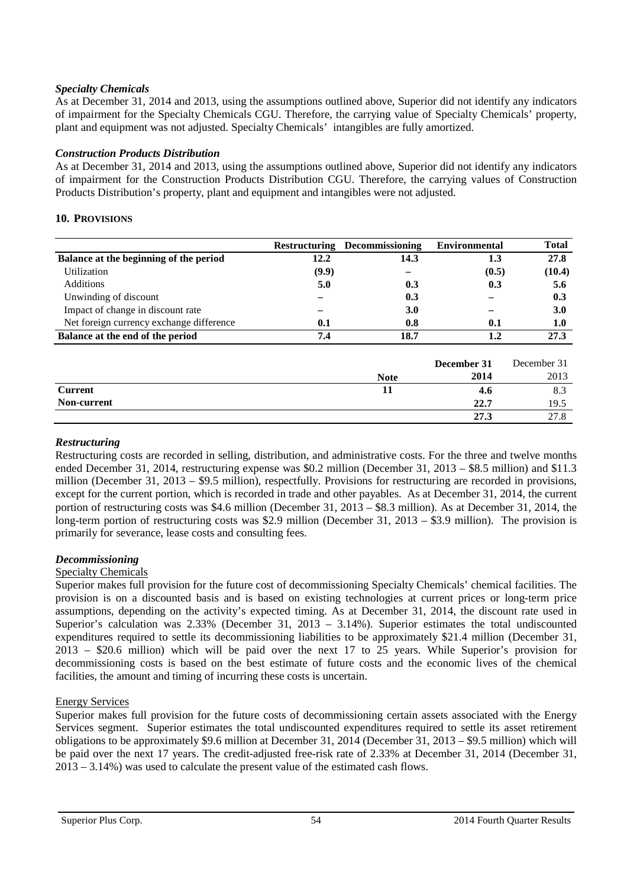### *Specialty Chemicals*

As at December 31, 2014 and 2013, using the assumptions outlined above, Superior did not identify any indicators of impairment for the Specialty Chemicals CGU. Therefore, the carrying value of Specialty Chemicals' property, plant and equipment was not adjusted. Specialty Chemicals' intangibles are fully amortized.

### *Construction Products Distribution*

As at December 31, 2014 and 2013, using the assumptions outlined above, Superior did not identify any indicators of impairment for the Construction Products Distribution CGU. Therefore, the carrying values of Construction Products Distribution's property, plant and equipment and intangibles were not adjusted.

## 10. PROVISIONS

| | Restructuring | Decommissioning | Environmental | Total |
|---|---|---|---|---|
| **Balance at the beginning of the period** | **12.2** | **14.3** | **1.3** | **27.8** |
| Utilization | **(9.9)** | – | **(0.5)** | **(10.4)** |
| Additions | **5.0** | **0.3** | **0.3** | **5.6** |
| Unwinding of discount | – | **0.3** | – | **0.3** |
| Impact of change in discount rate | – | **3.0** | – | **3.0** |
| Net foreign currency exchange difference | **0.1** | **0.8** | **0.1** | **1.0** |
| **Balance at the end of the period** | **7.4** | **18.7** | **1.2** | **27.3** |

| | Note | December 31 2014 | December 31 2013 |
|---|---|---|---|
| **Current** | **11** | **4.6** | 8.3 |
| **Non-current** | | **22.7** | 19.5 |
| | | **27.3** | 27.8 |

### *Restructuring*

Restructuring costs are recorded in selling, distribution, and administrative costs. For the three and twelve months ended December 31, 2014, restructuring expense was \$0.2 million (December 31, 2013 – \$8.5 million) and \$11.3 million (December 31, 2013 – \$9.5 million), respectfully. Provisions for restructuring are recorded in provisions, except for the current portion, which is recorded in trade and other payables. As at December 31, 2014, the current portion of restructuring costs was \$4.6 million (December 31, 2013 – \$8.3 million). As at December 31, 2014, the long-term portion of restructuring costs was \$2.9 million (December 31, 2013 – \$3.9 million). The provision is primarily for severance, lease costs and consulting fees.

### *Decommissioning*

Specialty Chemicals

Superior makes full provision for the future cost of decommissioning Specialty Chemicals' chemical facilities. The provision is on a discounted basis and is based on existing technologies at current prices or long-term price assumptions, depending on the activity's expected timing. As at December 31, 2014, the discount rate used in Superior's calculation was 2.33% (December 31, 2013 – 3.14%). Superior estimates the total undiscounted expenditures required to settle its decommissioning liabilities to be approximately \$21.4 million (December 31, 2013 – \$20.6 million) which will be paid over the next 17 to 25 years. While Superior's provision for decommissioning costs is based on the best estimate of future costs and the economic lives of the chemical facilities, the amount and timing of incurring these costs is uncertain.

Energy Services

Superior makes full provision for the future costs of decommissioning certain assets associated with the Energy Services segment. Superior estimates the total undiscounted expenditures required to settle its asset retirement obligations to be approximately \$9.6 million at December 31, 2014 (December 31, 2013 – \$9.5 million) which will be paid over the next 17 years. The credit-adjusted free-risk rate of 2.33% at December 31, 2014 (December 31, 2013 – 3.14%) was used to calculate the present value of the estimated cash flows.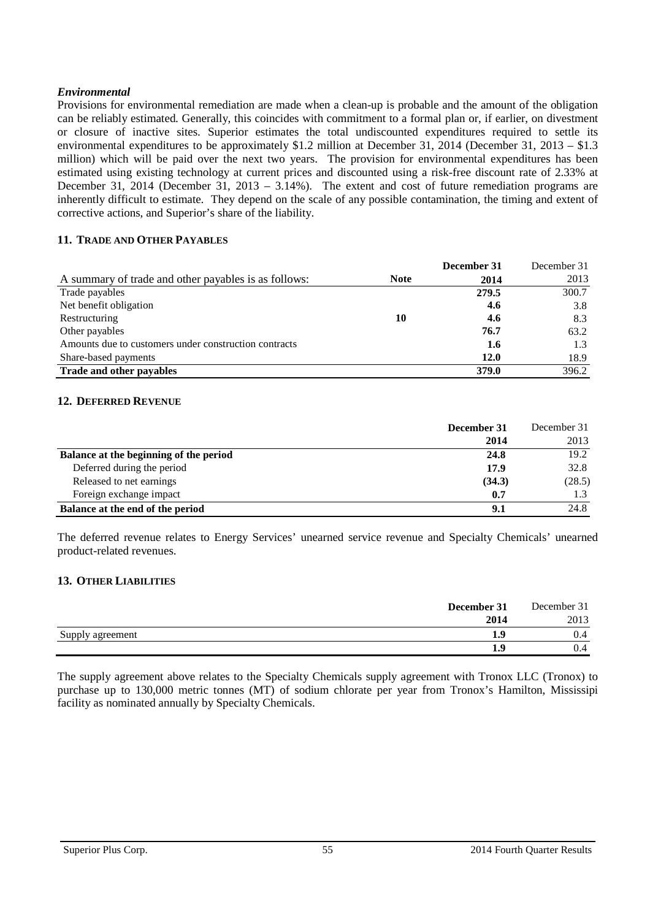### *Environmental*

Provisions for environmental remediation are made when a clean-up is probable and the amount of the obligation can be reliably estimated. Generally, this coincides with commitment to a formal plan or, if earlier, on divestment or closure of inactive sites. Superior estimates the total undiscounted expenditures required to settle its environmental expenditures to be approximately $1.2 million at December 31, 2014 (December 31, 2013 – $1.3 million) which will be paid over the next two years. The provision for environmental expenditures has been estimated using existing technology at current prices and discounted using a risk-free discount rate of 2.33% at December 31, 2014 (December 31, 2013 – 3.14%). The extent and cost of future remediation programs are inherently difficult to estimate. They depend on the scale of any possible contamination, the timing and extent of corrective actions, and Superior's share of the liability.

## 11. TRADE AND OTHER PAYABLES

| A summary of trade and other payables is as follows: | Note | December 31 2014 | December 31 2013 |
|---|---|---|---|
| Trade payables | | **279.5** | 300.7 |
| Net benefit obligation | | **4.6** | 3.8 |
| Restructuring | **10** | **4.6** | 8.3 |
| Other payables | | **76.7** | 63.2 |
| Amounts due to customers under construction contracts | | **1.6** | 1.3 |
| Share-based payments | | **12.0** | 18.9 |
| **Trade and other payables** | | **379.0** | 396.2 |

## 12. DEFERRED REVENUE

| | December 31 2014 | December 31 2013 |
|---|---|---|
| **Balance at the beginning of the period** | **24.8** | 19.2 |
| Deferred during the period | **17.9** | 32.8 |
| Released to net earnings | **(34.3)** | (28.5) |
| Foreign exchange impact | **0.7** | 1.3 |
| **Balance at the end of the period** | **9.1** | 24.8 |

The deferred revenue relates to Energy Services' unearned service revenue and Specialty Chemicals' unearned product-related revenues.

## 13. OTHER LIABILITIES

| | December 31 2014 | December 31 2013 |
|---|---|---|
| Supply agreement | **1.9** | 0.4 |
| | **1.9** | 0.4 |

The supply agreement above relates to the Specialty Chemicals supply agreement with Tronox LLC (Tronox) to purchase up to 130,000 metric tonnes (MT) of sodium chlorate per year from Tronox's Hamilton, Mississipi facility as nominated annually by Specialty Chemicals.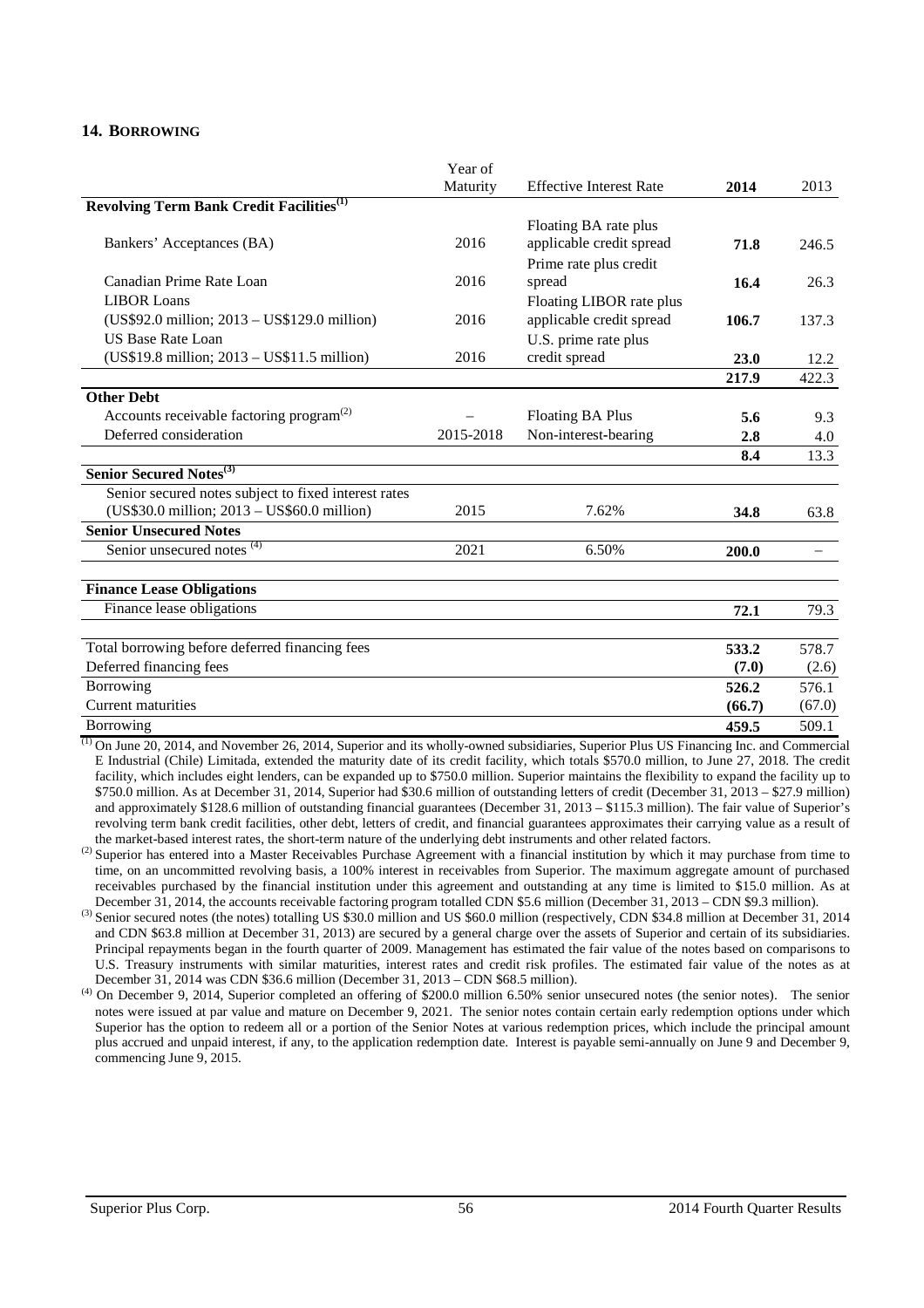## 14. BORROWING

| | Year of Maturity | Effective Interest Rate | 2014 | 2013 |
|---|---|---|---|---|
| **Revolving Term Bank Credit Facilities[(1)]** | | | | |
| Bankers' Acceptances (BA) | 2016 | Floating BA rate plus applicable credit spread | **71.8** | 246.5 |
| Canadian Prime Rate Loan | 2016 | Prime rate plus credit spread | **16.4** | 26.3 |
| LIBOR Loans (US$92.0 million; 2013 – US$129.0 million) | 2016 | Floating LIBOR rate plus applicable credit spread | **106.7** | 137.3 |
| US Base Rate Loan (US$19.8 million; 2013 – US$11.5 million) | 2016 | U.S. prime rate plus credit spread | **23.0** | 12.2 |
| | | | **217.9** | 422.3 |
| **Other Debt** | | | | |
| Accounts receivable factoring program[(2)] | – | Floating BA Plus | **5.6** | 9.3 |
| Deferred consideration | 2015-2018 | Non-interest-bearing | **2.8** | 4.0 |
| | | | **8.4** | 13.3 |
| **Senior Secured Notes[(3)]** | | | | |
| Senior secured notes subject to fixed interest rates (US$30.0 million; 2013 – US$60.0 million) | 2015 | 7.62% | **34.8** | 63.8 |
| **Senior Unsecured Notes** | | | | |
| Senior unsecured notes [(4)] | 2021 | 6.50% | **200.0** | – |
| **Finance Lease Obligations** | | | | |
| Finance lease obligations | | | **72.1** | 79.3 |
| Total borrowing before deferred financing fees | | | **533.2** | 578.7 |
| Deferred financing fees | | | **(7.0)** | (2.6) |
| Borrowing | | | **526.2** | 576.1 |
| Current maturities | | | **(66.7)** | (67.0) |
| Borrowing | | | **459.5** | 509.1 |

(1) On June 20, 2014, and November 26, 2014, Superior and its wholly-owned subsidiaries, Superior Plus US Financing Inc. and Commercial E Industrial (Chile) Limitada, extended the maturity date of its credit facility, which totals $570.0 million, to June 27, 2018. The credit facility, which includes eight lenders, can be expanded up to $750.0 million. Superior maintains the flexibility to expand the facility up to $750.0 million. As at December 31, 2014, Superior had $30.6 million of outstanding letters of credit (December 31, 2013 – $27.9 million) and approximately $128.6 million of outstanding financial guarantees (December 31, 2013 – $115.3 million). The fair value of Superior's revolving term bank credit facilities, other debt, letters of credit, and financial guarantees approximates their carrying value as a result of the market-based interest rates, the short-term nature of the underlying debt instruments and other related factors.

(2) Superior has entered into a Master Receivables Purchase Agreement with a financial institution by which it may purchase from time to time, on an uncommitted revolving basis, a 100% interest in receivables from Superior. The maximum aggregate amount of purchased receivables purchased by the financial institution under this agreement and outstanding at any time is limited to $15.0 million. As at December 31, 2014, the accounts receivable factoring program totalled CDN $5.6 million (December 31, 2013 – CDN $9.3 million).

(3) Senior secured notes (the notes) totalling US $30.0 million and US $60.0 million (respectively, CDN $34.8 million at December 31, 2014 and CDN $63.8 million at December 31, 2013) are secured by a general charge over the assets of Superior and certain of its subsidiaries. Principal repayments began in the fourth quarter of 2009. Management has estimated the fair value of the notes based on comparisons to U.S. Treasury instruments with similar maturities, interest rates and credit risk profiles. The estimated fair value of the notes as at December 31, 2014 was CDN $36.6 million (December 31, 2013 – CDN $68.5 million).

(4) On December 9, 2014, Superior completed an offering of $200.0 million 6.50% senior unsecured notes (the senior notes). The senior notes were issued at par value and mature on December 9, 2021. The senior notes contain certain early redemption options under which Superior has the option to redeem all or a portion of the Senior Notes at various redemption prices, which include the principal amount plus accrued and unpaid interest, if any, to the application redemption date. Interest is payable semi-annually on June 9 and December 9, commencing June 9, 2015.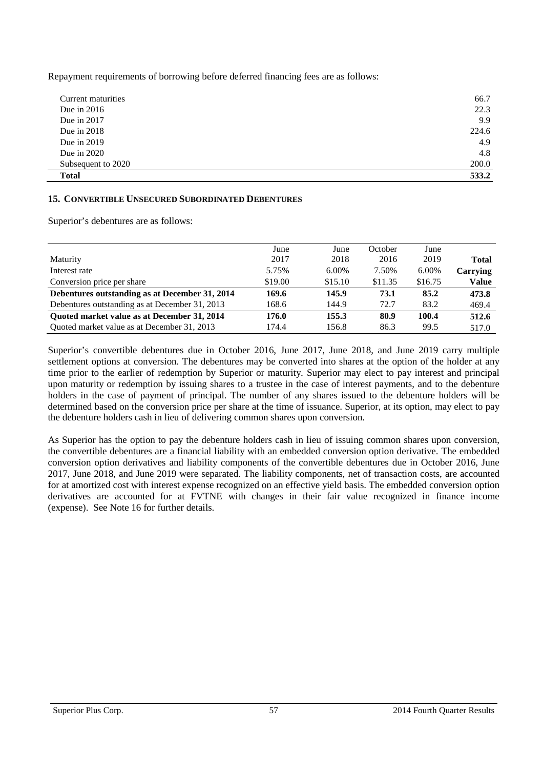Repayment requirements of borrowing before deferred financing fees are as follows:

| | |
|---|---|
| Current maturities | 66.7 |
| Due in 2016 | 22.3 |
| Due in 2017 | 9.9 |
| Due in 2018 | 224.6 |
| Due in 2019 | 4.9 |
| Due in 2020 | 4.8 |
| Subsequent to 2020 | 200.0 |
| **Total** | **533.2** |

### 15. CONVERTIBLE UNSECURED SUBORDINATED DEBENTURES

Superior's debentures are as follows:

| Maturity | June 2017 | June 2018 | October 2016 | June 2019 | **Total Carrying Value** |
|---|---|---|---|---|---|
| Interest rate | 5.75% | 6.00% | 7.50% | 6.00% | |
| Conversion price per share | $19.00 | $15.10 | $11.35 | $16.75 | |
| **Debentures outstanding as at December 31, 2014** | **169.6** | **145.9** | **73.1** | **85.2** | **473.8** |
| Debentures outstanding as at December 31, 2013 | 168.6 | 144.9 | 72.7 | 83.2 | 469.4 |
| **Quoted market value as at December 31, 2014** | **176.0** | **155.3** | **80.9** | **100.4** | **512.6** |
| Quoted market value as at December 31, 2013 | 174.4 | 156.8 | 86.3 | 99.5 | 517.0 |

Superior's convertible debentures due in October 2016, June 2017, June 2018, and June 2019 carry multiple settlement options at conversion. The debentures may be converted into shares at the option of the holder at any time prior to the earlier of redemption by Superior or maturity. Superior may elect to pay interest and principal upon maturity or redemption by issuing shares to a trustee in the case of interest payments, and to the debenture holders in the case of payment of principal. The number of any shares issued to the debenture holders will be determined based on the conversion price per share at the time of issuance. Superior, at its option, may elect to pay the debenture holders cash in lieu of delivering common shares upon conversion.

As Superior has the option to pay the debenture holders cash in lieu of issuing common shares upon conversion, the convertible debentures are a financial liability with an embedded conversion option derivative. The embedded conversion option derivatives and liability components of the convertible debentures due in October 2016, June 2017, June 2018, and June 2019 were separated. The liability components, net of transaction costs, are accounted for at amortized cost with interest expense recognized on an effective yield basis. The embedded conversion option derivatives are accounted for at FVTNE with changes in their fair value recognized in finance income (expense). See Note 16 for further details.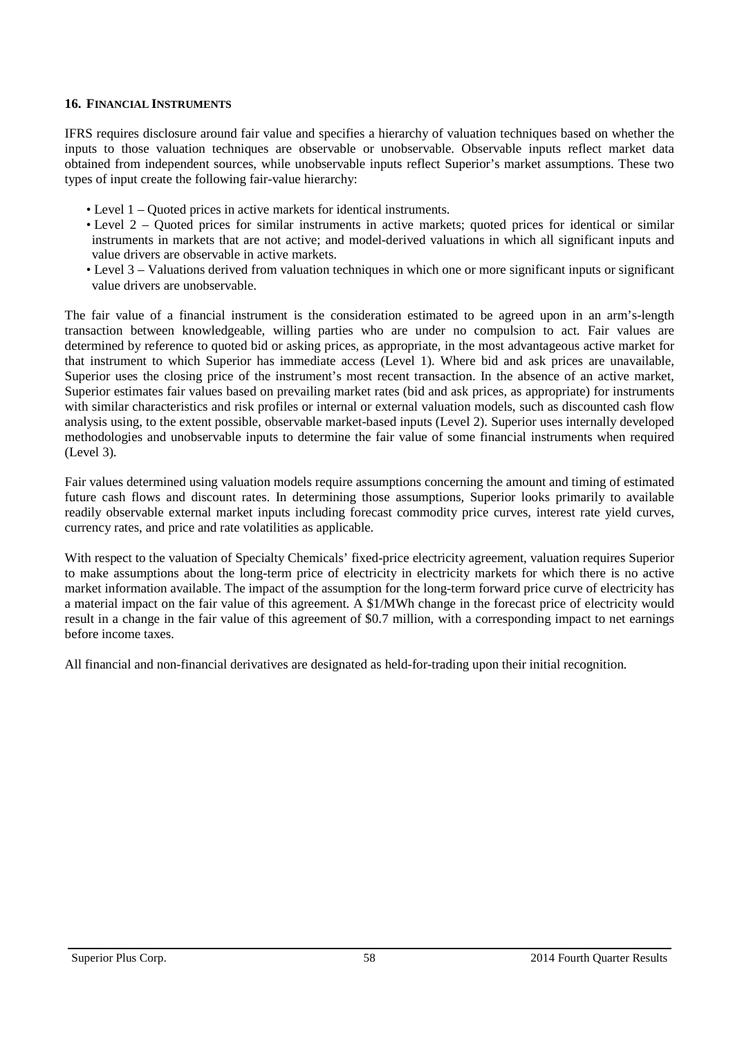## 16. FINANCIAL INSTRUMENTS

IFRS requires disclosure around fair value and specifies a hierarchy of valuation techniques based on whether the inputs to those valuation techniques are observable or unobservable. Observable inputs reflect market data obtained from independent sources, while unobservable inputs reflect Superior's market assumptions. These two types of input create the following fair-value hierarchy:

- Level 1 – Quoted prices in active markets for identical instruments.
- Level 2 – Quoted prices for similar instruments in active markets; quoted prices for identical or similar instruments in markets that are not active; and model-derived valuations in which all significant inputs and value drivers are observable in active markets.
- Level 3 – Valuations derived from valuation techniques in which one or more significant inputs or significant value drivers are unobservable.

The fair value of a financial instrument is the consideration estimated to be agreed upon in an arm's-length transaction between knowledgeable, willing parties who are under no compulsion to act. Fair values are determined by reference to quoted bid or asking prices, as appropriate, in the most advantageous active market for that instrument to which Superior has immediate access (Level 1). Where bid and ask prices are unavailable, Superior uses the closing price of the instrument's most recent transaction. In the absence of an active market, Superior estimates fair values based on prevailing market rates (bid and ask prices, as appropriate) for instruments with similar characteristics and risk profiles or internal or external valuation models, such as discounted cash flow analysis using, to the extent possible, observable market-based inputs (Level 2). Superior uses internally developed methodologies and unobservable inputs to determine the fair value of some financial instruments when required (Level 3).

Fair values determined using valuation models require assumptions concerning the amount and timing of estimated future cash flows and discount rates. In determining those assumptions, Superior looks primarily to available readily observable external market inputs including forecast commodity price curves, interest rate yield curves, currency rates, and price and rate volatilities as applicable.

With respect to the valuation of Specialty Chemicals' fixed-price electricity agreement, valuation requires Superior to make assumptions about the long-term price of electricity in electricity markets for which there is no active market information available. The impact of the assumption for the long-term forward price curve of electricity has a material impact on the fair value of this agreement. A $1/MWh change in the forecast price of electricity would result in a change in the fair value of this agreement of $0.7 million, with a corresponding impact to net earnings before income taxes.

All financial and non-financial derivatives are designated as held-for-trading upon their initial recognition.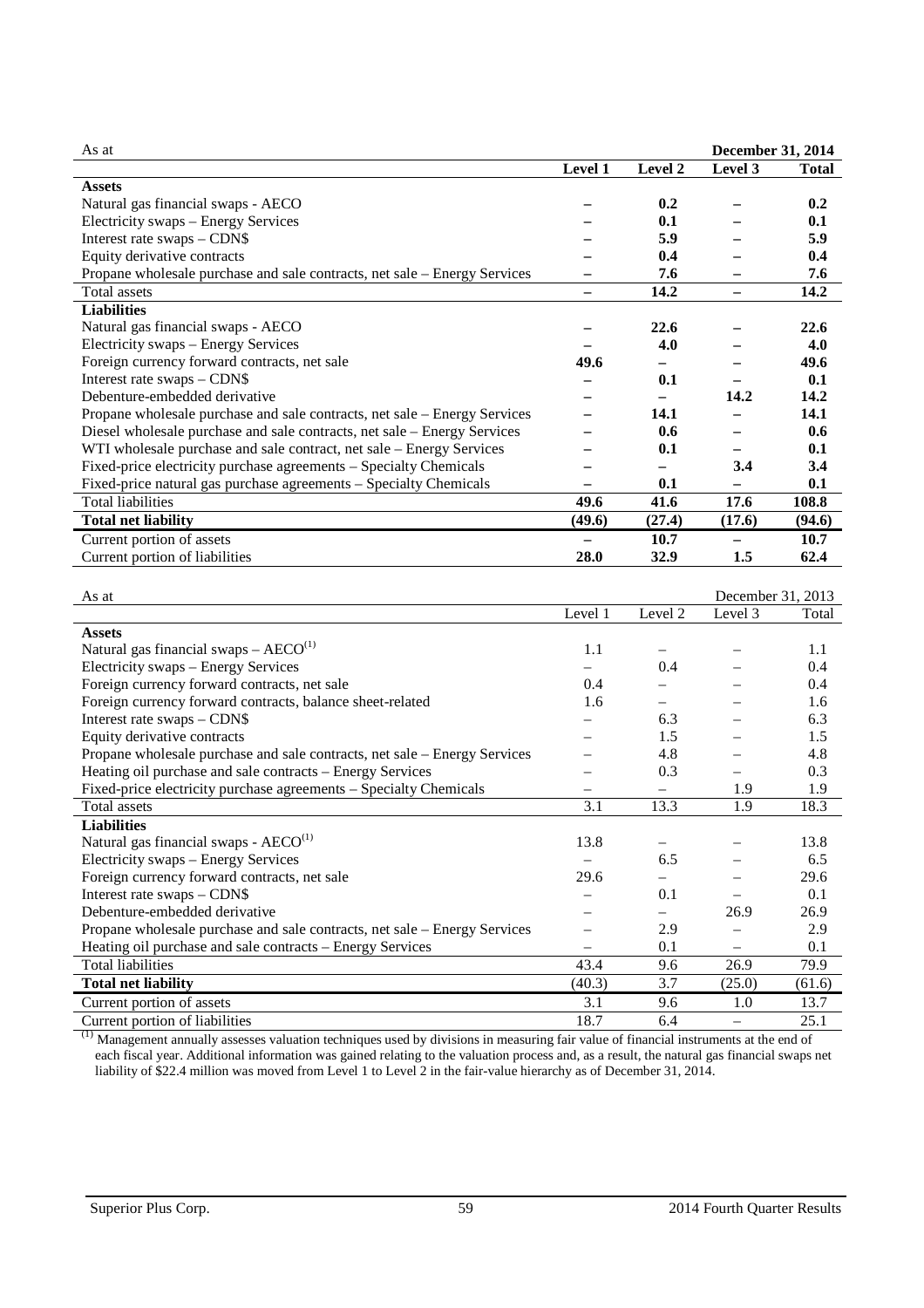| As at | | | | December 31, 2014 |
|---|---|---|---|---|
| | **Level 1** | **Level 2** | **Level 3** | **Total** |
| **Assets** | | | | |
| Natural gas financial swaps - AECO | – | **0.2** | – | **0.2** |
| Electricity swaps – Energy Services | – | **0.1** | – | **0.1** |
| Interest rate swaps – CDN$ | – | **5.9** | – | **5.9** |
| Equity derivative contracts | – | **0.4** | – | **0.4** |
| Propane wholesale purchase and sale contracts, net sale – Energy Services | – | **7.6** | – | **7.6** |
| Total assets | – | **14.2** | – | **14.2** |
| **Liabilities** | | | | |
| Natural gas financial swaps - AECO | – | **22.6** | – | **22.6** |
| Electricity swaps – Energy Services | – | **4.0** | – | **4.0** |
| Foreign currency forward contracts, net sale | **49.6** | – | – | **49.6** |
| Interest rate swaps – CDN$ | – | **0.1** | – | **0.1** |
| Debenture-embedded derivative | – | – | **14.2** | **14.2** |
| Propane wholesale purchase and sale contracts, net sale – Energy Services | – | **14.1** | – | **14.1** |
| Diesel wholesale purchase and sale contracts, net sale – Energy Services | – | **0.6** | – | **0.6** |
| WTI wholesale purchase and sale contract, net sale – Energy Services | – | **0.1** | – | **0.1** |
| Fixed-price electricity purchase agreements – Specialty Chemicals | – | – | **3.4** | **3.4** |
| Fixed-price natural gas purchase agreements – Specialty Chemicals | – | **0.1** | – | **0.1** |
| Total liabilities | **49.6** | **41.6** | **17.6** | **108.8** |
| **Total net liability** | **(49.6)** | **(27.4)** | **(17.6)** | **(94.6)** |
| Current portion of assets | – | **10.7** | – | **10.7** |
| Current portion of liabilities | **28.0** | **32.9** | **1.5** | **62.4** |

| As at | | | | December 31, 2013 |
|---|---|---|---|---|
| | Level 1 | Level 2 | Level 3 | Total |
| **Assets** | | | | |
| Natural gas financial swaps – AECO[(1)] | 1.1 | – | – | 1.1 |
| Electricity swaps – Energy Services | – | 0.4 | – | 0.4 |
| Foreign currency forward contracts, net sale | 0.4 | – | – | 0.4 |
| Foreign currency forward contracts, balance sheet-related | 1.6 | – | – | 1.6 |
| Interest rate swaps – CDN$ | – | 6.3 | – | 6.3 |
| Equity derivative contracts | – | 1.5 | – | 1.5 |
| Propane wholesale purchase and sale contracts, net sale – Energy Services | – | 4.8 | – | 4.8 |
| Heating oil purchase and sale contracts – Energy Services | – | 0.3 | – | 0.3 |
| Fixed-price electricity purchase agreements – Specialty Chemicals | – | – | 1.9 | 1.9 |
| Total assets | 3.1 | 13.3 | 1.9 | 18.3 |
| **Liabilities** | | | | |
| Natural gas financial swaps - AECO[(1)] | 13.8 | – | – | 13.8 |
| Electricity swaps – Energy Services | – | 6.5 | – | 6.5 |
| Foreign currency forward contracts, net sale | 29.6 | – | – | 29.6 |
| Interest rate swaps – CDN$ | – | 0.1 | – | 0.1 |
| Debenture-embedded derivative | – | – | 26.9 | 26.9 |
| Propane wholesale purchase and sale contracts, net sale – Energy Services | – | 2.9 | – | 2.9 |
| Heating oil purchase and sale contracts – Energy Services | – | 0.1 | – | 0.1 |
| Total liabilities | 43.4 | 9.6 | 26.9 | 79.9 |
| **Total net liability** | (40.3) | 3.7 | (25.0) | (61.6) |
| Current portion of assets | 3.1 | 9.6 | 1.0 | 13.7 |
| Current portion of liabilities | 18.7 | 6.4 | – | 25.1 |

(1) Management annually assesses valuation techniques used by divisions in measuring fair value of financial instruments at the end of each fiscal year. Additional information was gained relating to the valuation process and, as a result, the natural gas financial swaps net liability of $22.4 million was moved from Level 1 to Level 2 in the fair-value hierarchy as of December 31, 2014.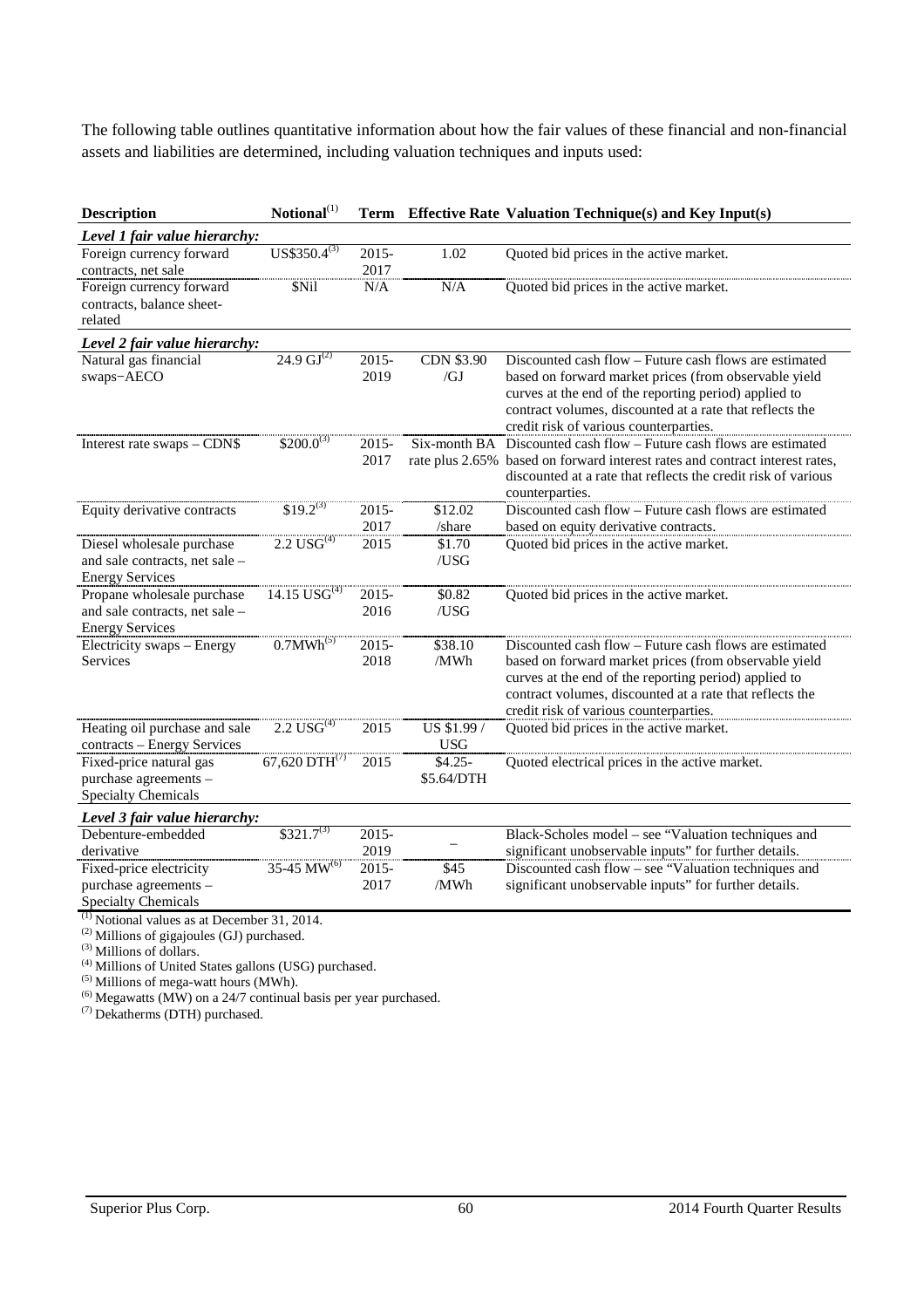The following table outlines quantitative information about how the fair values of these financial and non-financial assets and liabilities are determined, including valuation techniques and inputs used:

| Description | Notional[(1)] | Term | Effective Rate | Valuation Technique(s) and Key Input(s) |
|---|---|---|---|---|
| ***Level 1 fair value hierarchy:*** | | | | |
| Foreign currency forward contracts, net sale | US$350.4[(3)] | 2015-2017 | 1.02 | Quoted bid prices in the active market. |
| Foreign currency forward contracts, balance sheet-related | $Nil | N/A | N/A | Quoted bid prices in the active market. |
| ***Level 2 fair value hierarchy:*** | | | | |
| Natural gas financial swaps−AECO | 24.9 GJ[(2)] | 2015-2019 | CDN $3.90 /GJ | Discounted cash flow – Future cash flows are estimated based on forward market prices (from observable yield curves at the end of the reporting period) applied to contract volumes, discounted at a rate that reflects the credit risk of various counterparties. |
| Interest rate swaps – CDN$ | $200.0[(3)] | 2015-2017 | Six-month BA rate plus 2.65% | Discounted cash flow – Future cash flows are estimated based on forward interest rates and contract interest rates, discounted at a rate that reflects the credit risk of various counterparties. |
| Equity derivative contracts | $19.2[(3)] | 2015-2017 | $12.02 /share | Discounted cash flow – Future cash flows are estimated based on equity derivative contracts. |
| Diesel wholesale purchase and sale contracts, net sale – Energy Services | 2.2 USG[(4)] | 2015 | $1.70 /USG | Quoted bid prices in the active market. |
| Propane wholesale purchase and sale contracts, net sale – Energy Services | 14.15 USG[(4)] | 2015-2016 | $0.82 /USG | Quoted bid prices in the active market. |
| Electricity swaps – Energy Services | 0.7MWh[(5)] | 2015-2018 | $38.10 /MWh | Discounted cash flow – Future cash flows are estimated based on forward market prices (from observable yield curves at the end of the reporting period) applied to contract volumes, discounted at a rate that reflects the credit risk of various counterparties. |
| Heating oil purchase and sale contracts – Energy Services | 2.2 USG[(4)] | 2015 | US $1.99 / USG | Quoted bid prices in the active market. |
| Fixed-price natural gas purchase agreements – Specialty Chemicals | 67,620 DTH[(7)] | 2015 | $4.25-$5.64/DTH | Quoted electrical prices in the active market. |
| ***Level 3 fair value hierarchy:*** | | | | |
| Debenture-embedded derivative | $321.7[(3)] | 2015-2019 | – | Black-Scholes model – see "Valuation techniques and significant unobservable inputs" for further details. |
| Fixed-price electricity purchase agreements – Specialty Chemicals | 35-45 MW[(6)] | 2015-2017 | $45 /MWh | Discounted cash flow – see "Valuation techniques and significant unobservable inputs" for further details. |

(1) Notional values as at December 31, 2014.
(2) Millions of gigajoules (GJ) purchased.
(3) Millions of dollars.
(4) Millions of United States gallons (USG) purchased.
(5) Millions of mega-watt hours (MWh).
(6) Megawatts (MW) on a 24/7 continual basis per year purchased.
(7) Dekatherms (DTH) purchased.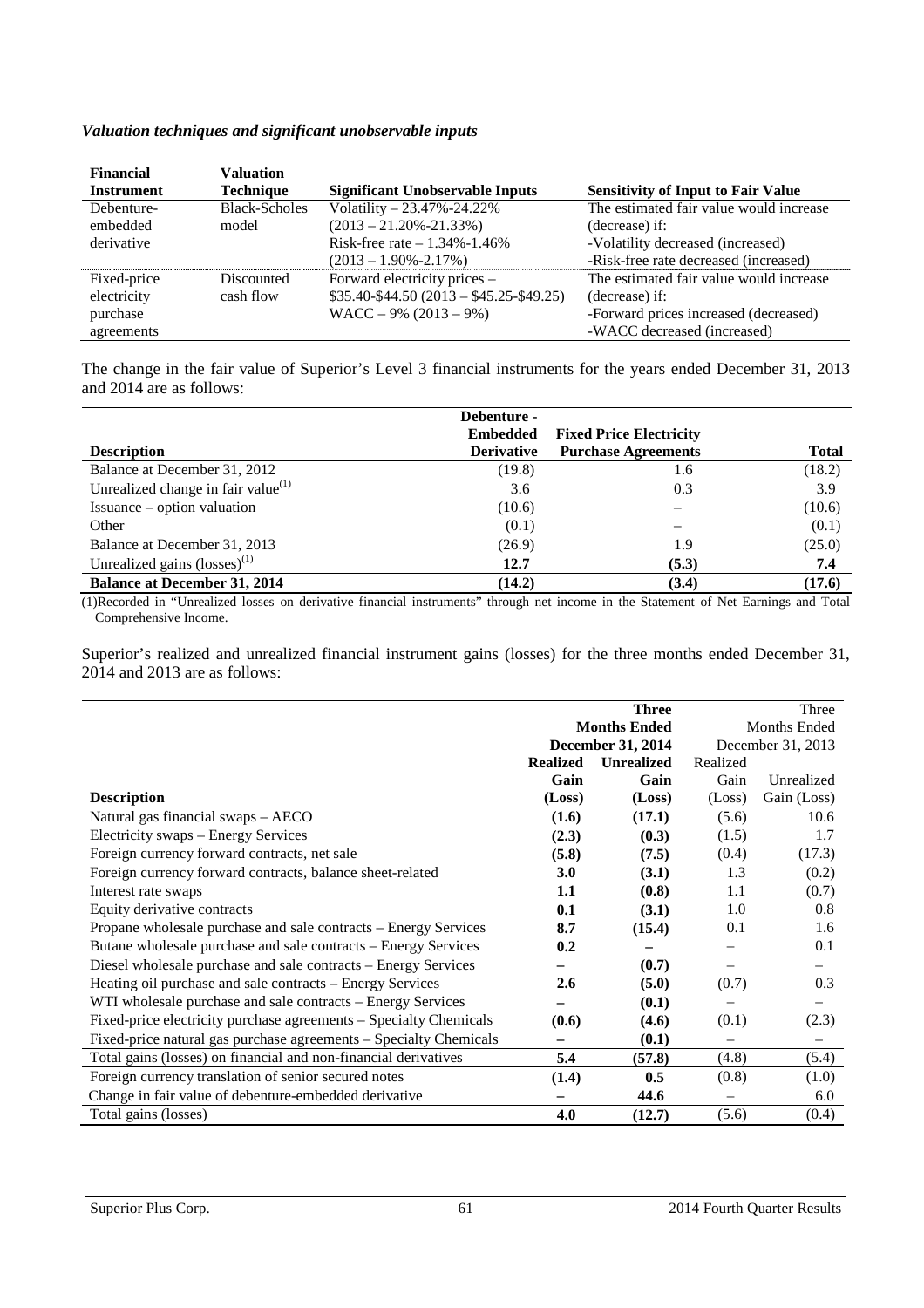***Valuation techniques and significant unobservable inputs***

| **Financial Instrument** | **Valuation Technique** | **Significant Unobservable Inputs** | **Sensitivity of Input to Fair Value** |
|---|---|---|---|
| Debenture-embedded derivative | Black-Scholes model | Volatility – 23.47%-24.22% (2013 – 21.20%-21.33%) Risk-free rate – 1.34%-1.46% (2013 – 1.90%-2.17%) | The estimated fair value would increase (decrease) if: -Volatility decreased (increased) -Risk-free rate decreased (increased) |
| Fixed-price electricity purchase agreements | Discounted cash flow | Forward electricity prices – $35.40-$44.50 (2013 – $45.25-$49.25) WACC – 9% (2013 – 9%) | The estimated fair value would increase (decrease) if: -Forward prices increased (decreased) -WACC decreased (increased) |

The change in the fair value of Superior's Level 3 financial instruments for the years ended December 31, 2013 and 2014 are as follows:

| **Description** | **Debenture - Embedded Derivative** | **Fixed Price Electricity Purchase Agreements** | **Total** |
|---|---|---|---|
| Balance at December 31, 2012 | (19.8) | 1.6 | (18.2) |
| Unrealized change in fair value[(1)] | 3.6 | 0.3 | 3.9 |
| Issuance – option valuation | (10.6) | – | (10.6) |
| Other | (0.1) | – | (0.1) |
| Balance at December 31, 2013 | (26.9) | 1.9 | (25.0) |
| Unrealized gains (losses)[(1)] | **12.7** | **(5.3)** | **7.4** |
| **Balance at December 31, 2014** | **(14.2)** | **(3.4)** | **(17.6)** |

(1)Recorded in "Unrealized losses on derivative financial instruments" through net income in the Statement of Net Earnings and Total Comprehensive Income.

Superior's realized and unrealized financial instrument gains (losses) for the three months ended December 31, 2014 and 2013 are as follows:

| | **Three Months Ended December 31, 2014** | | Three Months Ended December 31, 2013 | |
|---|---|---|---|---|
| **Description** | **Realized Gain (Loss)** | **Unrealized Gain (Loss)** | Realized Gain (Loss) | Unrealized Gain (Loss) |
| Natural gas financial swaps – AECO | **(1.6)** | **(17.1)** | (5.6) | 10.6 |
| Electricity swaps – Energy Services | **(2.3)** | **(0.3)** | (1.5) | 1.7 |
| Foreign currency forward contracts, net sale | **(5.8)** | **(7.5)** | (0.4) | (17.3) |
| Foreign currency forward contracts, balance sheet-related | **3.0** | **(3.1)** | 1.3 | (0.2) |
| Interest rate swaps | **1.1** | **(0.8)** | 1.1 | (0.7) |
| Equity derivative contracts | **0.1** | **(3.1)** | 1.0 | 0.8 |
| Propane wholesale purchase and sale contracts – Energy Services | **8.7** | **(15.4)** | 0.1 | 1.6 |
| Butane wholesale purchase and sale contracts – Energy Services | **0.2** | **–** | – | 0.1 |
| Diesel wholesale purchase and sale contracts – Energy Services | **–** | **(0.7)** | – | – |
| Heating oil purchase and sale contracts – Energy Services | **2.6** | **(5.0)** | (0.7) | 0.3 |
| WTI wholesale purchase and sale contracts – Energy Services | **–** | **(0.1)** | – | – |
| Fixed-price electricity purchase agreements – Specialty Chemicals | **(0.6)** | **(4.6)** | (0.1) | (2.3) |
| Fixed-price natural gas purchase agreements – Specialty Chemicals | **–** | **(0.1)** | – | – |
| Total gains (losses) on financial and non-financial derivatives | **5.4** | **(57.8)** | (4.8) | (5.4) |
| Foreign currency translation of senior secured notes | **(1.4)** | **0.5** | (0.8) | (1.0) |
| Change in fair value of debenture-embedded derivative | **–** | **44.6** | – | 6.0 |
| Total gains (losses) | **4.0** | **(12.7)** | (5.6) | (0.4) |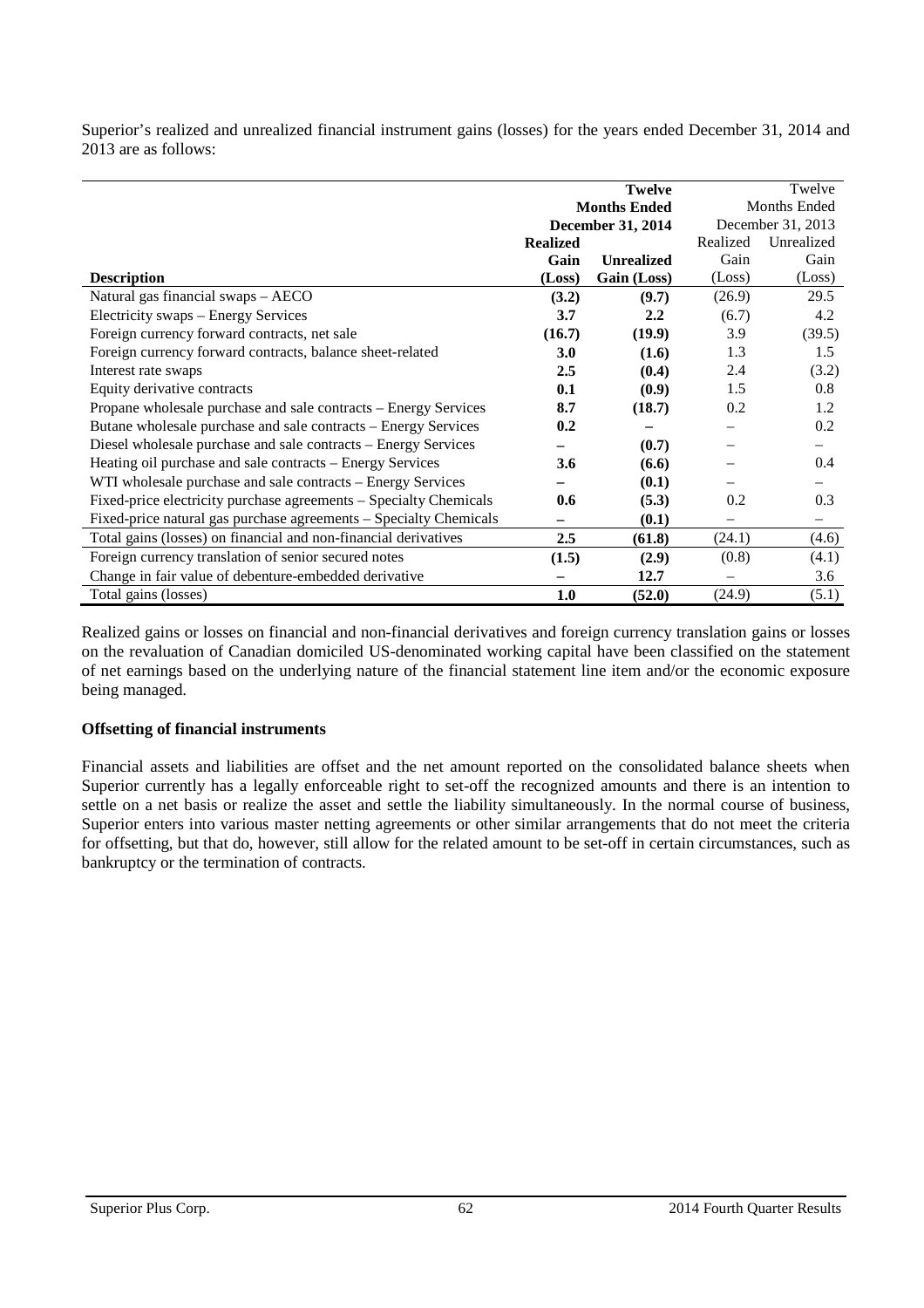Superior's realized and unrealized financial instrument gains (losses) for the years ended December 31, 2014 and 2013 are as follows:

| | Twelve Months Ended December 31, 2014 | | Twelve Months Ended December 31, 2013 | |
|---|---|---|---|---|
| **Description** | **Realized Gain (Loss)** | **Unrealized Gain (Loss)** | Realized Gain (Loss) | Unrealized Gain (Loss) |
| Natural gas financial swaps – AECO | **(3.2)** | **(9.7)** | (26.9) | 29.5 |
| Electricity swaps – Energy Services | **3.7** | **2.2** | (6.7) | 4.2 |
| Foreign currency forward contracts, net sale | **(16.7)** | **(19.9)** | 3.9 | (39.5) |
| Foreign currency forward contracts, balance sheet-related | **3.0** | **(1.6)** | 1.3 | 1.5 |
| Interest rate swaps | **2.5** | **(0.4)** | 2.4 | (3.2) |
| Equity derivative contracts | **0.1** | **(0.9)** | 1.5 | 0.8 |
| Propane wholesale purchase and sale contracts – Energy Services | **8.7** | **(18.7)** | 0.2 | 1.2 |
| Butane wholesale purchase and sale contracts – Energy Services | **0.2** | **–** | – | 0.2 |
| Diesel wholesale purchase and sale contracts – Energy Services | **–** | **(0.7)** | – | – |
| Heating oil purchase and sale contracts – Energy Services | **3.6** | **(6.6)** | – | 0.4 |
| WTI wholesale purchase and sale contracts – Energy Services | **–** | **(0.1)** | – | – |
| Fixed-price electricity purchase agreements – Specialty Chemicals | **0.6** | **(5.3)** | 0.2 | 0.3 |
| Fixed-price natural gas purchase agreements – Specialty Chemicals | **–** | **(0.1)** | – | – |
| Total gains (losses) on financial and non-financial derivatives | **2.5** | **(61.8)** | (24.1) | (4.6) |
| Foreign currency translation of senior secured notes | **(1.5)** | **(2.9)** | (0.8) | (4.1) |
| Change in fair value of debenture-embedded derivative | **–** | **12.7** | – | 3.6 |
| Total gains (losses) | **1.0** | **(52.0)** | (24.9) | (5.1) |

Realized gains or losses on financial and non-financial derivatives and foreign currency translation gains or losses on the revaluation of Canadian domiciled US-denominated working capital have been classified on the statement of net earnings based on the underlying nature of the financial statement line item and/or the economic exposure being managed.

**Offsetting of financial instruments**

Financial assets and liabilities are offset and the net amount reported on the consolidated balance sheets when Superior currently has a legally enforceable right to set-off the recognized amounts and there is an intention to settle on a net basis or realize the asset and settle the liability simultaneously. In the normal course of business, Superior enters into various master netting agreements or other similar arrangements that do not meet the criteria for offsetting, but that do, however, still allow for the related amount to be set-off in certain circumstances, such as bankruptcy or the termination of contracts.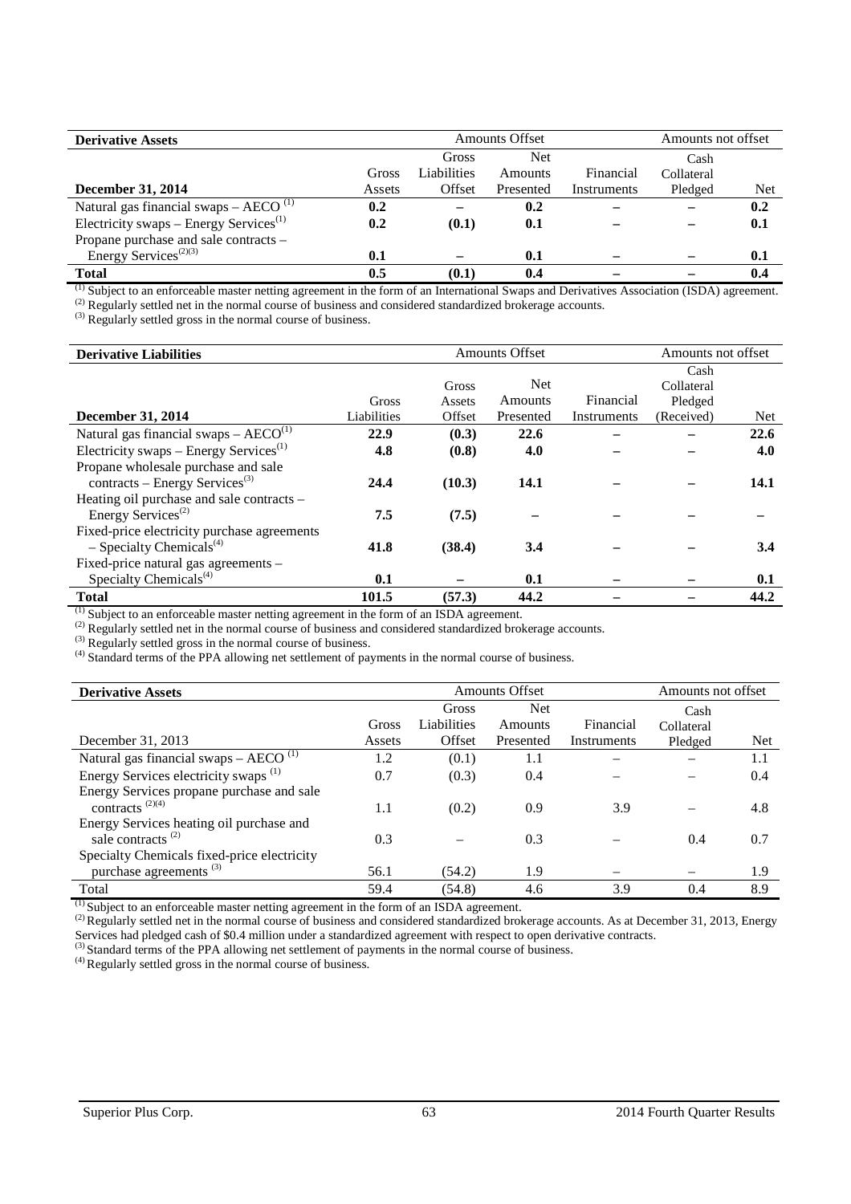| **Derivative Assets** | | Amounts Offset | | Amounts not offset | | |
|---|---|---|---|---|---|---|
| **December 31, 2014** | Gross Assets | Gross Liabilities Offset | Net Amounts Presented | Financial Instruments | Cash Collateral Pledged | Net |
| Natural gas financial swaps – AECO [(1)] | **0.2** | **–** | **0.2** | **–** | **–** | **0.2** |
| Electricity swaps – Energy Services[(1)] | **0.2** | **(0.1)** | **0.1** | **–** | **–** | **0.1** |
| Propane purchase and sale contracts – Energy Services[(2)(3)] | **0.1** | **–** | **0.1** | **–** | **–** | **0.1** |
| **Total** | **0.5** | **(0.1)** | **0.4** | **–** | **–** | **0.4** |

[(1)] Subject to an enforceable master netting agreement in the form of an International Swaps and Derivatives Association (ISDA) agreement.
[(2)] Regularly settled net in the normal course of business and considered standardized brokerage accounts.
[(3)] Regularly settled gross in the normal course of business.

| **Derivative Liabilities** | | Amounts Offset | | Amounts not offset | | |
|---|---|---|---|---|---|---|
| **December 31, 2014** | Gross Liabilities | Gross Assets Offset | Net Amounts Presented | Financial Instruments | Cash Collateral Pledged (Received) | Net |
| Natural gas financial swaps – AECO[(1)] | **22.9** | **(0.3)** | **22.6** | **–** | **–** | **22.6** |
| Electricity swaps – Energy Services[(1)] | **4.8** | **(0.8)** | **4.0** | **–** | **–** | **4.0** |
| Propane wholesale purchase and sale contracts – Energy Services[(3)] | **24.4** | **(10.3)** | **14.1** | **–** | **–** | **14.1** |
| Heating oil purchase and sale contracts – Energy Services[(2)] | **7.5** | **(7.5)** | **–** | **–** | **–** | **–** |
| Fixed-price electricity purchase agreements – Specialty Chemicals[(4)] | **41.8** | **(38.4)** | **3.4** | **–** | **–** | **3.4** |
| Fixed-price natural gas agreements – Specialty Chemicals[(4)] | **0.1** | **–** | **0.1** | **–** | **–** | **0.1** |
| **Total** | **101.5** | **(57.3)** | **44.2** | **–** | **–** | **44.2** |

[(1)] Subject to an enforceable master netting agreement in the form of an ISDA agreement.
[(2)] Regularly settled net in the normal course of business and considered standardized brokerage accounts.
[(3)] Regularly settled gross in the normal course of business.
[(4)] Standard terms of the PPA allowing net settlement of payments in the normal course of business.

| **Derivative Assets** | | Amounts Offset | | Amounts not offset | | |
|---|---|---|---|---|---|---|
| December 31, 2013 | Gross Assets | Gross Liabilities Offset | Net Amounts Presented | Financial Instruments | Cash Collateral Pledged | Net |
| Natural gas financial swaps – AECO [(1)] | 1.2 | (0.1) | 1.1 | – | – | 1.1 |
| Energy Services electricity swaps [(1)] | 0.7 | (0.3) | 0.4 | – | – | 0.4 |
| Energy Services propane purchase and sale contracts [(2)(4)] | 1.1 | (0.2) | 0.9 | 3.9 | – | 4.8 |
| Energy Services heating oil purchase and sale contracts [(2)] | 0.3 | – | 0.3 | – | 0.4 | 0.7 |
| Specialty Chemicals fixed-price electricity purchase agreements [(3)] | 56.1 | (54.2) | 1.9 | – | – | 1.9 |
| Total | 59.4 | (54.8) | 4.6 | 3.9 | 0.4 | 8.9 |

[(1)] Subject to an enforceable master netting agreement in the form of an ISDA agreement.
[(2)] Regularly settled net in the normal course of business and considered standardized brokerage accounts. As at December 31, 2013, Energy Services had pledged cash of $0.4 million under a standardized agreement with respect to open derivative contracts.
[(3)] Standard terms of the PPA allowing net settlement of payments in the normal course of business.
[(4)] Regularly settled gross in the normal course of business.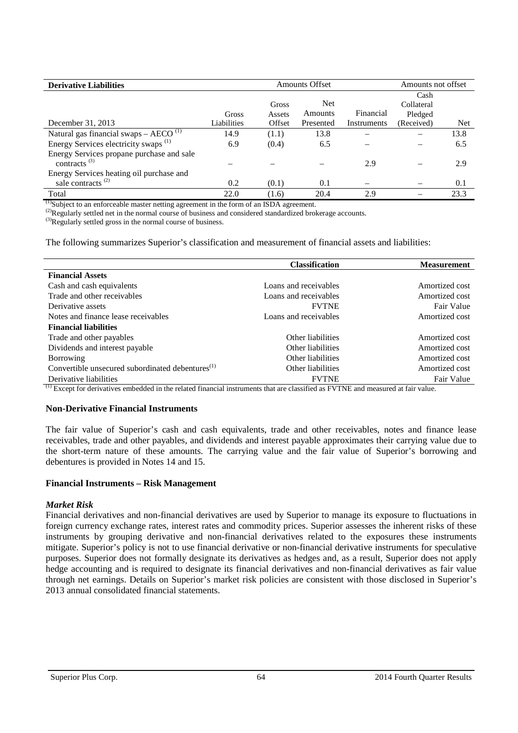| Derivative Liabilities | Amounts Offset | | | Amounts not offset | | |
|---|---|---|---|---|---|---|
| December 31, 2013 | Gross Liabilities | Gross Assets Offset | Net Amounts Presented | Financial Instruments | Cash Collateral Pledged (Received) | Net |
| Natural gas financial swaps – AECO [(1)] | 14.9 | (1.1) | 13.8 | – | – | 13.8 |
| Energy Services electricity swaps [(1)] | 6.9 | (0.4) | 6.5 | – | – | 6.5 |
| Energy Services propane purchase and sale contracts [(3)] | – | – | – | 2.9 | – | 2.9 |
| Energy Services heating oil purchase and sale contracts [(2)] | 0.2 | (0.1) | 0.1 | – | – | 0.1 |
| Total | 22.0 | (1.6) | 20.4 | 2.9 | – | 23.3 |

[(1)]Subject to an enforceable master netting agreement in the form of an ISDA agreement.
[(2)]Regularly settled net in the normal course of business and considered standardized brokerage accounts.
[(3)]Regularly settled gross in the normal course of business.

The following summarizes Superior's classification and measurement of financial assets and liabilities:

| | Classification | Measurement |
|---|---|---|
| **Financial Assets** | | |
| Cash and cash equivalents | Loans and receivables | Amortized cost |
| Trade and other receivables | Loans and receivables | Amortized cost |
| Derivative assets | FVTNE | Fair Value |
| Notes and finance lease receivables | Loans and receivables | Amortized cost |
| **Financial liabilities** | | |
| Trade and other payables | Other liabilities | Amortized cost |
| Dividends and interest payable | Other liabilities | Amortized cost |
| Borrowing | Other liabilities | Amortized cost |
| Convertible unsecured subordinated debentures[(1)] | Other liabilities | Amortized cost |
| Derivative liabilities | FVTNE | Fair Value |

[(1)] Except for derivatives embedded in the related financial instruments that are classified as FVTNE and measured at fair value.

### Non-Derivative Financial Instruments

The fair value of Superior's cash and cash equivalents, trade and other receivables, notes and finance lease receivables, trade and other payables, and dividends and interest payable approximates their carrying value due to the short-term nature of these amounts. The carrying value and the fair value of Superior's borrowing and debentures is provided in Notes 14 and 15.

### Financial Instruments – Risk Management

#### *Market Risk*

Financial derivatives and non-financial derivatives are used by Superior to manage its exposure to fluctuations in foreign currency exchange rates, interest rates and commodity prices. Superior assesses the inherent risks of these instruments by grouping derivative and non-financial derivatives related to the exposures these instruments mitigate. Superior's policy is not to use financial derivative or non-financial derivative instruments for speculative purposes. Superior does not formally designate its derivatives as hedges and, as a result, Superior does not apply hedge accounting and is required to designate its financial derivatives and non-financial derivatives as fair value through net earnings. Details on Superior's market risk policies are consistent with those disclosed in Superior's 2013 annual consolidated financial statements.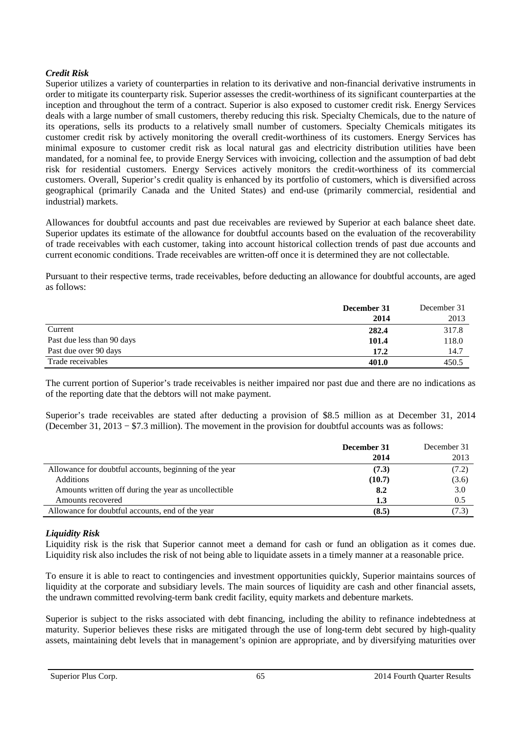### *Credit Risk*

Superior utilizes a variety of counterparties in relation to its derivative and non-financial derivative instruments in order to mitigate its counterparty risk. Superior assesses the credit-worthiness of its significant counterparties at the inception and throughout the term of a contract. Superior is also exposed to customer credit risk. Energy Services deals with a large number of small customers, thereby reducing this risk. Specialty Chemicals, due to the nature of its operations, sells its products to a relatively small number of customers. Specialty Chemicals mitigates its customer credit risk by actively monitoring the overall credit-worthiness of its customers. Energy Services has minimal exposure to customer credit risk as local natural gas and electricity distribution utilities have been mandated, for a nominal fee, to provide Energy Services with invoicing, collection and the assumption of bad debt risk for residential customers. Energy Services actively monitors the credit-worthiness of its commercial customers. Overall, Superior's credit quality is enhanced by its portfolio of customers, which is diversified across geographical (primarily Canada and the United States) and end-use (primarily commercial, residential and industrial) markets.

Allowances for doubtful accounts and past due receivables are reviewed by Superior at each balance sheet date. Superior updates its estimate of the allowance for doubtful accounts based on the evaluation of the recoverability of trade receivables with each customer, taking into account historical collection trends of past due accounts and current economic conditions. Trade receivables are written-off once it is determined they are not collectable.

Pursuant to their respective terms, trade receivables, before deducting an allowance for doubtful accounts, are aged as follows:

| | **December 31 2014** | December 31 2013 |
|---|---|---|
| Current | **282.4** | 317.8 |
| Past due less than 90 days | **101.4** | 118.0 |
| Past due over 90 days | **17.2** | 14.7 |
| Trade receivables | **401.0** | 450.5 |

The current portion of Superior's trade receivables is neither impaired nor past due and there are no indications as of the reporting date that the debtors will not make payment.

Superior's trade receivables are stated after deducting a provision of $8.5 million as at December 31, 2014 (December 31, 2013 − $7.3 million). The movement in the provision for doubtful accounts was as follows:

| | **December 31 2014** | December 31 2013 |
|---|---|---|
| Allowance for doubtful accounts, beginning of the year | **(7.3)** | (7.2) |
| Additions | **(10.7)** | (3.6) |
| Amounts written off during the year as uncollectible | **8.2** | 3.0 |
| Amounts recovered | **1.3** | 0.5 |
| Allowance for doubtful accounts, end of the year | **(8.5)** | (7.3) |

### *Liquidity Risk*

Liquidity risk is the risk that Superior cannot meet a demand for cash or fund an obligation as it comes due. Liquidity risk also includes the risk of not being able to liquidate assets in a timely manner at a reasonable price.

To ensure it is able to react to contingencies and investment opportunities quickly, Superior maintains sources of liquidity at the corporate and subsidiary levels. The main sources of liquidity are cash and other financial assets, the undrawn committed revolving-term bank credit facility, equity markets and debenture markets.

Superior is subject to the risks associated with debt financing, including the ability to refinance indebtedness at maturity. Superior believes these risks are mitigated through the use of long-term debt secured by high-quality assets, maintaining debt levels that in management's opinion are appropriate, and by diversifying maturities over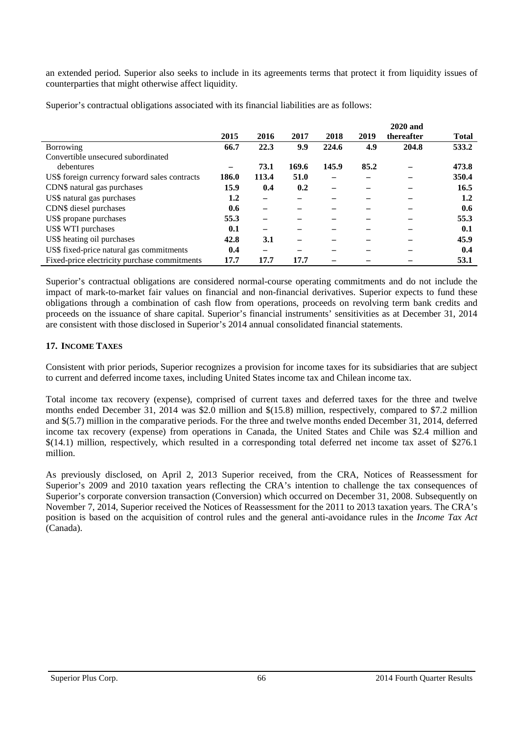an extended period. Superior also seeks to include in its agreements terms that protect it from liquidity issues of counterparties that might otherwise affect liquidity.

Superior's contractual obligations associated with its financial liabilities are as follows:

| | 2015 | 2016 | 2017 | 2018 | 2019 | 2020 and thereafter | Total |
|---|---|---|---|---|---|---|---|
| Borrowing | **66.7** | **22.3** | **9.9** | **224.6** | **4.9** | **204.8** | **533.2** |
| Convertible unsecured subordinated debentures | – | **73.1** | **169.6** | **145.9** | **85.2** | – | **473.8** |
| US$ foreign currency forward sales contracts | **186.0** | **113.4** | **51.0** | – | – | – | **350.4** |
| CDN$ natural gas purchases | **15.9** | **0.4** | **0.2** | – | – | – | **16.5** |
| US$ natural gas purchases | **1.2** | – | – | – | – | – | **1.2** |
| CDN$ diesel purchases | **0.6** | – | – | – | – | – | **0.6** |
| US$ propane purchases | **55.3** | – | – | – | – | – | **55.3** |
| US$ WTI purchases | **0.1** | – | – | – | – | – | **0.1** |
| US$ heating oil purchases | **42.8** | **3.1** | – | – | – | – | **45.9** |
| US$ fixed-price natural gas commitments | **0.4** | – | – | – | – | – | **0.4** |
| Fixed-price electricity purchase commitments | **17.7** | **17.7** | **17.7** | – | – | – | **53.1** |

Superior's contractual obligations are considered normal-course operating commitments and do not include the impact of mark-to-market fair values on financial and non-financial derivatives. Superior expects to fund these obligations through a combination of cash flow from operations, proceeds on revolving term bank credits and proceeds on the issuance of share capital. Superior's financial instruments' sensitivities as at December 31, 2014 are consistent with those disclosed in Superior's 2014 annual consolidated financial statements.

## 17. INCOME TAXES

Consistent with prior periods, Superior recognizes a provision for income taxes for its subsidiaries that are subject to current and deferred income taxes, including United States income tax and Chilean income tax.

Total income tax recovery (expense), comprised of current taxes and deferred taxes for the three and twelve months ended December 31, 2014 was $2.0 million and $(15.8) million, respectively, compared to $7.2 million and $(5.7) million in the comparative periods. For the three and twelve months ended December 31, 2014, deferred income tax recovery (expense) from operations in Canada, the United States and Chile was $2.4 million and $(14.1) million, respectively, which resulted in a corresponding total deferred net income tax asset of $276.1 million.

As previously disclosed, on April 2, 2013 Superior received, from the CRA, Notices of Reassessment for Superior's 2009 and 2010 taxation years reflecting the CRA's intention to challenge the tax consequences of Superior's corporate conversion transaction (Conversion) which occurred on December 31, 2008. Subsequently on November 7, 2014, Superior received the Notices of Reassessment for the 2011 to 2013 taxation years. The CRA's position is based on the acquisition of control rules and the general anti-avoidance rules in the *Income Tax Act* (Canada).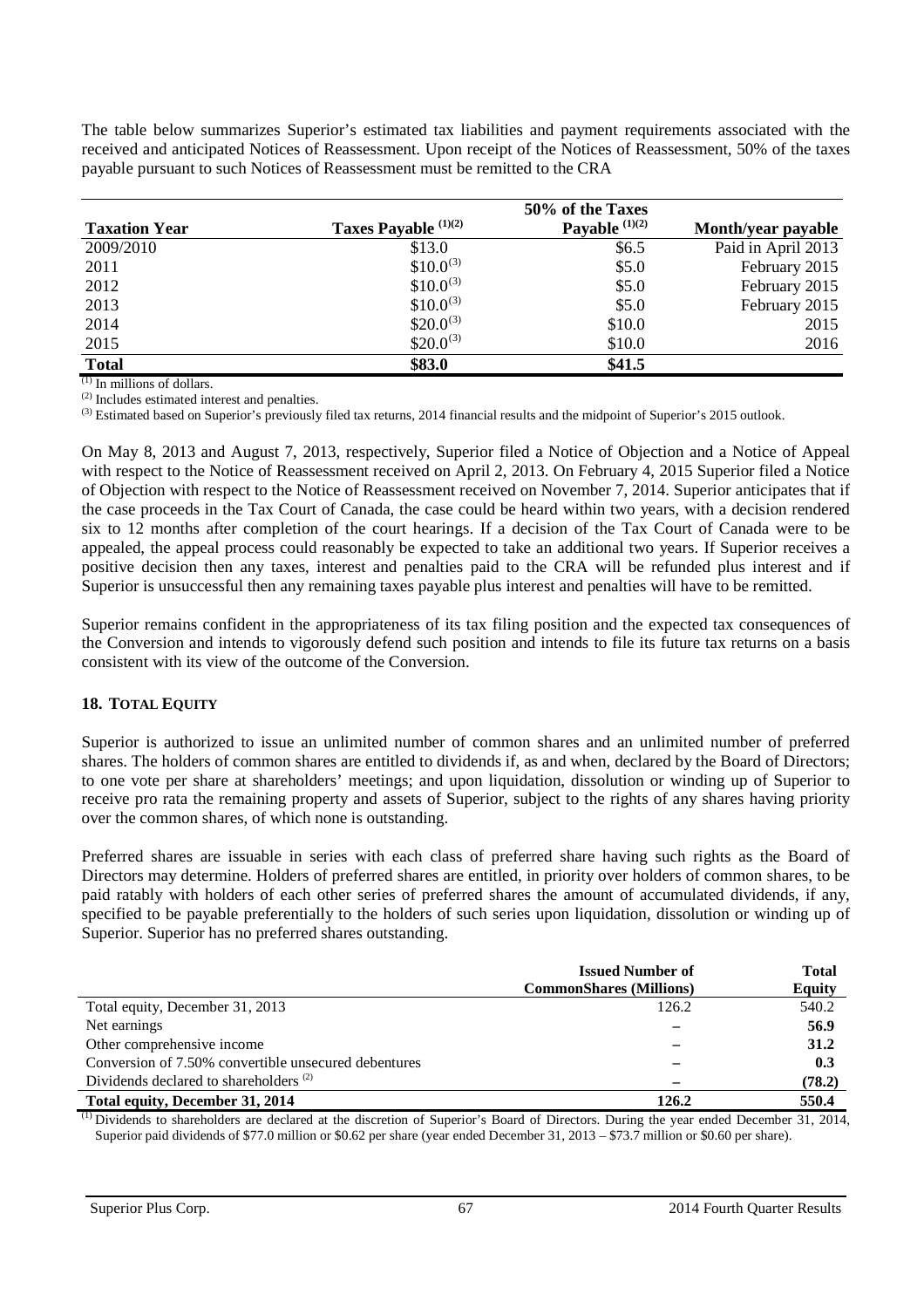The table below summarizes Superior's estimated tax liabilities and payment requirements associated with the received and anticipated Notices of Reassessment. Upon receipt of the Notices of Reassessment, 50% of the taxes payable pursuant to such Notices of Reassessment must be remitted to the CRA

| Taxation Year | Taxes Payable [(1)(2)] | 50% of the Taxes Payable [(1)(2)] | Month/year payable |
|---|---|---|---|
| 2009/2010 | $13.0 | $6.5 | Paid in April 2013 |
| 2011 | $10.0[(3)] | $5.0 | February 2015 |
| 2012 | $10.0[(3)] | $5.0 | February 2015 |
| 2013 | $10.0[(3)] | $5.0 | February 2015 |
| 2014 | $20.0[(3)] | $10.0 | 2015 |
| 2015 | $20.0[(3)] | $10.0 | 2016 |
| **Total** | **$83.0** | **$41.5** | |

(1) In millions of dollars.
(2) Includes estimated interest and penalties.
(3) Estimated based on Superior's previously filed tax returns, 2014 financial results and the midpoint of Superior's 2015 outlook.

On May 8, 2013 and August 7, 2013, respectively, Superior filed a Notice of Objection and a Notice of Appeal with respect to the Notice of Reassessment received on April 2, 2013. On February 4, 2015 Superior filed a Notice of Objection with respect to the Notice of Reassessment received on November 7, 2014. Superior anticipates that if the case proceeds in the Tax Court of Canada, the case could be heard within two years, with a decision rendered six to 12 months after completion of the court hearings. If a decision of the Tax Court of Canada were to be appealed, the appeal process could reasonably be expected to take an additional two years. If Superior receives a positive decision then any taxes, interest and penalties paid to the CRA will be refunded plus interest and if Superior is unsuccessful then any remaining taxes payable plus interest and penalties will have to be remitted.

Superior remains confident in the appropriateness of its tax filing position and the expected tax consequences of the Conversion and intends to vigorously defend such position and intends to file its future tax returns on a basis consistent with its view of the outcome of the Conversion.

## 18. TOTAL EQUITY

Superior is authorized to issue an unlimited number of common shares and an unlimited number of preferred shares. The holders of common shares are entitled to dividends if, as and when, declared by the Board of Directors; to one vote per share at shareholders' meetings; and upon liquidation, dissolution or winding up of Superior to receive pro rata the remaining property and assets of Superior, subject to the rights of any shares having priority over the common shares, of which none is outstanding.

Preferred shares are issuable in series with each class of preferred share having such rights as the Board of Directors may determine. Holders of preferred shares are entitled, in priority over holders of common shares, to be paid ratably with holders of each other series of preferred shares the amount of accumulated dividends, if any, specified to be payable preferentially to the holders of such series upon liquidation, dissolution or winding up of Superior. Superior has no preferred shares outstanding.

| | Issued Number of CommonShares (Millions) | Total Equity |
|---|---|---|
| Total equity, December 31, 2013 | 126.2 | 540.2 |
| Net earnings | – | **56.9** |
| Other comprehensive income | – | **31.2** |
| Conversion of 7.50% convertible unsecured debentures | – | **0.3** |
| Dividends declared to shareholders [(2)] | – | **(78.2)** |
| **Total equity, December 31, 2014** | **126.2** | **550.4** |

(1) Dividends to shareholders are declared at the discretion of Superior's Board of Directors. During the year ended December 31, 2014, Superior paid dividends of $77.0 million or $0.62 per share (year ended December 31, 2013 – $73.7 million or $0.60 per share).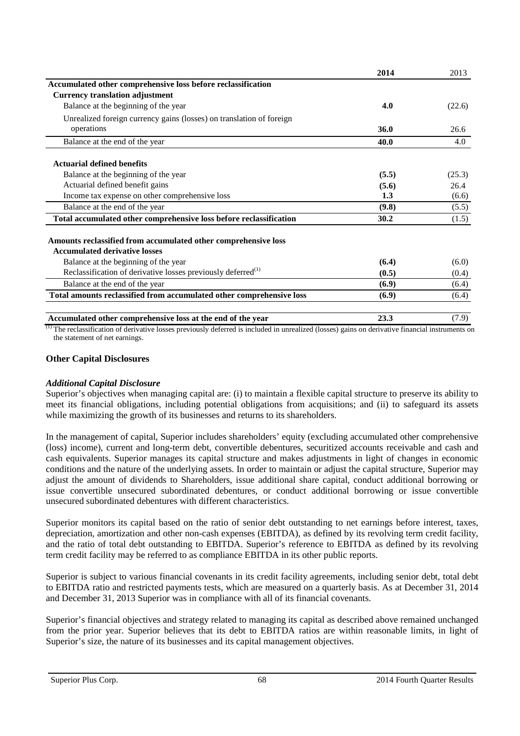| | 2014 | 2013 |
|---|---|---|
| **Accumulated other comprehensive loss before reclassification** | | |
| **Currency translation adjustment** | | |
| Balance at the beginning of the year | **4.0** | (22.6) |
| Unrealized foreign currency gains (losses) on translation of foreign operations | **36.0** | 26.6 |
| Balance at the end of the year | **40.0** | 4.0 |
| **Actuarial defined benefits** | | |
| Balance at the beginning of the year | **(5.5)** | (25.3) |
| Actuarial defined benefit gains | **(5.6)** | 26.4 |
| Income tax expense on other comprehensive loss | **1.3** | (6.6) |
| Balance at the end of the year | **(9.8)** | (5.5) |
| **Total accumulated other comprehensive loss before reclassification** | **30.2** | (1.5) |
| **Amounts reclassified from accumulated other comprehensive loss** | | |
| **Accumulated derivative losses** | | |
| Balance at the beginning of the year | **(6.4)** | (6.0) |
| Reclassification of derivative losses previously deferred[(1)] | **(0.5)** | (0.4) |
| Balance at the end of the year | **(6.9)** | (6.4) |
| **Total amounts reclassified from accumulated other comprehensive loss** | **(6.9)** | (6.4) |
| **Accumulated other comprehensive loss at the end of the year** | **23.3** | (7.9) |

[(1)] The reclassification of derivative losses previously deferred is included in unrealized (losses) gains on derivative financial instruments on the statement of net earnings.

## Other Capital Disclosures

### *Additional Capital Disclosure*

Superior's objectives when managing capital are: (i) to maintain a flexible capital structure to preserve its ability to meet its financial obligations, including potential obligations from acquisitions; and (ii) to safeguard its assets while maximizing the growth of its businesses and returns to its shareholders.

In the management of capital, Superior includes shareholders' equity (excluding accumulated other comprehensive (loss) income), current and long-term debt, convertible debentures, securitized accounts receivable and cash and cash equivalents. Superior manages its capital structure and makes adjustments in light of changes in economic conditions and the nature of the underlying assets. In order to maintain or adjust the capital structure, Superior may adjust the amount of dividends to Shareholders, issue additional share capital, conduct additional borrowing or issue convertible unsecured subordinated debentures, or conduct additional borrowing or issue convertible unsecured subordinated debentures with different characteristics.

Superior monitors its capital based on the ratio of senior debt outstanding to net earnings before interest, taxes, depreciation, amortization and other non-cash expenses (EBITDA), as defined by its revolving term credit facility, and the ratio of total debt outstanding to EBITDA. Superior's reference to EBITDA as defined by its revolving term credit facility may be referred to as compliance EBITDA in its other public reports.

Superior is subject to various financial covenants in its credit facility agreements, including senior debt, total debt to EBITDA ratio and restricted payments tests, which are measured on a quarterly basis. As at December 31, 2014 and December 31, 2013 Superior was in compliance with all of its financial covenants.

Superior's financial objectives and strategy related to managing its capital as described above remained unchanged from the prior year. Superior believes that its debt to EBITDA ratios are within reasonable limits, in light of Superior's size, the nature of its businesses and its capital management objectives.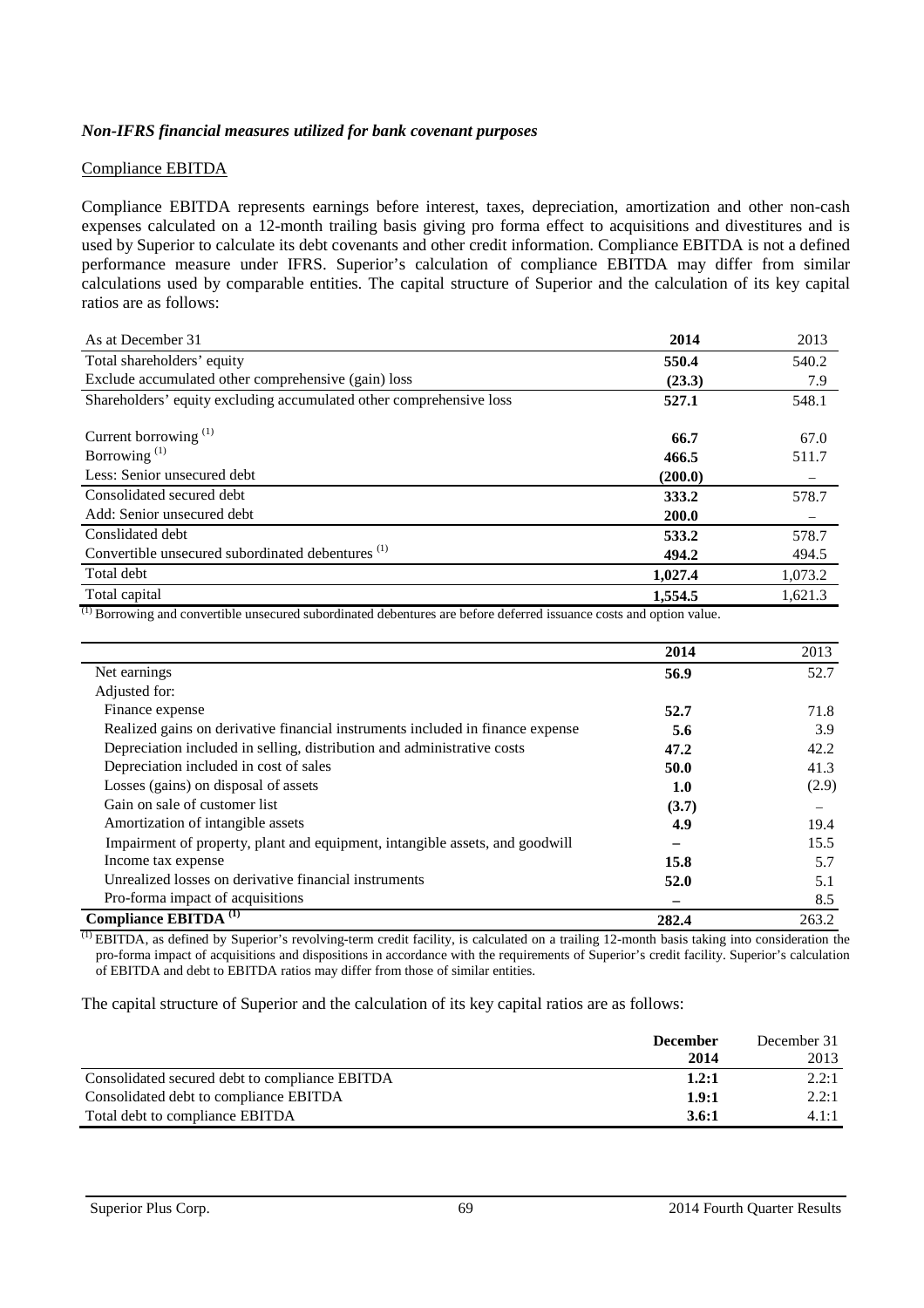### *Non-IFRS financial measures utilized for bank covenant purposes*

Compliance EBITDA

Compliance EBITDA represents earnings before interest, taxes, depreciation, amortization and other non-cash expenses calculated on a 12-month trailing basis giving pro forma effect to acquisitions and divestitures and is used by Superior to calculate its debt covenants and other credit information. Compliance EBITDA is not a defined performance measure under IFRS. Superior's calculation of compliance EBITDA may differ from similar calculations used by comparable entities. The capital structure of Superior and the calculation of its key capital ratios are as follows:

| As at December 31 | **2014** | 2013 |
|---|---|---|
| Total shareholders' equity | **550.4** | 540.2 |
| Exclude accumulated other comprehensive (gain) loss | **(23.3)** | 7.9 |
| Shareholders' equity excluding accumulated other comprehensive loss | **527.1** | 548.1 |
| Current borrowing [(1)] | **66.7** | 67.0 |
| Borrowing [(1)] | **466.5** | 511.7 |
| Less: Senior unsecured debt | **(200.0)** | – |
| Consolidated secured debt | **333.2** | 578.7 |
| Add: Senior unsecured debt | **200.0** | – |
| Conslidated debt | **533.2** | 578.7 |
| Convertible unsecured subordinated debentures [(1)] | **494.2** | 494.5 |
| Total debt | **1,027.4** | 1,073.2 |
| Total capital | **1,554.5** | 1,621.3 |

[(1)] Borrowing and convertible unsecured subordinated debentures are before deferred issuance costs and option value.

| | **2014** | 2013 |
|---|---|---|
| Net earnings | **56.9** | 52.7 |
| Adjusted for: | | |
| Finance expense | **52.7** | 71.8 |
| Realized gains on derivative financial instruments included in finance expense | **5.6** | 3.9 |
| Depreciation included in selling, distribution and administrative costs | **47.2** | 42.2 |
| Depreciation included in cost of sales | **50.0** | 41.3 |
| Losses (gains) on disposal of assets | **1.0** | (2.9) |
| Gain on sale of customer list | **(3.7)** | – |
| Amortization of intangible assets | **4.9** | 19.4 |
| Impairment of property, plant and equipment, intangible assets, and goodwill | **–** | 15.5 |
| Income tax expense | **15.8** | 5.7 |
| Unrealized losses on derivative financial instruments | **52.0** | 5.1 |
| Pro-forma impact of acquisitions | **–** | 8.5 |
| **Compliance EBITDA [(1)]** | **282.4** | 263.2 |

[(1)] EBITDA, as defined by Superior's revolving-term credit facility, is calculated on a trailing 12-month basis taking into consideration the pro-forma impact of acquisitions and dispositions in accordance with the requirements of Superior's credit facility. Superior's calculation of EBITDA and debt to EBITDA ratios may differ from those of similar entities.

The capital structure of Superior and the calculation of its key capital ratios are as follows:

| | **December 2014** | December 31 2013 |
|---|---|---|
| Consolidated secured debt to compliance EBITDA | **1.2:1** | 2.2:1 |
| Consolidated debt to compliance EBITDA | **1.9:1** | 2.2:1 |
| Total debt to compliance EBITDA | **3.6:1** | 4.1:1 |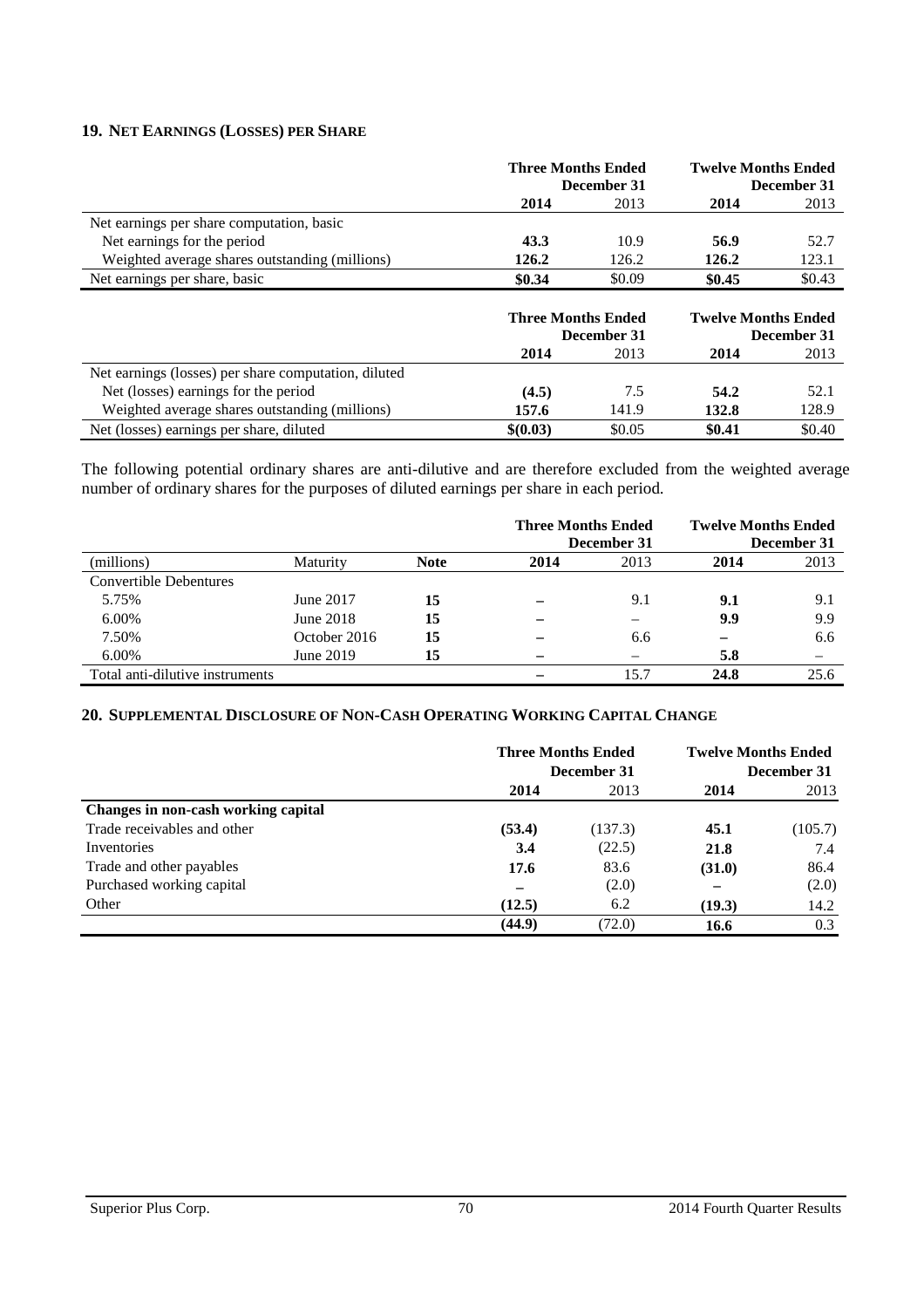## 19. NET EARNINGS (LOSSES) PER SHARE

| | Three Months Ended December 31 | | Twelve Months Ended December 31 | |
|---|---|---|---|---|
| | **2014** | 2013 | **2014** | 2013 |
| Net earnings per share computation, basic | | | | |
| Net earnings for the period | **43.3** | 10.9 | **56.9** | 52.7 |
| Weighted average shares outstanding (millions) | **126.2** | 126.2 | **126.2** | 123.1 |
| Net earnings per share, basic | **$0.34** | $0.09 | **$0.45** | $0.43 |

| | Three Months Ended December 31 | | Twelve Months Ended December 31 | |
|---|---|---|---|---|
| | **2014** | 2013 | **2014** | 2013 |
| Net earnings (losses) per share computation, diluted | | | | |
| Net (losses) earnings for the period | **(4.5)** | 7.5 | **54.2** | 52.1 |
| Weighted average shares outstanding (millions) | **157.6** | 141.9 | **132.8** | 128.9 |
| Net (losses) earnings per share, diluted | **$(0.03)** | $0.05 | **$0.41** | $0.40 |

The following potential ordinary shares are anti-dilutive and are therefore excluded from the weighted average number of ordinary shares for the purposes of diluted earnings per share in each period.

| | | | Three Months Ended December 31 | | Twelve Months Ended December 31 | |
|---|---|---|---|---|---|---|
| (millions) | Maturity | **Note** | **2014** | 2013 | **2014** | 2013 |
| Convertible Debentures | | | | | | |
| 5.75% | June 2017 | **15** | **–** | 9.1 | **9.1** | 9.1 |
| 6.00% | June 2018 | **15** | **–** | – | **9.9** | 9.9 |
| 7.50% | October 2016 | **15** | **–** | 6.6 | **–** | 6.6 |
| 6.00% | June 2019 | **15** | **–** | – | **5.8** | – |
| Total anti-dilutive instruments | | | **–** | 15.7 | **24.8** | 25.6 |

## 20. SUPPLEMENTAL DISCLOSURE OF NON-CASH OPERATING WORKING CAPITAL CHANGE

| | Three Months Ended December 31 | | Twelve Months Ended December 31 | |
|---|---|---|---|---|
| | **2014** | 2013 | **2014** | 2013 |
| **Changes in non-cash working capital** | | | | |
| Trade receivables and other | **(53.4)** | (137.3) | **45.1** | (105.7) |
| Inventories | **3.4** | (22.5) | **21.8** | 7.4 |
| Trade and other payables | **17.6** | 83.6 | **(31.0)** | 86.4 |
| Purchased working capital | **–** | (2.0) | **–** | (2.0) |
| Other | **(12.5)** | 6.2 | **(19.3)** | 14.2 |
| | **(44.9)** | (72.0) | **16.6** | 0.3 |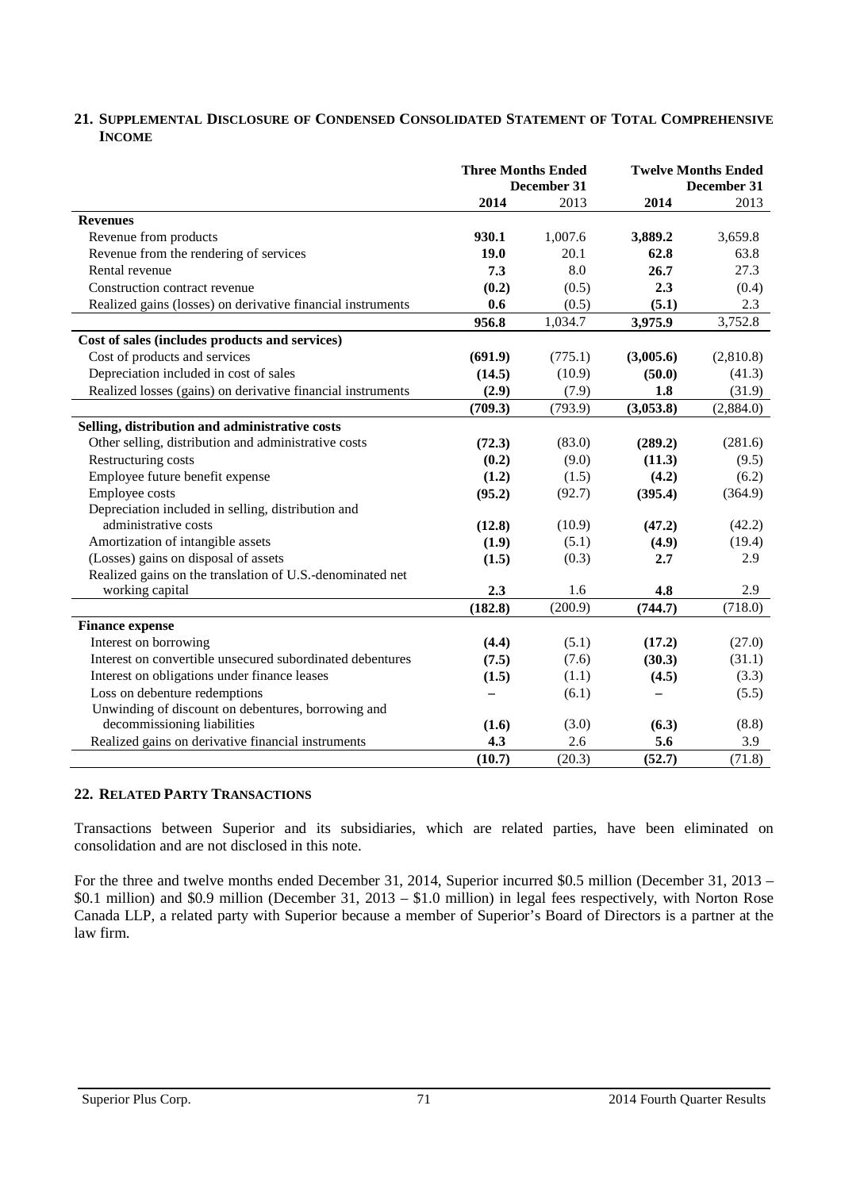## 21. SUPPLEMENTAL DISCLOSURE OF CONDENSED CONSOLIDATED STATEMENT OF TOTAL COMPREHENSIVE INCOME

| | Three Months Ended December 31 | | Twelve Months Ended December 31 | |
|---|---|---|---|---|
| | **2014** | 2013 | **2014** | 2013 |
| **Revenues** | | | | |
| Revenue from products | **930.1** | 1,007.6 | **3,889.2** | 3,659.8 |
| Revenue from the rendering of services | **19.0** | 20.1 | **62.8** | 63.8 |
| Rental revenue | **7.3** | 8.0 | **26.7** | 27.3 |
| Construction contract revenue | **(0.2)** | (0.5) | **2.3** | (0.4) |
| Realized gains (losses) on derivative financial instruments | **0.6** | (0.5) | **(5.1)** | 2.3 |
| | **956.8** | 1,034.7 | **3,975.9** | 3,752.8 |
| **Cost of sales (includes products and services)** | | | | |
| Cost of products and services | **(691.9)** | (775.1) | **(3,005.6)** | (2,810.8) |
| Depreciation included in cost of sales | **(14.5)** | (10.9) | **(50.0)** | (41.3) |
| Realized losses (gains) on derivative financial instruments | **(2.9)** | (7.9) | **1.8** | (31.9) |
| | **(709.3)** | (793.9) | **(3,053.8)** | (2,884.0) |
| **Selling, distribution and administrative costs** | | | | |
| Other selling, distribution and administrative costs | **(72.3)** | (83.0) | **(289.2)** | (281.6) |
| Restructuring costs | **(0.2)** | (9.0) | **(11.3)** | (9.5) |
| Employee future benefit expense | **(1.2)** | (1.5) | **(4.2)** | (6.2) |
| Employee costs | **(95.2)** | (92.7) | **(395.4)** | (364.9) |
| Depreciation included in selling, distribution and administrative costs | **(12.8)** | (10.9) | **(47.2)** | (42.2) |
| Amortization of intangible assets | **(1.9)** | (5.1) | **(4.9)** | (19.4) |
| (Losses) gains on disposal of assets | **(1.5)** | (0.3) | **2.7** | 2.9 |
| Realized gains on the translation of U.S.-denominated net working capital | **2.3** | 1.6 | **4.8** | 2.9 |
| | **(182.8)** | (200.9) | **(744.7)** | (718.0) |
| **Finance expense** | | | | |
| Interest on borrowing | **(4.4)** | (5.1) | **(17.2)** | (27.0) |
| Interest on convertible unsecured subordinated debentures | **(7.5)** | (7.6) | **(30.3)** | (31.1) |
| Interest on obligations under finance leases | **(1.5)** | (1.1) | **(4.5)** | (3.3) |
| Loss on debenture redemptions | **–** | (6.1) | **–** | (5.5) |
| Unwinding of discount on debentures, borrowing and decommissioning liabilities | **(1.6)** | (3.0) | **(6.3)** | (8.8) |
| Realized gains on derivative financial instruments | **4.3** | 2.6 | **5.6** | 3.9 |
| | **(10.7)** | (20.3) | **(52.7)** | (71.8) |

## 22. RELATED PARTY TRANSACTIONS

Transactions between Superior and its subsidiaries, which are related parties, have been eliminated on consolidation and are not disclosed in this note.

For the three and twelve months ended December 31, 2014, Superior incurred $0.5 million (December 31, 2013 – $0.1 million) and $0.9 million (December 31, 2013 – $1.0 million) in legal fees respectively, with Norton Rose Canada LLP, a related party with Superior because a member of Superior's Board of Directors is a partner at the law firm.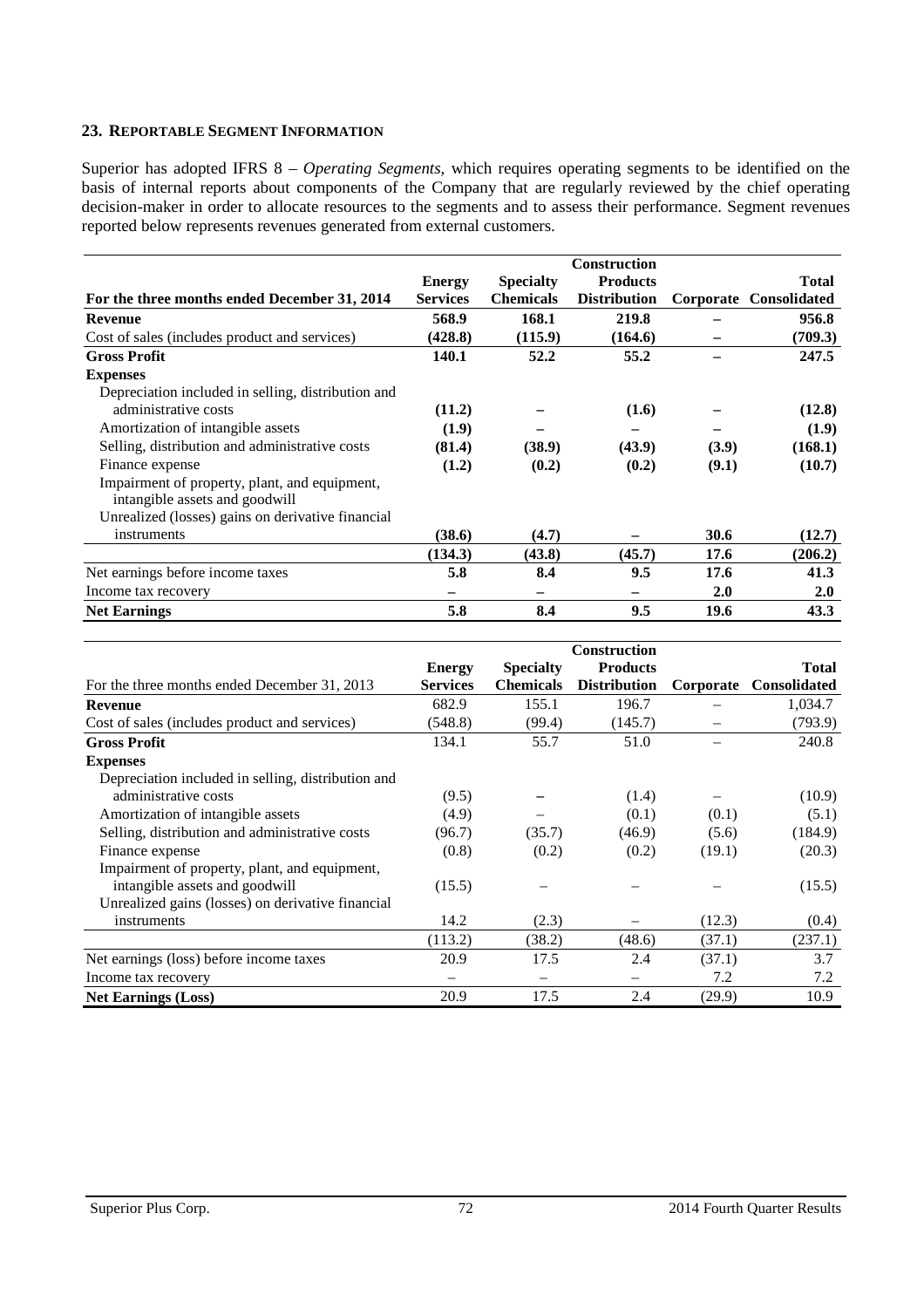## 23. REPORTABLE SEGMENT INFORMATION

Superior has adopted IFRS 8 – *Operating Segments*, which requires operating segments to be identified on the basis of internal reports about components of the Company that are regularly reviewed by the chief operating decision-maker in order to allocate resources to the segments and to assess their performance. Segment revenues reported below represents revenues generated from external customers.

| For the three months ended December 31, 2014 | Energy Services | Specialty Chemicals | Construction Products Distribution | Corporate | Total Consolidated |
|---|---|---|---|---|---|
| **Revenue** | **568.9** | **168.1** | **219.8** | **–** | **956.8** |
| Cost of sales (includes product and services) | **(428.8)** | **(115.9)** | **(164.6)** | **–** | **(709.3)** |
| **Gross Profit** | **140.1** | **52.2** | **55.2** | **–** | **247.5** |
| **Expenses** | | | | | |
| Depreciation included in selling, distribution and administrative costs | **(11.2)** | **–** | **(1.6)** | **–** | **(12.8)** |
| Amortization of intangible assets | **(1.9)** | **–** | **–** | **–** | **(1.9)** |
| Selling, distribution and administrative costs | **(81.4)** | **(38.9)** | **(43.9)** | **(3.9)** | **(168.1)** |
| Finance expense | **(1.2)** | **(0.2)** | **(0.2)** | **(9.1)** | **(10.7)** |
| Impairment of property, plant, and equipment, intangible assets and goodwill | | | | | |
| Unrealized (losses) gains on derivative financial instruments | **(38.6)** | **(4.7)** | **–** | **30.6** | **(12.7)** |
| | **(134.3)** | **(43.8)** | **(45.7)** | **17.6** | **(206.2)** |
| Net earnings before income taxes | **5.8** | **8.4** | **9.5** | **17.6** | **41.3** |
| Income tax recovery | **–** | **–** | **–** | **2.0** | **2.0** |
| **Net Earnings** | **5.8** | **8.4** | **9.5** | **19.6** | **43.3** |

| For the three months ended December 31, 2013 | Energy Services | Specialty Chemicals | Construction Products Distribution | Corporate | Total Consolidated |
|---|---|---|---|---|---|
| **Revenue** | 682.9 | 155.1 | 196.7 | – | 1,034.7 |
| Cost of sales (includes product and services) | (548.8) | (99.4) | (145.7) | – | (793.9) |
| **Gross Profit** | 134.1 | 55.7 | 51.0 | – | 240.8 |
| **Expenses** | | | | | |
| Depreciation included in selling, distribution and administrative costs | (9.5) | – | (1.4) | – | (10.9) |
| Amortization of intangible assets | (4.9) | – | (0.1) | (0.1) | (5.1) |
| Selling, distribution and administrative costs | (96.7) | (35.7) | (46.9) | (5.6) | (184.9) |
| Finance expense | (0.8) | (0.2) | (0.2) | (19.1) | (20.3) |
| Impairment of property, plant, and equipment, intangible assets and goodwill | (15.5) | – | – | – | (15.5) |
| Unrealized gains (losses) on derivative financial instruments | 14.2 | (2.3) | – | (12.3) | (0.4) |
| | (113.2) | (38.2) | (48.6) | (37.1) | (237.1) |
| Net earnings (loss) before income taxes | 20.9 | 17.5 | 2.4 | (37.1) | 3.7 |
| Income tax recovery | – | – | – | 7.2 | 7.2 |
| **Net Earnings (Loss)** | 20.9 | 17.5 | 2.4 | (29.9) | 10.9 |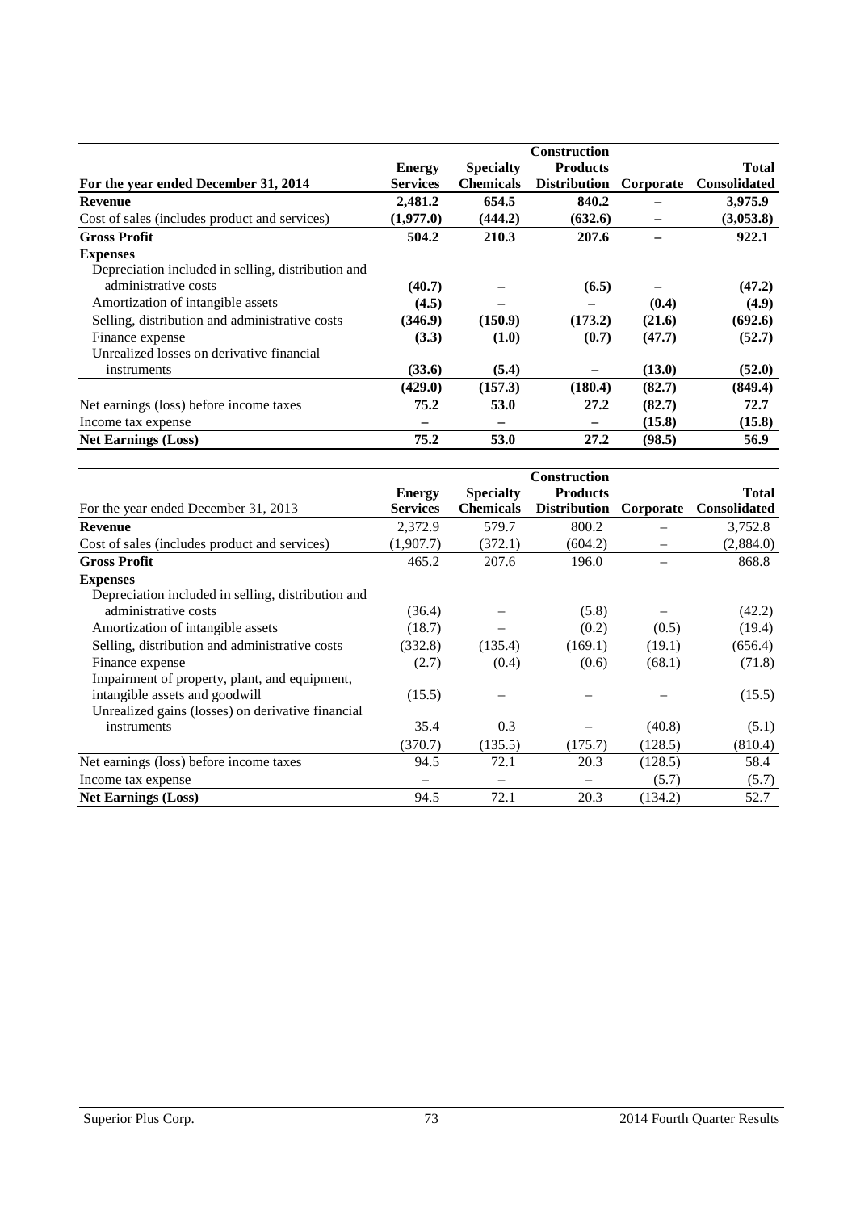| For the year ended December 31, 2014 | Energy Services | Specialty Chemicals | Construction Products Distribution | Corporate | Total Consolidated |
|---|---|---|---|---|---|
| **Revenue** | **2,481.2** | **654.5** | **840.2** | **–** | **3,975.9** |
| Cost of sales (includes product and services) | **(1,977.0)** | **(444.2)** | **(632.6)** | **–** | **(3,053.8)** |
| **Gross Profit** | **504.2** | **210.3** | **207.6** | **–** | **922.1** |
| **Expenses** | | | | | |
| Depreciation included in selling, distribution and administrative costs | **(40.7)** | **–** | **(6.5)** | **–** | **(47.2)** |
| Amortization of intangible assets | **(4.5)** | **–** | **–** | **(0.4)** | **(4.9)** |
| Selling, distribution and administrative costs | **(346.9)** | **(150.9)** | **(173.2)** | **(21.6)** | **(692.6)** |
| Finance expense | **(3.3)** | **(1.0)** | **(0.7)** | **(47.7)** | **(52.7)** |
| Unrealized losses on derivative financial instruments | **(33.6)** | **(5.4)** | **–** | **(13.0)** | **(52.0)** |
| | **(429.0)** | **(157.3)** | **(180.4)** | **(82.7)** | **(849.4)** |
| Net earnings (loss) before income taxes | **75.2** | **53.0** | **27.2** | **(82.7)** | **72.7** |
| Income tax expense | **–** | **–** | **–** | **(15.8)** | **(15.8)** |
| **Net Earnings (Loss)** | **75.2** | **53.0** | **27.2** | **(98.5)** | **56.9** |

| For the year ended December 31, 2013 | Energy Services | Specialty Chemicals | Construction Products Distribution | Corporate | Total Consolidated |
|---|---|---|---|---|---|
| **Revenue** | 2,372.9 | 579.7 | 800.2 | – | 3,752.8 |
| Cost of sales (includes product and services) | (1,907.7) | (372.1) | (604.2) | – | (2,884.0) |
| **Gross Profit** | 465.2 | 207.6 | 196.0 | – | 868.8 |
| **Expenses** | | | | | |
| Depreciation included in selling, distribution and administrative costs | (36.4) | – | (5.8) | – | (42.2) |
| Amortization of intangible assets | (18.7) | – | (0.2) | (0.5) | (19.4) |
| Selling, distribution and administrative costs | (332.8) | (135.4) | (169.1) | (19.1) | (656.4) |
| Finance expense | (2.7) | (0.4) | (0.6) | (68.1) | (71.8) |
| Impairment of property, plant, and equipment, intangible assets and goodwill | (15.5) | – | – | – | (15.5) |
| Unrealized gains (losses) on derivative financial instruments | 35.4 | 0.3 | – | (40.8) | (5.1) |
| | (370.7) | (135.5) | (175.7) | (128.5) | (810.4) |
| Net earnings (loss) before income taxes | 94.5 | 72.1 | 20.3 | (128.5) | 58.4 |
| Income tax expense | – | – | – | (5.7) | (5.7) |
| **Net Earnings (Loss)** | 94.5 | 72.1 | 20.3 | (134.2) | 52.7 |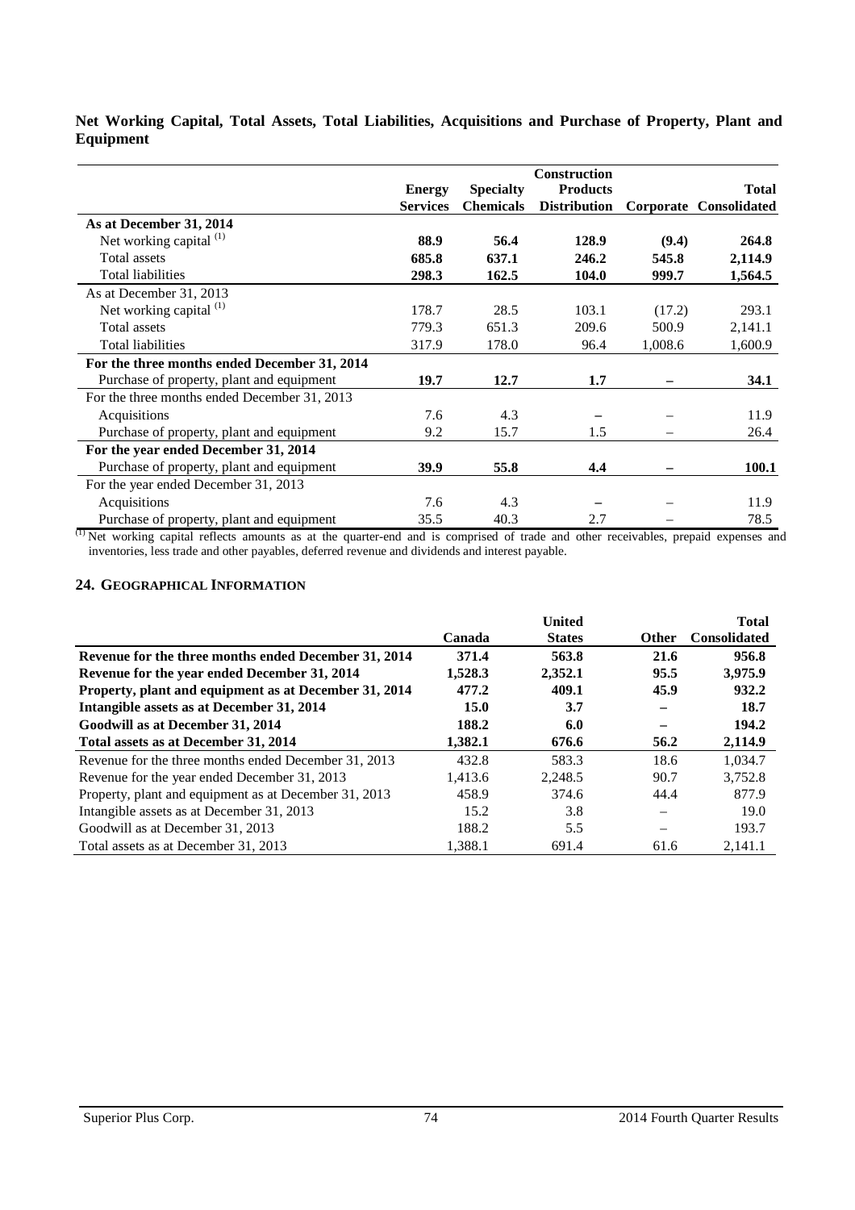**Net Working Capital, Total Assets, Total Liabilities, Acquisitions and Purchase of Property, Plant and Equipment**

| | Energy Services | Specialty Chemicals | Construction Products Distribution | Corporate | Total Consolidated |
|---|---|---|---|---|---|
| **As at December 31, 2014** | | | | | |
| Net working capital [(1)] | **88.9** | **56.4** | **128.9** | **(9.4)** | **264.8** |
| Total assets | **685.8** | **637.1** | **246.2** | **545.8** | **2,114.9** |
| Total liabilities | **298.3** | **162.5** | **104.0** | **999.7** | **1,564.5** |
| As at December 31, 2013 | | | | | |
| Net working capital [(1)] | 178.7 | 28.5 | 103.1 | (17.2) | 293.1 |
| Total assets | 779.3 | 651.3 | 209.6 | 500.9 | 2,141.1 |
| Total liabilities | 317.9 | 178.0 | 96.4 | 1,008.6 | 1,600.9 |
| **For the three months ended December 31, 2014** | | | | | |
| Purchase of property, plant and equipment | **19.7** | **12.7** | **1.7** | **–** | **34.1** |
| For the three months ended December 31, 2013 | | | | | |
| Acquisitions | 7.6 | 4.3 | – | – | 11.9 |
| Purchase of property, plant and equipment | 9.2 | 15.7 | 1.5 | – | 26.4 |
| **For the year ended December 31, 2014** | | | | | |
| Purchase of property, plant and equipment | **39.9** | **55.8** | **4.4** | **–** | **100.1** |
| For the year ended December 31, 2013 | | | | | |
| Acquisitions | 7.6 | 4.3 | – | – | 11.9 |
| Purchase of property, plant and equipment | 35.5 | 40.3 | 2.7 | – | 78.5 |

[(1)] Net working capital reflects amounts as at the quarter-end and is comprised of trade and other receivables, prepaid expenses and inventories, less trade and other payables, deferred revenue and dividends and interest payable.

## 24. GEOGRAPHICAL INFORMATION

| | Canada | United States | Other | Total Consolidated |
|---|---|---|---|---|
| **Revenue for the three months ended December 31, 2014** | **371.4** | **563.8** | **21.6** | **956.8** |
| **Revenue for the year ended December 31, 2014** | **1,528.3** | **2,352.1** | **95.5** | **3,975.9** |
| **Property, plant and equipment as at December 31, 2014** | **477.2** | **409.1** | **45.9** | **932.2** |
| **Intangible assets as at December 31, 2014** | **15.0** | **3.7** | **–** | **18.7** |
| **Goodwill as at December 31, 2014** | **188.2** | **6.0** | **–** | **194.2** |
| **Total assets as at December 31, 2014** | **1,382.1** | **676.6** | **56.2** | **2,114.9** |
| Revenue for the three months ended December 31, 2013 | 432.8 | 583.3 | 18.6 | 1,034.7 |
| Revenue for the year ended December 31, 2013 | 1,413.6 | 2,248.5 | 90.7 | 3,752.8 |
| Property, plant and equipment as at December 31, 2013 | 458.9 | 374.6 | 44.4 | 877.9 |
| Intangible assets as at December 31, 2013 | 15.2 | 3.8 | – | 19.0 |
| Goodwill as at December 31, 2013 | 188.2 | 5.5 | – | 193.7 |
| Total assets as at December 31, 2013 | 1,388.1 | 691.4 | 61.6 | 2,141.1 |